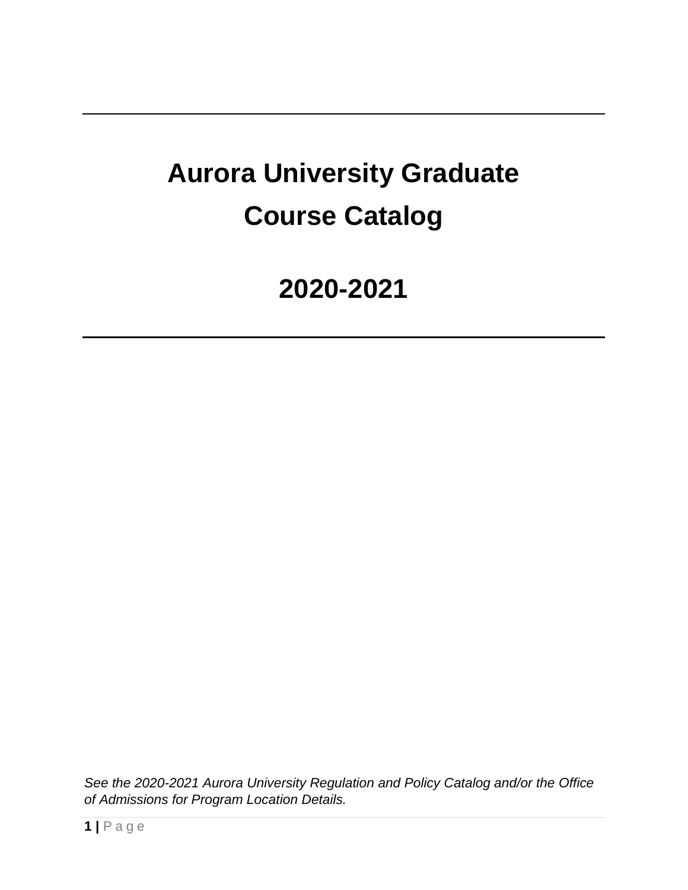# Aurora University Graduate Course Catalog

# 2020-2021

*See the 2020-2021 Aurora University Regulation and Policy Catalog and/or the Office of Admissions for Program Location Details.*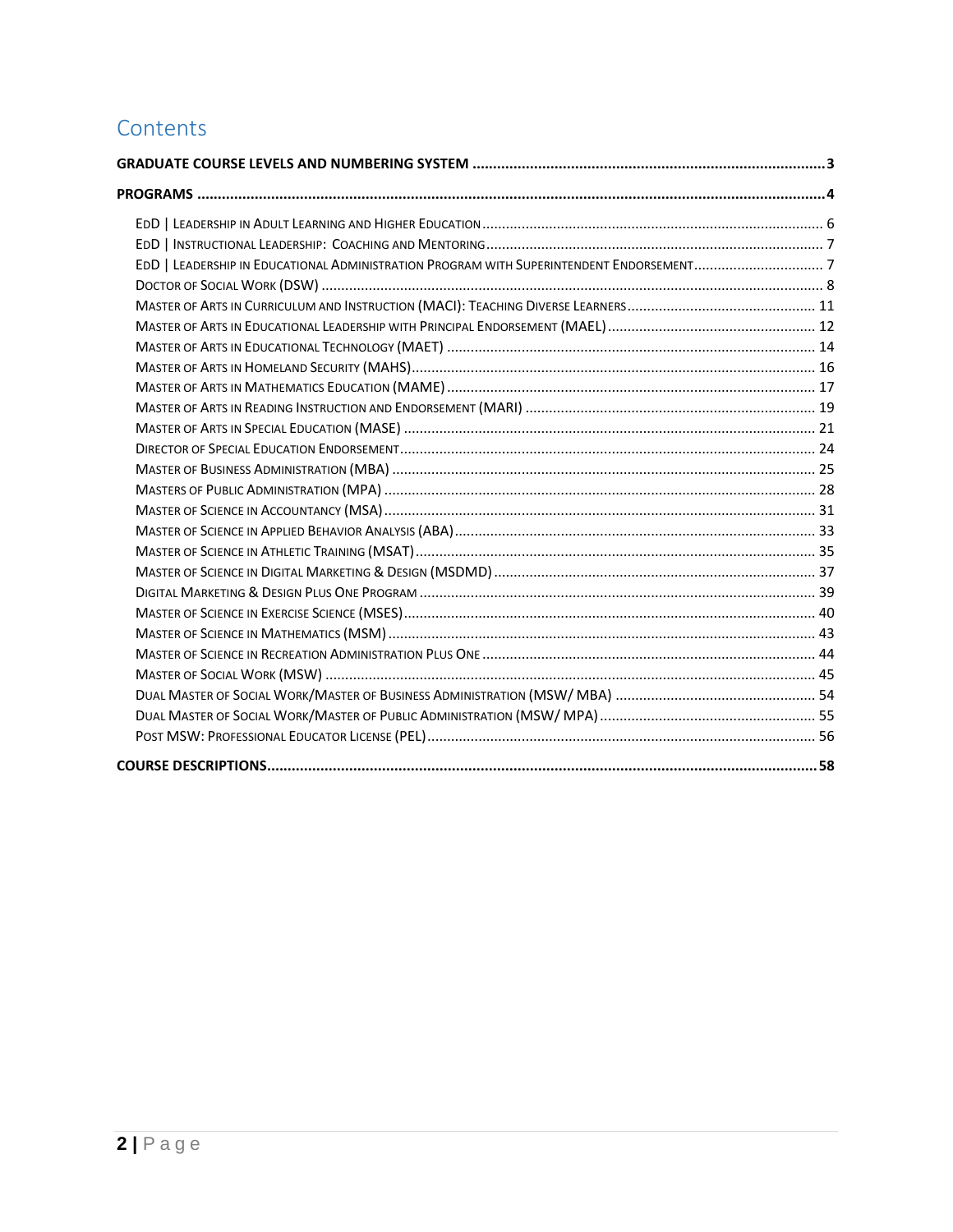# Contents

**GRADUATE COURSE LEVELS AND NUMBERING SYSTEM** .......... 3

**PROGRAMS** .......... 4

- EdD | Leadership in Adult Learning and Higher Education .......... 6
- EdD | Instructional Leadership: Coaching and Mentoring .......... 7
- EdD | Leadership in Educational Administration Program with Superintendent Endorsement .......... 7
- Doctor of Social Work (DSW) .......... 8
- Master of Arts in Curriculum and Instruction (MACI): Teaching Diverse Learners .......... 11
- Master of Arts in Educational Leadership with Principal Endorsement (MAEL) .......... 12
- Master of Arts in Educational Technology (MAET) .......... 14
- Master of Arts in Homeland Security (MAHS) .......... 16
- Master of Arts in Mathematics Education (MAME) .......... 17
- Master of Arts in Reading Instruction and Endorsement (MARI) .......... 19
- Master of Arts in Special Education (MASE) .......... 21
- Director of Special Education Endorsement .......... 24
- Master of Business Administration (MBA) .......... 25
- Masters of Public Administration (MPA) .......... 28
- Master of Science in Accountancy (MSA) .......... 31
- Master of Science in Applied Behavior Analysis (ABA) .......... 33
- Master of Science in Athletic Training (MSAT) .......... 35
- Master of Science in Digital Marketing & Design (MSDMD) .......... 37
- Digital Marketing & Design Plus One Program .......... 39
- Master of Science in Exercise Science (MSES) .......... 40
- Master of Science in Mathematics (MSM) .......... 43
- Master of Science in Recreation Administration Plus One .......... 44
- Master of Social Work (MSW) .......... 45
- Dual Master of Social Work/Master of Business Administration (MSW/ MBA) .......... 54
- Dual Master of Social Work/Master of Public Administration (MSW/ MPA) .......... 55
- Post MSW: Professional Educator License (PEL) .......... 56

**COURSE DESCRIPTIONS** .......... 58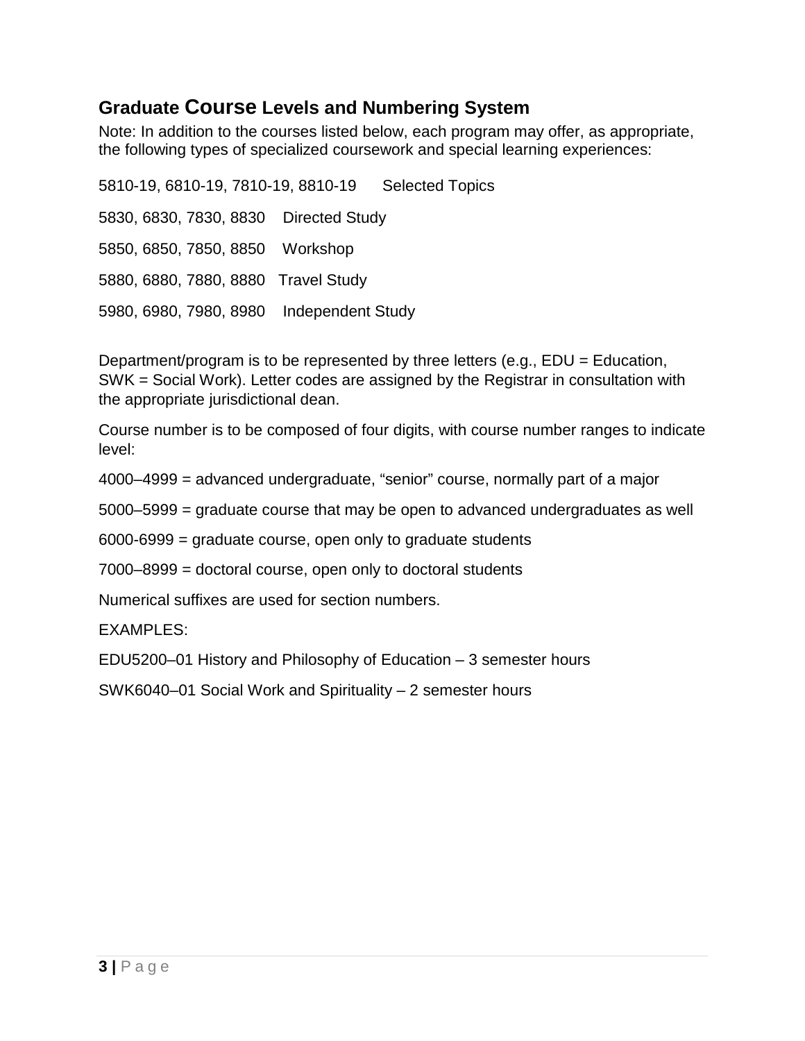## Graduate Course Levels and Numbering System

Note: In addition to the courses listed below, each program may offer, as appropriate, the following types of specialized coursework and special learning experiences:

5810-19, 6810-19, 7810-19, 8810-19 Selected Topics

5830, 6830, 7830, 8830 Directed Study

5850, 6850, 7850, 8850 Workshop

5880, 6880, 7880, 8880 Travel Study

5980, 6980, 7980, 8980 Independent Study

Department/program is to be represented by three letters (e.g., EDU = Education, SWK = Social Work). Letter codes are assigned by the Registrar in consultation with the appropriate jurisdictional dean.

Course number is to be composed of four digits, with course number ranges to indicate level:

4000–4999 = advanced undergraduate, “senior” course, normally part of a major

5000–5999 = graduate course that may be open to advanced undergraduates as well

6000-6999 = graduate course, open only to graduate students

7000–8999 = doctoral course, open only to doctoral students

Numerical suffixes are used for section numbers.

EXAMPLES:

EDU5200–01 History and Philosophy of Education – 3 semester hours

SWK6040–01 Social Work and Spirituality – 2 semester hours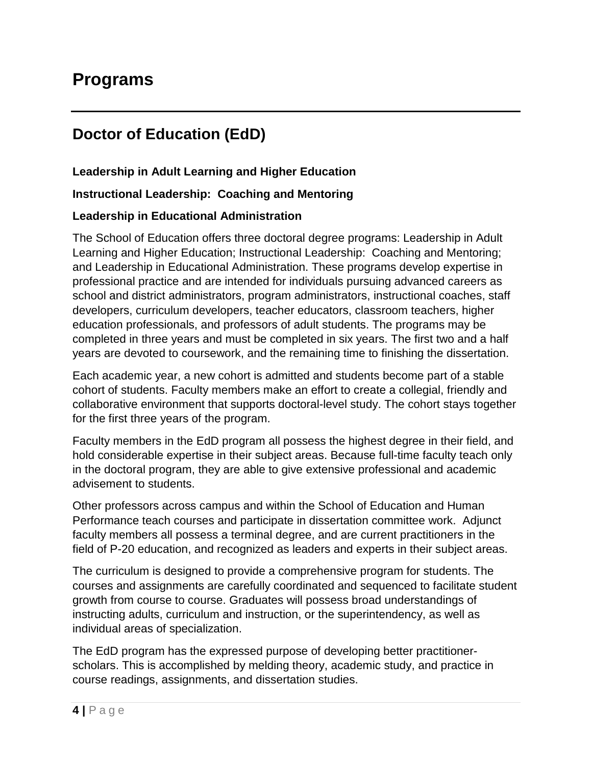# Programs

## Doctor of Education (EdD)

**Leadership in Adult Learning and Higher Education**

**Instructional Leadership: Coaching and Mentoring**

**Leadership in Educational Administration**

The School of Education offers three doctoral degree programs: Leadership in Adult Learning and Higher Education; Instructional Leadership: Coaching and Mentoring; and Leadership in Educational Administration. These programs develop expertise in professional practice and are intended for individuals pursuing advanced careers as school and district administrators, program administrators, instructional coaches, staff developers, curriculum developers, teacher educators, classroom teachers, higher education professionals, and professors of adult students. The programs may be completed in three years and must be completed in six years. The first two and a half years are devoted to coursework, and the remaining time to finishing the dissertation.

Each academic year, a new cohort is admitted and students become part of a stable cohort of students. Faculty members make an effort to create a collegial, friendly and collaborative environment that supports doctoral-level study. The cohort stays together for the first three years of the program.

Faculty members in the EdD program all possess the highest degree in their field, and hold considerable expertise in their subject areas. Because full-time faculty teach only in the doctoral program, they are able to give extensive professional and academic advisement to students.

Other professors across campus and within the School of Education and Human Performance teach courses and participate in dissertation committee work. Adjunct faculty members all possess a terminal degree, and are current practitioners in the field of P-20 education, and recognized as leaders and experts in their subject areas.

The curriculum is designed to provide a comprehensive program for students. The courses and assignments are carefully coordinated and sequenced to facilitate student growth from course to course. Graduates will possess broad understandings of instructing adults, curriculum and instruction, or the superintendency, as well as individual areas of specialization.

The EdD program has the expressed purpose of developing better practitioner-scholars. This is accomplished by melding theory, academic study, and practice in course readings, assignments, and dissertation studies.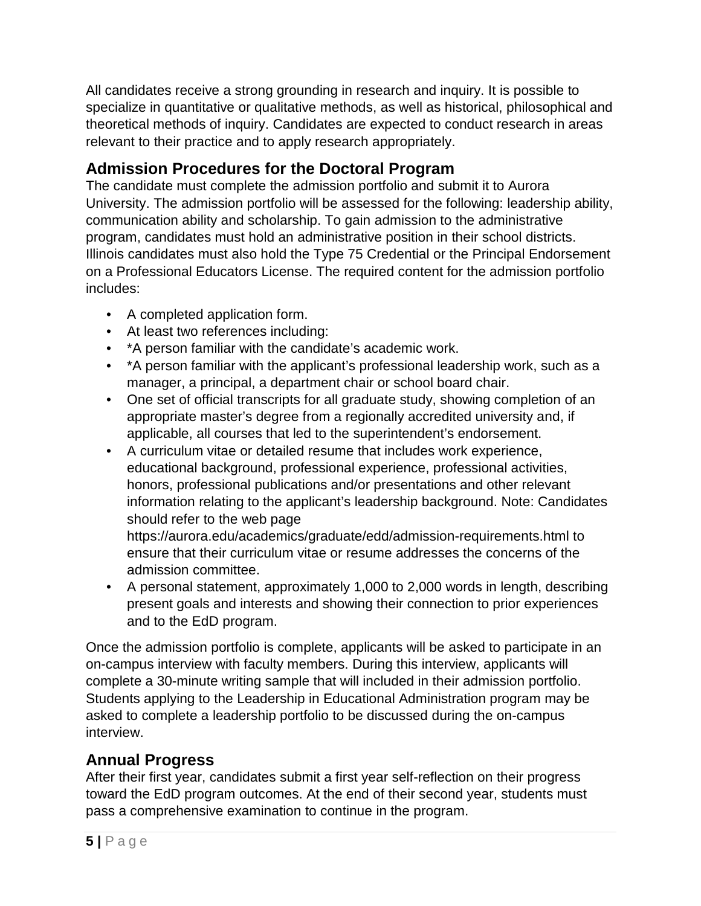All candidates receive a strong grounding in research and inquiry. It is possible to specialize in quantitative or qualitative methods, as well as historical, philosophical and theoretical methods of inquiry. Candidates are expected to conduct research in areas relevant to their practice and to apply research appropriately.

## Admission Procedures for the Doctoral Program

The candidate must complete the admission portfolio and submit it to Aurora University. The admission portfolio will be assessed for the following: leadership ability, communication ability and scholarship. To gain admission to the administrative program, candidates must hold an administrative position in their school districts. Illinois candidates must also hold the Type 75 Credential or the Principal Endorsement on a Professional Educators License. The required content for the admission portfolio includes:

- A completed application form.
- At least two references including:
- *A person familiar with the candidate's academic work.
- *A person familiar with the applicant's professional leadership work, such as a manager, a principal, a department chair or school board chair.
- One set of official transcripts for all graduate study, showing completion of an appropriate master's degree from a regionally accredited university and, if applicable, all courses that led to the superintendent's endorsement.
- A curriculum vitae or detailed resume that includes work experience, educational background, professional experience, professional activities, honors, professional publications and/or presentations and other relevant information relating to the applicant's leadership background. Note: Candidates should refer to the web page https://aurora.edu/academics/graduate/edd/admission-requirements.html to ensure that their curriculum vitae or resume addresses the concerns of the admission committee.
- A personal statement, approximately 1,000 to 2,000 words in length, describing present goals and interests and showing their connection to prior experiences and to the EdD program.

Once the admission portfolio is complete, applicants will be asked to participate in an on-campus interview with faculty members. During this interview, applicants will complete a 30-minute writing sample that will included in their admission portfolio. Students applying to the Leadership in Educational Administration program may be asked to complete a leadership portfolio to be discussed during the on-campus interview.

## Annual Progress

After their first year, candidates submit a first year self-reflection on their progress toward the EdD program outcomes. At the end of their second year, students must pass a comprehensive examination to continue in the program.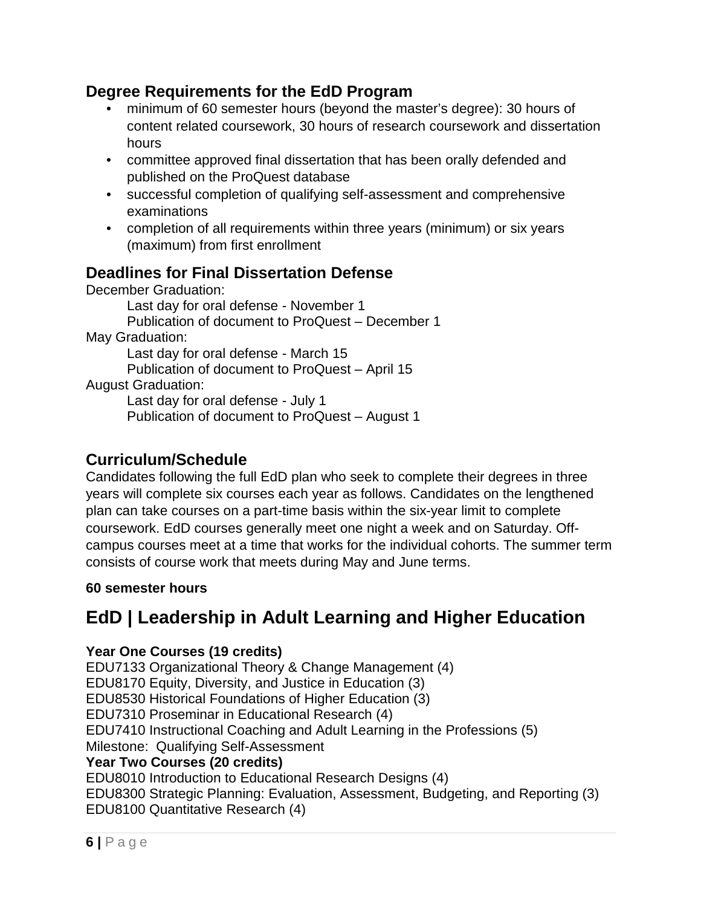## Degree Requirements for the EdD Program

- minimum of 60 semester hours (beyond the master's degree): 30 hours of content related coursework, 30 hours of research coursework and dissertation hours
- committee approved final dissertation that has been orally defended and published on the ProQuest database
- successful completion of qualifying self-assessment and comprehensive examinations
- completion of all requirements within three years (minimum) or six years (maximum) from first enrollment

## Deadlines for Final Dissertation Defense

December Graduation:
    Last day for oral defense - November 1
    Publication of document to ProQuest – December 1

May Graduation:
    Last day for oral defense - March 15
    Publication of document to ProQuest – April 15

August Graduation:
    Last day for oral defense - July 1
    Publication of document to ProQuest – August 1

## Curriculum/Schedule

Candidates following the full EdD plan who seek to complete their degrees in three years will complete six courses each year as follows. Candidates on the lengthened plan can take courses on a part-time basis within the six-year limit to complete coursework. EdD courses generally meet one night a week and on Saturday. Off-campus courses meet at a time that works for the individual cohorts. The summer term consists of course work that meets during May and June terms.

**60 semester hours**

# EdD | Leadership in Adult Learning and Higher Education

**Year One Courses (19 credits)**
EDU7133 Organizational Theory & Change Management (4)
EDU8170 Equity, Diversity, and Justice in Education (3)
EDU8530 Historical Foundations of Higher Education (3)
EDU7310 Proseminar in Educational Research (4)
EDU7410 Instructional Coaching and Adult Learning in the Professions (5)
Milestone: Qualifying Self-Assessment

**Year Two Courses (20 credits)**
EDU8010 Introduction to Educational Research Designs (4)
EDU8300 Strategic Planning: Evaluation, Assessment, Budgeting, and Reporting (3)
EDU8100 Quantitative Research (4)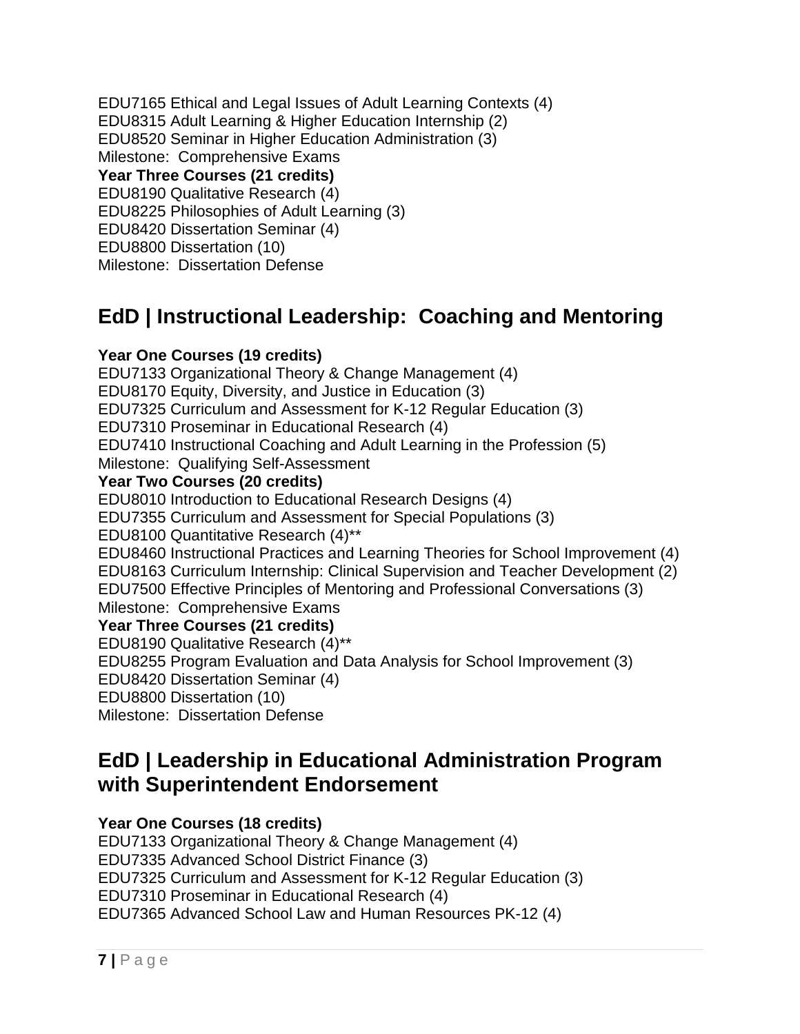EDU7165 Ethical and Legal Issues of Adult Learning Contexts (4)
EDU8315 Adult Learning & Higher Education Internship (2)
EDU8520 Seminar in Higher Education Administration (3)
Milestone: Comprehensive Exams

**Year Three Courses (21 credits)**
EDU8190 Qualitative Research (4)
EDU8225 Philosophies of Adult Learning (3)
EDU8420 Dissertation Seminar (4)
EDU8800 Dissertation (10)
Milestone: Dissertation Defense

## EdD | Instructional Leadership: Coaching and Mentoring

**Year One Courses (19 credits)**
EDU7133 Organizational Theory & Change Management (4)
EDU8170 Equity, Diversity, and Justice in Education (3)
EDU7325 Curriculum and Assessment for K-12 Regular Education (3)
EDU7310 Proseminar in Educational Research (4)
EDU7410 Instructional Coaching and Adult Learning in the Profession (5)
Milestone: Qualifying Self-Assessment

**Year Two Courses (20 credits)**
EDU8010 Introduction to Educational Research Designs (4)
EDU7355 Curriculum and Assessment for Special Populations (3)
EDU8100 Quantitative Research (4)**
EDU8460 Instructional Practices and Learning Theories for School Improvement (4)
EDU8163 Curriculum Internship: Clinical Supervision and Teacher Development (2)
EDU7500 Effective Principles of Mentoring and Professional Conversations (3)
Milestone: Comprehensive Exams

**Year Three Courses (21 credits)**
EDU8190 Qualitative Research (4)**
EDU8255 Program Evaluation and Data Analysis for School Improvement (3)
EDU8420 Dissertation Seminar (4)
EDU8800 Dissertation (10)
Milestone: Dissertation Defense

## EdD | Leadership in Educational Administration Program with Superintendent Endorsement

**Year One Courses (18 credits)**
EDU7133 Organizational Theory & Change Management (4)
EDU7335 Advanced School District Finance (3)
EDU7325 Curriculum and Assessment for K-12 Regular Education (3)
EDU7310 Proseminar in Educational Research (4)
EDU7365 Advanced School Law and Human Resources PK-12 (4)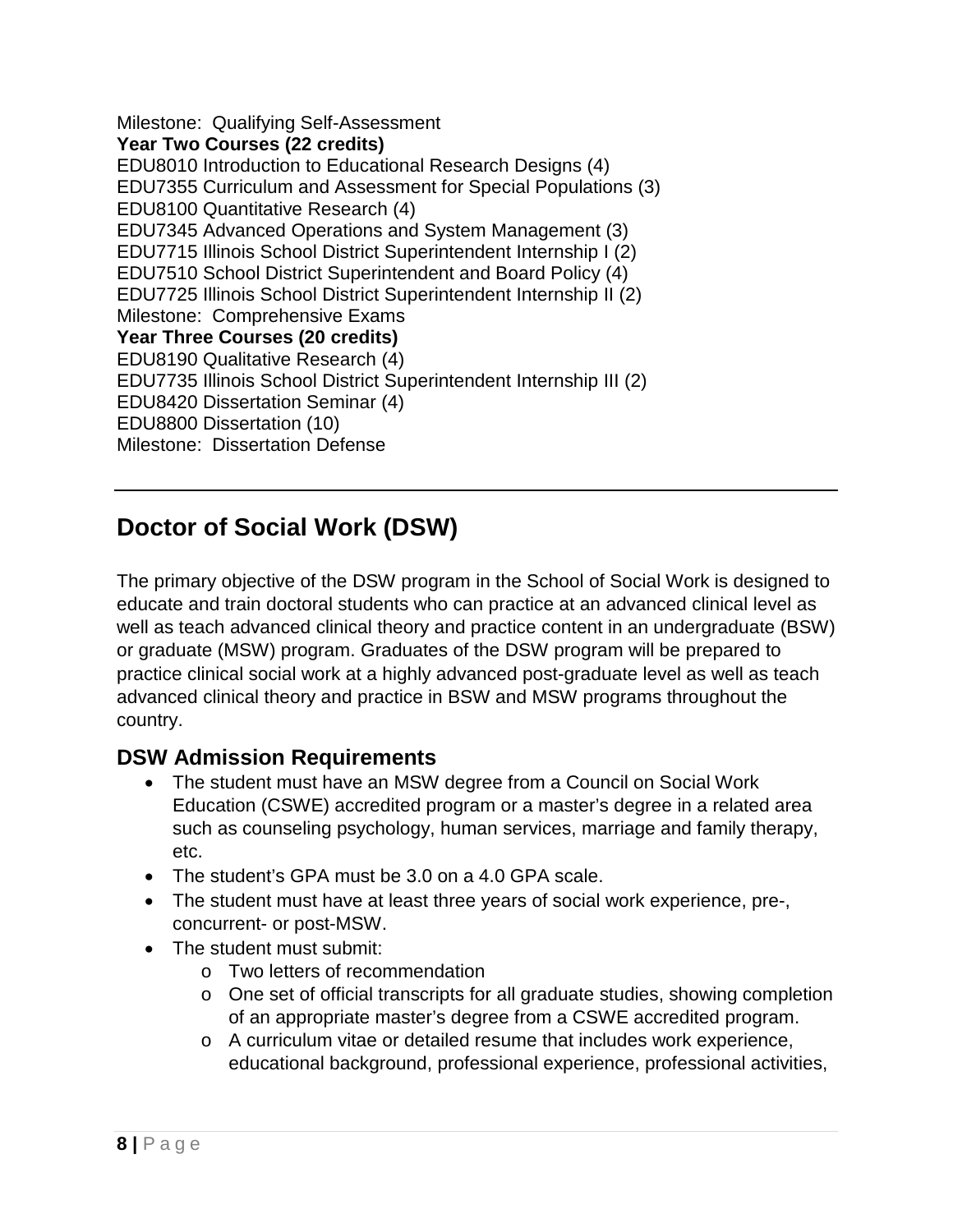Milestone: Qualifying Self-Assessment

**Year Two Courses (22 credits)**

EDU8010 Introduction to Educational Research Designs (4)
EDU7355 Curriculum and Assessment for Special Populations (3)
EDU8100 Quantitative Research (4)
EDU7345 Advanced Operations and System Management (3)
EDU7715 Illinois School District Superintendent Internship I (2)
EDU7510 School District Superintendent and Board Policy (4)
EDU7725 Illinois School District Superintendent Internship II (2)
Milestone: Comprehensive Exams

**Year Three Courses (20 credits)**

EDU8190 Qualitative Research (4)
EDU7735 Illinois School District Superintendent Internship III (2)
EDU8420 Dissertation Seminar (4)
EDU8800 Dissertation (10)
Milestone: Dissertation Defense

---

# Doctor of Social Work (DSW)

The primary objective of the DSW program in the School of Social Work is designed to educate and train doctoral students who can practice at an advanced clinical level as well as teach advanced clinical theory and practice content in an undergraduate (BSW) or graduate (MSW) program. Graduates of the DSW program will be prepared to practice clinical social work at a highly advanced post-graduate level as well as teach advanced clinical theory and practice in BSW and MSW programs throughout the country.

## DSW Admission Requirements

- The student must have an MSW degree from a Council on Social Work Education (CSWE) accredited program or a master's degree in a related area such as counseling psychology, human services, marriage and family therapy, etc.
- The student's GPA must be 3.0 on a 4.0 GPA scale.
- The student must have at least three years of social work experience, pre-, concurrent- or post-MSW.
- The student must submit:
  - Two letters of recommendation
  - One set of official transcripts for all graduate studies, showing completion of an appropriate master's degree from a CSWE accredited program.
  - A curriculum vitae or detailed resume that includes work experience, educational background, professional experience, professional activities,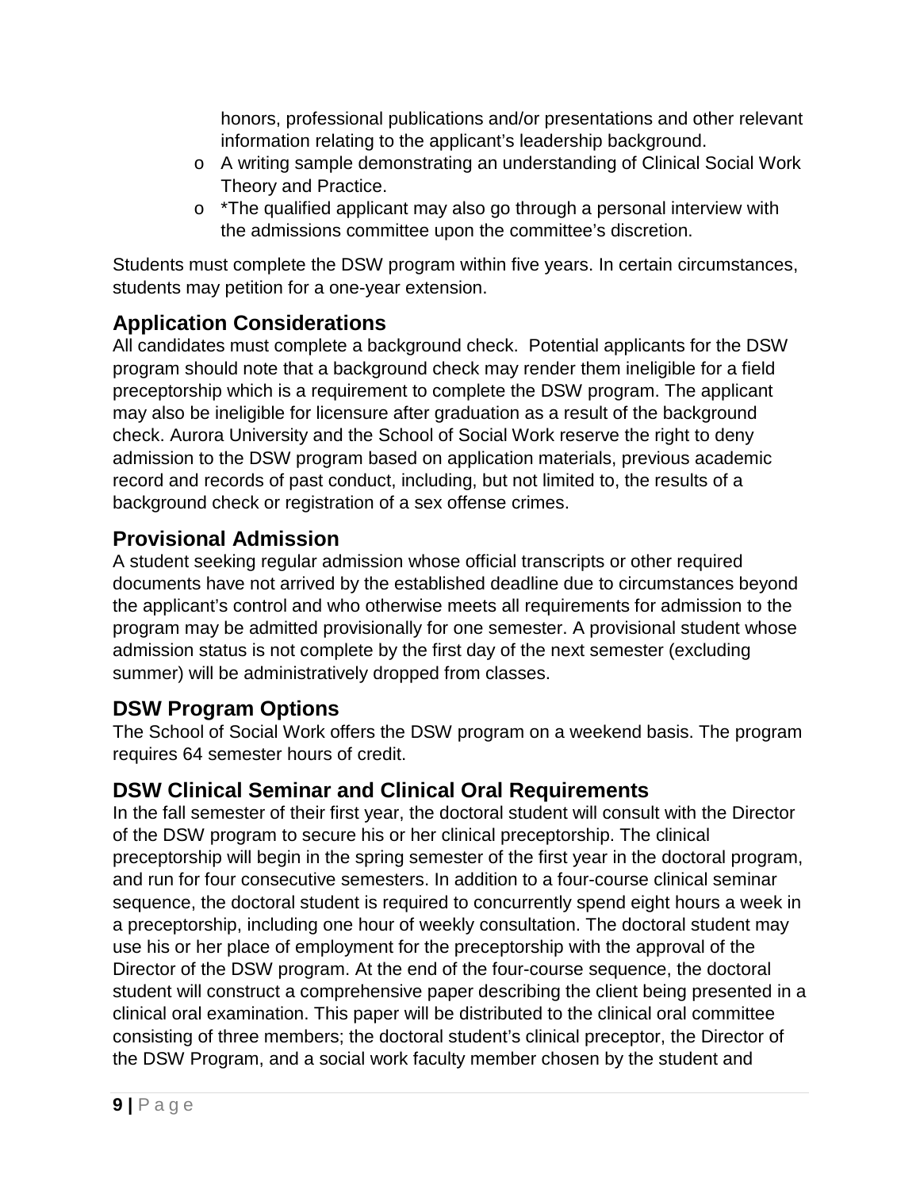honors, professional publications and/or presentations and other relevant information relating to the applicant's leadership background.

- A writing sample demonstrating an understanding of Clinical Social Work Theory and Practice.
- *The qualified applicant may also go through a personal interview with the admissions committee upon the committee's discretion.

Students must complete the DSW program within five years. In certain circumstances, students may petition for a one-year extension.

## Application Considerations

All candidates must complete a background check. Potential applicants for the DSW program should note that a background check may render them ineligible for a field preceptorship which is a requirement to complete the DSW program. The applicant may also be ineligible for licensure after graduation as a result of the background check. Aurora University and the School of Social Work reserve the right to deny admission to the DSW program based on application materials, previous academic record and records of past conduct, including, but not limited to, the results of a background check or registration of a sex offense crimes.

## Provisional Admission

A student seeking regular admission whose official transcripts or other required documents have not arrived by the established deadline due to circumstances beyond the applicant's control and who otherwise meets all requirements for admission to the program may be admitted provisionally for one semester. A provisional student whose admission status is not complete by the first day of the next semester (excluding summer) will be administratively dropped from classes.

## DSW Program Options

The School of Social Work offers the DSW program on a weekend basis. The program requires 64 semester hours of credit.

## DSW Clinical Seminar and Clinical Oral Requirements

In the fall semester of their first year, the doctoral student will consult with the Director of the DSW program to secure his or her clinical preceptorship. The clinical preceptorship will begin in the spring semester of the first year in the doctoral program, and run for four consecutive semesters. In addition to a four-course clinical seminar sequence, the doctoral student is required to concurrently spend eight hours a week in a preceptorship, including one hour of weekly consultation. The doctoral student may use his or her place of employment for the preceptorship with the approval of the Director of the DSW program. At the end of the four-course sequence, the doctoral student will construct a comprehensive paper describing the client being presented in a clinical oral examination. This paper will be distributed to the clinical oral committee consisting of three members; the doctoral student's clinical preceptor, the Director of the DSW Program, and a social work faculty member chosen by the student and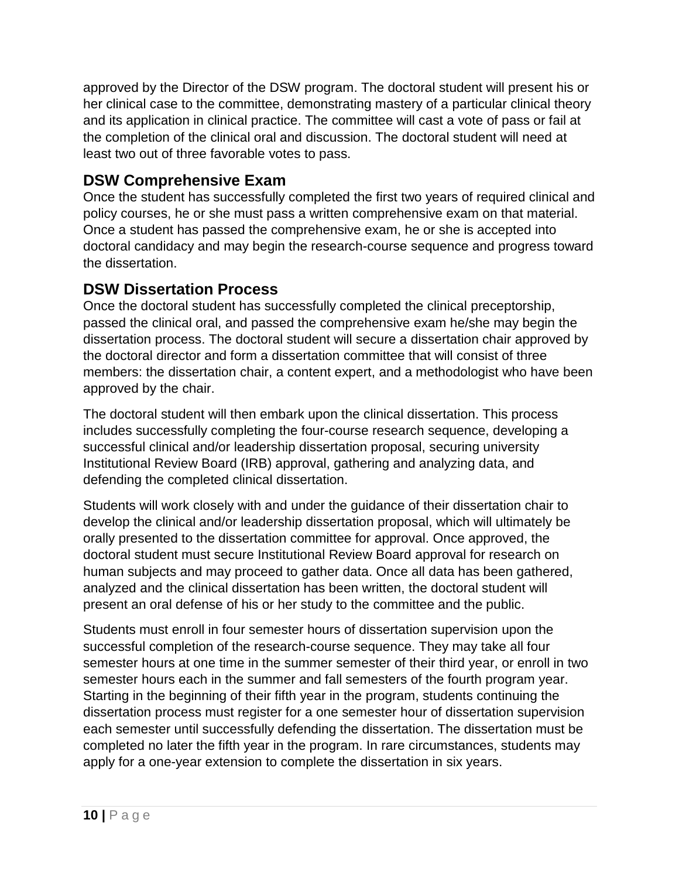approved by the Director of the DSW program. The doctoral student will present his or her clinical case to the committee, demonstrating mastery of a particular clinical theory and its application in clinical practice. The committee will cast a vote of pass or fail at the completion of the clinical oral and discussion. The doctoral student will need at least two out of three favorable votes to pass.

## DSW Comprehensive Exam

Once the student has successfully completed the first two years of required clinical and policy courses, he or she must pass a written comprehensive exam on that material. Once a student has passed the comprehensive exam, he or she is accepted into doctoral candidacy and may begin the research-course sequence and progress toward the dissertation.

## DSW Dissertation Process

Once the doctoral student has successfully completed the clinical preceptorship, passed the clinical oral, and passed the comprehensive exam he/she may begin the dissertation process. The doctoral student will secure a dissertation chair approved by the doctoral director and form a dissertation committee that will consist of three members: the dissertation chair, a content expert, and a methodologist who have been approved by the chair.

The doctoral student will then embark upon the clinical dissertation. This process includes successfully completing the four-course research sequence, developing a successful clinical and/or leadership dissertation proposal, securing university Institutional Review Board (IRB) approval, gathering and analyzing data, and defending the completed clinical dissertation.

Students will work closely with and under the guidance of their dissertation chair to develop the clinical and/or leadership dissertation proposal, which will ultimately be orally presented to the dissertation committee for approval. Once approved, the doctoral student must secure Institutional Review Board approval for research on human subjects and may proceed to gather data. Once all data has been gathered, analyzed and the clinical dissertation has been written, the doctoral student will present an oral defense of his or her study to the committee and the public.

Students must enroll in four semester hours of dissertation supervision upon the successful completion of the research-course sequence. They may take all four semester hours at one time in the summer semester of their third year, or enroll in two semester hours each in the summer and fall semesters of the fourth program year. Starting in the beginning of their fifth year in the program, students continuing the dissertation process must register for a one semester hour of dissertation supervision each semester until successfully defending the dissertation. The dissertation must be completed no later the fifth year in the program. In rare circumstances, students may apply for a one-year extension to complete the dissertation in six years.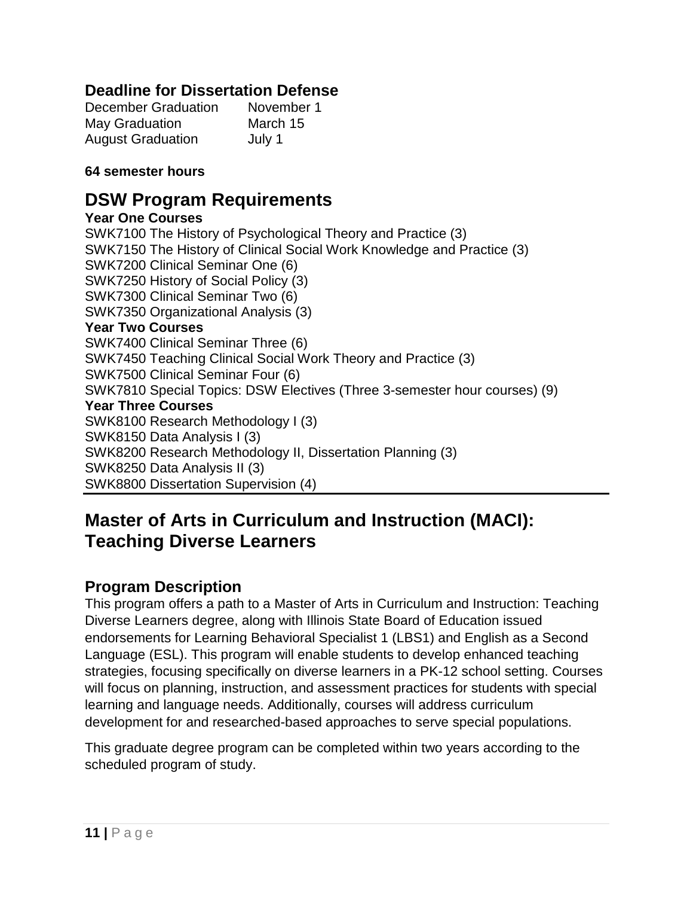### Deadline for Dissertation Defense

| | |
|---|---|
| December Graduation | November 1 |
| May Graduation | March 15 |
| August Graduation | July 1 |

**64 semester hours**

## DSW Program Requirements

**Year One Courses**

SWK7100 The History of Psychological Theory and Practice (3)
SWK7150 The History of Clinical Social Work Knowledge and Practice (3)
SWK7200 Clinical Seminar One (6)
SWK7250 History of Social Policy (3)
SWK7300 Clinical Seminar Two (6)
SWK7350 Organizational Analysis (3)

**Year Two Courses**

SWK7400 Clinical Seminar Three (6)
SWK7450 Teaching Clinical Social Work Theory and Practice (3)
SWK7500 Clinical Seminar Four (6)
SWK7810 Special Topics: DSW Electives (Three 3-semester hour courses) (9)

**Year Three Courses**

SWK8100 Research Methodology I (3)
SWK8150 Data Analysis I (3)
SWK8200 Research Methodology II, Dissertation Planning (3)
SWK8250 Data Analysis II (3)
SWK8800 Dissertation Supervision (4)

## Master of Arts in Curriculum and Instruction (MACI): Teaching Diverse Learners

### Program Description

This program offers a path to a Master of Arts in Curriculum and Instruction: Teaching Diverse Learners degree, along with Illinois State Board of Education issued endorsements for Learning Behavioral Specialist 1 (LBS1) and English as a Second Language (ESL). This program will enable students to develop enhanced teaching strategies, focusing specifically on diverse learners in a PK-12 school setting. Courses will focus on planning, instruction, and assessment practices for students with special learning and language needs. Additionally, courses will address curriculum development for and researched-based approaches to serve special populations.

This graduate degree program can be completed within two years according to the scheduled program of study.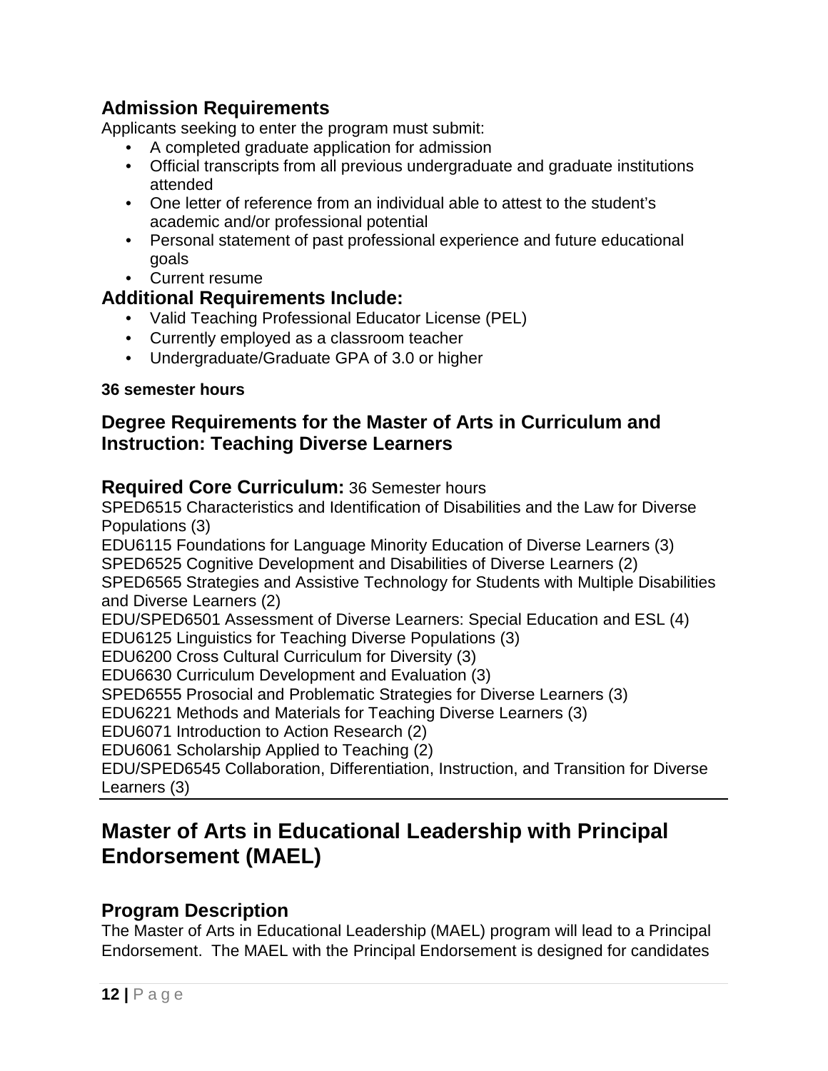## Admission Requirements

Applicants seeking to enter the program must submit:

- A completed graduate application for admission
- Official transcripts from all previous undergraduate and graduate institutions attended
- One letter of reference from an individual able to attest to the student's academic and/or professional potential
- Personal statement of past professional experience and future educational goals
- Current resume

## Additional Requirements Include:

- Valid Teaching Professional Educator License (PEL)
- Currently employed as a classroom teacher
- Undergraduate/Graduate GPA of 3.0 or higher

**36 semester hours**

### Degree Requirements for the Master of Arts in Curriculum and Instruction: Teaching Diverse Learners

**Required Core Curriculum:** 36 Semester hours

SPED6515 Characteristics and Identification of Disabilities and the Law for Diverse Populations (3)
EDU6115 Foundations for Language Minority Education of Diverse Learners (3)
SPED6525 Cognitive Development and Disabilities of Diverse Learners (2)
SPED6565 Strategies and Assistive Technology for Students with Multiple Disabilities and Diverse Learners (2)
EDU/SPED6501 Assessment of Diverse Learners: Special Education and ESL (4)
EDU6125 Linguistics for Teaching Diverse Populations (3)
EDU6200 Cross Cultural Curriculum for Diversity (3)
EDU6630 Curriculum Development and Evaluation (3)
SPED6555 Prosocial and Problematic Strategies for Diverse Learners (3)
EDU6221 Methods and Materials for Teaching Diverse Learners (3)
EDU6071 Introduction to Action Research (2)
EDU6061 Scholarship Applied to Teaching (2)
EDU/SPED6545 Collaboration, Differentiation, Instruction, and Transition for Diverse Learners (3)

# Master of Arts in Educational Leadership with Principal Endorsement (MAEL)

## Program Description

The Master of Arts in Educational Leadership (MAEL) program will lead to a Principal Endorsement. The MAEL with the Principal Endorsement is designed for candidates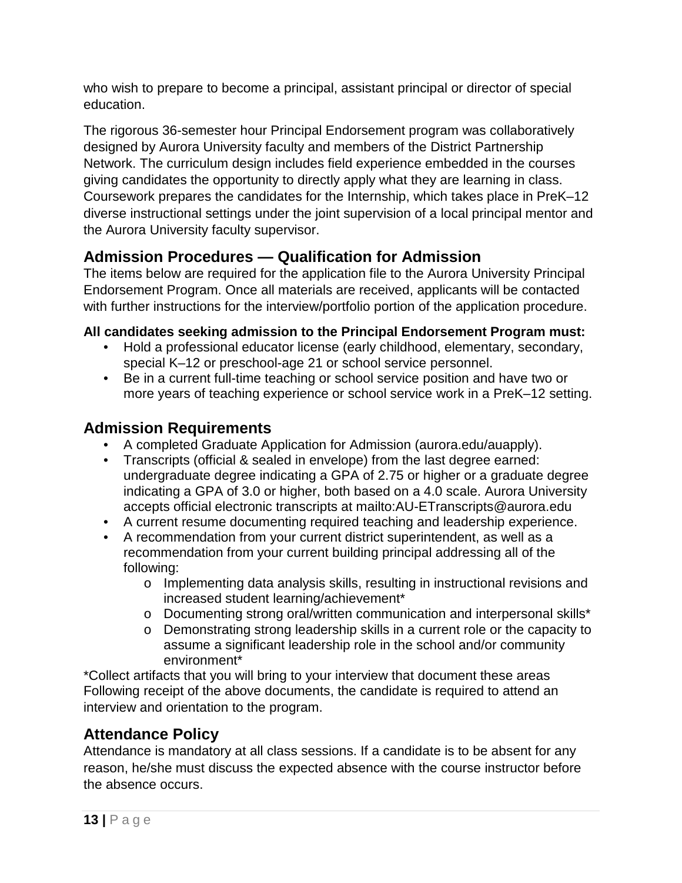who wish to prepare to become a principal, assistant principal or director of special education.

The rigorous 36-semester hour Principal Endorsement program was collaboratively designed by Aurora University faculty and members of the District Partnership Network. The curriculum design includes field experience embedded in the courses giving candidates the opportunity to directly apply what they are learning in class. Coursework prepares the candidates for the Internship, which takes place in PreK–12 diverse instructional settings under the joint supervision of a local principal mentor and the Aurora University faculty supervisor.

## Admission Procedures — Qualification for Admission

The items below are required for the application file to the Aurora University Principal Endorsement Program. Once all materials are received, applicants will be contacted with further instructions for the interview/portfolio portion of the application procedure.

**All candidates seeking admission to the Principal Endorsement Program must:**

- Hold a professional educator license (early childhood, elementary, secondary, special K–12 or preschool-age 21 or school service personnel.
- Be in a current full-time teaching or school service position and have two or more years of teaching experience or school service work in a PreK–12 setting.

## Admission Requirements

- A completed Graduate Application for Admission (aurora.edu/auapply).
- Transcripts (official & sealed in envelope) from the last degree earned: undergraduate degree indicating a GPA of 2.75 or higher or a graduate degree indicating a GPA of 3.0 or higher, both based on a 4.0 scale. Aurora University accepts official electronic transcripts at mailto:AU-ETranscripts@aurora.edu
- A current resume documenting required teaching and leadership experience.
- A recommendation from your current district superintendent, as well as a recommendation from your current building principal addressing all of the following:
    - Implementing data analysis skills, resulting in instructional revisions and increased student learning/achievement*
    - Documenting strong oral/written communication and interpersonal skills*
    - Demonstrating strong leadership skills in a current role or the capacity to assume a significant leadership role in the school and/or community environment*

*Collect artifacts that you will bring to your interview that document these areas
Following receipt of the above documents, the candidate is required to attend an interview and orientation to the program.

## Attendance Policy

Attendance is mandatory at all class sessions. If a candidate is to be absent for any reason, he/she must discuss the expected absence with the course instructor before the absence occurs.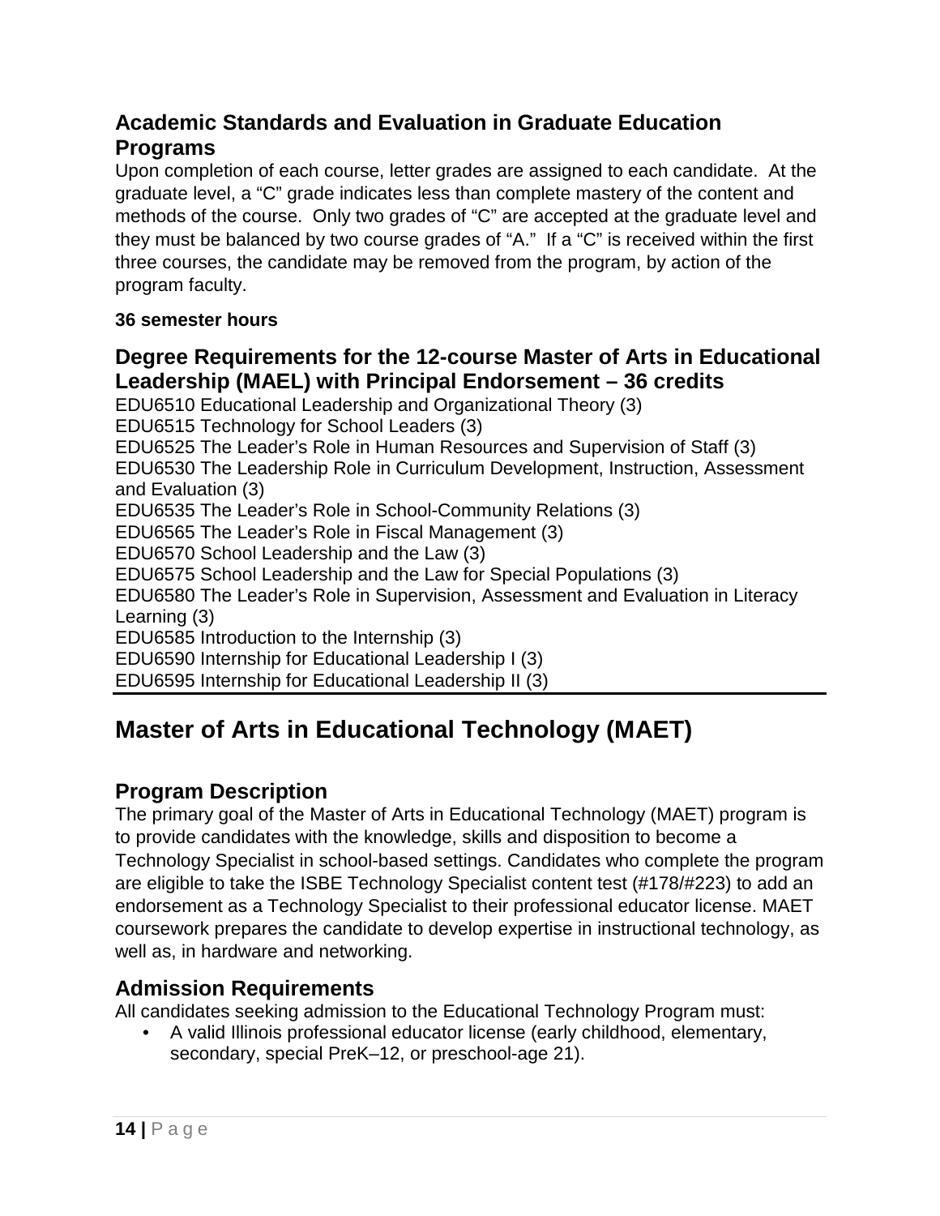### Academic Standards and Evaluation in Graduate Education Programs

Upon completion of each course, letter grades are assigned to each candidate. At the graduate level, a "C" grade indicates less than complete mastery of the content and methods of the course. Only two grades of "C" are accepted at the graduate level and they must be balanced by two course grades of "A." If a "C" is received within the first three courses, the candidate may be removed from the program, by action of the program faculty.

**36 semester hours**

### Degree Requirements for the 12-course Master of Arts in Educational Leadership (MAEL) with Principal Endorsement – 36 credits

EDU6510 Educational Leadership and Organizational Theory (3)
EDU6515 Technology for School Leaders (3)
EDU6525 The Leader's Role in Human Resources and Supervision of Staff (3)
EDU6530 The Leadership Role in Curriculum Development, Instruction, Assessment and Evaluation (3)
EDU6535 The Leader's Role in School-Community Relations (3)
EDU6565 The Leader's Role in Fiscal Management (3)
EDU6570 School Leadership and the Law (3)
EDU6575 School Leadership and the Law for Special Populations (3)
EDU6580 The Leader's Role in Supervision, Assessment and Evaluation in Literacy Learning (3)
EDU6585 Introduction to the Internship (3)
EDU6590 Internship for Educational Leadership I (3)
EDU6595 Internship for Educational Leadership II (3)

## Master of Arts in Educational Technology (MAET)

### Program Description

The primary goal of the Master of Arts in Educational Technology (MAET) program is to provide candidates with the knowledge, skills and disposition to become a Technology Specialist in school-based settings. Candidates who complete the program are eligible to take the ISBE Technology Specialist content test (#178/#223) to add an endorsement as a Technology Specialist to their professional educator license. MAET coursework prepares the candidate to develop expertise in instructional technology, as well as, in hardware and networking.

### Admission Requirements

All candidates seeking admission to the Educational Technology Program must:

- A valid Illinois professional educator license (early childhood, elementary, secondary, special PreK–12, or preschool-age 21).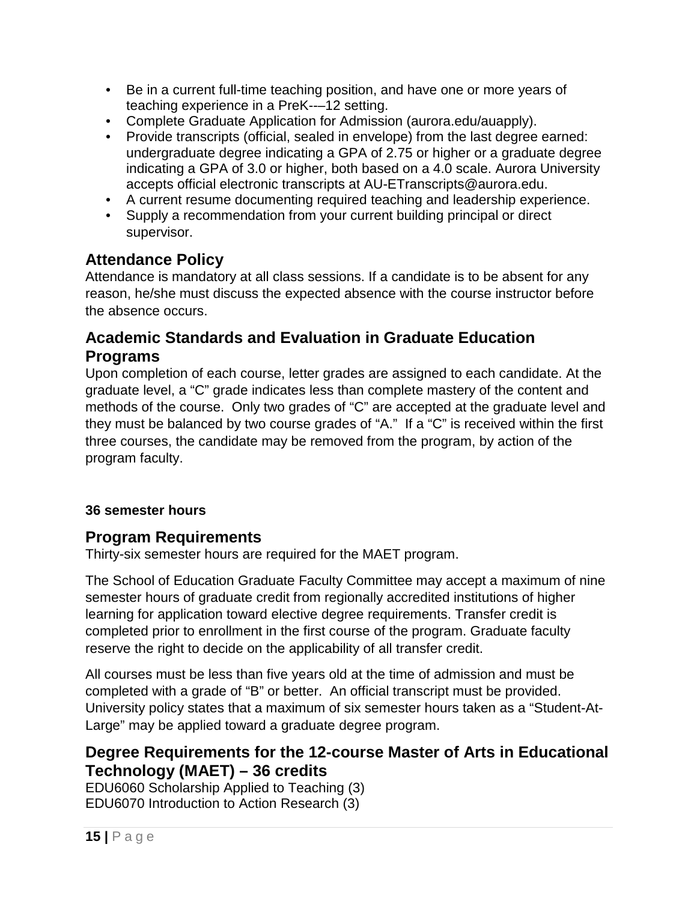- Be in a current full-time teaching position, and have one or more years of teaching experience in a PreK-–12 setting.
- Complete Graduate Application for Admission (aurora.edu/auapply).
- Provide transcripts (official, sealed in envelope) from the last degree earned: undergraduate degree indicating a GPA of 2.75 or higher or a graduate degree indicating a GPA of 3.0 or higher, both based on a 4.0 scale. Aurora University accepts official electronic transcripts at AU-ETranscripts@aurora.edu.
- A current resume documenting required teaching and leadership experience.
- Supply a recommendation from your current building principal or direct supervisor.

## Attendance Policy

Attendance is mandatory at all class sessions. If a candidate is to be absent for any reason, he/she must discuss the expected absence with the course instructor before the absence occurs.

## Academic Standards and Evaluation in Graduate Education Programs

Upon completion of each course, letter grades are assigned to each candidate. At the graduate level, a "C" grade indicates less than complete mastery of the content and methods of the course. Only two grades of "C" are accepted at the graduate level and they must be balanced by two course grades of "A." If a "C" is received within the first three courses, the candidate may be removed from the program, by action of the program faculty.

**36 semester hours**

## Program Requirements

Thirty-six semester hours are required for the MAET program.

The School of Education Graduate Faculty Committee may accept a maximum of nine semester hours of graduate credit from regionally accredited institutions of higher learning for application toward elective degree requirements. Transfer credit is completed prior to enrollment in the first course of the program. Graduate faculty reserve the right to decide on the applicability of all transfer credit.

All courses must be less than five years old at the time of admission and must be completed with a grade of "B" or better. An official transcript must be provided. University policy states that a maximum of six semester hours taken as a "Student-At-Large" may be applied toward a graduate degree program.

## Degree Requirements for the 12-course Master of Arts in Educational Technology (MAET) – 36 credits

EDU6060 Scholarship Applied to Teaching (3)
EDU6070 Introduction to Action Research (3)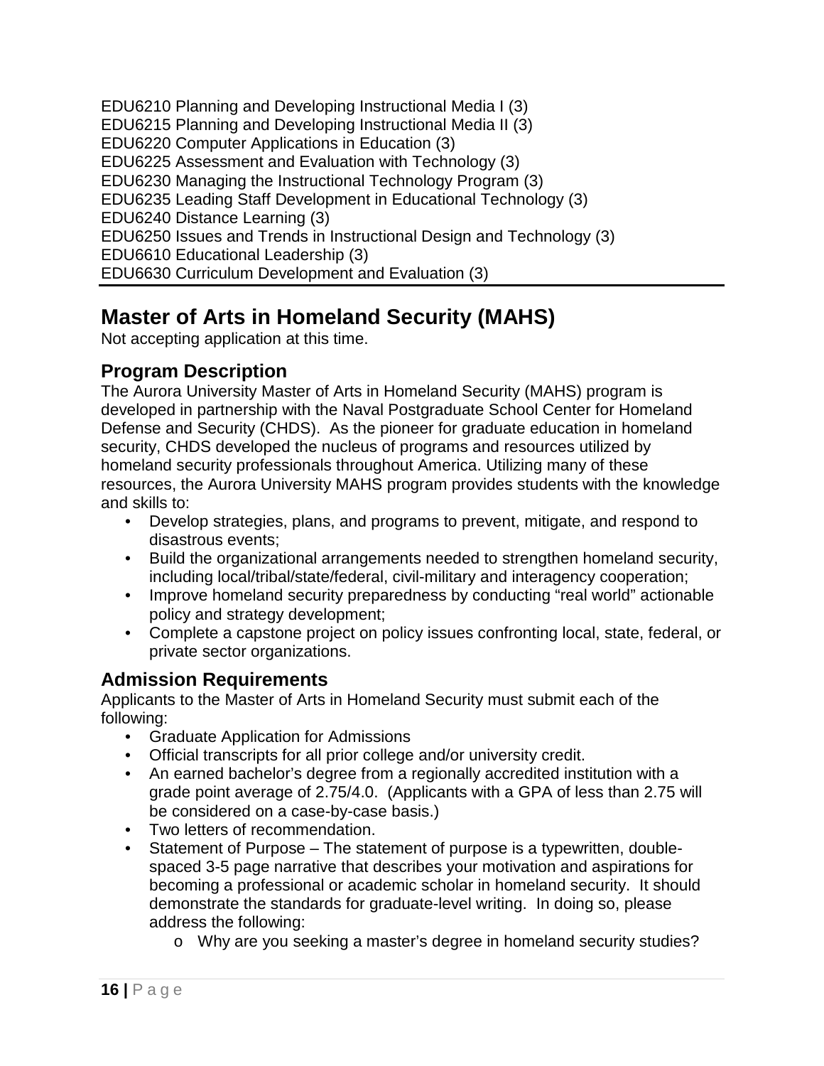EDU6210 Planning and Developing Instructional Media I (3)
EDU6215 Planning and Developing Instructional Media II (3)
EDU6220 Computer Applications in Education (3)
EDU6225 Assessment and Evaluation with Technology (3)
EDU6230 Managing the Instructional Technology Program (3)
EDU6235 Leading Staff Development in Educational Technology (3)
EDU6240 Distance Learning (3)
EDU6250 Issues and Trends in Instructional Design and Technology (3)
EDU6610 Educational Leadership (3)
EDU6630 Curriculum Development and Evaluation (3)

---

# Master of Arts in Homeland Security (MAHS)

Not accepting application at this time.

## Program Description

The Aurora University Master of Arts in Homeland Security (MAHS) program is developed in partnership with the Naval Postgraduate School Center for Homeland Defense and Security (CHDS). As the pioneer for graduate education in homeland security, CHDS developed the nucleus of programs and resources utilized by homeland security professionals throughout America. Utilizing many of these resources, the Aurora University MAHS program provides students with the knowledge and skills to:

- Develop strategies, plans, and programs to prevent, mitigate, and respond to disastrous events;
- Build the organizational arrangements needed to strengthen homeland security, including local/tribal/state/federal, civil-military and interagency cooperation;
- Improve homeland security preparedness by conducting "real world" actionable policy and strategy development;
- Complete a capstone project on policy issues confronting local, state, federal, or private sector organizations.

## Admission Requirements

Applicants to the Master of Arts in Homeland Security must submit each of the following:

- Graduate Application for Admissions
- Official transcripts for all prior college and/or university credit.
- An earned bachelor's degree from a regionally accredited institution with a grade point average of 2.75/4.0. (Applicants with a GPA of less than 2.75 will be considered on a case-by-case basis.)
- Two letters of recommendation.
- Statement of Purpose – The statement of purpose is a typewritten, double-spaced 3-5 page narrative that describes your motivation and aspirations for becoming a professional or academic scholar in homeland security. It should demonstrate the standards for graduate-level writing. In doing so, please address the following:
    - Why are you seeking a master's degree in homeland security studies?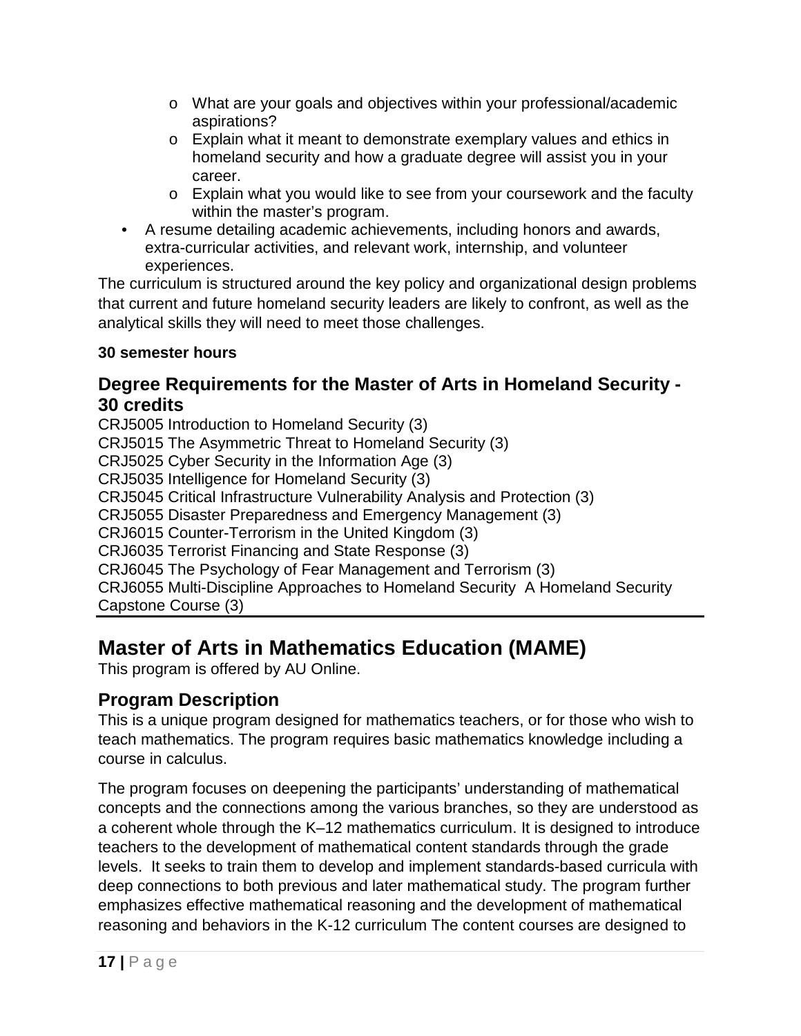- What are your goals and objectives within your professional/academic aspirations?
  - Explain what it meant to demonstrate exemplary values and ethics in homeland security and how a graduate degree will assist you in your career.
  - Explain what you would like to see from your coursework and the faculty within the master's program.
- A resume detailing academic achievements, including honors and awards, extra-curricular activities, and relevant work, internship, and volunteer experiences.

The curriculum is structured around the key policy and organizational design problems that current and future homeland security leaders are likely to confront, as well as the analytical skills they will need to meet those challenges.

**30 semester hours**

### Degree Requirements for the Master of Arts in Homeland Security - 30 credits

CRJ5005 Introduction to Homeland Security (3)
CRJ5015 The Asymmetric Threat to Homeland Security (3)
CRJ5025 Cyber Security in the Information Age (3)
CRJ5035 Intelligence for Homeland Security (3)
CRJ5045 Critical Infrastructure Vulnerability Analysis and Protection (3)
CRJ5055 Disaster Preparedness and Emergency Management (3)
CRJ6015 Counter-Terrorism in the United Kingdom (3)
CRJ6035 Terrorist Financing and State Response (3)
CRJ6045 The Psychology of Fear Management and Terrorism (3)
CRJ6055 Multi-Discipline Approaches to Homeland Security A Homeland Security Capstone Course (3)

## Master of Arts in Mathematics Education (MAME)

This program is offered by AU Online.

### Program Description

This is a unique program designed for mathematics teachers, or for those who wish to teach mathematics. The program requires basic mathematics knowledge including a course in calculus.

The program focuses on deepening the participants' understanding of mathematical concepts and the connections among the various branches, so they are understood as a coherent whole through the K–12 mathematics curriculum. It is designed to introduce teachers to the development of mathematical content standards through the grade levels. It seeks to train them to develop and implement standards-based curricula with deep connections to both previous and later mathematical study. The program further emphasizes effective mathematical reasoning and the development of mathematical reasoning and behaviors in the K-12 curriculum The content courses are designed to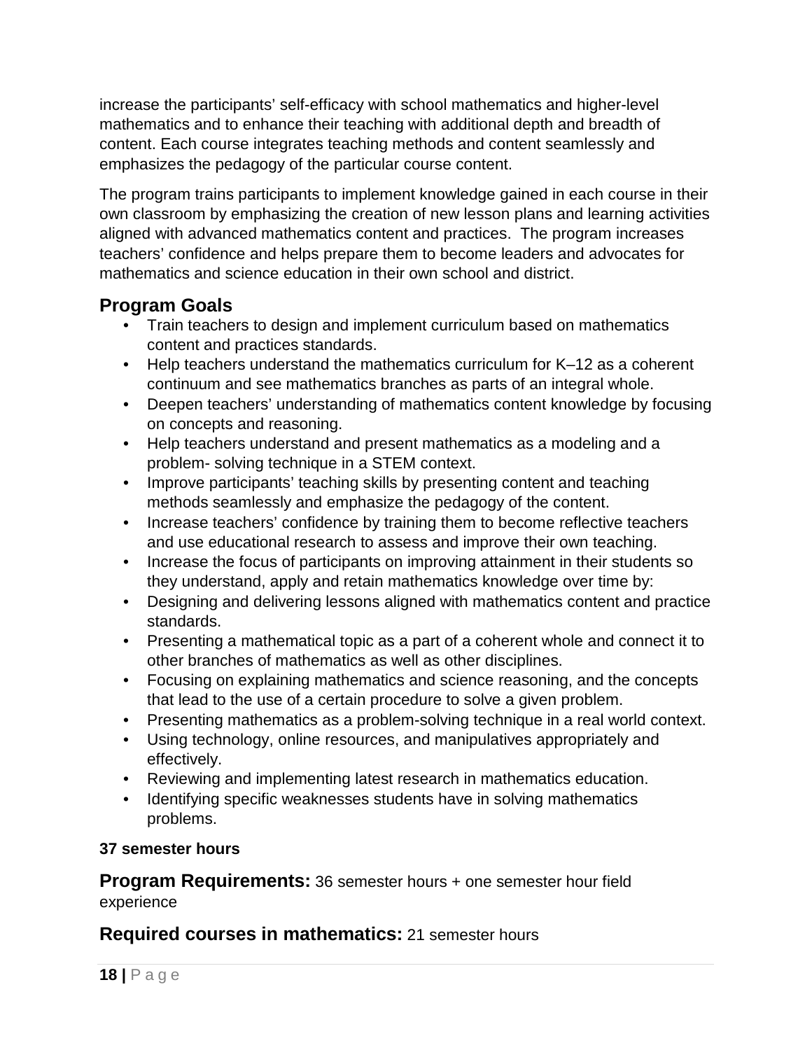increase the participants' self-efficacy with school mathematics and higher-level mathematics and to enhance their teaching with additional depth and breadth of content. Each course integrates teaching methods and content seamlessly and emphasizes the pedagogy of the particular course content.

The program trains participants to implement knowledge gained in each course in their own classroom by emphasizing the creation of new lesson plans and learning activities aligned with advanced mathematics content and practices. The program increases teachers' confidence and helps prepare them to become leaders and advocates for mathematics and science education in their own school and district.

## Program Goals

- Train teachers to design and implement curriculum based on mathematics content and practices standards.
- Help teachers understand the mathematics curriculum for K–12 as a coherent continuum and see mathematics branches as parts of an integral whole.
- Deepen teachers' understanding of mathematics content knowledge by focusing on concepts and reasoning.
- Help teachers understand and present mathematics as a modeling and a problem- solving technique in a STEM context.
- Improve participants' teaching skills by presenting content and teaching methods seamlessly and emphasize the pedagogy of the content.
- Increase teachers' confidence by training them to become reflective teachers and use educational research to assess and improve their own teaching.
- Increase the focus of participants on improving attainment in their students so they understand, apply and retain mathematics knowledge over time by:
- Designing and delivering lessons aligned with mathematics content and practice standards.
- Presenting a mathematical topic as a part of a coherent whole and connect it to other branches of mathematics as well as other disciplines.
- Focusing on explaining mathematics and science reasoning, and the concepts that lead to the use of a certain procedure to solve a given problem.
- Presenting mathematics as a problem-solving technique in a real world context.
- Using technology, online resources, and manipulatives appropriately and effectively.
- Reviewing and implementing latest research in mathematics education.
- Identifying specific weaknesses students have in solving mathematics problems.

**37 semester hours**

## Program Requirements: 36 semester hours + one semester hour field experience

## Required courses in mathematics: 21 semester hours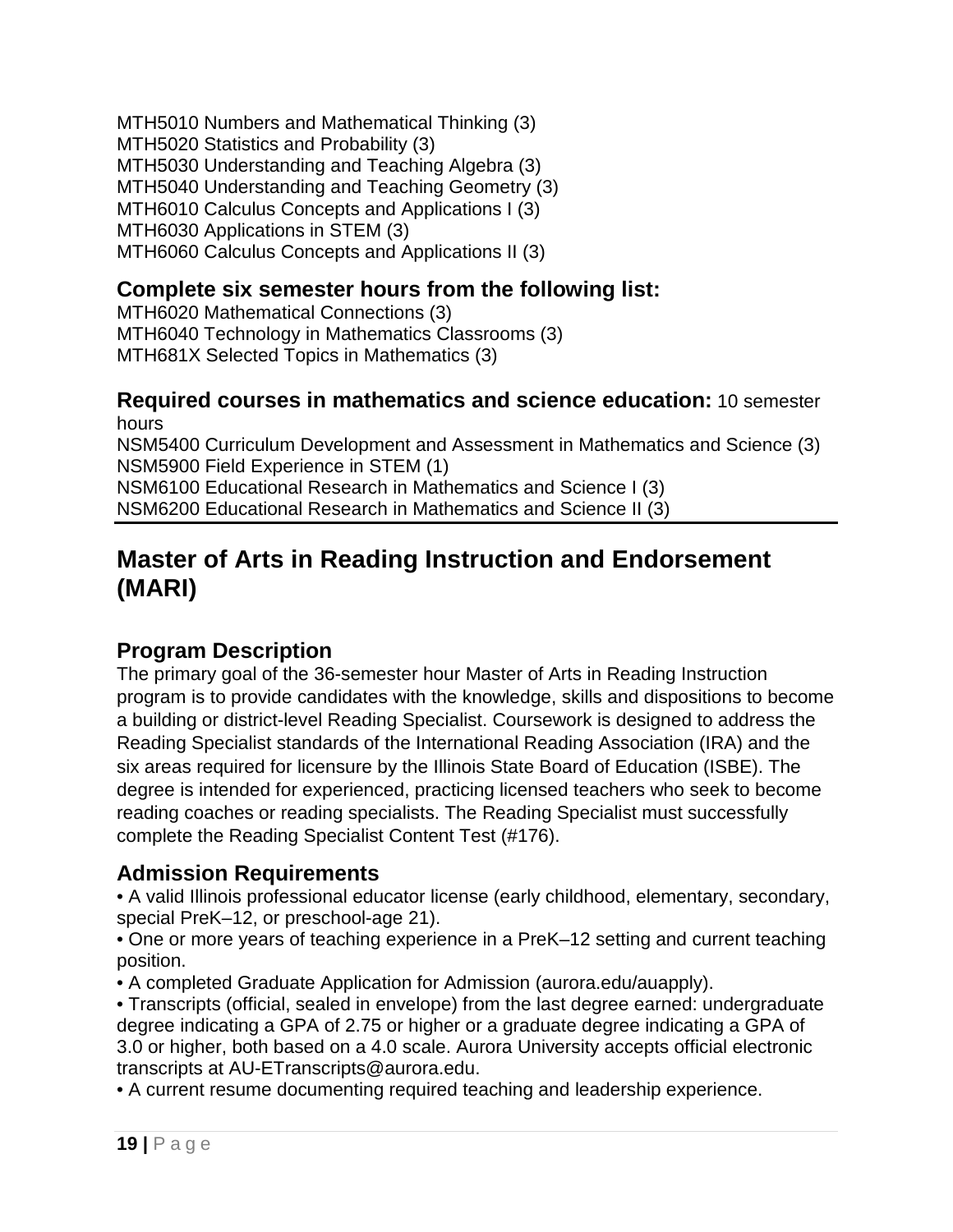MTH5010 Numbers and Mathematical Thinking (3)
MTH5020 Statistics and Probability (3)
MTH5030 Understanding and Teaching Algebra (3)
MTH5040 Understanding and Teaching Geometry (3)
MTH6010 Calculus Concepts and Applications I (3)
MTH6030 Applications in STEM (3)
MTH6060 Calculus Concepts and Applications II (3)

### Complete six semester hours from the following list:

MTH6020 Mathematical Connections (3)
MTH6040 Technology in Mathematics Classrooms (3)
MTH681X Selected Topics in Mathematics (3)

### Required courses in mathematics and science education: 10 semester hours

NSM5400 Curriculum Development and Assessment in Mathematics and Science (3)
NSM5900 Field Experience in STEM (1)
NSM6100 Educational Research in Mathematics and Science I (3)
NSM6200 Educational Research in Mathematics and Science II (3)

---

# Master of Arts in Reading Instruction and Endorsement (MARI)

## Program Description

The primary goal of the 36-semester hour Master of Arts in Reading Instruction program is to provide candidates with the knowledge, skills and dispositions to become a building or district-level Reading Specialist. Coursework is designed to address the Reading Specialist standards of the International Reading Association (IRA) and the six areas required for licensure by the Illinois State Board of Education (ISBE). The degree is intended for experienced, practicing licensed teachers who seek to become reading coaches or reading specialists. The Reading Specialist must successfully complete the Reading Specialist Content Test (#176).

## Admission Requirements

- A valid Illinois professional educator license (early childhood, elementary, secondary, special PreK–12, or preschool-age 21).
- One or more years of teaching experience in a PreK–12 setting and current teaching position.
- A completed Graduate Application for Admission (aurora.edu/auapply).
- Transcripts (official, sealed in envelope) from the last degree earned: undergraduate degree indicating a GPA of 2.75 or higher or a graduate degree indicating a GPA of 3.0 or higher, both based on a 4.0 scale. Aurora University accepts official electronic transcripts at AU-ETranscripts@aurora.edu.
- A current resume documenting required teaching and leadership experience.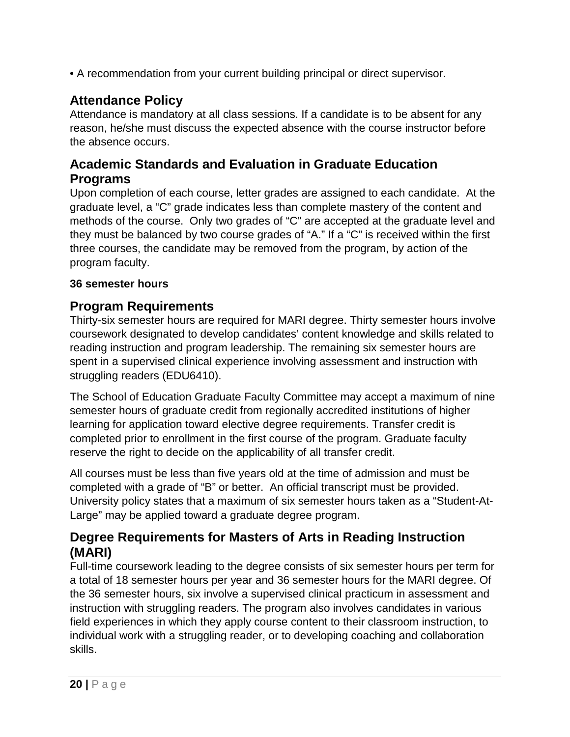- A recommendation from your current building principal or direct supervisor.

## Attendance Policy

Attendance is mandatory at all class sessions. If a candidate is to be absent for any reason, he/she must discuss the expected absence with the course instructor before the absence occurs.

## Academic Standards and Evaluation in Graduate Education Programs

Upon completion of each course, letter grades are assigned to each candidate. At the graduate level, a “C” grade indicates less than complete mastery of the content and methods of the course. Only two grades of “C” are accepted at the graduate level and they must be balanced by two course grades of “A.” If a “C” is received within the first three courses, the candidate may be removed from the program, by action of the program faculty.

**36 semester hours**

## Program Requirements

Thirty-six semester hours are required for MARI degree. Thirty semester hours involve coursework designated to develop candidates’ content knowledge and skills related to reading instruction and program leadership. The remaining six semester hours are spent in a supervised clinical experience involving assessment and instruction with struggling readers (EDU6410).

The School of Education Graduate Faculty Committee may accept a maximum of nine semester hours of graduate credit from regionally accredited institutions of higher learning for application toward elective degree requirements. Transfer credit is completed prior to enrollment in the first course of the program. Graduate faculty reserve the right to decide on the applicability of all transfer credit.

All courses must be less than five years old at the time of admission and must be completed with a grade of “B” or better. An official transcript must be provided. University policy states that a maximum of six semester hours taken as a “Student-At-Large” may be applied toward a graduate degree program.

## Degree Requirements for Masters of Arts in Reading Instruction (MARI)

Full-time coursework leading to the degree consists of six semester hours per term for a total of 18 semester hours per year and 36 semester hours for the MARI degree. Of the 36 semester hours, six involve a supervised clinical practicum in assessment and instruction with struggling readers. The program also involves candidates in various field experiences in which they apply course content to their classroom instruction, to individual work with a struggling reader, or to developing coaching and collaboration skills.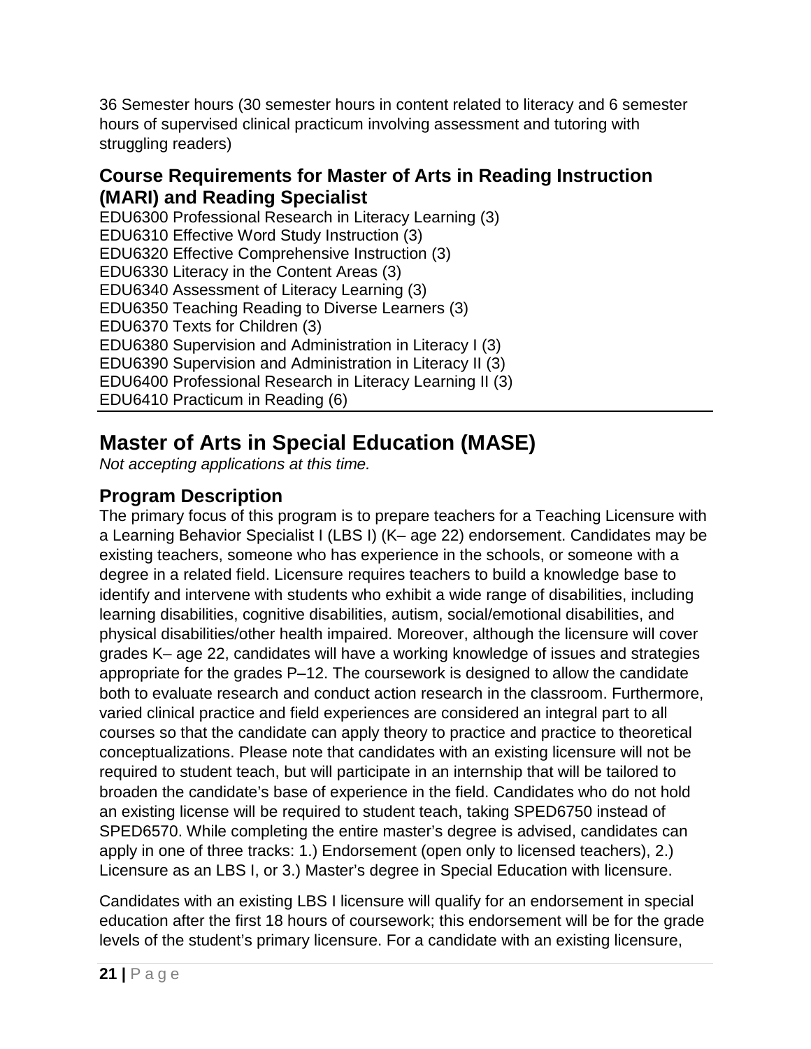36 Semester hours (30 semester hours in content related to literacy and 6 semester hours of supervised clinical practicum involving assessment and tutoring with struggling readers)

### Course Requirements for Master of Arts in Reading Instruction (MARI) and Reading Specialist

EDU6300 Professional Research in Literacy Learning (3)
EDU6310 Effective Word Study Instruction (3)
EDU6320 Effective Comprehensive Instruction (3)
EDU6330 Literacy in the Content Areas (3)
EDU6340 Assessment of Literacy Learning (3)
EDU6350 Teaching Reading to Diverse Learners (3)
EDU6370 Texts for Children (3)
EDU6380 Supervision and Administration in Literacy I (3)
EDU6390 Supervision and Administration in Literacy II (3)
EDU6400 Professional Research in Literacy Learning II (3)
EDU6410 Practicum in Reading (6)

## Master of Arts in Special Education (MASE)

*Not accepting applications at this time.*

### Program Description

The primary focus of this program is to prepare teachers for a Teaching Licensure with a Learning Behavior Specialist I (LBS I) (K– age 22) endorsement. Candidates may be existing teachers, someone who has experience in the schools, or someone with a degree in a related field. Licensure requires teachers to build a knowledge base to identify and intervene with students who exhibit a wide range of disabilities, including learning disabilities, cognitive disabilities, autism, social/emotional disabilities, and physical disabilities/other health impaired. Moreover, although the licensure will cover grades K– age 22, candidates will have a working knowledge of issues and strategies appropriate for the grades P–12. The coursework is designed to allow the candidate both to evaluate research and conduct action research in the classroom. Furthermore, varied clinical practice and field experiences are considered an integral part to all courses so that the candidate can apply theory to practice and practice to theoretical conceptualizations. Please note that candidates with an existing licensure will not be required to student teach, but will participate in an internship that will be tailored to broaden the candidate's base of experience in the field. Candidates who do not hold an existing license will be required to student teach, taking SPED6750 instead of SPED6570. While completing the entire master's degree is advised, candidates can apply in one of three tracks: 1.) Endorsement (open only to licensed teachers), 2.) Licensure as an LBS I, or 3.) Master's degree in Special Education with licensure.

Candidates with an existing LBS I licensure will qualify for an endorsement in special education after the first 18 hours of coursework; this endorsement will be for the grade levels of the student's primary licensure. For a candidate with an existing licensure,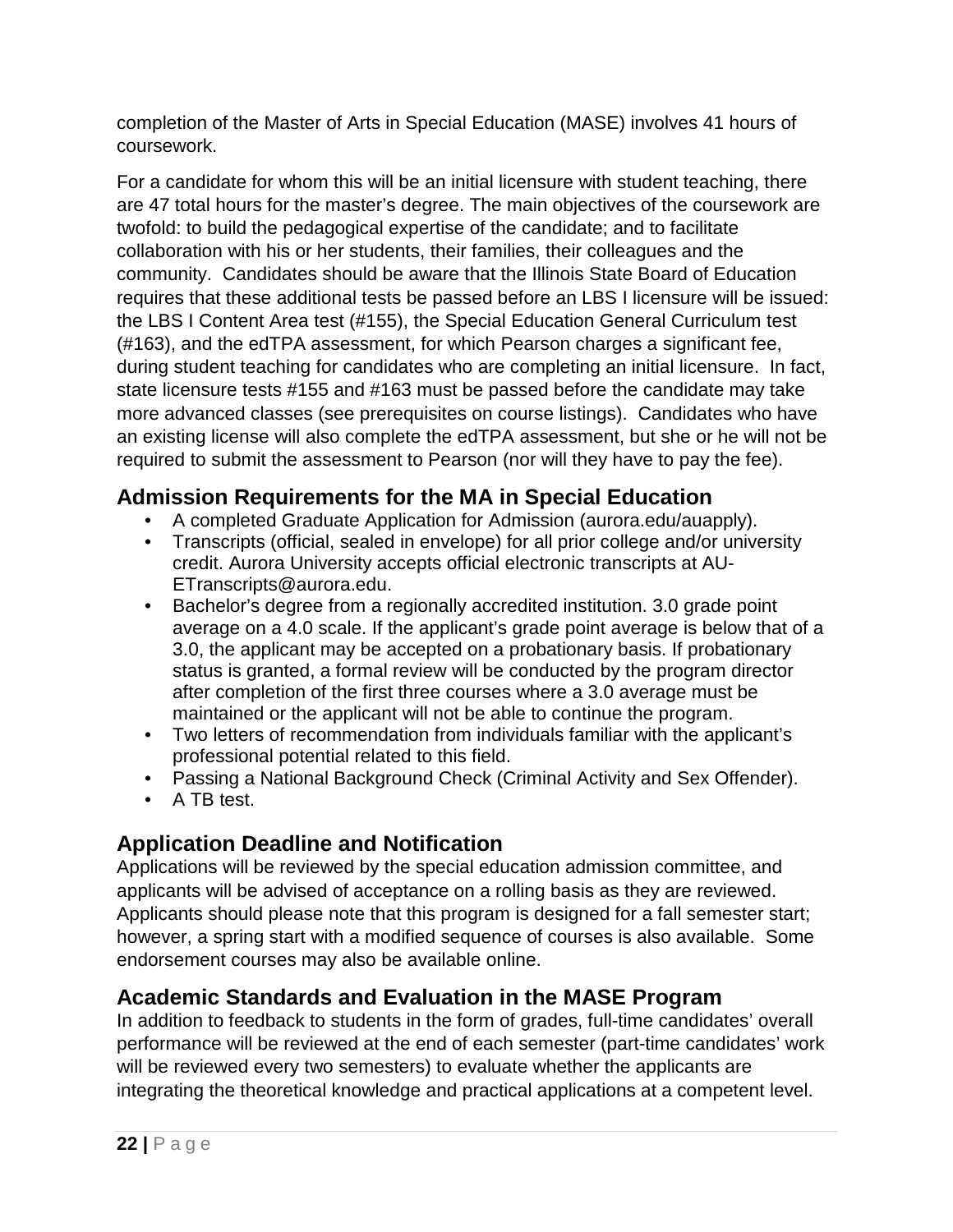completion of the Master of Arts in Special Education (MASE) involves 41 hours of coursework.

For a candidate for whom this will be an initial licensure with student teaching, there are 47 total hours for the master's degree. The main objectives of the coursework are twofold: to build the pedagogical expertise of the candidate; and to facilitate collaboration with his or her students, their families, their colleagues and the community. Candidates should be aware that the Illinois State Board of Education requires that these additional tests be passed before an LBS I licensure will be issued: the LBS I Content Area test (#155), the Special Education General Curriculum test (#163), and the edTPA assessment, for which Pearson charges a significant fee, during student teaching for candidates who are completing an initial licensure. In fact, state licensure tests #155 and #163 must be passed before the candidate may take more advanced classes (see prerequisites on course listings). Candidates who have an existing license will also complete the edTPA assessment, but she or he will not be required to submit the assessment to Pearson (nor will they have to pay the fee).

## Admission Requirements for the MA in Special Education

- A completed Graduate Application for Admission (aurora.edu/auapply).
- Transcripts (official, sealed in envelope) for all prior college and/or university credit. Aurora University accepts official electronic transcripts at AU-ETranscripts@aurora.edu.
- Bachelor's degree from a regionally accredited institution. 3.0 grade point average on a 4.0 scale. If the applicant's grade point average is below that of a 3.0, the applicant may be accepted on a probationary basis. If probationary status is granted, a formal review will be conducted by the program director after completion of the first three courses where a 3.0 average must be maintained or the applicant will not be able to continue the program.
- Two letters of recommendation from individuals familiar with the applicant's professional potential related to this field.
- Passing a National Background Check (Criminal Activity and Sex Offender).
- A TB test.

## Application Deadline and Notification

Applications will be reviewed by the special education admission committee, and applicants will be advised of acceptance on a rolling basis as they are reviewed. Applicants should please note that this program is designed for a fall semester start; however, a spring start with a modified sequence of courses is also available. Some endorsement courses may also be available online.

## Academic Standards and Evaluation in the MASE Program

In addition to feedback to students in the form of grades, full-time candidates' overall performance will be reviewed at the end of each semester (part-time candidates' work will be reviewed every two semesters) to evaluate whether the applicants are integrating the theoretical knowledge and practical applications at a competent level.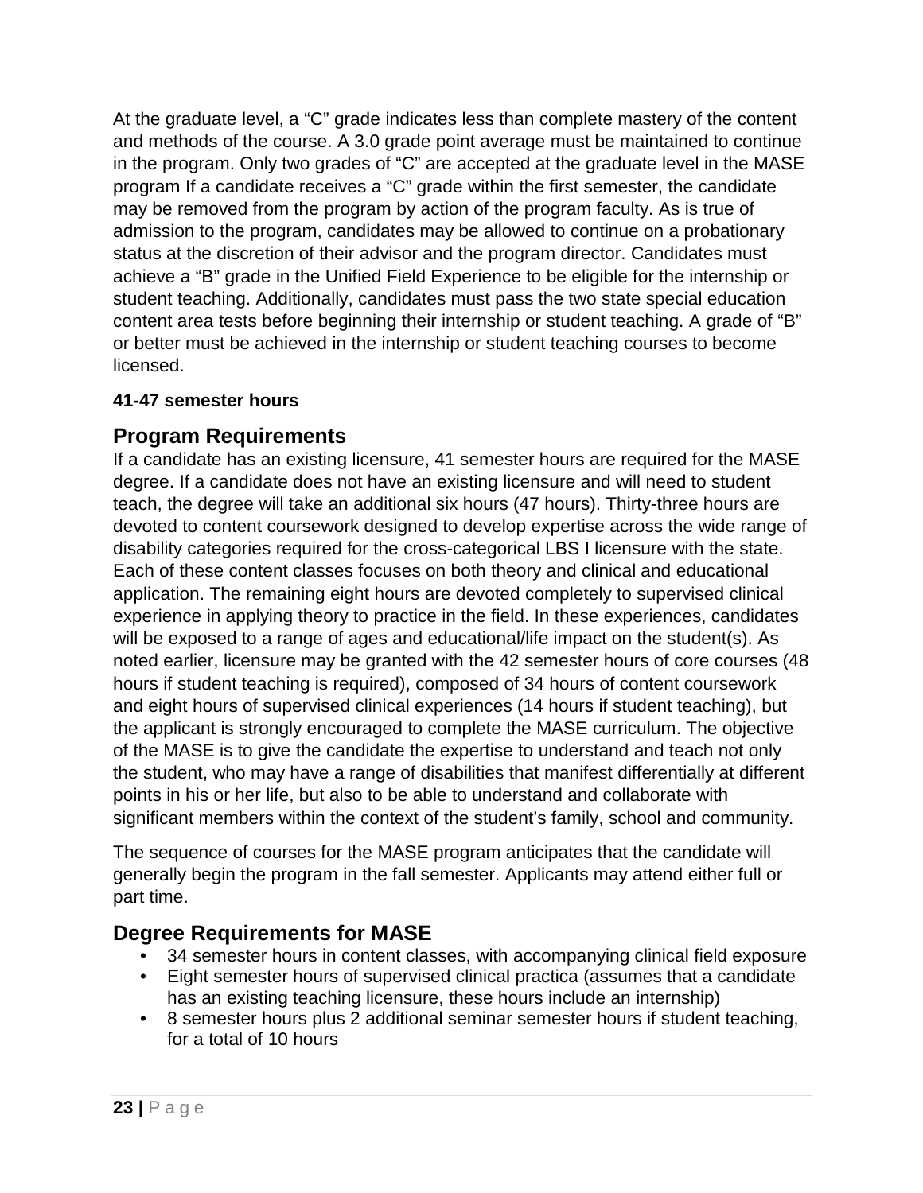At the graduate level, a “C” grade indicates less than complete mastery of the content and methods of the course. A 3.0 grade point average must be maintained to continue in the program. Only two grades of “C” are accepted at the graduate level in the MASE program If a candidate receives a “C” grade within the first semester, the candidate may be removed from the program by action of the program faculty. As is true of admission to the program, candidates may be allowed to continue on a probationary status at the discretion of their advisor and the program director. Candidates must achieve a “B” grade in the Unified Field Experience to be eligible for the internship or student teaching. Additionally, candidates must pass the two state special education content area tests before beginning their internship or student teaching. A grade of “B” or better must be achieved in the internship or student teaching courses to become licensed.

**41-47 semester hours**

## Program Requirements

If a candidate has an existing licensure, 41 semester hours are required for the MASE degree. If a candidate does not have an existing licensure and will need to student teach, the degree will take an additional six hours (47 hours). Thirty-three hours are devoted to content coursework designed to develop expertise across the wide range of disability categories required for the cross-categorical LBS I licensure with the state. Each of these content classes focuses on both theory and clinical and educational application. The remaining eight hours are devoted completely to supervised clinical experience in applying theory to practice in the field. In these experiences, candidates will be exposed to a range of ages and educational/life impact on the student(s). As noted earlier, licensure may be granted with the 42 semester hours of core courses (48 hours if student teaching is required), composed of 34 hours of content coursework and eight hours of supervised clinical experiences (14 hours if student teaching), but the applicant is strongly encouraged to complete the MASE curriculum. The objective of the MASE is to give the candidate the expertise to understand and teach not only the student, who may have a range of disabilities that manifest differentially at different points in his or her life, but also to be able to understand and collaborate with significant members within the context of the student’s family, school and community.

The sequence of courses for the MASE program anticipates that the candidate will generally begin the program in the fall semester. Applicants may attend either full or part time.

## Degree Requirements for MASE

- 34 semester hours in content classes, with accompanying clinical field exposure
- Eight semester hours of supervised clinical practica (assumes that a candidate has an existing teaching licensure, these hours include an internship)
- 8 semester hours plus 2 additional seminar semester hours if student teaching, for a total of 10 hours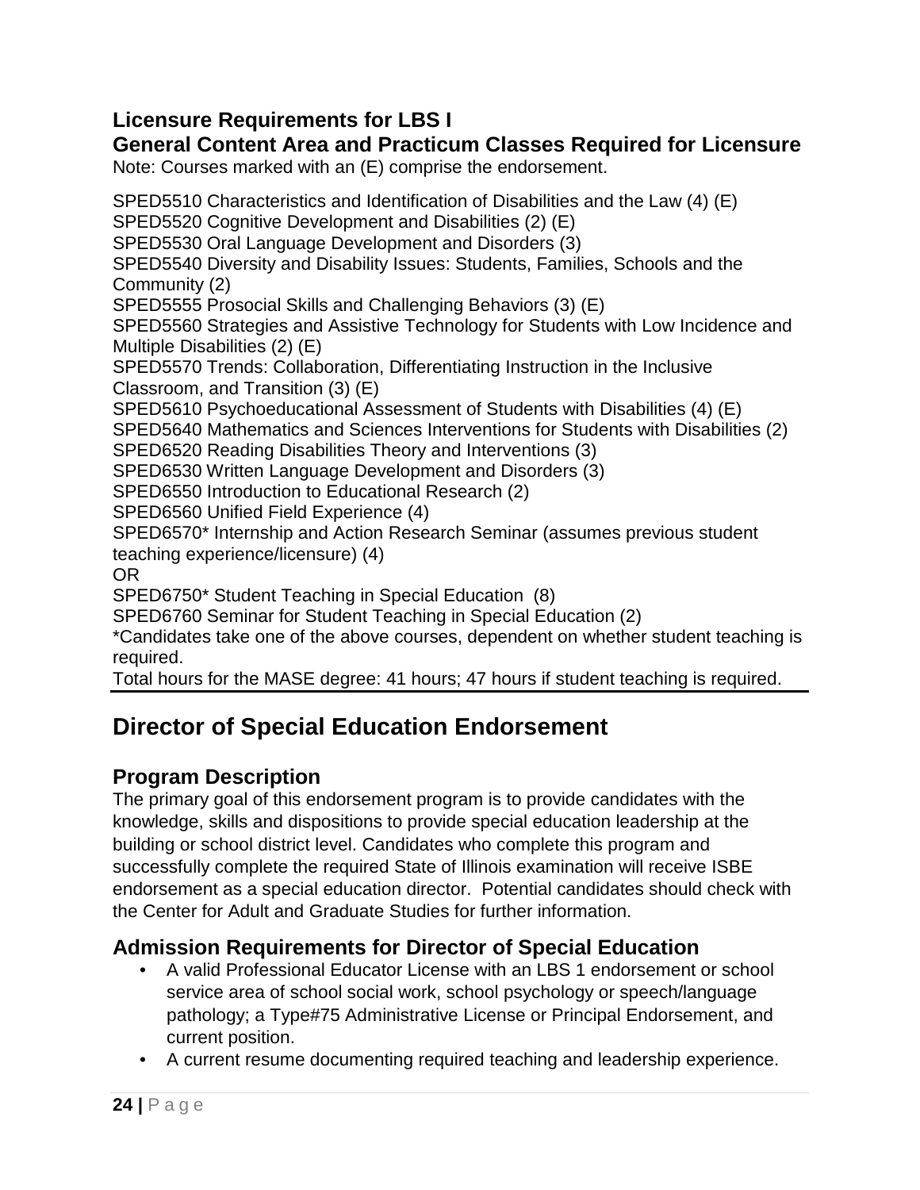### Licensure Requirements for LBS I

### General Content Area and Practicum Classes Required for Licensure

Note: Courses marked with an (E) comprise the endorsement.

SPED5510 Characteristics and Identification of Disabilities and the Law (4) (E)
SPED5520 Cognitive Development and Disabilities (2) (E)
SPED5530 Oral Language Development and Disorders (3)
SPED5540 Diversity and Disability Issues: Students, Families, Schools and the Community (2)
SPED5555 Prosocial Skills and Challenging Behaviors (3) (E)
SPED5560 Strategies and Assistive Technology for Students with Low Incidence and Multiple Disabilities (2) (E)
SPED5570 Trends: Collaboration, Differentiating Instruction in the Inclusive Classroom, and Transition (3) (E)
SPED5610 Psychoeducational Assessment of Students with Disabilities (4) (E)
SPED5640 Mathematics and Sciences Interventions for Students with Disabilities (2)
SPED6520 Reading Disabilities Theory and Interventions (3)
SPED6530 Written Language Development and Disorders (3)
SPED6550 Introduction to Educational Research (2)
SPED6560 Unified Field Experience (4)
SPED6570* Internship and Action Research Seminar (assumes previous student teaching experience/licensure) (4)
OR
SPED6750* Student Teaching in Special Education (8)
SPED6760 Seminar for Student Teaching in Special Education (2)
*Candidates take one of the above courses, dependent on whether student teaching is required.
Total hours for the MASE degree: 41 hours; 47 hours if student teaching is required.

## Director of Special Education Endorsement

### Program Description

The primary goal of this endorsement program is to provide candidates with the knowledge, skills and dispositions to provide special education leadership at the building or school district level. Candidates who complete this program and successfully complete the required State of Illinois examination will receive ISBE endorsement as a special education director. Potential candidates should check with the Center for Adult and Graduate Studies for further information.

### Admission Requirements for Director of Special Education

- A valid Professional Educator License with an LBS 1 endorsement or school service area of school social work, school psychology or speech/language pathology; a Type#75 Administrative License or Principal Endorsement, and current position.
- A current resume documenting required teaching and leadership experience.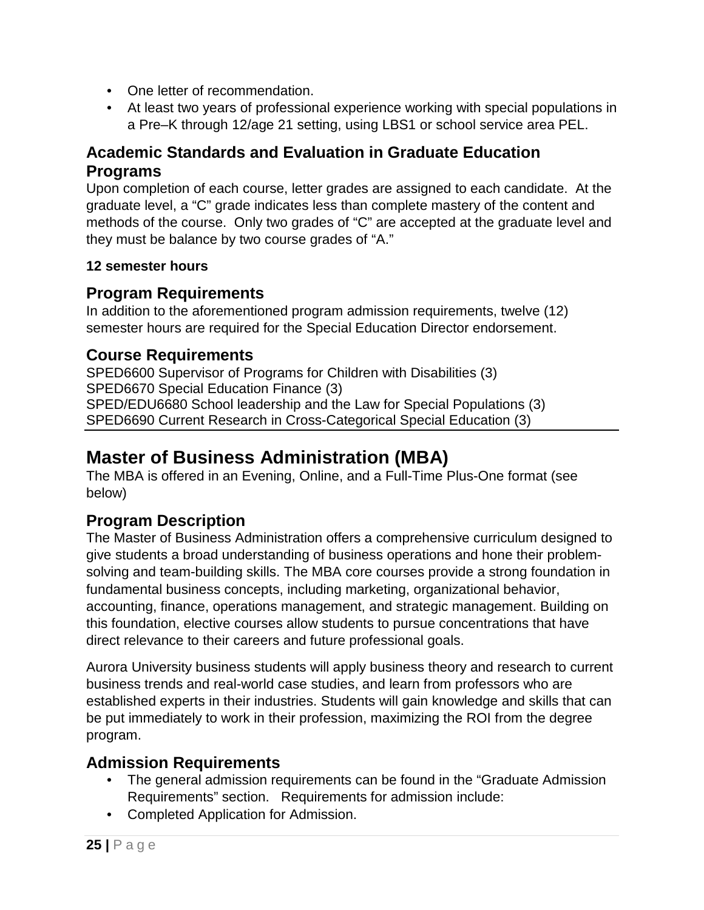- One letter of recommendation.
- At least two years of professional experience working with special populations in a Pre–K through 12/age 21 setting, using LBS1 or school service area PEL.

### Academic Standards and Evaluation in Graduate Education Programs

Upon completion of each course, letter grades are assigned to each candidate. At the graduate level, a "C" grade indicates less than complete mastery of the content and methods of the course. Only two grades of "C" are accepted at the graduate level and they must be balance by two course grades of "A."

**12 semester hours**

### Program Requirements

In addition to the aforementioned program admission requirements, twelve (12) semester hours are required for the Special Education Director endorsement.

### Course Requirements

SPED6600 Supervisor of Programs for Children with Disabilities (3)
SPED6670 Special Education Finance (3)
SPED/EDU6680 School leadership and the Law for Special Populations (3)
SPED6690 Current Research in Cross-Categorical Special Education (3)

## Master of Business Administration (MBA)

The MBA is offered in an Evening, Online, and a Full-Time Plus-One format (see below)

### Program Description

The Master of Business Administration offers a comprehensive curriculum designed to give students a broad understanding of business operations and hone their problem-solving and team-building skills. The MBA core courses provide a strong foundation in fundamental business concepts, including marketing, organizational behavior, accounting, finance, operations management, and strategic management. Building on this foundation, elective courses allow students to pursue concentrations that have direct relevance to their careers and future professional goals.

Aurora University business students will apply business theory and research to current business trends and real-world case studies, and learn from professors who are established experts in their industries. Students will gain knowledge and skills that can be put immediately to work in their profession, maximizing the ROI from the degree program.

### Admission Requirements

- The general admission requirements can be found in the "Graduate Admission Requirements" section. Requirements for admission include:
- Completed Application for Admission.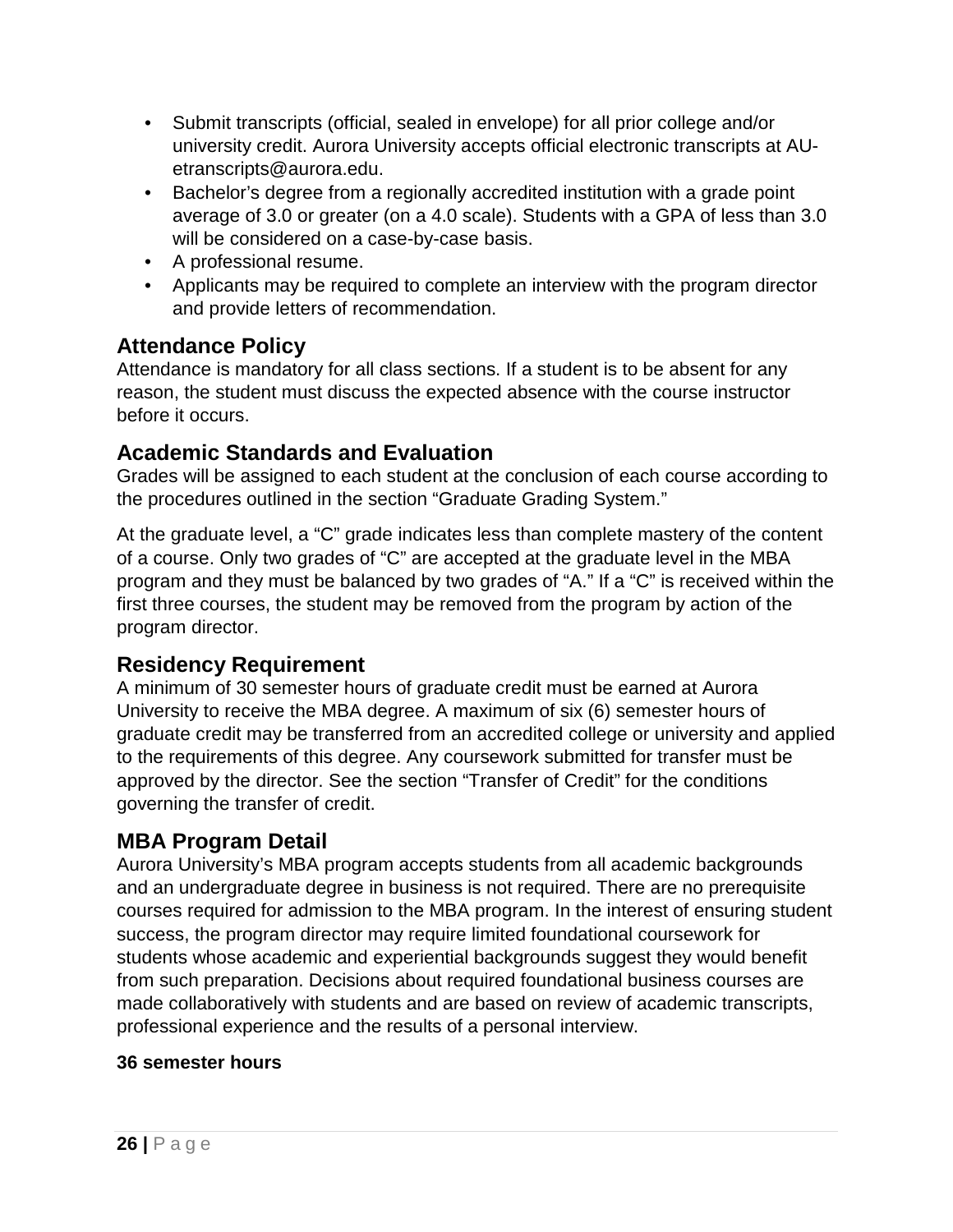- Submit transcripts (official, sealed in envelope) for all prior college and/or university credit. Aurora University accepts official electronic transcripts at AU-etranscripts@aurora.edu.
- Bachelor's degree from a regionally accredited institution with a grade point average of 3.0 or greater (on a 4.0 scale). Students with a GPA of less than 3.0 will be considered on a case-by-case basis.
- A professional resume.
- Applicants may be required to complete an interview with the program director and provide letters of recommendation.

## Attendance Policy

Attendance is mandatory for all class sections. If a student is to be absent for any reason, the student must discuss the expected absence with the course instructor before it occurs.

## Academic Standards and Evaluation

Grades will be assigned to each student at the conclusion of each course according to the procedures outlined in the section "Graduate Grading System."

At the graduate level, a "C" grade indicates less than complete mastery of the content of a course. Only two grades of "C" are accepted at the graduate level in the MBA program and they must be balanced by two grades of "A." If a "C" is received within the first three courses, the student may be removed from the program by action of the program director.

## Residency Requirement

A minimum of 30 semester hours of graduate credit must be earned at Aurora University to receive the MBA degree. A maximum of six (6) semester hours of graduate credit may be transferred from an accredited college or university and applied to the requirements of this degree. Any coursework submitted for transfer must be approved by the director. See the section "Transfer of Credit" for the conditions governing the transfer of credit.

## MBA Program Detail

Aurora University's MBA program accepts students from all academic backgrounds and an undergraduate degree in business is not required. There are no prerequisite courses required for admission to the MBA program. In the interest of ensuring student success, the program director may require limited foundational coursework for students whose academic and experiential backgrounds suggest they would benefit from such preparation. Decisions about required foundational business courses are made collaboratively with students and are based on review of academic transcripts, professional experience and the results of a personal interview.

**36 semester hours**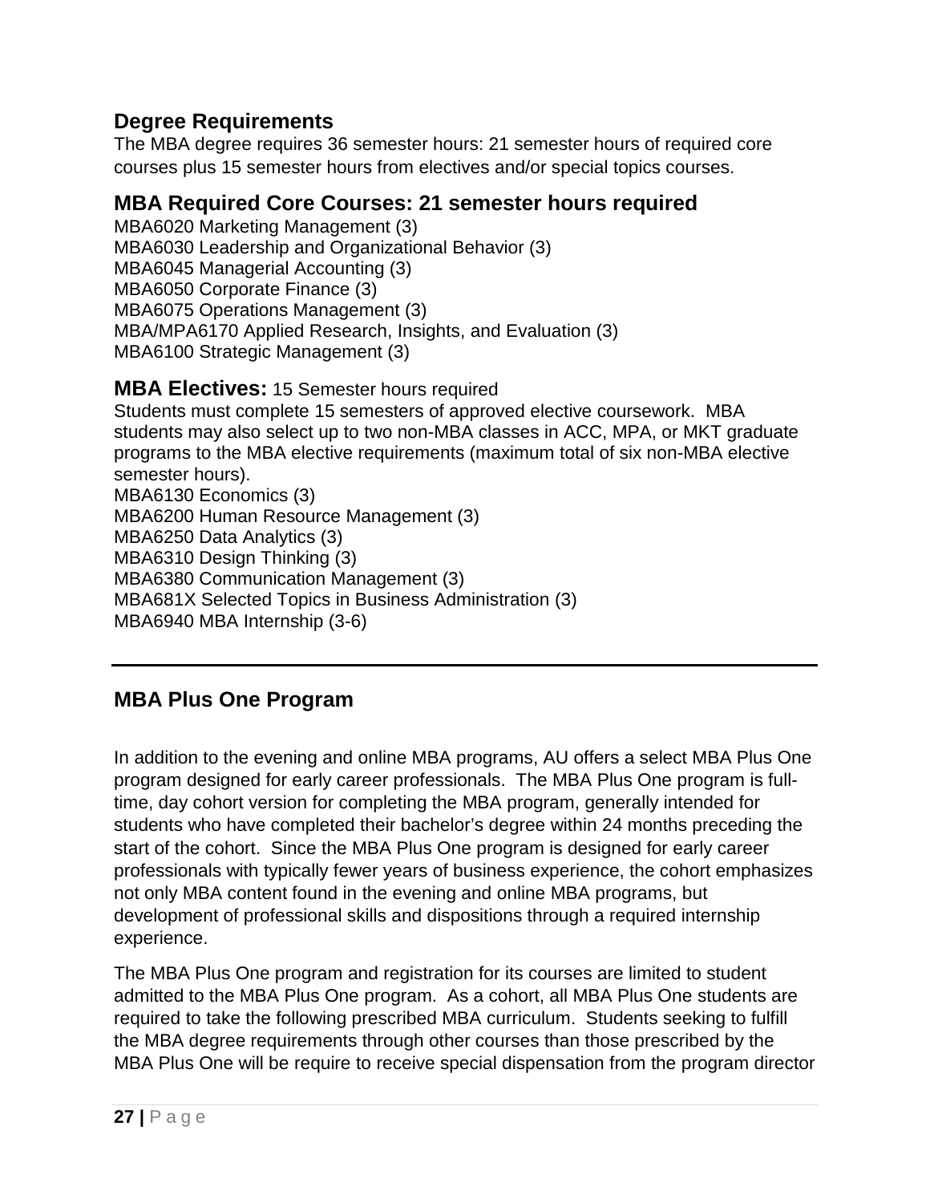## Degree Requirements

The MBA degree requires 36 semester hours: 21 semester hours of required core courses plus 15 semester hours from electives and/or special topics courses.

## MBA Required Core Courses: 21 semester hours required

MBA6020 Marketing Management (3)
MBA6030 Leadership and Organizational Behavior (3)
MBA6045 Managerial Accounting (3)
MBA6050 Corporate Finance (3)
MBA6075 Operations Management (3)
MBA/MPA6170 Applied Research, Insights, and Evaluation (3)
MBA6100 Strategic Management (3)

**MBA Electives:** 15 Semester hours required

Students must complete 15 semesters of approved elective coursework. MBA students may also select up to two non-MBA classes in ACC, MPA, or MKT graduate programs to the MBA elective requirements (maximum total of six non-MBA elective semester hours).

MBA6130 Economics (3)
MBA6200 Human Resource Management (3)
MBA6250 Data Analytics (3)
MBA6310 Design Thinking (3)
MBA6380 Communication Management (3)
MBA681X Selected Topics in Business Administration (3)
MBA6940 MBA Internship (3-6)

---

## MBA Plus One Program

In addition to the evening and online MBA programs, AU offers a select MBA Plus One program designed for early career professionals. The MBA Plus One program is full-time, day cohort version for completing the MBA program, generally intended for students who have completed their bachelor's degree within 24 months preceding the start of the cohort. Since the MBA Plus One program is designed for early career professionals with typically fewer years of business experience, the cohort emphasizes not only MBA content found in the evening and online MBA programs, but development of professional skills and dispositions through a required internship experience.

The MBA Plus One program and registration for its courses are limited to student admitted to the MBA Plus One program. As a cohort, all MBA Plus One students are required to take the following prescribed MBA curriculum. Students seeking to fulfill the MBA degree requirements through other courses than those prescribed by the MBA Plus One will be require to receive special dispensation from the program director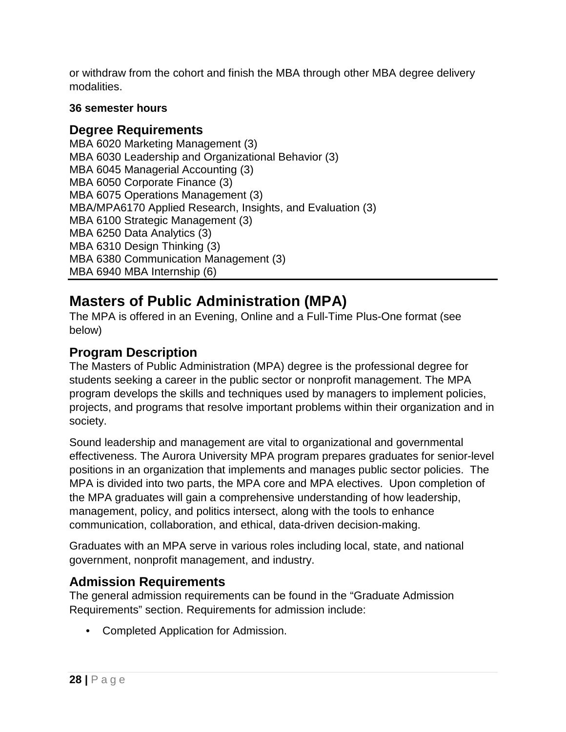or withdraw from the cohort and finish the MBA through other MBA degree delivery modalities.

**36 semester hours**

### Degree Requirements

MBA 6020 Marketing Management (3)
MBA 6030 Leadership and Organizational Behavior (3)
MBA 6045 Managerial Accounting (3)
MBA 6050 Corporate Finance (3)
MBA 6075 Operations Management (3)
MBA/MPA6170 Applied Research, Insights, and Evaluation (3)
MBA 6100 Strategic Management (3)
MBA 6250 Data Analytics (3)
MBA 6310 Design Thinking (3)
MBA 6380 Communication Management (3)
MBA 6940 MBA Internship (6)

## Masters of Public Administration (MPA)

The MPA is offered in an Evening, Online and a Full-Time Plus-One format (see below)

### Program Description

The Masters of Public Administration (MPA) degree is the professional degree for students seeking a career in the public sector or nonprofit management. The MPA program develops the skills and techniques used by managers to implement policies, projects, and programs that resolve important problems within their organization and in society.

Sound leadership and management are vital to organizational and governmental effectiveness. The Aurora University MPA program prepares graduates for senior-level positions in an organization that implements and manages public sector policies. The MPA is divided into two parts, the MPA core and MPA electives. Upon completion of the MPA graduates will gain a comprehensive understanding of how leadership, management, policy, and politics intersect, along with the tools to enhance communication, collaboration, and ethical, data-driven decision-making.

Graduates with an MPA serve in various roles including local, state, and national government, nonprofit management, and industry.

### Admission Requirements

The general admission requirements can be found in the "Graduate Admission Requirements" section. Requirements for admission include:

- Completed Application for Admission.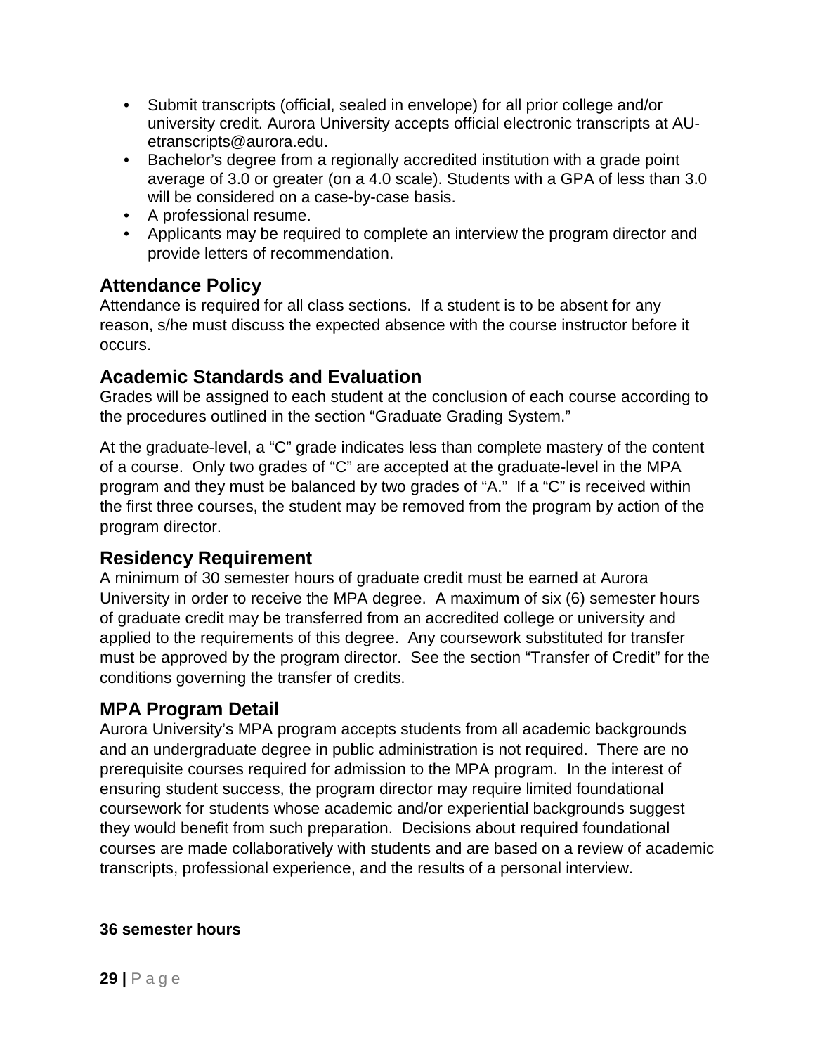- Submit transcripts (official, sealed in envelope) for all prior college and/or university credit. Aurora University accepts official electronic transcripts at AU-etranscripts@aurora.edu.
- Bachelor's degree from a regionally accredited institution with a grade point average of 3.0 or greater (on a 4.0 scale). Students with a GPA of less than 3.0 will be considered on a case-by-case basis.
- A professional resume.
- Applicants may be required to complete an interview the program director and provide letters of recommendation.

## Attendance Policy

Attendance is required for all class sections. If a student is to be absent for any reason, s/he must discuss the expected absence with the course instructor before it occurs.

## Academic Standards and Evaluation

Grades will be assigned to each student at the conclusion of each course according to the procedures outlined in the section "Graduate Grading System."

At the graduate-level, a "C" grade indicates less than complete mastery of the content of a course. Only two grades of "C" are accepted at the graduate-level in the MPA program and they must be balanced by two grades of "A." If a "C" is received within the first three courses, the student may be removed from the program by action of the program director.

## Residency Requirement

A minimum of 30 semester hours of graduate credit must be earned at Aurora University in order to receive the MPA degree. A maximum of six (6) semester hours of graduate credit may be transferred from an accredited college or university and applied to the requirements of this degree. Any coursework substituted for transfer must be approved by the program director. See the section "Transfer of Credit" for the conditions governing the transfer of credits.

## MPA Program Detail

Aurora University's MPA program accepts students from all academic backgrounds and an undergraduate degree in public administration is not required. There are no prerequisite courses required for admission to the MPA program. In the interest of ensuring student success, the program director may require limited foundational coursework for students whose academic and/or experiential backgrounds suggest they would benefit from such preparation. Decisions about required foundational courses are made collaboratively with students and are based on a review of academic transcripts, professional experience, and the results of a personal interview.

**36 semester hours**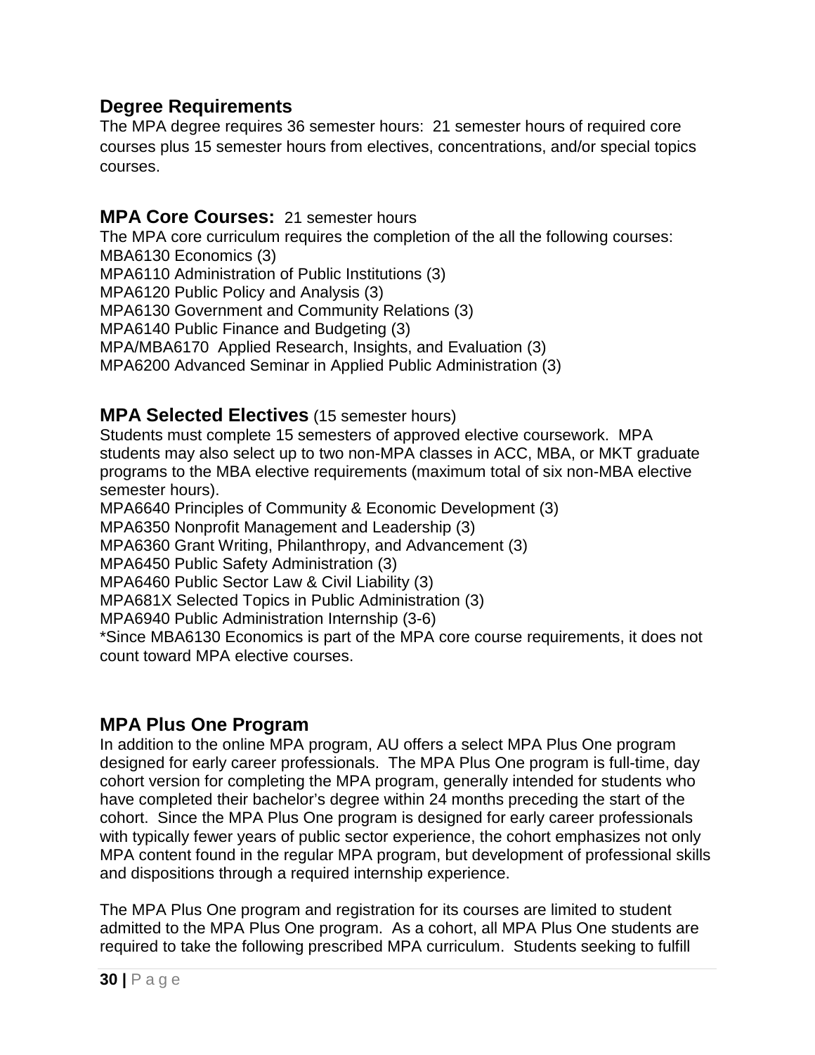## Degree Requirements

The MPA degree requires 36 semester hours: 21 semester hours of required core courses plus 15 semester hours from electives, concentrations, and/or special topics courses.

## MPA Core Courses: 21 semester hours

The MPA core curriculum requires the completion of the all the following courses:
MBA6130 Economics (3)
MPA6110 Administration of Public Institutions (3)
MPA6120 Public Policy and Analysis (3)
MPA6130 Government and Community Relations (3)
MPA6140 Public Finance and Budgeting (3)
MPA/MBA6170 Applied Research, Insights, and Evaluation (3)
MPA6200 Advanced Seminar in Applied Public Administration (3)

## MPA Selected Electives (15 semester hours)

Students must complete 15 semesters of approved elective coursework. MPA students may also select up to two non-MPA classes in ACC, MBA, or MKT graduate programs to the MBA elective requirements (maximum total of six non-MBA elective semester hours).
MPA6640 Principles of Community & Economic Development (3)
MPA6350 Nonprofit Management and Leadership (3)
MPA6360 Grant Writing, Philanthropy, and Advancement (3)
MPA6450 Public Safety Administration (3)
MPA6460 Public Sector Law & Civil Liability (3)
MPA681X Selected Topics in Public Administration (3)
MPA6940 Public Administration Internship (3-6)
*Since MBA6130 Economics is part of the MPA core course requirements, it does not count toward MPA elective courses.

## MPA Plus One Program

In addition to the online MPA program, AU offers a select MPA Plus One program designed for early career professionals. The MPA Plus One program is full-time, day cohort version for completing the MPA program, generally intended for students who have completed their bachelor's degree within 24 months preceding the start of the cohort. Since the MPA Plus One program is designed for early career professionals with typically fewer years of public sector experience, the cohort emphasizes not only MPA content found in the regular MPA program, but development of professional skills and dispositions through a required internship experience.

The MPA Plus One program and registration for its courses are limited to student admitted to the MPA Plus One program. As a cohort, all MPA Plus One students are required to take the following prescribed MPA curriculum. Students seeking to fulfill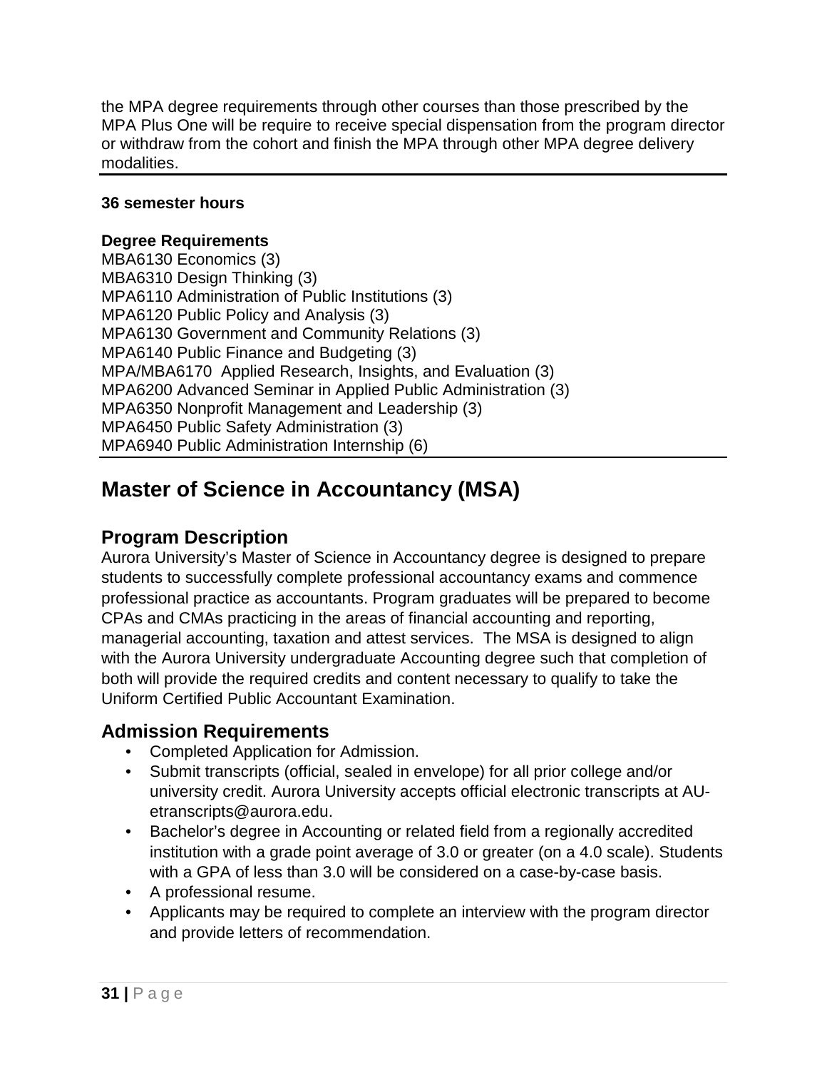the MPA degree requirements through other courses than those prescribed by the MPA Plus One will be require to receive special dispensation from the program director or withdraw from the cohort and finish the MPA through other MPA degree delivery modalities.

**36 semester hours**

**Degree Requirements**
MBA6130 Economics (3)
MBA6310 Design Thinking (3)
MPA6110 Administration of Public Institutions (3)
MPA6120 Public Policy and Analysis (3)
MPA6130 Government and Community Relations (3)
MPA6140 Public Finance and Budgeting (3)
MPA/MBA6170 Applied Research, Insights, and Evaluation (3)
MPA6200 Advanced Seminar in Applied Public Administration (3)
MPA6350 Nonprofit Management and Leadership (3)
MPA6450 Public Safety Administration (3)
MPA6940 Public Administration Internship (6)

# Master of Science in Accountancy (MSA)

## Program Description

Aurora University's Master of Science in Accountancy degree is designed to prepare students to successfully complete professional accountancy exams and commence professional practice as accountants. Program graduates will be prepared to become CPAs and CMAs practicing in the areas of financial accounting and reporting, managerial accounting, taxation and attest services. The MSA is designed to align with the Aurora University undergraduate Accounting degree such that completion of both will provide the required credits and content necessary to qualify to take the Uniform Certified Public Accountant Examination.

## Admission Requirements

- Completed Application for Admission.
- Submit transcripts (official, sealed in envelope) for all prior college and/or university credit. Aurora University accepts official electronic transcripts at AU-etranscripts@aurora.edu.
- Bachelor's degree in Accounting or related field from a regionally accredited institution with a grade point average of 3.0 or greater (on a 4.0 scale). Students with a GPA of less than 3.0 will be considered on a case-by-case basis.
- A professional resume.
- Applicants may be required to complete an interview with the program director and provide letters of recommendation.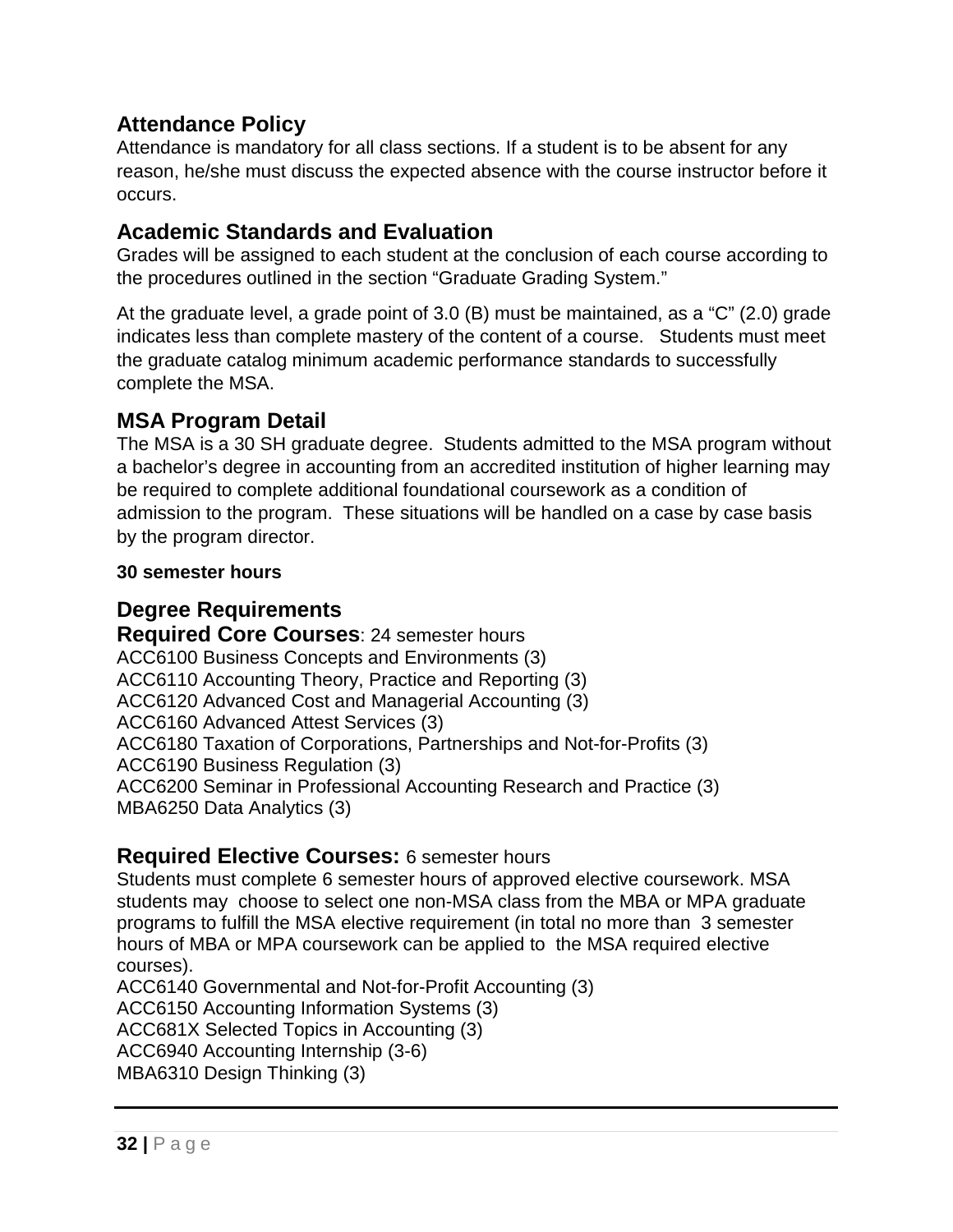## Attendance Policy

Attendance is mandatory for all class sections. If a student is to be absent for any reason, he/she must discuss the expected absence with the course instructor before it occurs.

## Academic Standards and Evaluation

Grades will be assigned to each student at the conclusion of each course according to the procedures outlined in the section "Graduate Grading System."

At the graduate level, a grade point of 3.0 (B) must be maintained, as a "C" (2.0) grade indicates less than complete mastery of the content of a course. Students must meet the graduate catalog minimum academic performance standards to successfully complete the MSA.

## MSA Program Detail

The MSA is a 30 SH graduate degree. Students admitted to the MSA program without a bachelor's degree in accounting from an accredited institution of higher learning may be required to complete additional foundational coursework as a condition of admission to the program. These situations will be handled on a case by case basis by the program director.

**30 semester hours**

## Degree Requirements

**Required Core Courses**: 24 semester hours

ACC6100 Business Concepts and Environments (3)
ACC6110 Accounting Theory, Practice and Reporting (3)
ACC6120 Advanced Cost and Managerial Accounting (3)
ACC6160 Advanced Attest Services (3)
ACC6180 Taxation of Corporations, Partnerships and Not-for-Profits (3)
ACC6190 Business Regulation (3)
ACC6200 Seminar in Professional Accounting Research and Practice (3)
MBA6250 Data Analytics (3)

**Required Elective Courses:** 6 semester hours

Students must complete 6 semester hours of approved elective coursework. MSA students may choose to select one non-MSA class from the MBA or MPA graduate programs to fulfill the MSA elective requirement (in total no more than 3 semester hours of MBA or MPA coursework can be applied to the MSA required elective courses).

ACC6140 Governmental and Not-for-Profit Accounting (3)
ACC6150 Accounting Information Systems (3)
ACC681X Selected Topics in Accounting (3)
ACC6940 Accounting Internship (3-6)
MBA6310 Design Thinking (3)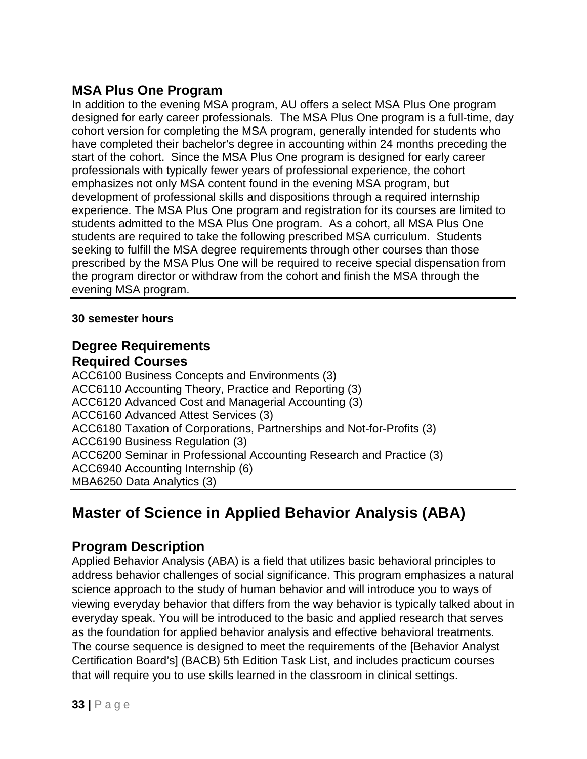## MSA Plus One Program

In addition to the evening MSA program, AU offers a select MSA Plus One program designed for early career professionals. The MSA Plus One program is a full-time, day cohort version for completing the MSA program, generally intended for students who have completed their bachelor's degree in accounting within 24 months preceding the start of the cohort. Since the MSA Plus One program is designed for early career professionals with typically fewer years of professional experience, the cohort emphasizes not only MSA content found in the evening MSA program, but development of professional skills and dispositions through a required internship experience. The MSA Plus One program and registration for its courses are limited to students admitted to the MSA Plus One program. As a cohort, all MSA Plus One students are required to take the following prescribed MSA curriculum. Students seeking to fulfill the MSA degree requirements through other courses than those prescribed by the MSA Plus One will be required to receive special dispensation from the program director or withdraw from the cohort and finish the MSA through the evening MSA program.

**30 semester hours**

## Degree Requirements

## Required Courses

ACC6100 Business Concepts and Environments (3)
ACC6110 Accounting Theory, Practice and Reporting (3)
ACC6120 Advanced Cost and Managerial Accounting (3)
ACC6160 Advanced Attest Services (3)
ACC6180 Taxation of Corporations, Partnerships and Not-for-Profits (3)
ACC6190 Business Regulation (3)
ACC6200 Seminar in Professional Accounting Research and Practice (3)
ACC6940 Accounting Internship (6)
MBA6250 Data Analytics (3)

# Master of Science in Applied Behavior Analysis (ABA)

## Program Description

Applied Behavior Analysis (ABA) is a field that utilizes basic behavioral principles to address behavior challenges of social significance. This program emphasizes a natural science approach to the study of human behavior and will introduce you to ways of viewing everyday behavior that differs from the way behavior is typically talked about in everyday speak. You will be introduced to the basic and applied research that serves as the foundation for applied behavior analysis and effective behavioral treatments. The course sequence is designed to meet the requirements of the [Behavior Analyst Certification Board's] (BACB) 5th Edition Task List, and includes practicum courses that will require you to use skills learned in the classroom in clinical settings.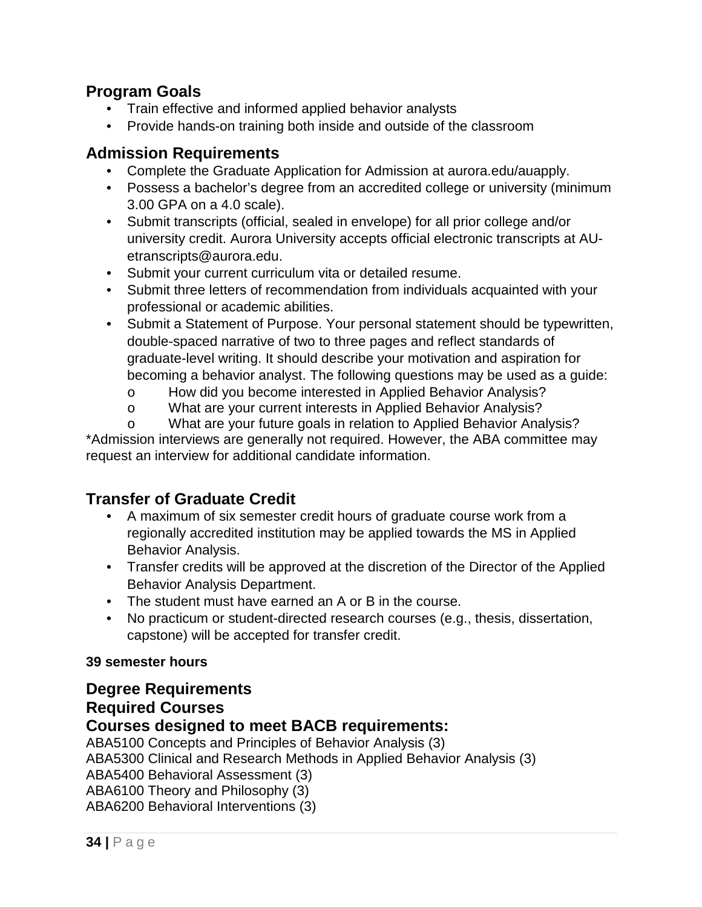## Program Goals

- Train effective and informed applied behavior analysts
- Provide hands-on training both inside and outside of the classroom

## Admission Requirements

- Complete the Graduate Application for Admission at aurora.edu/auapply.
- Possess a bachelor's degree from an accredited college or university (minimum 3.00 GPA on a 4.0 scale).
- Submit transcripts (official, sealed in envelope) for all prior college and/or university credit. Aurora University accepts official electronic transcripts at AU-etranscripts@aurora.edu.
- Submit your current curriculum vita or detailed resume.
- Submit three letters of recommendation from individuals acquainted with your professional or academic abilities.
- Submit a Statement of Purpose. Your personal statement should be typewritten, double-spaced narrative of two to three pages and reflect standards of graduate-level writing. It should describe your motivation and aspiration for becoming a behavior analyst. The following questions may be used as a guide:
  - How did you become interested in Applied Behavior Analysis?
  - What are your current interests in Applied Behavior Analysis?
  - What are your future goals in relation to Applied Behavior Analysis?

*Admission interviews are generally not required. However, the ABA committee may request an interview for additional candidate information.

## Transfer of Graduate Credit

- A maximum of six semester credit hours of graduate course work from a regionally accredited institution may be applied towards the MS in Applied Behavior Analysis.
- Transfer credits will be approved at the discretion of the Director of the Applied Behavior Analysis Department.
- The student must have earned an A or B in the course.
- No practicum or student-directed research courses (e.g., thesis, dissertation, capstone) will be accepted for transfer credit.

**39 semester hours**

## Degree Requirements

## Required Courses

## Courses designed to meet BACB requirements:

ABA5100 Concepts and Principles of Behavior Analysis (3)
ABA5300 Clinical and Research Methods in Applied Behavior Analysis (3)
ABA5400 Behavioral Assessment (3)
ABA6100 Theory and Philosophy (3)
ABA6200 Behavioral Interventions (3)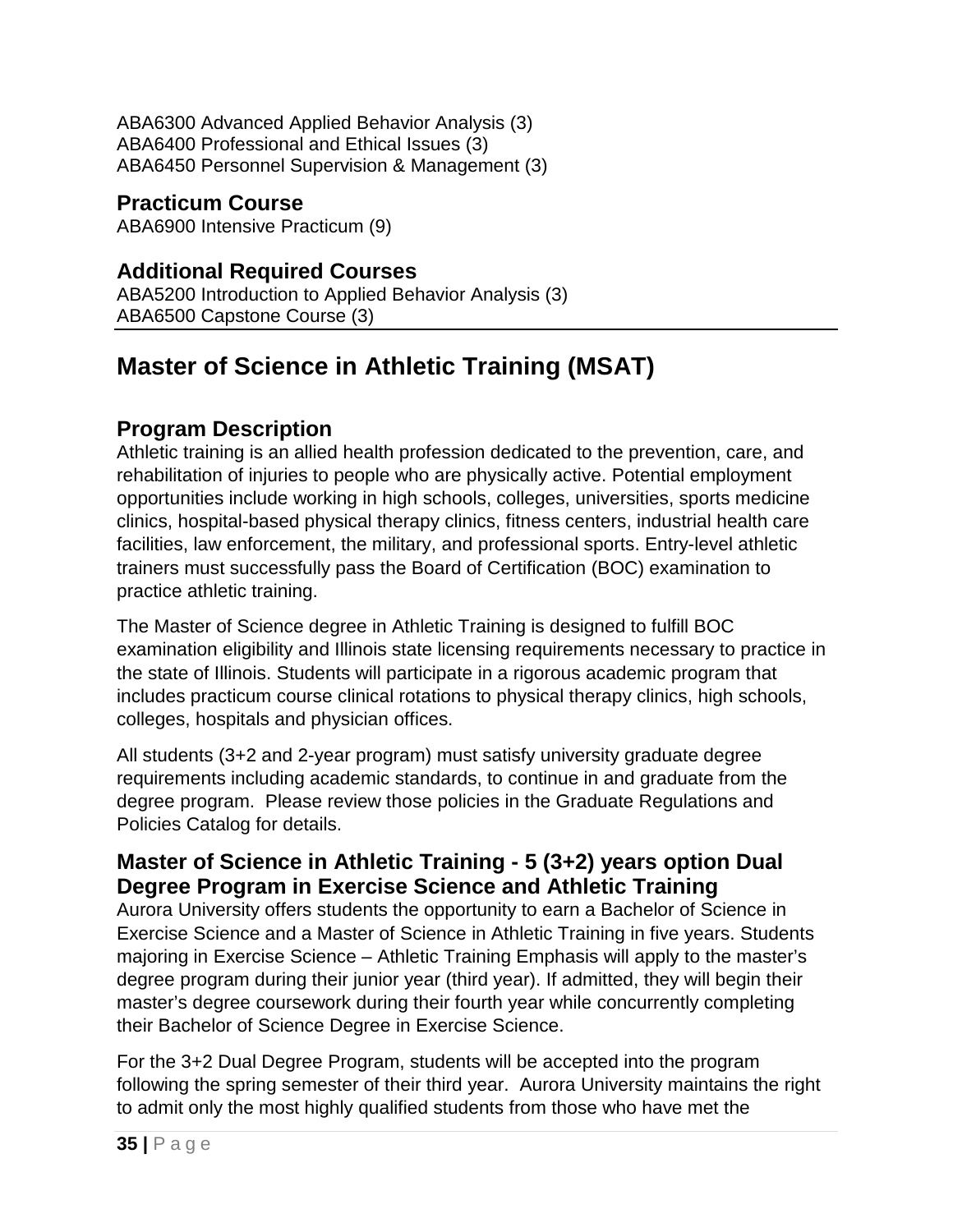ABA6300 Advanced Applied Behavior Analysis (3)
ABA6400 Professional and Ethical Issues (3)
ABA6450 Personnel Supervision & Management (3)

### Practicum Course

ABA6900 Intensive Practicum (9)

### Additional Required Courses

ABA5200 Introduction to Applied Behavior Analysis (3)
ABA6500 Capstone Course (3)

---

## Master of Science in Athletic Training (MSAT)

### Program Description

Athletic training is an allied health profession dedicated to the prevention, care, and rehabilitation of injuries to people who are physically active. Potential employment opportunities include working in high schools, colleges, universities, sports medicine clinics, hospital-based physical therapy clinics, fitness centers, industrial health care facilities, law enforcement, the military, and professional sports. Entry-level athletic trainers must successfully pass the Board of Certification (BOC) examination to practice athletic training.

The Master of Science degree in Athletic Training is designed to fulfill BOC examination eligibility and Illinois state licensing requirements necessary to practice in the state of Illinois. Students will participate in a rigorous academic program that includes practicum course clinical rotations to physical therapy clinics, high schools, colleges, hospitals and physician offices.

All students (3+2 and 2-year program) must satisfy university graduate degree requirements including academic standards, to continue in and graduate from the degree program. Please review those policies in the Graduate Regulations and Policies Catalog for details.

### Master of Science in Athletic Training - 5 (3+2) years option Dual Degree Program in Exercise Science and Athletic Training

Aurora University offers students the opportunity to earn a Bachelor of Science in Exercise Science and a Master of Science in Athletic Training in five years. Students majoring in Exercise Science – Athletic Training Emphasis will apply to the master's degree program during their junior year (third year). If admitted, they will begin their master's degree coursework during their fourth year while concurrently completing their Bachelor of Science Degree in Exercise Science.

For the 3+2 Dual Degree Program, students will be accepted into the program following the spring semester of their third year. Aurora University maintains the right to admit only the most highly qualified students from those who have met the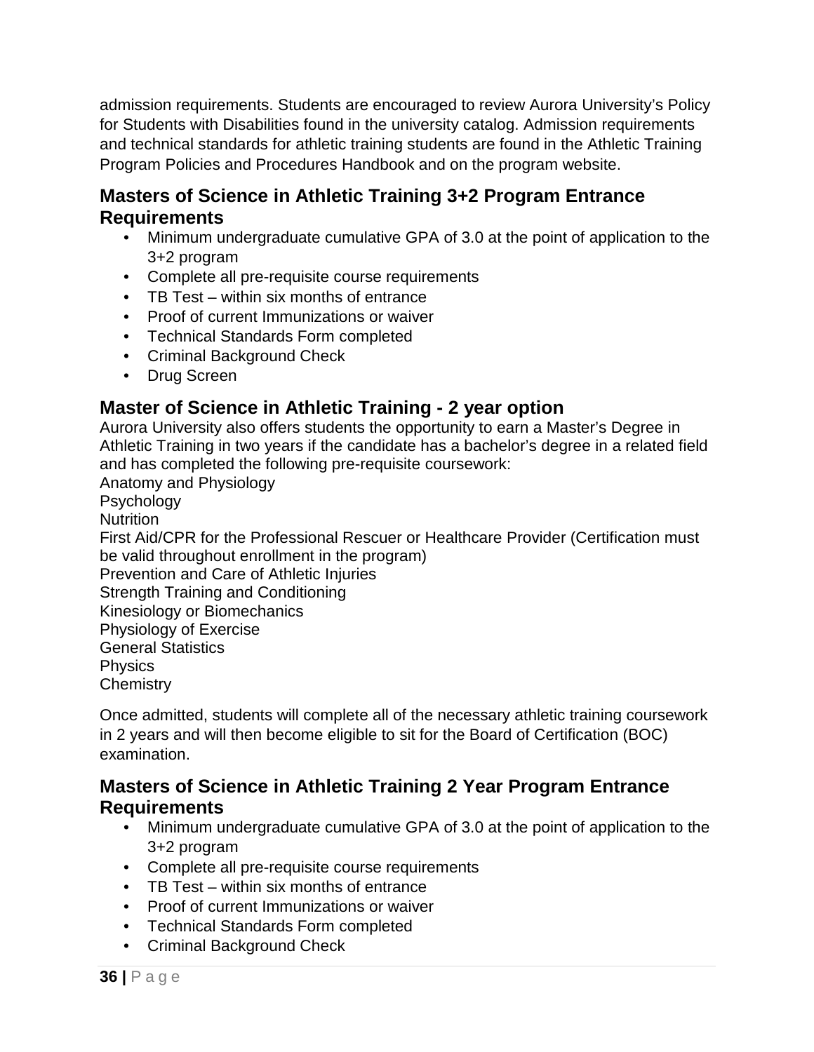admission requirements. Students are encouraged to review Aurora University's Policy for Students with Disabilities found in the university catalog. Admission requirements and technical standards for athletic training students are found in the Athletic Training Program Policies and Procedures Handbook and on the program website.

## Masters of Science in Athletic Training 3+2 Program Entrance Requirements

- Minimum undergraduate cumulative GPA of 3.0 at the point of application to the 3+2 program
- Complete all pre-requisite course requirements
- TB Test – within six months of entrance
- Proof of current Immunizations or waiver
- Technical Standards Form completed
- Criminal Background Check
- Drug Screen

## Master of Science in Athletic Training - 2 year option

Aurora University also offers students the opportunity to earn a Master's Degree in Athletic Training in two years if the candidate has a bachelor's degree in a related field and has completed the following pre-requisite coursework:

Anatomy and Physiology
Psychology
Nutrition
First Aid/CPR for the Professional Rescuer or Healthcare Provider (Certification must be valid throughout enrollment in the program)
Prevention and Care of Athletic Injuries
Strength Training and Conditioning
Kinesiology or Biomechanics
Physiology of Exercise
General Statistics
Physics
Chemistry

Once admitted, students will complete all of the necessary athletic training coursework in 2 years and will then become eligible to sit for the Board of Certification (BOC) examination.

## Masters of Science in Athletic Training 2 Year Program Entrance Requirements

- Minimum undergraduate cumulative GPA of 3.0 at the point of application to the 3+2 program
- Complete all pre-requisite course requirements
- TB Test – within six months of entrance
- Proof of current Immunizations or waiver
- Technical Standards Form completed
- Criminal Background Check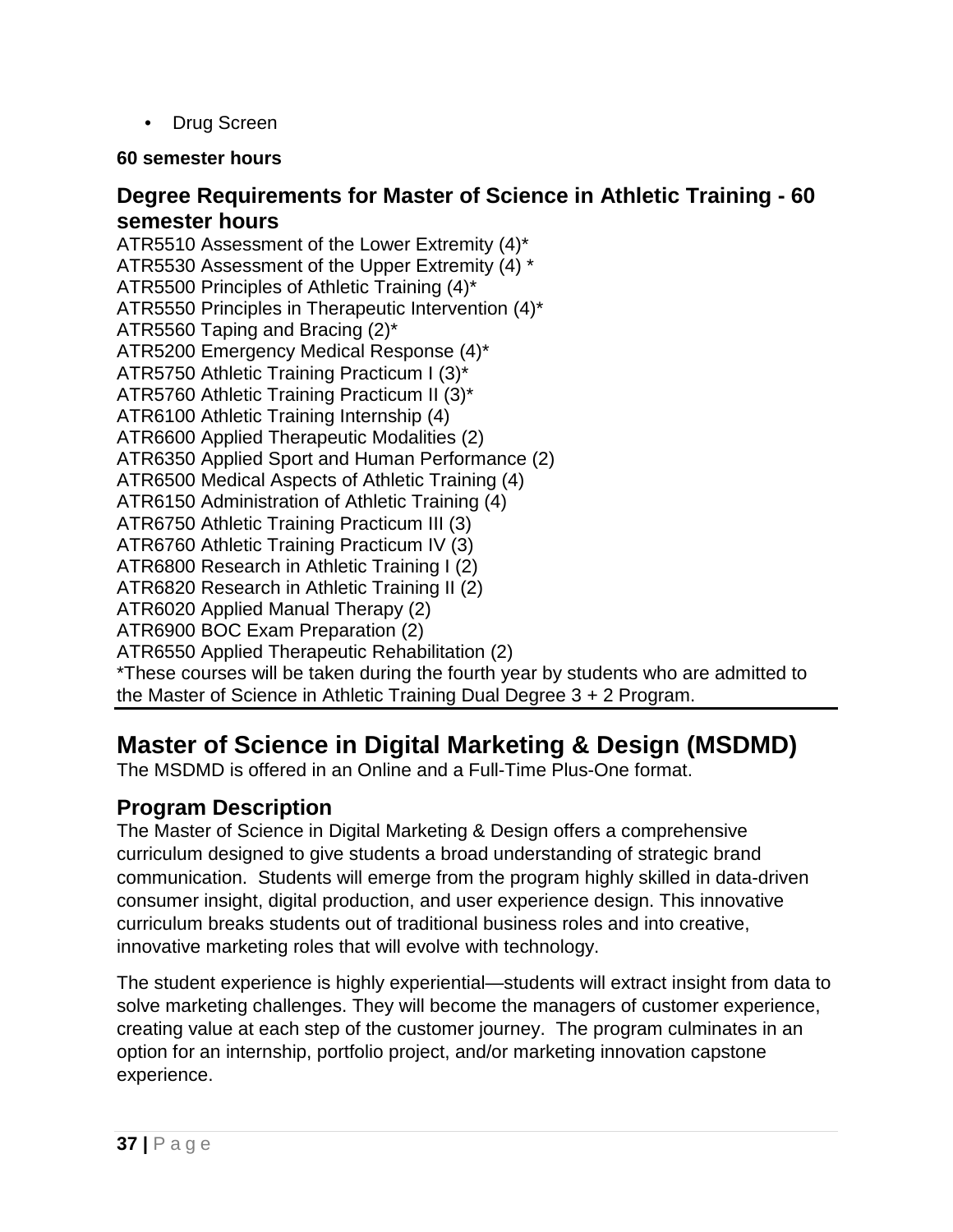- Drug Screen

**60 semester hours**

## Degree Requirements for Master of Science in Athletic Training - 60 semester hours

ATR5510 Assessment of the Lower Extremity (4)*
ATR5530 Assessment of the Upper Extremity (4) *
ATR5500 Principles of Athletic Training (4)*
ATR5550 Principles in Therapeutic Intervention (4)*
ATR5560 Taping and Bracing (2)*
ATR5200 Emergency Medical Response (4)*
ATR5750 Athletic Training Practicum I (3)*
ATR5760 Athletic Training Practicum II (3)*
ATR6100 Athletic Training Internship (4)
ATR6600 Applied Therapeutic Modalities (2)
ATR6350 Applied Sport and Human Performance (2)
ATR6500 Medical Aspects of Athletic Training (4)
ATR6150 Administration of Athletic Training (4)
ATR6750 Athletic Training Practicum III (3)
ATR6760 Athletic Training Practicum IV (3)
ATR6800 Research in Athletic Training I (2)
ATR6820 Research in Athletic Training II (2)
ATR6020 Applied Manual Therapy (2)
ATR6900 BOC Exam Preparation (2)
ATR6550 Applied Therapeutic Rehabilitation (2)
*These courses will be taken during the fourth year by students who are admitted to the Master of Science in Athletic Training Dual Degree 3 + 2 Program.

# Master of Science in Digital Marketing & Design (MSDMD)

The MSDMD is offered in an Online and a Full-Time Plus-One format.

## Program Description

The Master of Science in Digital Marketing & Design offers a comprehensive curriculum designed to give students a broad understanding of strategic brand communication. Students will emerge from the program highly skilled in data-driven consumer insight, digital production, and user experience design. This innovative curriculum breaks students out of traditional business roles and into creative, innovative marketing roles that will evolve with technology.

The student experience is highly experiential—students will extract insight from data to solve marketing challenges. They will become the managers of customer experience, creating value at each step of the customer journey. The program culminates in an option for an internship, portfolio project, and/or marketing innovation capstone experience.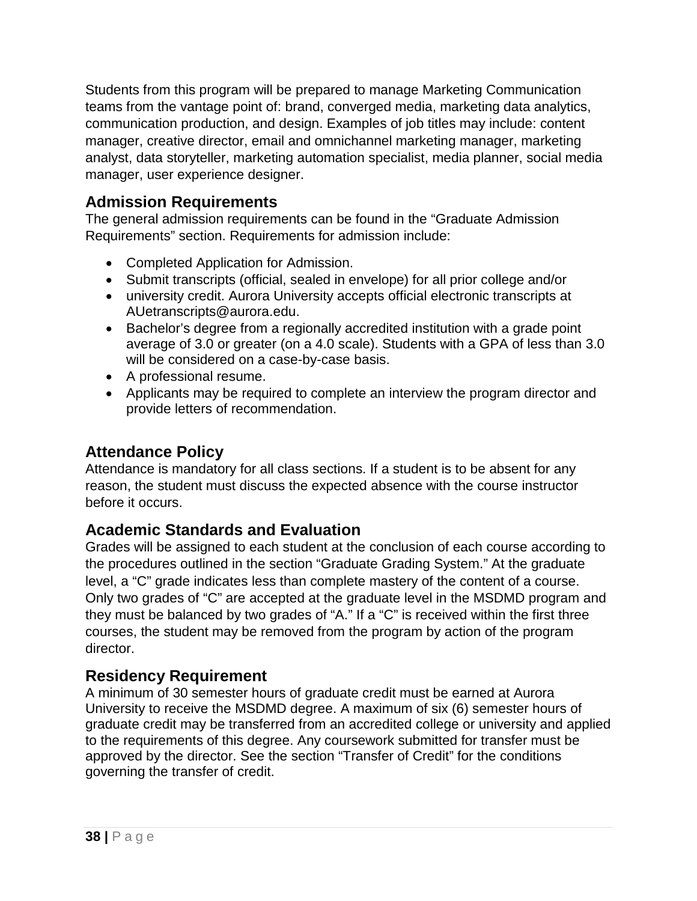Students from this program will be prepared to manage Marketing Communication teams from the vantage point of: brand, converged media, marketing data analytics, communication production, and design. Examples of job titles may include: content manager, creative director, email and omnichannel marketing manager, marketing analyst, data storyteller, marketing automation specialist, media planner, social media manager, user experience designer.

## Admission Requirements

The general admission requirements can be found in the "Graduate Admission Requirements" section. Requirements for admission include:

- Completed Application for Admission.
- Submit transcripts (official, sealed in envelope) for all prior college and/or
- university credit. Aurora University accepts official electronic transcripts at AUetranscripts@aurora.edu.
- Bachelor's degree from a regionally accredited institution with a grade point average of 3.0 or greater (on a 4.0 scale). Students with a GPA of less than 3.0 will be considered on a case-by-case basis.
- A professional resume.
- Applicants may be required to complete an interview the program director and provide letters of recommendation.

## Attendance Policy

Attendance is mandatory for all class sections. If a student is to be absent for any reason, the student must discuss the expected absence with the course instructor before it occurs.

## Academic Standards and Evaluation

Grades will be assigned to each student at the conclusion of each course according to the procedures outlined in the section "Graduate Grading System." At the graduate level, a "C" grade indicates less than complete mastery of the content of a course. Only two grades of "C" are accepted at the graduate level in the MSDMD program and they must be balanced by two grades of "A." If a "C" is received within the first three courses, the student may be removed from the program by action of the program director.

## Residency Requirement

A minimum of 30 semester hours of graduate credit must be earned at Aurora University to receive the MSDMD degree. A maximum of six (6) semester hours of graduate credit may be transferred from an accredited college or university and applied to the requirements of this degree. Any coursework submitted for transfer must be approved by the director. See the section "Transfer of Credit" for the conditions governing the transfer of credit.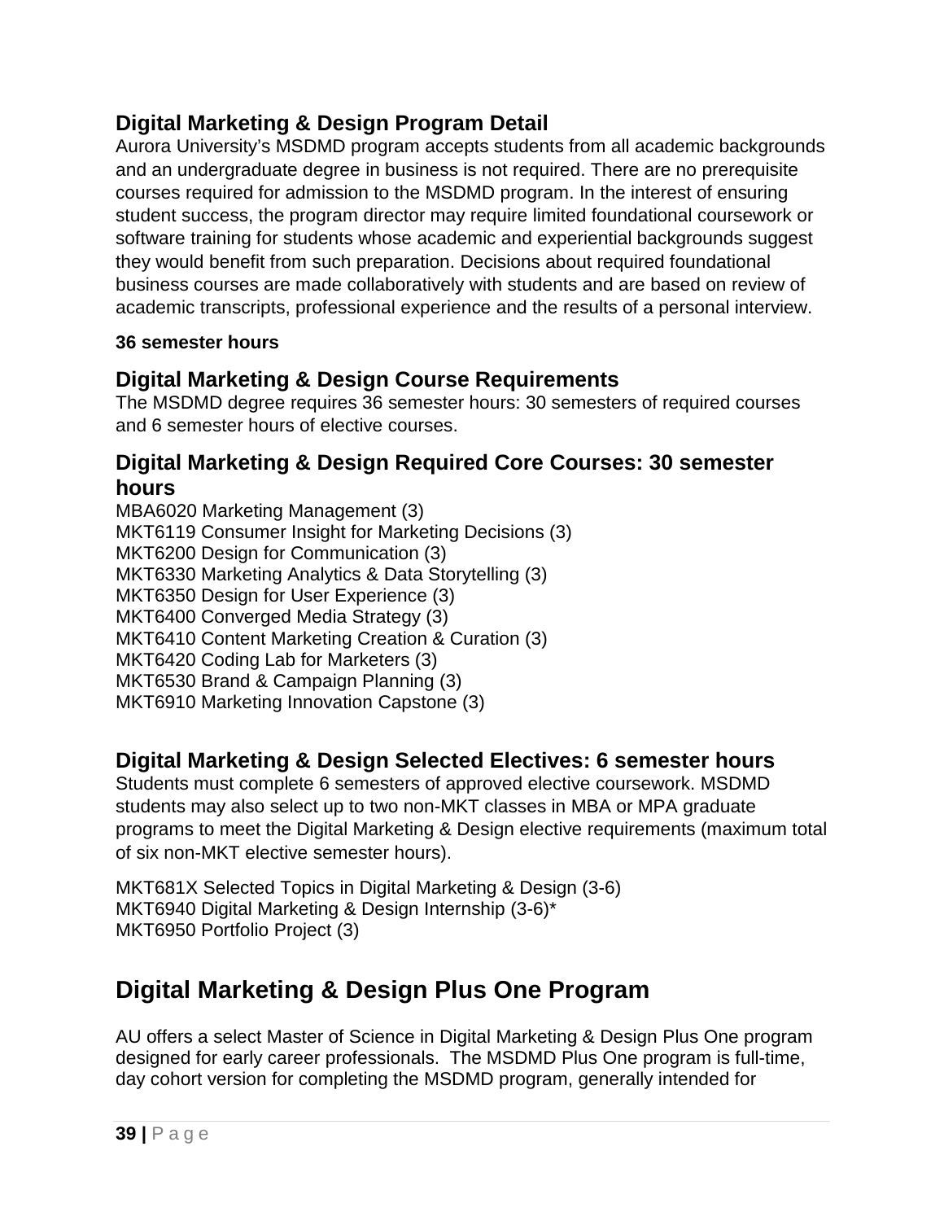### Digital Marketing & Design Program Detail

Aurora University's MSDMD program accepts students from all academic backgrounds and an undergraduate degree in business is not required. There are no prerequisite courses required for admission to the MSDMD program. In the interest of ensuring student success, the program director may require limited foundational coursework or software training for students whose academic and experiential backgrounds suggest they would benefit from such preparation. Decisions about required foundational business courses are made collaboratively with students and are based on review of academic transcripts, professional experience and the results of a personal interview.

**36 semester hours**

### Digital Marketing & Design Course Requirements

The MSDMD degree requires 36 semester hours: 30 semesters of required courses and 6 semester hours of elective courses.

### Digital Marketing & Design Required Core Courses: 30 semester hours

MBA6020 Marketing Management (3)
MKT6119 Consumer Insight for Marketing Decisions (3)
MKT6200 Design for Communication (3)
MKT6330 Marketing Analytics & Data Storytelling (3)
MKT6350 Design for User Experience (3)
MKT6400 Converged Media Strategy (3)
MKT6410 Content Marketing Creation & Curation (3)
MKT6420 Coding Lab for Marketers (3)
MKT6530 Brand & Campaign Planning (3)
MKT6910 Marketing Innovation Capstone (3)

### Digital Marketing & Design Selected Electives: 6 semester hours

Students must complete 6 semesters of approved elective coursework. MSDMD students may also select up to two non-MKT classes in MBA or MPA graduate programs to meet the Digital Marketing & Design elective requirements (maximum total of six non-MKT elective semester hours).

MKT681X Selected Topics in Digital Marketing & Design (3-6)
MKT6940 Digital Marketing & Design Internship (3-6)*
MKT6950 Portfolio Project (3)

## Digital Marketing & Design Plus One Program

AU offers a select Master of Science in Digital Marketing & Design Plus One program designed for early career professionals. The MSDMD Plus One program is full-time, day cohort version for completing the MSDMD program, generally intended for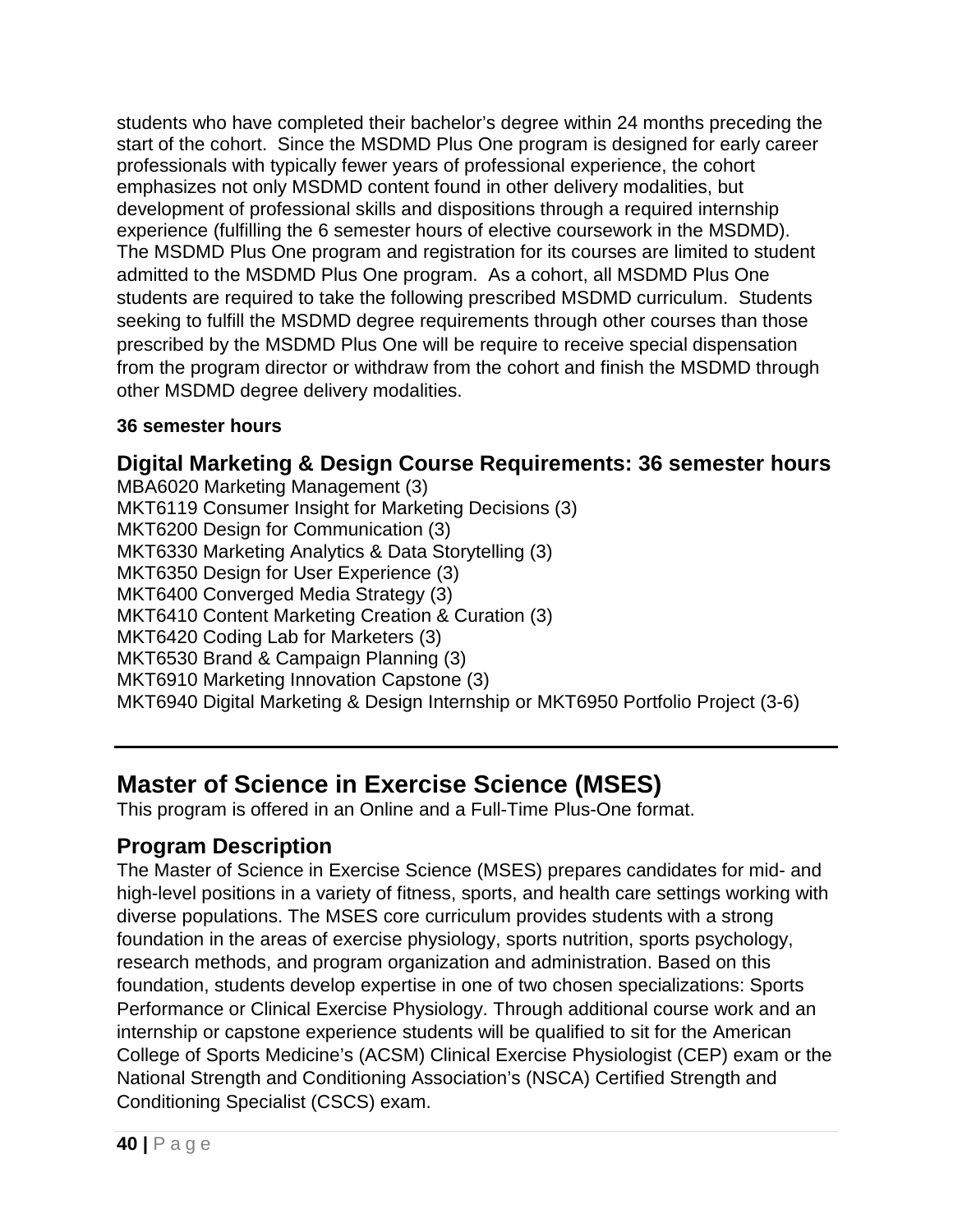students who have completed their bachelor's degree within 24 months preceding the start of the cohort. Since the MSDMD Plus One program is designed for early career professionals with typically fewer years of professional experience, the cohort emphasizes not only MSDMD content found in other delivery modalities, but development of professional skills and dispositions through a required internship experience (fulfilling the 6 semester hours of elective coursework in the MSDMD). The MSDMD Plus One program and registration for its courses are limited to student admitted to the MSDMD Plus One program. As a cohort, all MSDMD Plus One students are required to take the following prescribed MSDMD curriculum. Students seeking to fulfill the MSDMD degree requirements through other courses than those prescribed by the MSDMD Plus One will be require to receive special dispensation from the program director or withdraw from the cohort and finish the MSDMD through other MSDMD degree delivery modalities.

**36 semester hours**

### Digital Marketing & Design Course Requirements: 36 semester hours

MBA6020 Marketing Management (3)
MKT6119 Consumer Insight for Marketing Decisions (3)
MKT6200 Design for Communication (3)
MKT6330 Marketing Analytics & Data Storytelling (3)
MKT6350 Design for User Experience (3)
MKT6400 Converged Media Strategy (3)
MKT6410 Content Marketing Creation & Curation (3)
MKT6420 Coding Lab for Marketers (3)
MKT6530 Brand & Campaign Planning (3)
MKT6910 Marketing Innovation Capstone (3)
MKT6940 Digital Marketing & Design Internship or MKT6950 Portfolio Project (3-6)

---

## Master of Science in Exercise Science (MSES)

This program is offered in an Online and a Full-Time Plus-One format.

### Program Description

The Master of Science in Exercise Science (MSES) prepares candidates for mid- and high-level positions in a variety of fitness, sports, and health care settings working with diverse populations. The MSES core curriculum provides students with a strong foundation in the areas of exercise physiology, sports nutrition, sports psychology, research methods, and program organization and administration. Based on this foundation, students develop expertise in one of two chosen specializations: Sports Performance or Clinical Exercise Physiology. Through additional course work and an internship or capstone experience students will be qualified to sit for the American College of Sports Medicine's (ACSM) Clinical Exercise Physiologist (CEP) exam or the National Strength and Conditioning Association's (NSCA) Certified Strength and Conditioning Specialist (CSCS) exam.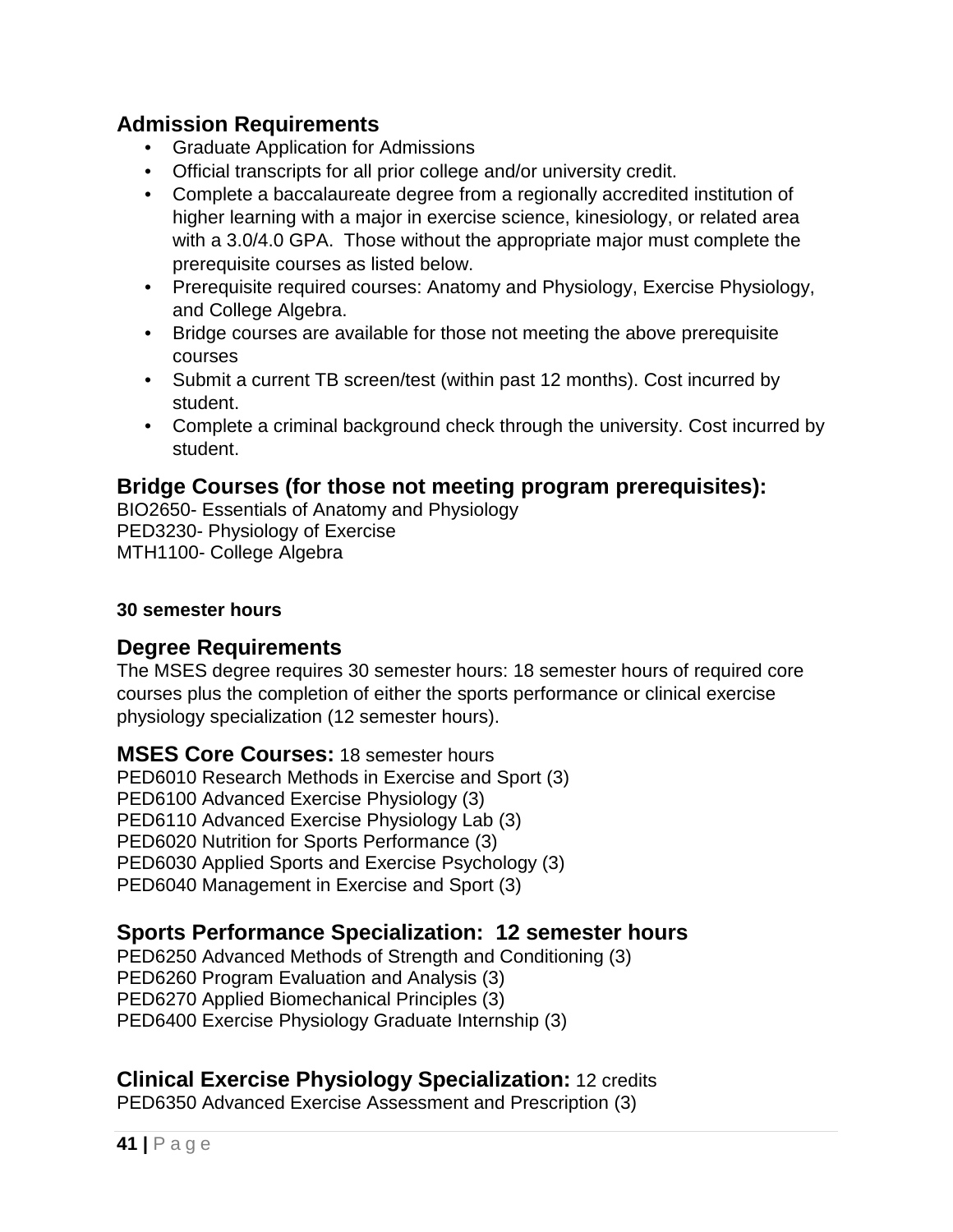## Admission Requirements

- Graduate Application for Admissions
- Official transcripts for all prior college and/or university credit.
- Complete a baccalaureate degree from a regionally accredited institution of higher learning with a major in exercise science, kinesiology, or related area with a 3.0/4.0 GPA. Those without the appropriate major must complete the prerequisite courses as listed below.
- Prerequisite required courses: Anatomy and Physiology, Exercise Physiology, and College Algebra.
- Bridge courses are available for those not meeting the above prerequisite courses
- Submit a current TB screen/test (within past 12 months). Cost incurred by student.
- Complete a criminal background check through the university. Cost incurred by student.

## Bridge Courses (for those not meeting program prerequisites):

BIO2650- Essentials of Anatomy and Physiology
PED3230- Physiology of Exercise
MTH1100- College Algebra

**30 semester hours**

## Degree Requirements

The MSES degree requires 30 semester hours: 18 semester hours of required core courses plus the completion of either the sports performance or clinical exercise physiology specialization (12 semester hours).

**MSES Core Courses:** 18 semester hours

PED6010 Research Methods in Exercise and Sport (3)
PED6100 Advanced Exercise Physiology (3)
PED6110 Advanced Exercise Physiology Lab (3)
PED6020 Nutrition for Sports Performance (3)
PED6030 Applied Sports and Exercise Psychology (3)
PED6040 Management in Exercise and Sport (3)

## Sports Performance Specialization: 12 semester hours

PED6250 Advanced Methods of Strength and Conditioning (3)
PED6260 Program Evaluation and Analysis (3)
PED6270 Applied Biomechanical Principles (3)
PED6400 Exercise Physiology Graduate Internship (3)

**Clinical Exercise Physiology Specialization:** 12 credits

PED6350 Advanced Exercise Assessment and Prescription (3)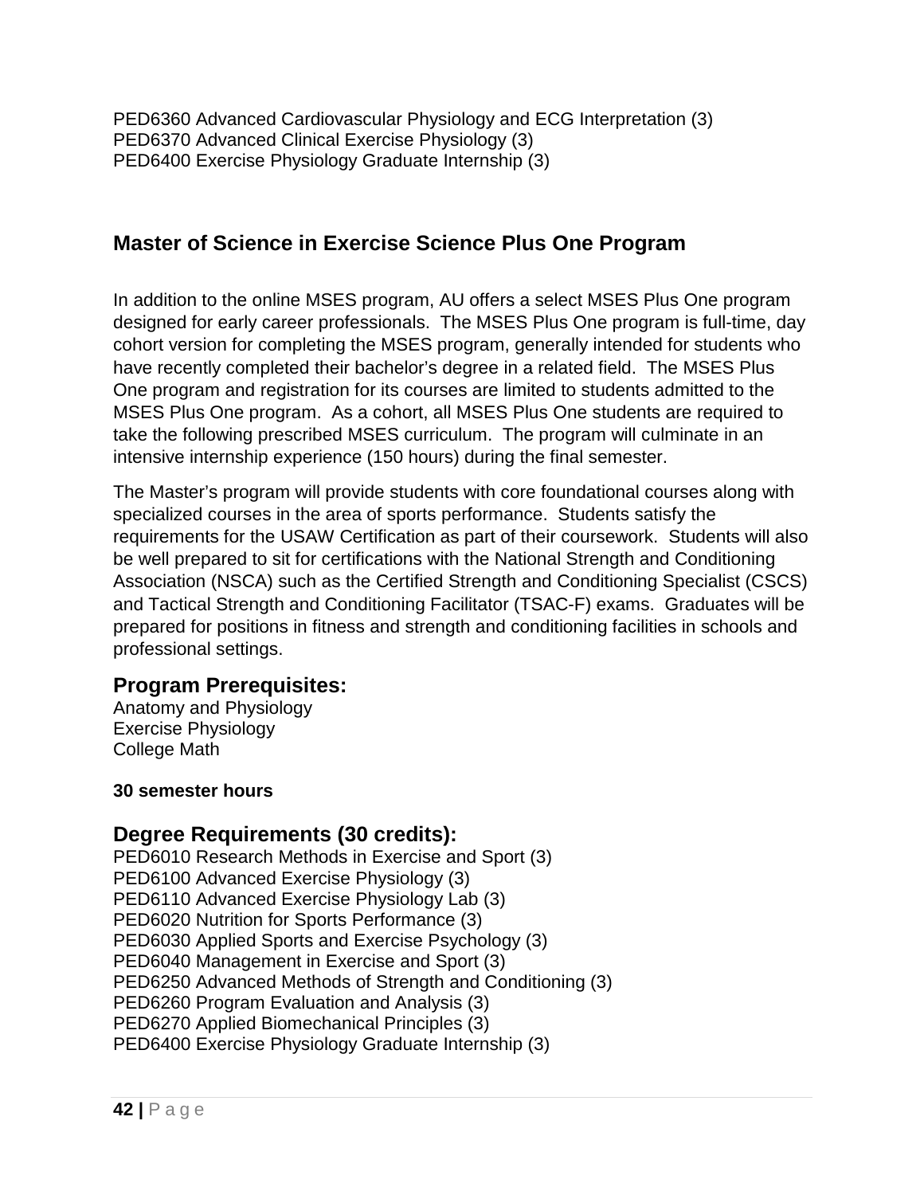PED6360 Advanced Cardiovascular Physiology and ECG Interpretation (3)
PED6370 Advanced Clinical Exercise Physiology (3)
PED6400 Exercise Physiology Graduate Internship (3)

## Master of Science in Exercise Science Plus One Program

In addition to the online MSES program, AU offers a select MSES Plus One program designed for early career professionals. The MSES Plus One program is full-time, day cohort version for completing the MSES program, generally intended for students who have recently completed their bachelor's degree in a related field. The MSES Plus One program and registration for its courses are limited to students admitted to the MSES Plus One program. As a cohort, all MSES Plus One students are required to take the following prescribed MSES curriculum. The program will culminate in an intensive internship experience (150 hours) during the final semester.

The Master's program will provide students with core foundational courses along with specialized courses in the area of sports performance. Students satisfy the requirements for the USAW Certification as part of their coursework. Students will also be well prepared to sit for certifications with the National Strength and Conditioning Association (NSCA) such as the Certified Strength and Conditioning Specialist (CSCS) and Tactical Strength and Conditioning Facilitator (TSAC-F) exams. Graduates will be prepared for positions in fitness and strength and conditioning facilities in schools and professional settings.

### Program Prerequisites:

Anatomy and Physiology
Exercise Physiology
College Math

**30 semester hours**

### Degree Requirements (30 credits):

PED6010 Research Methods in Exercise and Sport (3)
PED6100 Advanced Exercise Physiology (3)
PED6110 Advanced Exercise Physiology Lab (3)
PED6020 Nutrition for Sports Performance (3)
PED6030 Applied Sports and Exercise Psychology (3)
PED6040 Management in Exercise and Sport (3)
PED6250 Advanced Methods of Strength and Conditioning (3)
PED6260 Program Evaluation and Analysis (3)
PED6270 Applied Biomechanical Principles (3)
PED6400 Exercise Physiology Graduate Internship (3)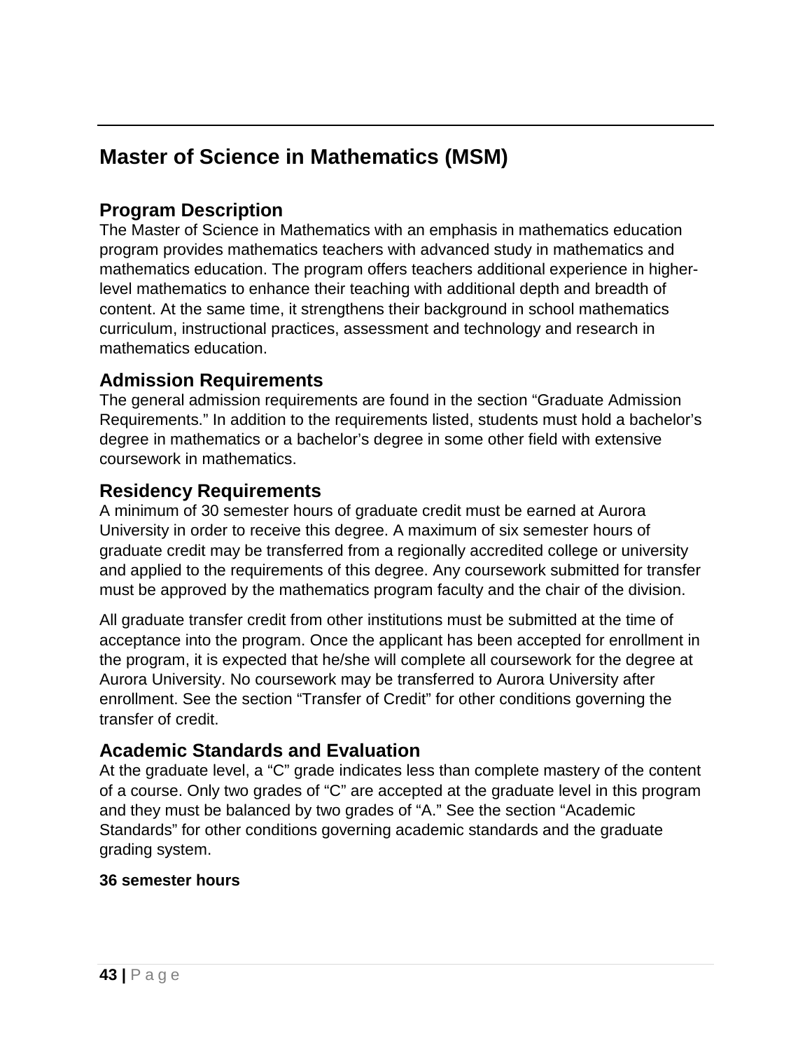# Master of Science in Mathematics (MSM)

## Program Description

The Master of Science in Mathematics with an emphasis in mathematics education program provides mathematics teachers with advanced study in mathematics and mathematics education. The program offers teachers additional experience in higher-level mathematics to enhance their teaching with additional depth and breadth of content. At the same time, it strengthens their background in school mathematics curriculum, instructional practices, assessment and technology and research in mathematics education.

## Admission Requirements

The general admission requirements are found in the section "Graduate Admission Requirements." In addition to the requirements listed, students must hold a bachelor's degree in mathematics or a bachelor's degree in some other field with extensive coursework in mathematics.

## Residency Requirements

A minimum of 30 semester hours of graduate credit must be earned at Aurora University in order to receive this degree. A maximum of six semester hours of graduate credit may be transferred from a regionally accredited college or university and applied to the requirements of this degree. Any coursework submitted for transfer must be approved by the mathematics program faculty and the chair of the division.

All graduate transfer credit from other institutions must be submitted at the time of acceptance into the program. Once the applicant has been accepted for enrollment in the program, it is expected that he/she will complete all coursework for the degree at Aurora University. No coursework may be transferred to Aurora University after enrollment. See the section "Transfer of Credit" for other conditions governing the transfer of credit.

## Academic Standards and Evaluation

At the graduate level, a "C" grade indicates less than complete mastery of the content of a course. Only two grades of "C" are accepted at the graduate level in this program and they must be balanced by two grades of "A." See the section "Academic Standards" for other conditions governing academic standards and the graduate grading system.

**36 semester hours**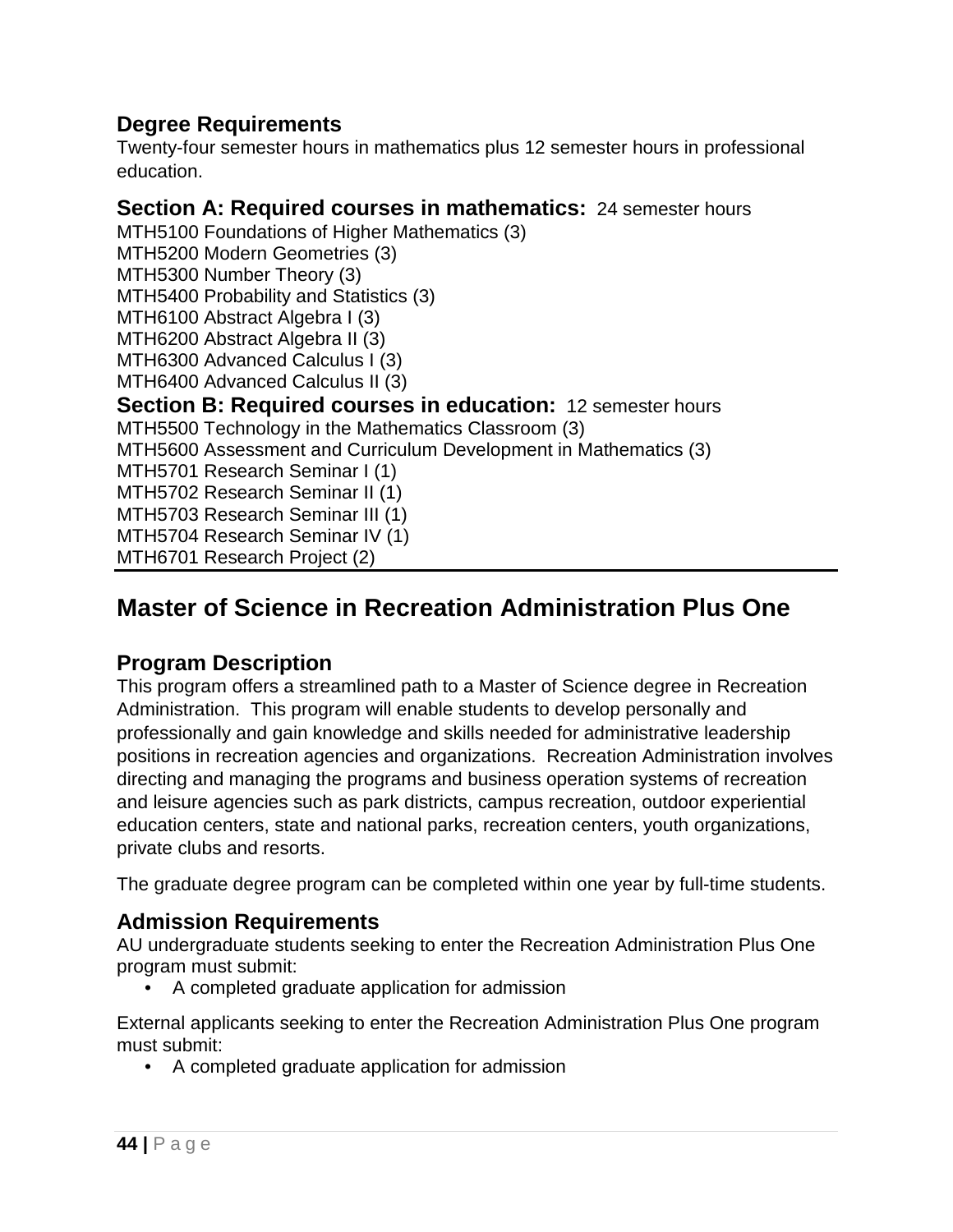### Degree Requirements

Twenty-four semester hours in mathematics plus 12 semester hours in professional education.

**Section A: Required courses in mathematics:** 24 semester hours

MTH5100 Foundations of Higher Mathematics (3)
MTH5200 Modern Geometries (3)
MTH5300 Number Theory (3)
MTH5400 Probability and Statistics (3)
MTH6100 Abstract Algebra I (3)
MTH6200 Abstract Algebra II (3)
MTH6300 Advanced Calculus I (3)
MTH6400 Advanced Calculus II (3)

**Section B: Required courses in education:** 12 semester hours

MTH5500 Technology in the Mathematics Classroom (3)
MTH5600 Assessment and Curriculum Development in Mathematics (3)
MTH5701 Research Seminar I (1)
MTH5702 Research Seminar II (1)
MTH5703 Research Seminar III (1)
MTH5704 Research Seminar IV (1)
MTH6701 Research Project (2)

## Master of Science in Recreation Administration Plus One

### Program Description

This program offers a streamlined path to a Master of Science degree in Recreation Administration. This program will enable students to develop personally and professionally and gain knowledge and skills needed for administrative leadership positions in recreation agencies and organizations. Recreation Administration involves directing and managing the programs and business operation systems of recreation and leisure agencies such as park districts, campus recreation, outdoor experiential education centers, state and national parks, recreation centers, youth organizations, private clubs and resorts.

The graduate degree program can be completed within one year by full-time students.

### Admission Requirements

AU undergraduate students seeking to enter the Recreation Administration Plus One program must submit:

- A completed graduate application for admission

External applicants seeking to enter the Recreation Administration Plus One program must submit:

- A completed graduate application for admission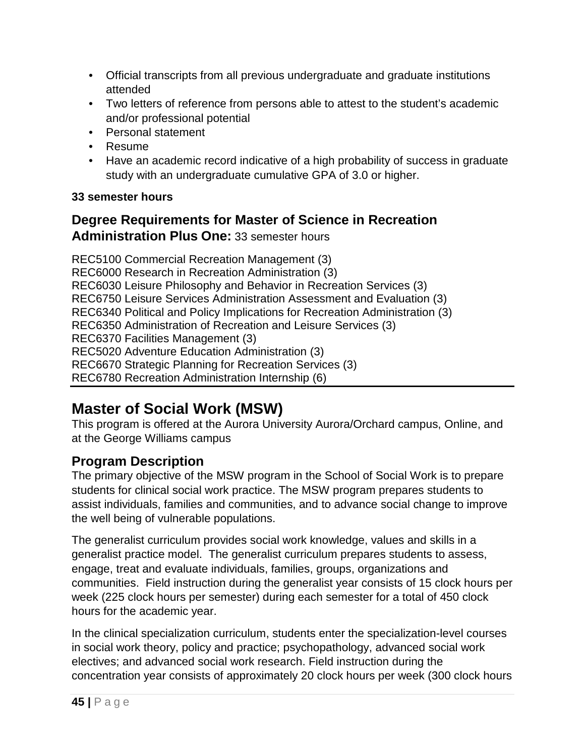- Official transcripts from all previous undergraduate and graduate institutions attended
- Two letters of reference from persons able to attest to the student's academic and/or professional potential
- Personal statement
- Resume
- Have an academic record indicative of a high probability of success in graduate study with an undergraduate cumulative GPA of 3.0 or higher.

**33 semester hours**

### Degree Requirements for Master of Science in Recreation Administration Plus One: 33 semester hours

REC5100 Commercial Recreation Management (3)
REC6000 Research in Recreation Administration (3)
REC6030 Leisure Philosophy and Behavior in Recreation Services (3)
REC6750 Leisure Services Administration Assessment and Evaluation (3)
REC6340 Political and Policy Implications for Recreation Administration (3)
REC6350 Administration of Recreation and Leisure Services (3)
REC6370 Facilities Management (3)
REC5020 Adventure Education Administration (3)
REC6670 Strategic Planning for Recreation Services (3)
REC6780 Recreation Administration Internship (6)

## Master of Social Work (MSW)

This program is offered at the Aurora University Aurora/Orchard campus, Online, and at the George Williams campus

### Program Description

The primary objective of the MSW program in the School of Social Work is to prepare students for clinical social work practice. The MSW program prepares students to assist individuals, families and communities, and to advance social change to improve the well being of vulnerable populations.

The generalist curriculum provides social work knowledge, values and skills in a generalist practice model. The generalist curriculum prepares students to assess, engage, treat and evaluate individuals, families, groups, organizations and communities. Field instruction during the generalist year consists of 15 clock hours per week (225 clock hours per semester) during each semester for a total of 450 clock hours for the academic year.

In the clinical specialization curriculum, students enter the specialization-level courses in social work theory, policy and practice; psychopathology, advanced social work electives; and advanced social work research. Field instruction during the concentration year consists of approximately 20 clock hours per week (300 clock hours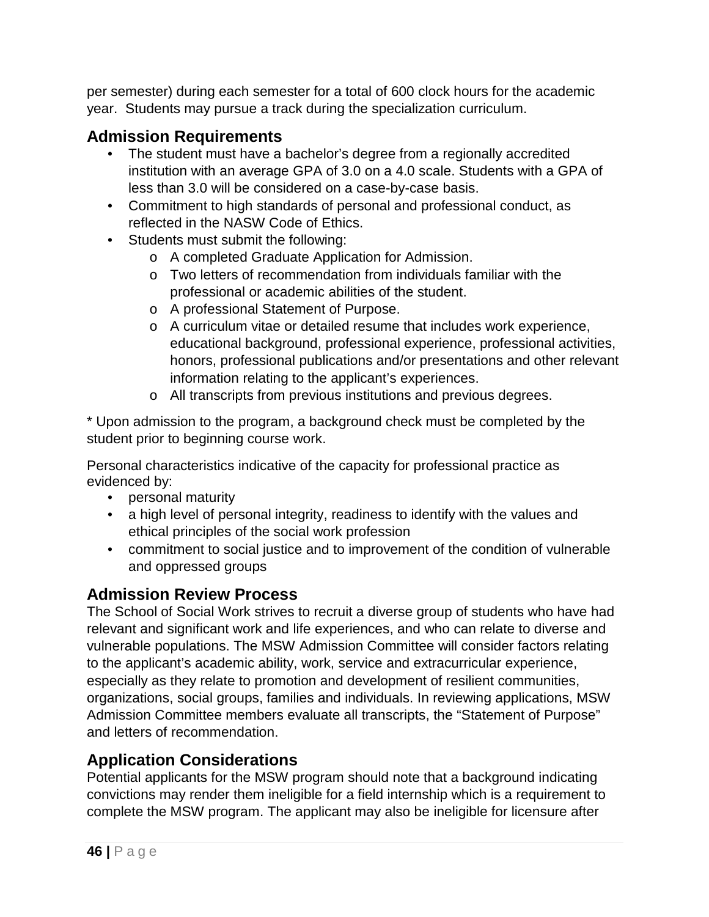per semester) during each semester for a total of 600 clock hours for the academic year. Students may pursue a track during the specialization curriculum.

## Admission Requirements

- The student must have a bachelor's degree from a regionally accredited institution with an average GPA of 3.0 on a 4.0 scale. Students with a GPA of less than 3.0 will be considered on a case-by-case basis.
- Commitment to high standards of personal and professional conduct, as reflected in the NASW Code of Ethics.
- Students must submit the following:
  - A completed Graduate Application for Admission.
  - Two letters of recommendation from individuals familiar with the professional or academic abilities of the student.
  - A professional Statement of Purpose.
  - A curriculum vitae or detailed resume that includes work experience, educational background, professional experience, professional activities, honors, professional publications and/or presentations and other relevant information relating to the applicant's experiences.
  - All transcripts from previous institutions and previous degrees.

* Upon admission to the program, a background check must be completed by the student prior to beginning course work.

Personal characteristics indicative of the capacity for professional practice as evidenced by:

- personal maturity
- a high level of personal integrity, readiness to identify with the values and ethical principles of the social work profession
- commitment to social justice and to improvement of the condition of vulnerable and oppressed groups

## Admission Review Process

The School of Social Work strives to recruit a diverse group of students who have had relevant and significant work and life experiences, and who can relate to diverse and vulnerable populations. The MSW Admission Committee will consider factors relating to the applicant's academic ability, work, service and extracurricular experience, especially as they relate to promotion and development of resilient communities, organizations, social groups, families and individuals. In reviewing applications, MSW Admission Committee members evaluate all transcripts, the "Statement of Purpose" and letters of recommendation.

## Application Considerations

Potential applicants for the MSW program should note that a background indicating convictions may render them ineligible for a field internship which is a requirement to complete the MSW program. The applicant may also be ineligible for licensure after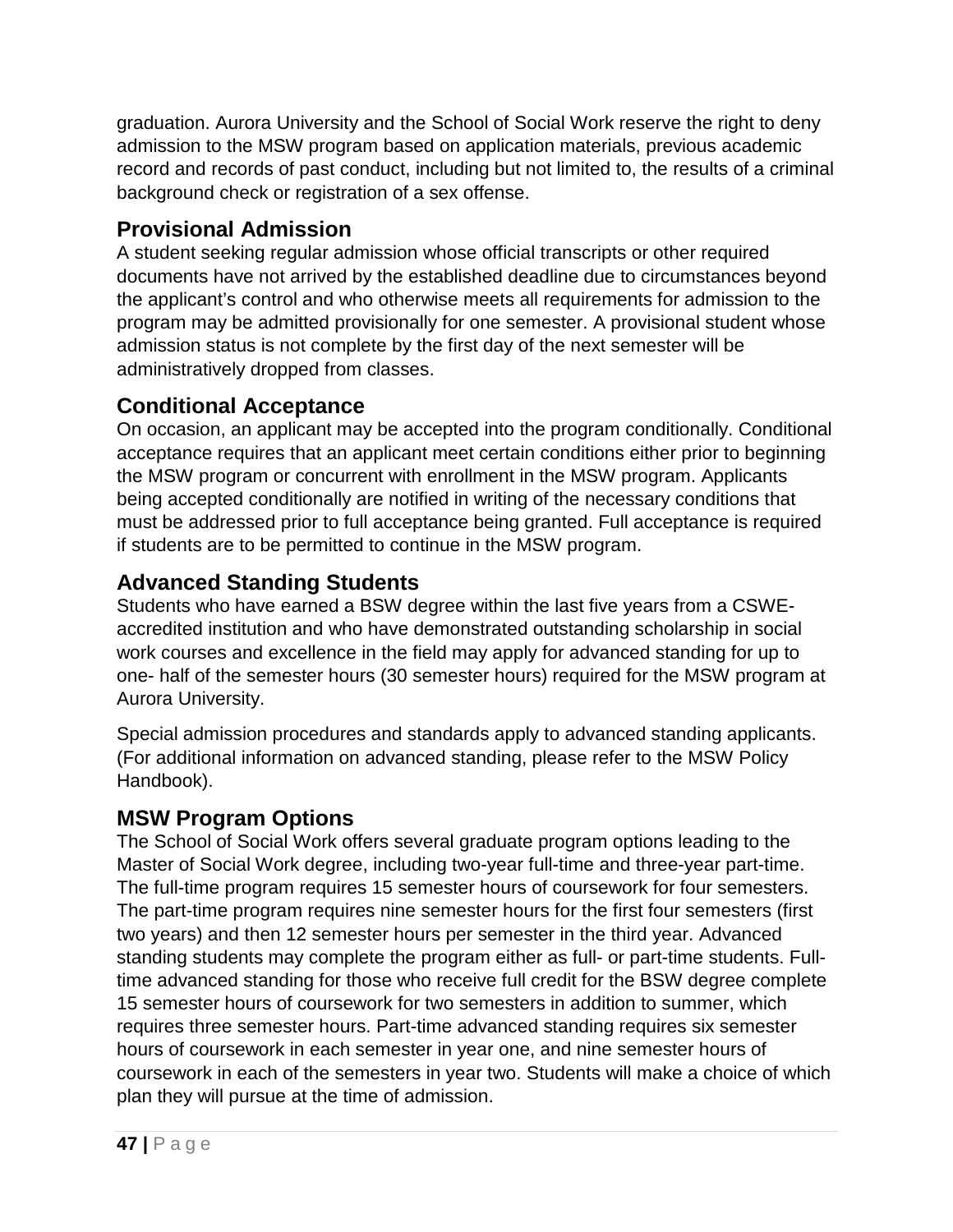graduation. Aurora University and the School of Social Work reserve the right to deny admission to the MSW program based on application materials, previous academic record and records of past conduct, including but not limited to, the results of a criminal background check or registration of a sex offense.

## Provisional Admission

A student seeking regular admission whose official transcripts or other required documents have not arrived by the established deadline due to circumstances beyond the applicant's control and who otherwise meets all requirements for admission to the program may be admitted provisionally for one semester. A provisional student whose admission status is not complete by the first day of the next semester will be administratively dropped from classes.

## Conditional Acceptance

On occasion, an applicant may be accepted into the program conditionally. Conditional acceptance requires that an applicant meet certain conditions either prior to beginning the MSW program or concurrent with enrollment in the MSW program. Applicants being accepted conditionally are notified in writing of the necessary conditions that must be addressed prior to full acceptance being granted. Full acceptance is required if students are to be permitted to continue in the MSW program.

## Advanced Standing Students

Students who have earned a BSW degree within the last five years from a CSWE-accredited institution and who have demonstrated outstanding scholarship in social work courses and excellence in the field may apply for advanced standing for up to one- half of the semester hours (30 semester hours) required for the MSW program at Aurora University.

Special admission procedures and standards apply to advanced standing applicants. (For additional information on advanced standing, please refer to the MSW Policy Handbook).

## MSW Program Options

The School of Social Work offers several graduate program options leading to the Master of Social Work degree, including two-year full-time and three-year part-time. The full-time program requires 15 semester hours of coursework for four semesters. The part-time program requires nine semester hours for the first four semesters (first two years) and then 12 semester hours per semester in the third year. Advanced standing students may complete the program either as full- or part-time students. Full-time advanced standing for those who receive full credit for the BSW degree complete 15 semester hours of coursework for two semesters in addition to summer, which requires three semester hours. Part-time advanced standing requires six semester hours of coursework in each semester in year one, and nine semester hours of coursework in each of the semesters in year two. Students will make a choice of which plan they will pursue at the time of admission.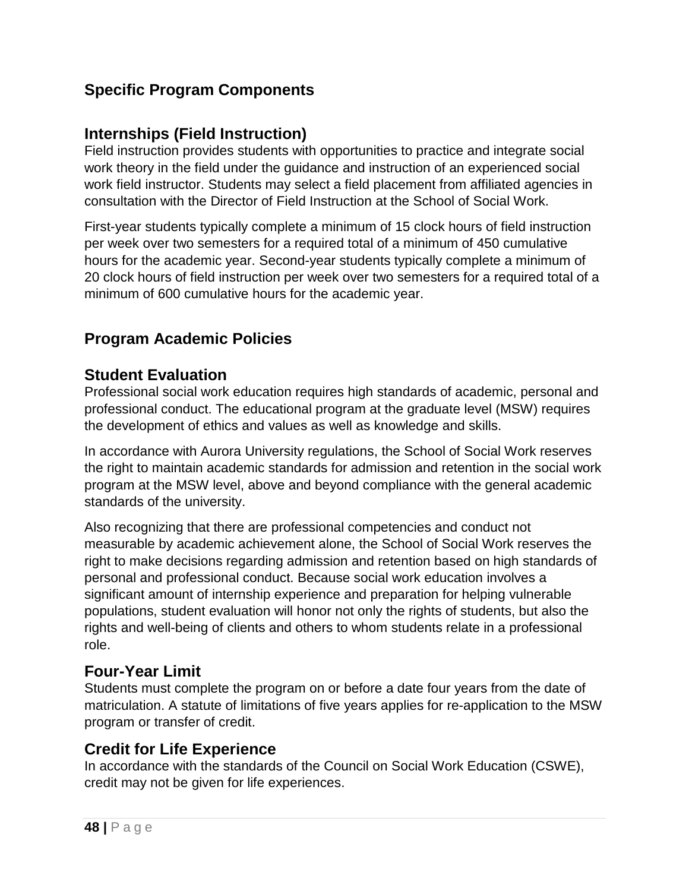## Specific Program Components

### Internships (Field Instruction)

Field instruction provides students with opportunities to practice and integrate social work theory in the field under the guidance and instruction of an experienced social work field instructor. Students may select a field placement from affiliated agencies in consultation with the Director of Field Instruction at the School of Social Work.

First-year students typically complete a minimum of 15 clock hours of field instruction per week over two semesters for a required total of a minimum of 450 cumulative hours for the academic year. Second-year students typically complete a minimum of 20 clock hours of field instruction per week over two semesters for a required total of a minimum of 600 cumulative hours for the academic year.

## Program Academic Policies

### Student Evaluation

Professional social work education requires high standards of academic, personal and professional conduct. The educational program at the graduate level (MSW) requires the development of ethics and values as well as knowledge and skills.

In accordance with Aurora University regulations, the School of Social Work reserves the right to maintain academic standards for admission and retention in the social work program at the MSW level, above and beyond compliance with the general academic standards of the university.

Also recognizing that there are professional competencies and conduct not measurable by academic achievement alone, the School of Social Work reserves the right to make decisions regarding admission and retention based on high standards of personal and professional conduct. Because social work education involves a significant amount of internship experience and preparation for helping vulnerable populations, student evaluation will honor not only the rights of students, but also the rights and well-being of clients and others to whom students relate in a professional role.

### Four-Year Limit

Students must complete the program on or before a date four years from the date of matriculation. A statute of limitations of five years applies for re-application to the MSW program or transfer of credit.

### Credit for Life Experience

In accordance with the standards of the Council on Social Work Education (CSWE), credit may not be given for life experiences.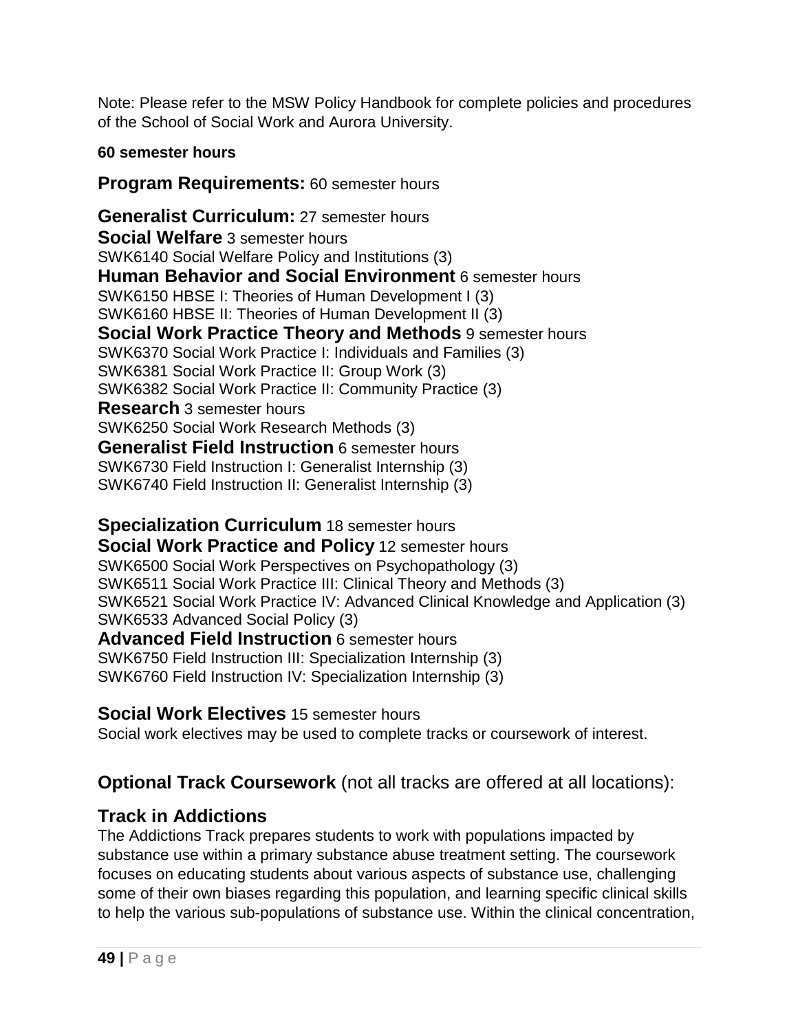Note: Please refer to the MSW Policy Handbook for complete policies and procedures of the School of Social Work and Aurora University.

**60 semester hours**

## Program Requirements: 60 semester hours

### Generalist Curriculum: 27 semester hours

**Social Welfare** 3 semester hours
SWK6140 Social Welfare Policy and Institutions (3)

**Human Behavior and Social Environment** 6 semester hours
SWK6150 HBSE I: Theories of Human Development I (3)
SWK6160 HBSE II: Theories of Human Development II (3)

**Social Work Practice Theory and Methods** 9 semester hours
SWK6370 Social Work Practice I: Individuals and Families (3)
SWK6381 Social Work Practice II: Group Work (3)
SWK6382 Social Work Practice II: Community Practice (3)

**Research** 3 semester hours
SWK6250 Social Work Research Methods (3)

**Generalist Field Instruction** 6 semester hours
SWK6730 Field Instruction I: Generalist Internship (3)
SWK6740 Field Instruction II: Generalist Internship (3)

### Specialization Curriculum 18 semester hours

**Social Work Practice and Policy** 12 semester hours
SWK6500 Social Work Perspectives on Psychopathology (3)
SWK6511 Social Work Practice III: Clinical Theory and Methods (3)
SWK6521 Social Work Practice IV: Advanced Clinical Knowledge and Application (3)
SWK6533 Advanced Social Policy (3)

**Advanced Field Instruction** 6 semester hours
SWK6750 Field Instruction III: Specialization Internship (3)
SWK6760 Field Instruction IV: Specialization Internship (3)

### Social Work Electives 15 semester hours

Social work electives may be used to complete tracks or coursework of interest.

## Optional Track Coursework (not all tracks are offered at all locations):

### Track in Addictions

The Addictions Track prepares students to work with populations impacted by substance use within a primary substance abuse treatment setting. The coursework focuses on educating students about various aspects of substance use, challenging some of their own biases regarding this population, and learning specific clinical skills to help the various sub-populations of substance use. Within the clinical concentration,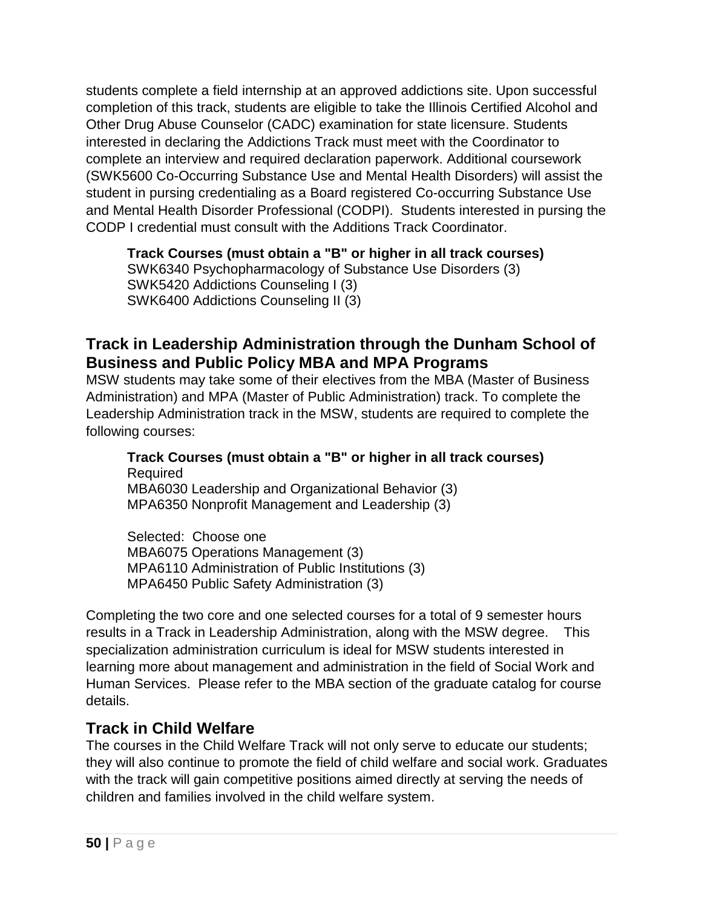students complete a field internship at an approved addictions site. Upon successful completion of this track, students are eligible to take the Illinois Certified Alcohol and Other Drug Abuse Counselor (CADC) examination for state licensure. Students interested in declaring the Addictions Track must meet with the Coordinator to complete an interview and required declaration paperwork. Additional coursework (SWK5600 Co-Occurring Substance Use and Mental Health Disorders) will assist the student in pursing credentialing as a Board registered Co-occurring Substance Use and Mental Health Disorder Professional (CODPI). Students interested in pursing the CODP I credential must consult with the Additions Track Coordinator.

**Track Courses (must obtain a "B" or higher in all track courses)**
SWK6340 Psychopharmacology of Substance Use Disorders (3)
SWK5420 Addictions Counseling I (3)
SWK6400 Addictions Counseling II (3)

## Track in Leadership Administration through the Dunham School of Business and Public Policy MBA and MPA Programs

MSW students may take some of their electives from the MBA (Master of Business Administration) and MPA (Master of Public Administration) track. To complete the Leadership Administration track in the MSW, students are required to complete the following courses:

**Track Courses (must obtain a "B" or higher in all track courses)**
Required
MBA6030 Leadership and Organizational Behavior (3)
MPA6350 Nonprofit Management and Leadership (3)

Selected: Choose one
MBA6075 Operations Management (3)
MPA6110 Administration of Public Institutions (3)
MPA6450 Public Safety Administration (3)

Completing the two core and one selected courses for a total of 9 semester hours results in a Track in Leadership Administration, along with the MSW degree. This specialization administration curriculum is ideal for MSW students interested in learning more about management and administration in the field of Social Work and Human Services. Please refer to the MBA section of the graduate catalog for course details.

## Track in Child Welfare

The courses in the Child Welfare Track will not only serve to educate our students; they will also continue to promote the field of child welfare and social work. Graduates with the track will gain competitive positions aimed directly at serving the needs of children and families involved in the child welfare system.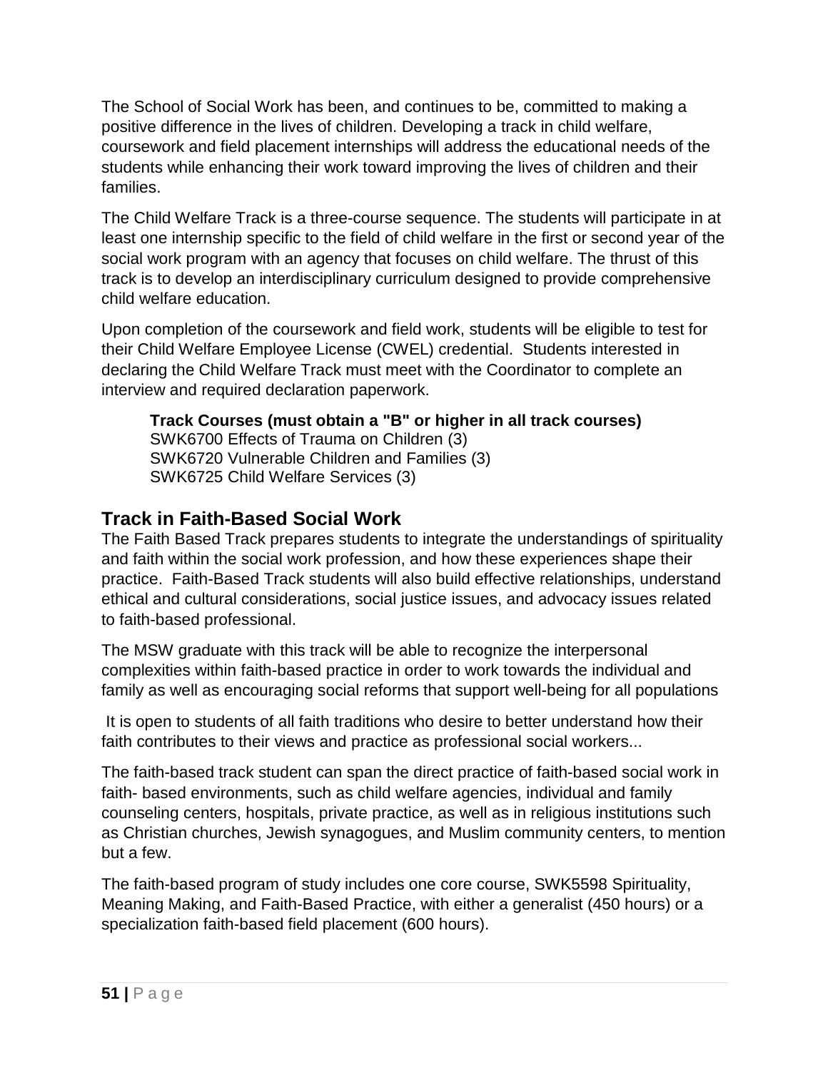The School of Social Work has been, and continues to be, committed to making a positive difference in the lives of children. Developing a track in child welfare, coursework and field placement internships will address the educational needs of the students while enhancing their work toward improving the lives of children and their families.

The Child Welfare Track is a three-course sequence. The students will participate in at least one internship specific to the field of child welfare in the first or second year of the social work program with an agency that focuses on child welfare. The thrust of this track is to develop an interdisciplinary curriculum designed to provide comprehensive child welfare education.

Upon completion of the coursework and field work, students will be eligible to test for their Child Welfare Employee License (CWEL) credential. Students interested in declaring the Child Welfare Track must meet with the Coordinator to complete an interview and required declaration paperwork.

**Track Courses (must obtain a "B" or higher in all track courses)**
SWK6700 Effects of Trauma on Children (3)
SWK6720 Vulnerable Children and Families (3)
SWK6725 Child Welfare Services (3)

## Track in Faith-Based Social Work

The Faith Based Track prepares students to integrate the understandings of spirituality and faith within the social work profession, and how these experiences shape their practice. Faith-Based Track students will also build effective relationships, understand ethical and cultural considerations, social justice issues, and advocacy issues related to faith-based professional.

The MSW graduate with this track will be able to recognize the interpersonal complexities within faith-based practice in order to work towards the individual and family as well as encouraging social reforms that support well-being for all populations

It is open to students of all faith traditions who desire to better understand how their faith contributes to their views and practice as professional social workers...

The faith-based track student can span the direct practice of faith-based social work in faith- based environments, such as child welfare agencies, individual and family counseling centers, hospitals, private practice, as well as in religious institutions such as Christian churches, Jewish synagogues, and Muslim community centers, to mention but a few.

The faith-based program of study includes one core course, SWK5598 Spirituality, Meaning Making, and Faith-Based Practice, with either a generalist (450 hours) or a specialization faith-based field placement (600 hours).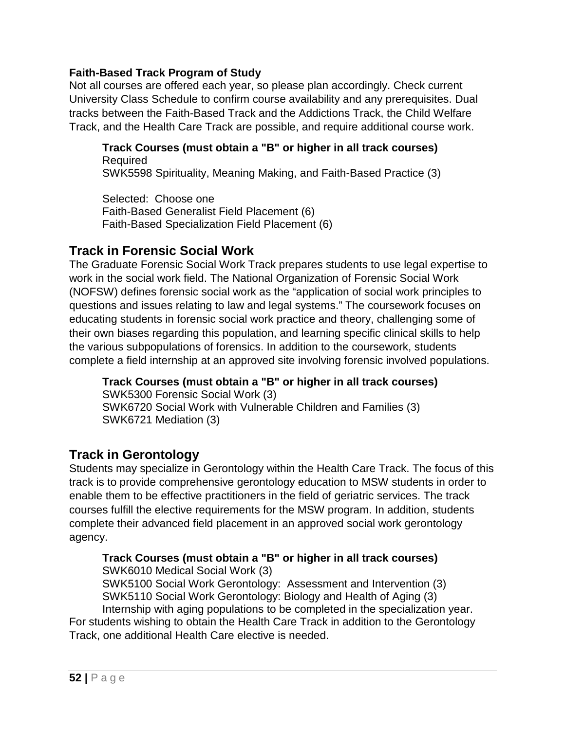**Faith-Based Track Program of Study**

Not all courses are offered each year, so please plan accordingly. Check current University Class Schedule to confirm course availability and any prerequisites. Dual tracks between the Faith-Based Track and the Addictions Track, the Child Welfare Track, and the Health Care Track are possible, and require additional course work.

**Track Courses (must obtain a "B" or higher in all track courses)**

Required

SWK5598 Spirituality, Meaning Making, and Faith-Based Practice (3)

Selected: Choose one

Faith-Based Generalist Field Placement (6)

Faith-Based Specialization Field Placement (6)

## Track in Forensic Social Work

The Graduate Forensic Social Work Track prepares students to use legal expertise to work in the social work field. The National Organization of Forensic Social Work (NOFSW) defines forensic social work as the "application of social work principles to questions and issues relating to law and legal systems." The coursework focuses on educating students in forensic social work practice and theory, challenging some of their own biases regarding this population, and learning specific clinical skills to help the various subpopulations of forensics. In addition to the coursework, students complete a field internship at an approved site involving forensic involved populations.

**Track Courses (must obtain a "B" or higher in all track courses)**

SWK5300 Forensic Social Work (3)

SWK6720 Social Work with Vulnerable Children and Families (3)

SWK6721 Mediation (3)

## Track in Gerontology

Students may specialize in Gerontology within the Health Care Track. The focus of this track is to provide comprehensive gerontology education to MSW students in order to enable them to be effective practitioners in the field of geriatric services. The track courses fulfill the elective requirements for the MSW program. In addition, students complete their advanced field placement in an approved social work gerontology agency.

**Track Courses (must obtain a "B" or higher in all track courses)**

SWK6010 Medical Social Work (3)

SWK5100 Social Work Gerontology: Assessment and Intervention (3)

SWK5110 Social Work Gerontology: Biology and Health of Aging (3)

Internship with aging populations to be completed in the specialization year.

For students wishing to obtain the Health Care Track in addition to the Gerontology Track, one additional Health Care elective is needed.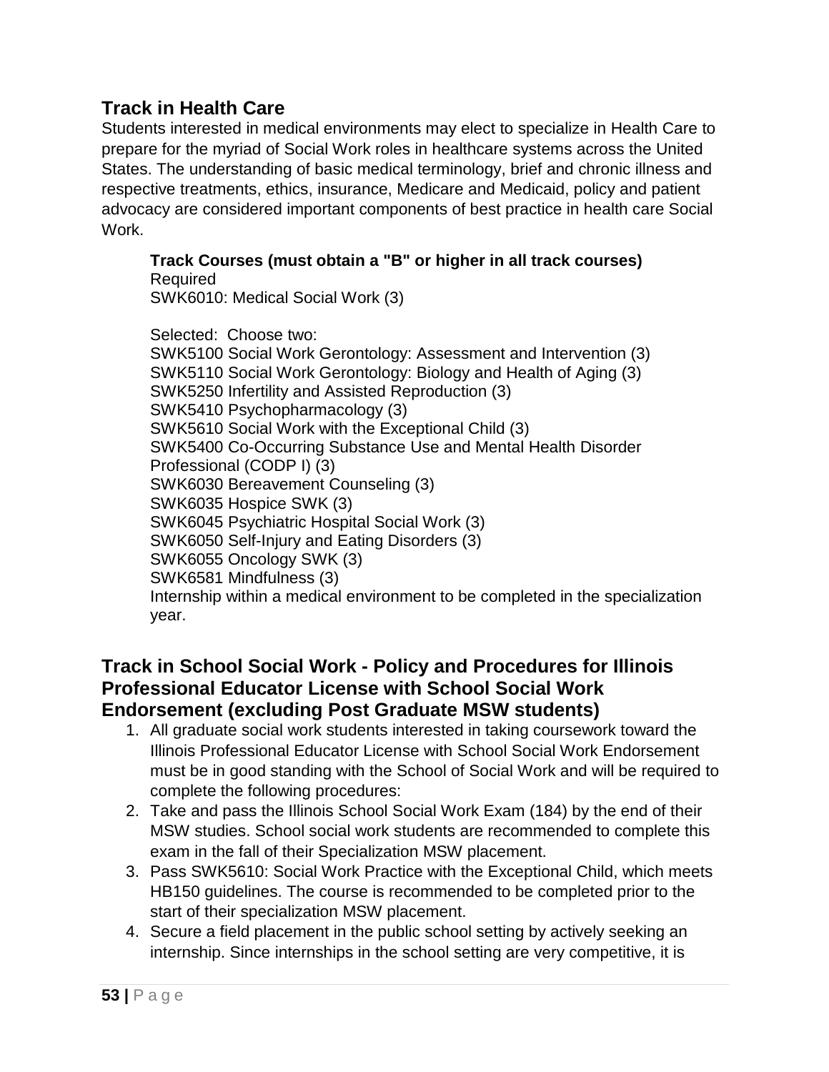## Track in Health Care

Students interested in medical environments may elect to specialize in Health Care to prepare for the myriad of Social Work roles in healthcare systems across the United States. The understanding of basic medical terminology, brief and chronic illness and respective treatments, ethics, insurance, Medicare and Medicaid, policy and patient advocacy are considered important components of best practice in health care Social Work.

**Track Courses (must obtain a "B" or higher in all track courses)**
Required
SWK6010: Medical Social Work (3)

Selected: Choose two:
SWK5100 Social Work Gerontology: Assessment and Intervention (3)
SWK5110 Social Work Gerontology: Biology and Health of Aging (3)
SWK5250 Infertility and Assisted Reproduction (3)
SWK5410 Psychopharmacology (3)
SWK5610 Social Work with the Exceptional Child (3)
SWK5400 Co-Occurring Substance Use and Mental Health Disorder Professional (CODP I) (3)
SWK6030 Bereavement Counseling (3)
SWK6035 Hospice SWK (3)
SWK6045 Psychiatric Hospital Social Work (3)
SWK6050 Self-Injury and Eating Disorders (3)
SWK6055 Oncology SWK (3)
SWK6581 Mindfulness (3)
Internship within a medical environment to be completed in the specialization year.

## Track in School Social Work - Policy and Procedures for Illinois Professional Educator License with School Social Work Endorsement (excluding Post Graduate MSW students)

1. All graduate social work students interested in taking coursework toward the Illinois Professional Educator License with School Social Work Endorsement must be in good standing with the School of Social Work and will be required to complete the following procedures:
2. Take and pass the Illinois School Social Work Exam (184) by the end of their MSW studies. School social work students are recommended to complete this exam in the fall of their Specialization MSW placement.
3. Pass SWK5610: Social Work Practice with the Exceptional Child, which meets HB150 guidelines. The course is recommended to be completed prior to the start of their specialization MSW placement.
4. Secure a field placement in the public school setting by actively seeking an internship. Since internships in the school setting are very competitive, it is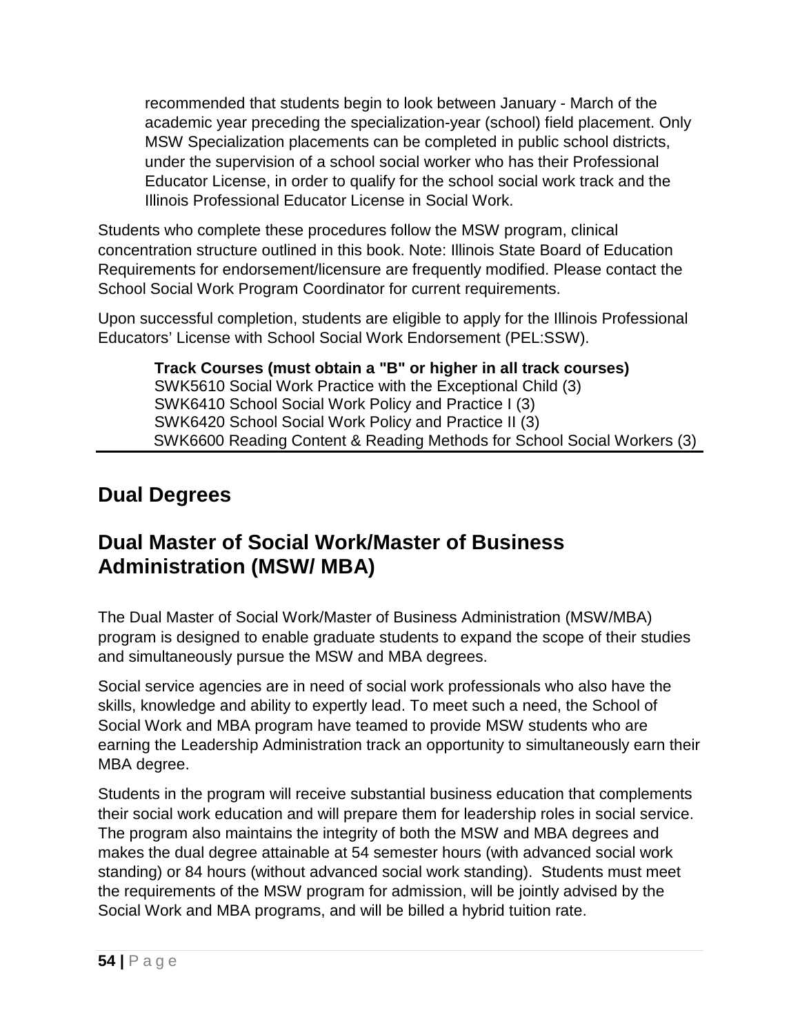recommended that students begin to look between January - March of the academic year preceding the specialization-year (school) field placement. Only MSW Specialization placements can be completed in public school districts, under the supervision of a school social worker who has their Professional Educator License, in order to qualify for the school social work track and the Illinois Professional Educator License in Social Work.

Students who complete these procedures follow the MSW program, clinical concentration structure outlined in this book. Note: Illinois State Board of Education Requirements for endorsement/licensure are frequently modified. Please contact the School Social Work Program Coordinator for current requirements.

Upon successful completion, students are eligible to apply for the Illinois Professional Educators' License with School Social Work Endorsement (PEL:SSW).

**Track Courses (must obtain a "B" or higher in all track courses)**
SWK5610 Social Work Practice with the Exceptional Child (3)
SWK6410 School Social Work Policy and Practice I (3)
SWK6420 School Social Work Policy and Practice II (3)
SWK6600 Reading Content & Reading Methods for School Social Workers (3)

## Dual Degrees

## Dual Master of Social Work/Master of Business Administration (MSW/ MBA)

The Dual Master of Social Work/Master of Business Administration (MSW/MBA) program is designed to enable graduate students to expand the scope of their studies and simultaneously pursue the MSW and MBA degrees.

Social service agencies are in need of social work professionals who also have the skills, knowledge and ability to expertly lead. To meet such a need, the School of Social Work and MBA program have teamed to provide MSW students who are earning the Leadership Administration track an opportunity to simultaneously earn their MBA degree.

Students in the program will receive substantial business education that complements their social work education and will prepare them for leadership roles in social service. The program also maintains the integrity of both the MSW and MBA degrees and makes the dual degree attainable at 54 semester hours (with advanced social work standing) or 84 hours (without advanced social work standing). Students must meet the requirements of the MSW program for admission, will be jointly advised by the Social Work and MBA programs, and will be billed a hybrid tuition rate.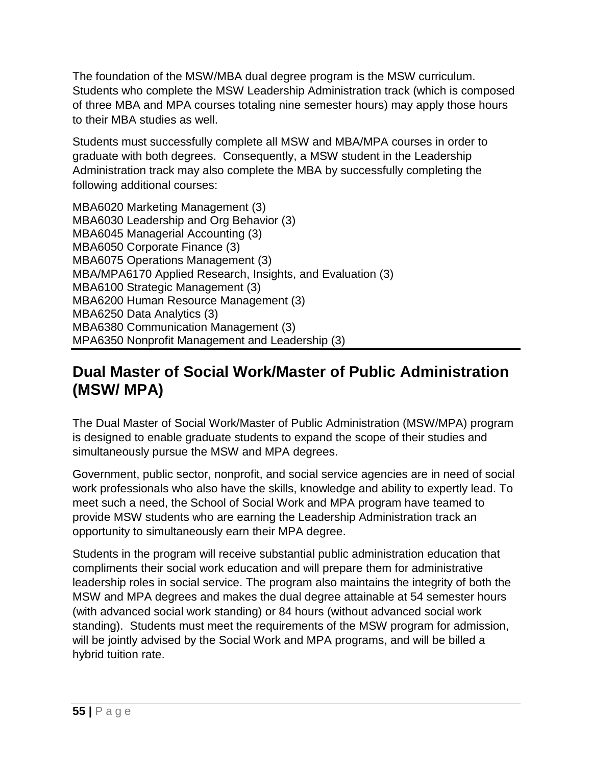The foundation of the MSW/MBA dual degree program is the MSW curriculum. Students who complete the MSW Leadership Administration track (which is composed of three MBA and MPA courses totaling nine semester hours) may apply those hours to their MBA studies as well.

Students must successfully complete all MSW and MBA/MPA courses in order to graduate with both degrees. Consequently, a MSW student in the Leadership Administration track may also complete the MBA by successfully completing the following additional courses:

MBA6020 Marketing Management (3)
MBA6030 Leadership and Org Behavior (3)
MBA6045 Managerial Accounting (3)
MBA6050 Corporate Finance (3)
MBA6075 Operations Management (3)
MBA/MPA6170 Applied Research, Insights, and Evaluation (3)
MBA6100 Strategic Management (3)
MBA6200 Human Resource Management (3)
MBA6250 Data Analytics (3)
MBA6380 Communication Management (3)
MPA6350 Nonprofit Management and Leadership (3)

## Dual Master of Social Work/Master of Public Administration (MSW/ MPA)

The Dual Master of Social Work/Master of Public Administration (MSW/MPA) program is designed to enable graduate students to expand the scope of their studies and simultaneously pursue the MSW and MPA degrees.

Government, public sector, nonprofit, and social service agencies are in need of social work professionals who also have the skills, knowledge and ability to expertly lead. To meet such a need, the School of Social Work and MPA program have teamed to provide MSW students who are earning the Leadership Administration track an opportunity to simultaneously earn their MPA degree.

Students in the program will receive substantial public administration education that compliments their social work education and will prepare them for administrative leadership roles in social service. The program also maintains the integrity of both the MSW and MPA degrees and makes the dual degree attainable at 54 semester hours (with advanced social work standing) or 84 hours (without advanced social work standing). Students must meet the requirements of the MSW program for admission, will be jointly advised by the Social Work and MPA programs, and will be billed a hybrid tuition rate.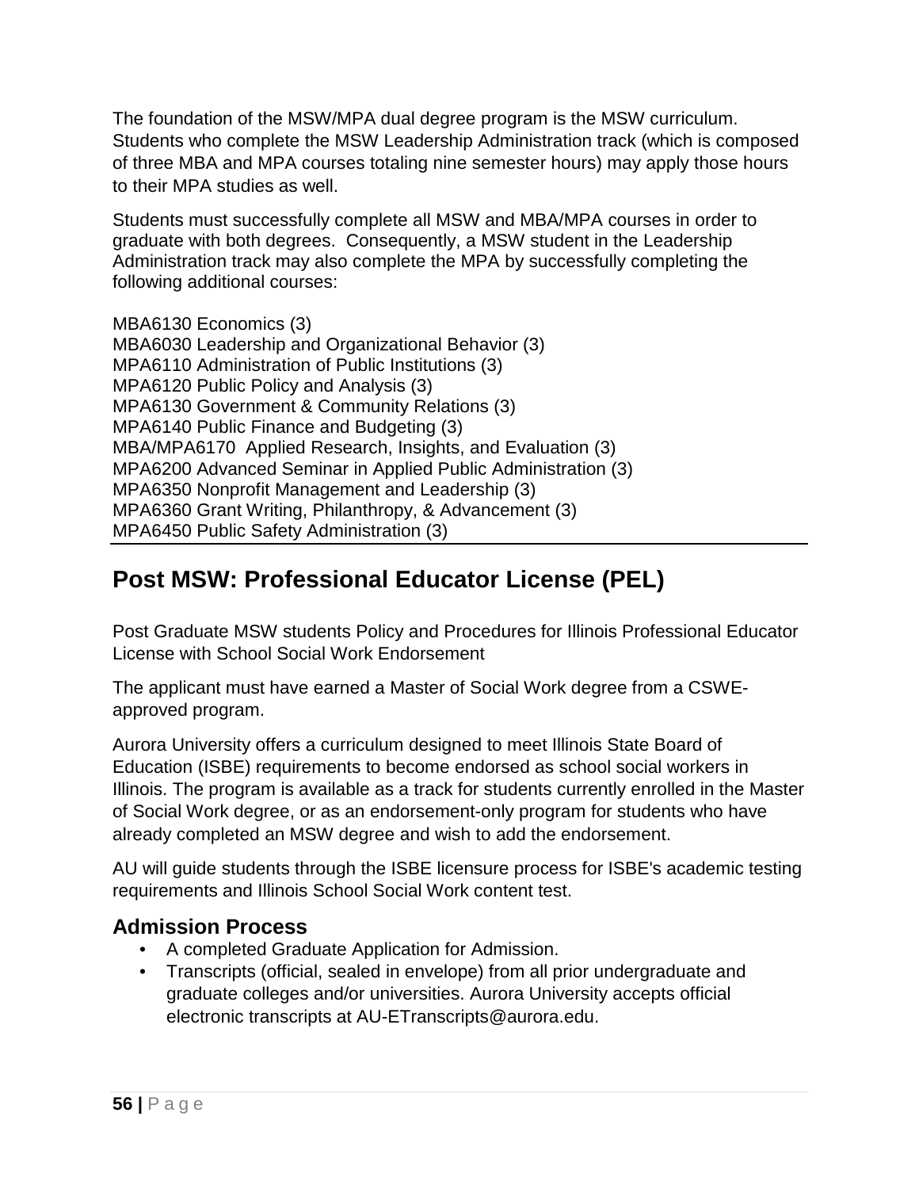The foundation of the MSW/MPA dual degree program is the MSW curriculum. Students who complete the MSW Leadership Administration track (which is composed of three MBA and MPA courses totaling nine semester hours) may apply those hours to their MPA studies as well.

Students must successfully complete all MSW and MBA/MPA courses in order to graduate with both degrees. Consequently, a MSW student in the Leadership Administration track may also complete the MPA by successfully completing the following additional courses:

MBA6130 Economics (3)
MBA6030 Leadership and Organizational Behavior (3)
MPA6110 Administration of Public Institutions (3)
MPA6120 Public Policy and Analysis (3)
MPA6130 Government & Community Relations (3)
MPA6140 Public Finance and Budgeting (3)
MBA/MPA6170 Applied Research, Insights, and Evaluation (3)
MPA6200 Advanced Seminar in Applied Public Administration (3)
MPA6350 Nonprofit Management and Leadership (3)
MPA6360 Grant Writing, Philanthropy, & Advancement (3)
MPA6450 Public Safety Administration (3)

## Post MSW: Professional Educator License (PEL)

Post Graduate MSW students Policy and Procedures for Illinois Professional Educator License with School Social Work Endorsement

The applicant must have earned a Master of Social Work degree from a CSWE-approved program.

Aurora University offers a curriculum designed to meet Illinois State Board of Education (ISBE) requirements to become endorsed as school social workers in Illinois. The program is available as a track for students currently enrolled in the Master of Social Work degree, or as an endorsement-only program for students who have already completed an MSW degree and wish to add the endorsement.

AU will guide students through the ISBE licensure process for ISBE's academic testing requirements and Illinois School Social Work content test.

### Admission Process

- A completed Graduate Application for Admission.
- Transcripts (official, sealed in envelope) from all prior undergraduate and graduate colleges and/or universities. Aurora University accepts official electronic transcripts at AU-ETranscripts@aurora.edu.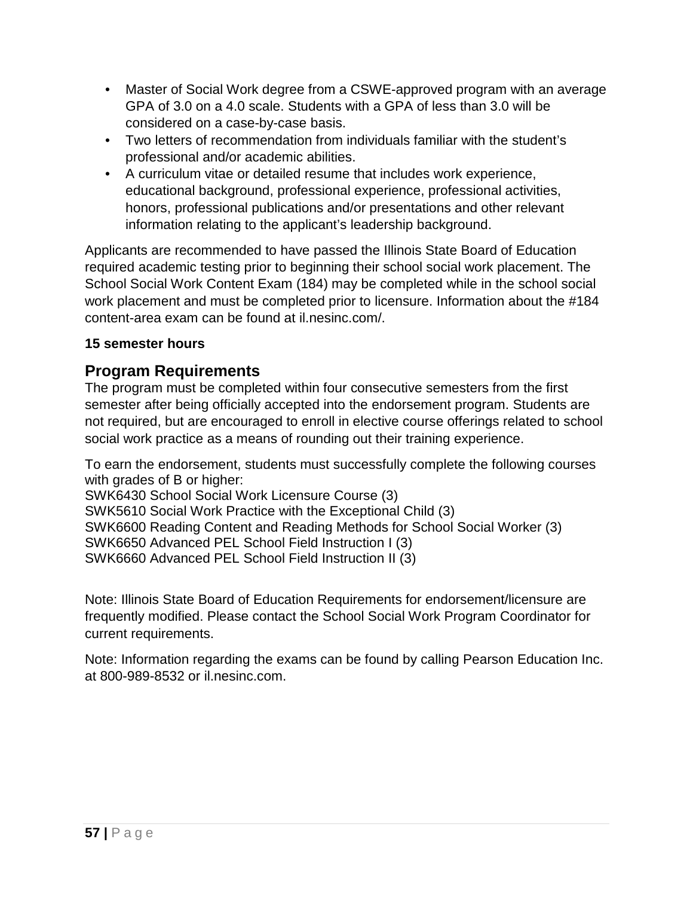- Master of Social Work degree from a CSWE-approved program with an average GPA of 3.0 on a 4.0 scale. Students with a GPA of less than 3.0 will be considered on a case-by-case basis.
- Two letters of recommendation from individuals familiar with the student's professional and/or academic abilities.
- A curriculum vitae or detailed resume that includes work experience, educational background, professional experience, professional activities, honors, professional publications and/or presentations and other relevant information relating to the applicant's leadership background.

Applicants are recommended to have passed the Illinois State Board of Education required academic testing prior to beginning their school social work placement. The School Social Work Content Exam (184) may be completed while in the school social work placement and must be completed prior to licensure. Information about the #184 content-area exam can be found at il.nesinc.com/.

**15 semester hours**

## Program Requirements

The program must be completed within four consecutive semesters from the first semester after being officially accepted into the endorsement program. Students are not required, but are encouraged to enroll in elective course offerings related to school social work practice as a means of rounding out their training experience.

To earn the endorsement, students must successfully complete the following courses with grades of B or higher:
SWK6430 School Social Work Licensure Course (3)
SWK5610 Social Work Practice with the Exceptional Child (3)
SWK6600 Reading Content and Reading Methods for School Social Worker (3)
SWK6650 Advanced PEL School Field Instruction I (3)
SWK6660 Advanced PEL School Field Instruction II (3)

Note: Illinois State Board of Education Requirements for endorsement/licensure are frequently modified. Please contact the School Social Work Program Coordinator for current requirements.

Note: Information regarding the exams can be found by calling Pearson Education Inc. at 800-989-8532 or il.nesinc.com.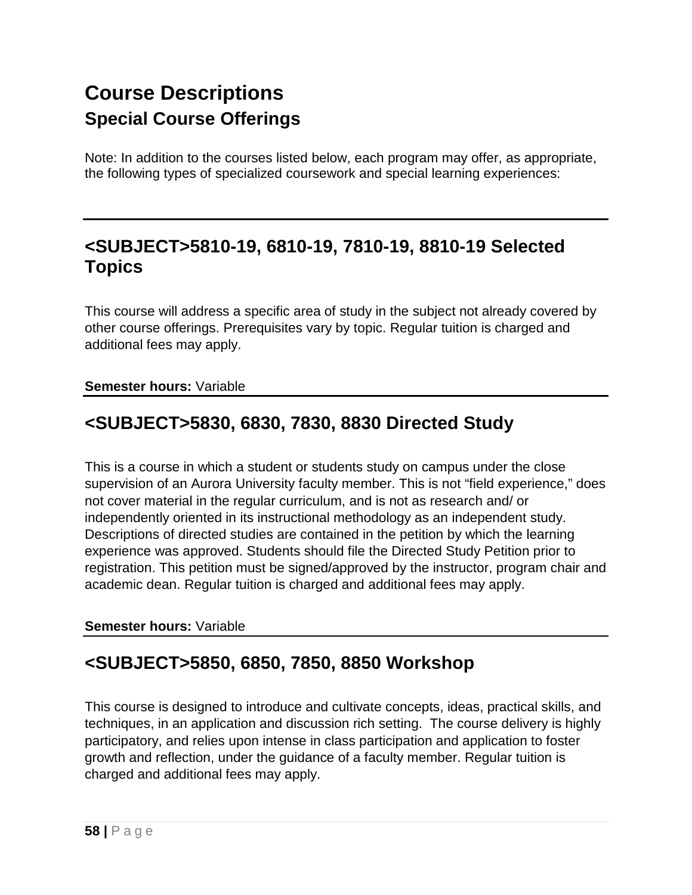# Course Descriptions

## Special Course Offerings

Note: In addition to the courses listed below, each program may offer, as appropriate, the following types of specialized coursework and special learning experiences:

---

## <SUBJECT>5810-19, 6810-19, 7810-19, 8810-19 Selected Topics

This course will address a specific area of study in the subject not already covered by other course offerings. Prerequisites vary by topic. Regular tuition is charged and additional fees may apply.

**Semester hours:** Variable

---

## <SUBJECT>5830, 6830, 7830, 8830 Directed Study

This is a course in which a student or students study on campus under the close supervision of an Aurora University faculty member. This is not “field experience,” does not cover material in the regular curriculum, and is not as research and/ or independently oriented in its instructional methodology as an independent study. Descriptions of directed studies are contained in the petition by which the learning experience was approved. Students should file the Directed Study Petition prior to registration. This petition must be signed/approved by the instructor, program chair and academic dean. Regular tuition is charged and additional fees may apply.

**Semester hours:** Variable

---

## <SUBJECT>5850, 6850, 7850, 8850 Workshop

This course is designed to introduce and cultivate concepts, ideas, practical skills, and techniques, in an application and discussion rich setting. The course delivery is highly participatory, and relies upon intense in class participation and application to foster growth and reflection, under the guidance of a faculty member. Regular tuition is charged and additional fees may apply.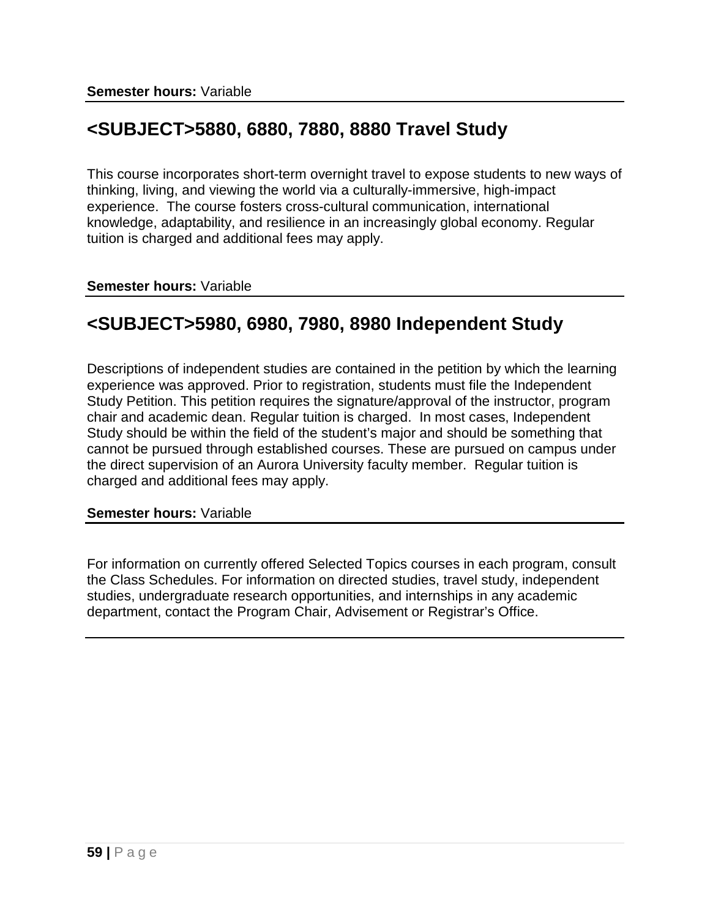**Semester hours:** Variable

## <SUBJECT>5880, 6880, 7880, 8880 Travel Study

This course incorporates short-term overnight travel to expose students to new ways of thinking, living, and viewing the world via a culturally-immersive, high-impact experience. The course fosters cross-cultural communication, international knowledge, adaptability, and resilience in an increasingly global economy. Regular tuition is charged and additional fees may apply.

**Semester hours:** Variable

## <SUBJECT>5980, 6980, 7980, 8980 Independent Study

Descriptions of independent studies are contained in the petition by which the learning experience was approved. Prior to registration, students must file the Independent Study Petition. This petition requires the signature/approval of the instructor, program chair and academic dean. Regular tuition is charged. In most cases, Independent Study should be within the field of the student's major and should be something that cannot be pursued through established courses. These are pursued on campus under the direct supervision of an Aurora University faculty member. Regular tuition is charged and additional fees may apply.

**Semester hours:** Variable

For information on currently offered Selected Topics courses in each program, consult the Class Schedules. For information on directed studies, travel study, independent studies, undergraduate research opportunities, and internships in any academic department, contact the Program Chair, Advisement or Registrar's Office.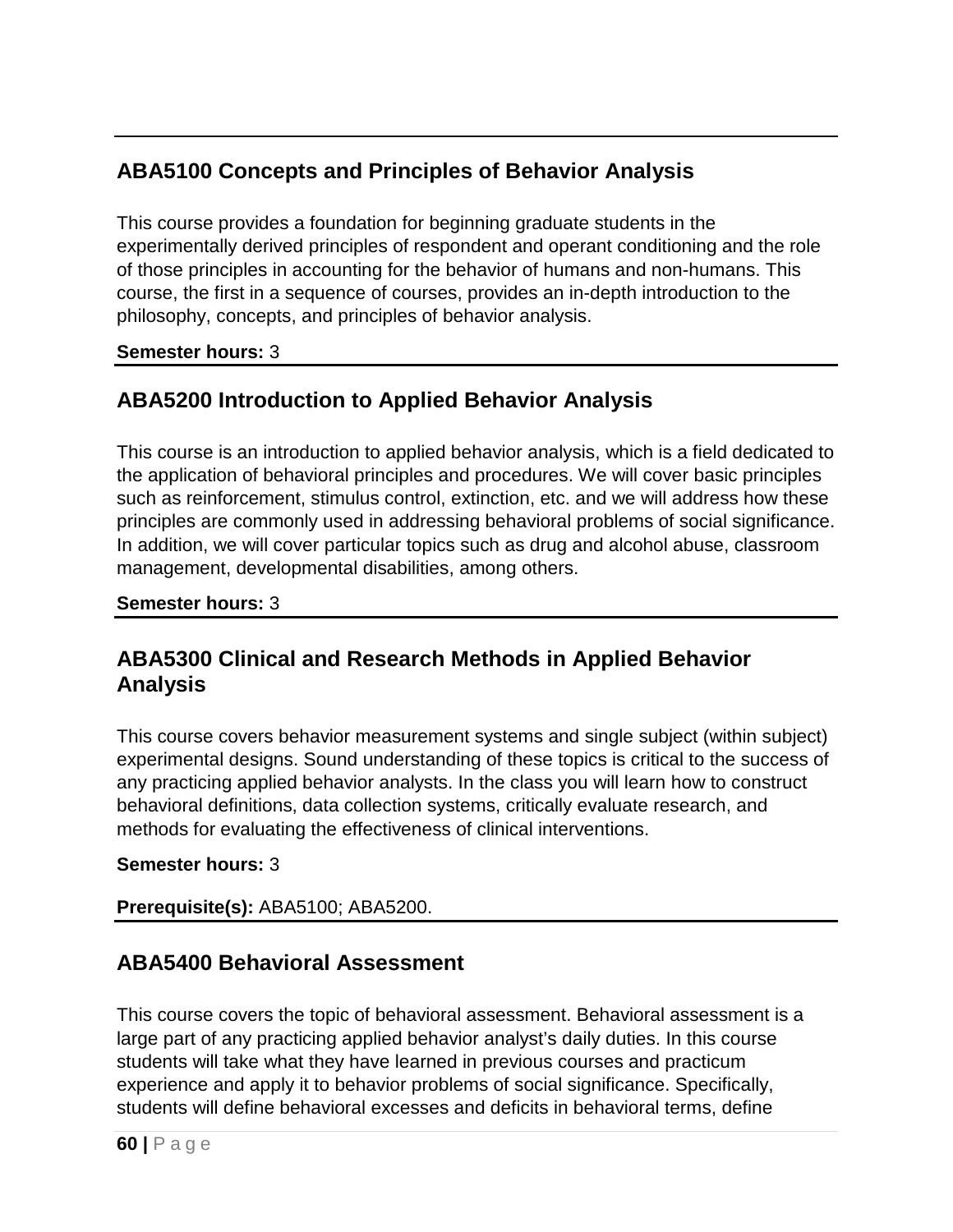## ABA5100 Concepts and Principles of Behavior Analysis

This course provides a foundation for beginning graduate students in the experimentally derived principles of respondent and operant conditioning and the role of those principles in accounting for the behavior of humans and non-humans. This course, the first in a sequence of courses, provides an in-depth introduction to the philosophy, concepts, and principles of behavior analysis.

**Semester hours:** 3

## ABA5200 Introduction to Applied Behavior Analysis

This course is an introduction to applied behavior analysis, which is a field dedicated to the application of behavioral principles and procedures. We will cover basic principles such as reinforcement, stimulus control, extinction, etc. and we will address how these principles are commonly used in addressing behavioral problems of social significance. In addition, we will cover particular topics such as drug and alcohol abuse, classroom management, developmental disabilities, among others.

**Semester hours:** 3

## ABA5300 Clinical and Research Methods in Applied Behavior Analysis

This course covers behavior measurement systems and single subject (within subject) experimental designs. Sound understanding of these topics is critical to the success of any practicing applied behavior analysts. In the class you will learn how to construct behavioral definitions, data collection systems, critically evaluate research, and methods for evaluating the effectiveness of clinical interventions.

**Semester hours:** 3

**Prerequisite(s):** ABA5100; ABA5200.

## ABA5400 Behavioral Assessment

This course covers the topic of behavioral assessment. Behavioral assessment is a large part of any practicing applied behavior analyst's daily duties. In this course students will take what they have learned in previous courses and practicum experience and apply it to behavior problems of social significance. Specifically, students will define behavioral excesses and deficits in behavioral terms, define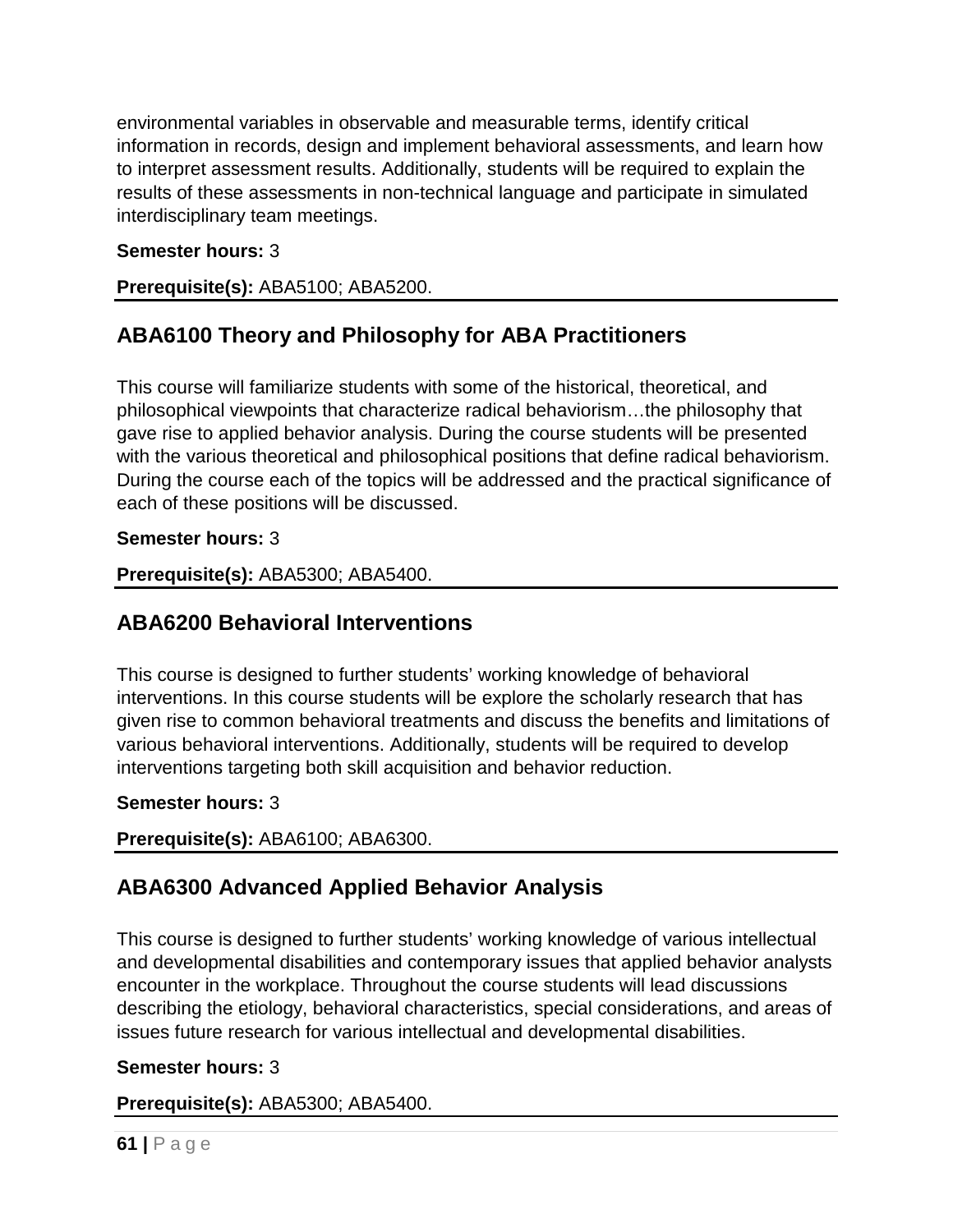environmental variables in observable and measurable terms, identify critical information in records, design and implement behavioral assessments, and learn how to interpret assessment results. Additionally, students will be required to explain the results of these assessments in non-technical language and participate in simulated interdisciplinary team meetings.

**Semester hours:** 3

**Prerequisite(s):** ABA5100; ABA5200.

## ABA6100 Theory and Philosophy for ABA Practitioners

This course will familiarize students with some of the historical, theoretical, and philosophical viewpoints that characterize radical behaviorism…the philosophy that gave rise to applied behavior analysis. During the course students will be presented with the various theoretical and philosophical positions that define radical behaviorism. During the course each of the topics will be addressed and the practical significance of each of these positions will be discussed.

**Semester hours:** 3

**Prerequisite(s):** ABA5300; ABA5400.

## ABA6200 Behavioral Interventions

This course is designed to further students' working knowledge of behavioral interventions. In this course students will be explore the scholarly research that has given rise to common behavioral treatments and discuss the benefits and limitations of various behavioral interventions. Additionally, students will be required to develop interventions targeting both skill acquisition and behavior reduction.

**Semester hours:** 3

**Prerequisite(s):** ABA6100; ABA6300.

## ABA6300 Advanced Applied Behavior Analysis

This course is designed to further students' working knowledge of various intellectual and developmental disabilities and contemporary issues that applied behavior analysts encounter in the workplace. Throughout the course students will lead discussions describing the etiology, behavioral characteristics, special considerations, and areas of issues future research for various intellectual and developmental disabilities.

**Semester hours:** 3

**Prerequisite(s):** ABA5300; ABA5400.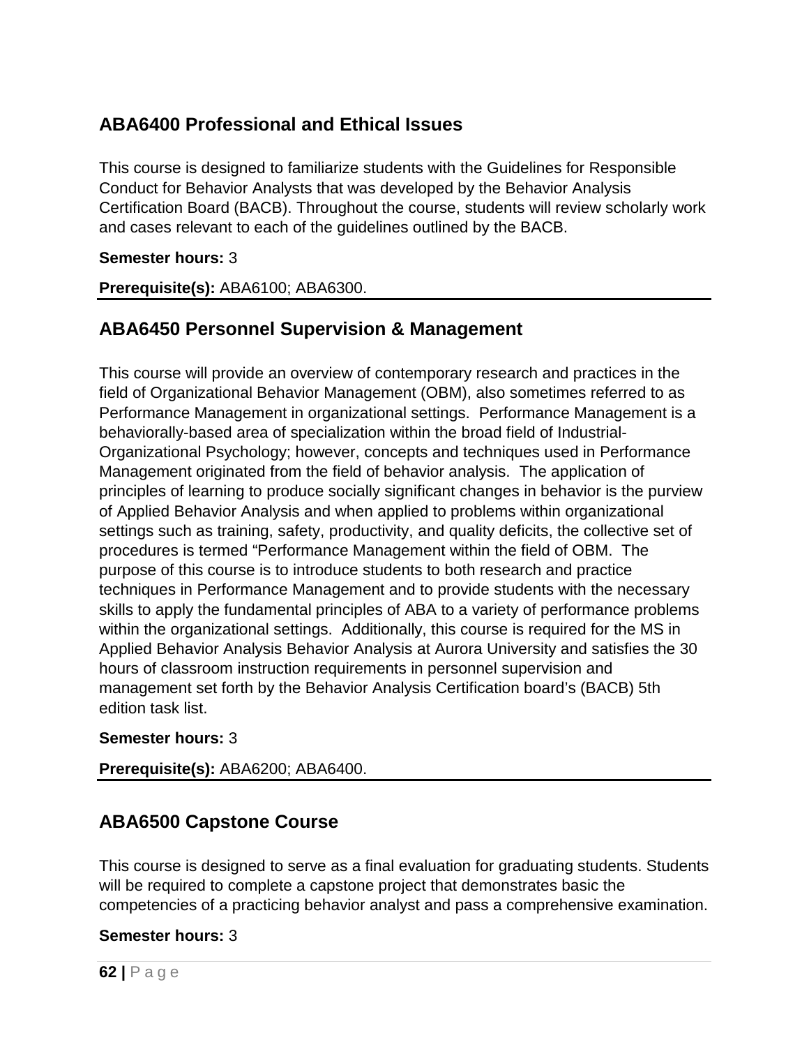## ABA6400 Professional and Ethical Issues

This course is designed to familiarize students with the Guidelines for Responsible Conduct for Behavior Analysts that was developed by the Behavior Analysis Certification Board (BACB). Throughout the course, students will review scholarly work and cases relevant to each of the guidelines outlined by the BACB.

**Semester hours:** 3

**Prerequisite(s):** ABA6100; ABA6300.

## ABA6450 Personnel Supervision & Management

This course will provide an overview of contemporary research and practices in the field of Organizational Behavior Management (OBM), also sometimes referred to as Performance Management in organizational settings. Performance Management is a behaviorally-based area of specialization within the broad field of Industrial-Organizational Psychology; however, concepts and techniques used in Performance Management originated from the field of behavior analysis. The application of principles of learning to produce socially significant changes in behavior is the purview of Applied Behavior Analysis and when applied to problems within organizational settings such as training, safety, productivity, and quality deficits, the collective set of procedures is termed "Performance Management within the field of OBM. The purpose of this course is to introduce students to both research and practice techniques in Performance Management and to provide students with the necessary skills to apply the fundamental principles of ABA to a variety of performance problems within the organizational settings. Additionally, this course is required for the MS in Applied Behavior Analysis Behavior Analysis at Aurora University and satisfies the 30 hours of classroom instruction requirements in personnel supervision and management set forth by the Behavior Analysis Certification board's (BACB) 5th edition task list.

**Semester hours:** 3

**Prerequisite(s):** ABA6200; ABA6400.

## ABA6500 Capstone Course

This course is designed to serve as a final evaluation for graduating students. Students will be required to complete a capstone project that demonstrates basic the competencies of a practicing behavior analyst and pass a comprehensive examination.

**Semester hours:** 3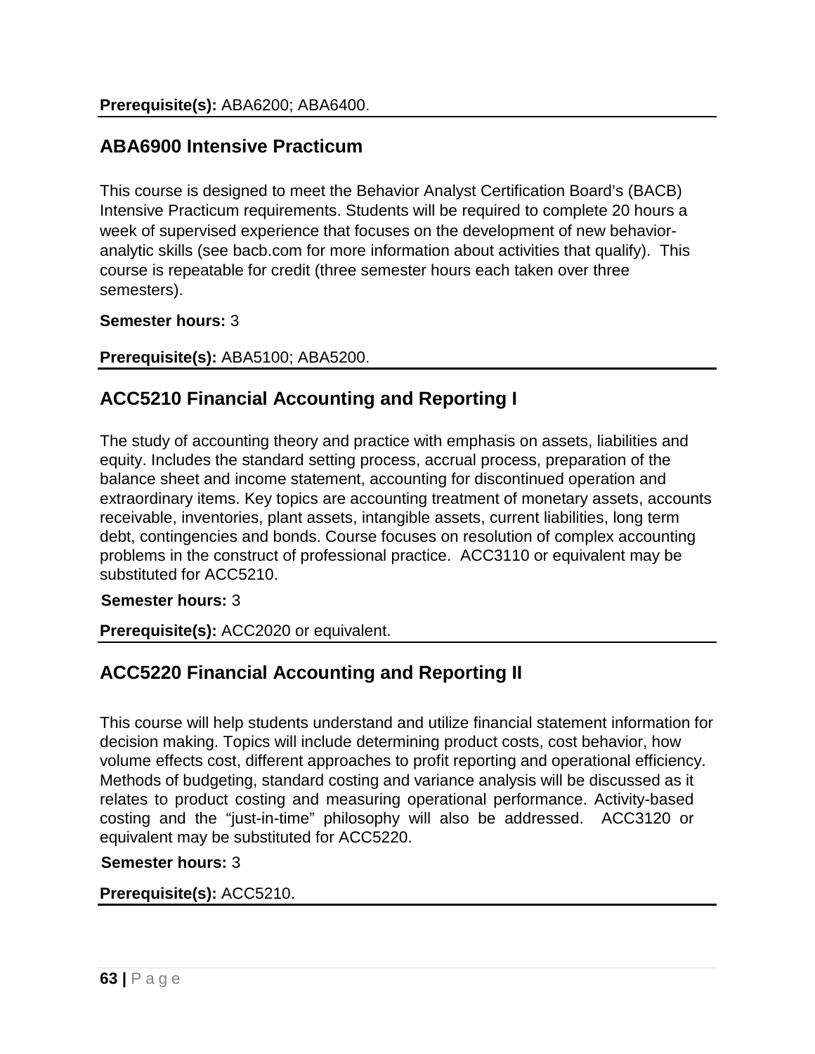**Prerequisite(s):** ABA6200; ABA6400.

## ABA6900 Intensive Practicum

This course is designed to meet the Behavior Analyst Certification Board's (BACB) Intensive Practicum requirements. Students will be required to complete 20 hours a week of supervised experience that focuses on the development of new behavior-analytic skills (see bacb.com for more information about activities that qualify). This course is repeatable for credit (three semester hours each taken over three semesters).

**Semester hours:** 3

**Prerequisite(s):** ABA5100; ABA5200.

## ACC5210 Financial Accounting and Reporting I

The study of accounting theory and practice with emphasis on assets, liabilities and equity. Includes the standard setting process, accrual process, preparation of the balance sheet and income statement, accounting for discontinued operation and extraordinary items. Key topics are accounting treatment of monetary assets, accounts receivable, inventories, plant assets, intangible assets, current liabilities, long term debt, contingencies and bonds. Course focuses on resolution of complex accounting problems in the construct of professional practice. ACC3110 or equivalent may be substituted for ACC5210.

**Semester hours:** 3

**Prerequisite(s):** ACC2020 or equivalent.

## ACC5220 Financial Accounting and Reporting II

This course will help students understand and utilize financial statement information for decision making. Topics will include determining product costs, cost behavior, how volume effects cost, different approaches to profit reporting and operational efficiency. Methods of budgeting, standard costing and variance analysis will be discussed as it relates to product costing and measuring operational performance. Activity-based costing and the "just-in-time" philosophy will also be addressed. ACC3120 or equivalent may be substituted for ACC5220.

**Semester hours:** 3

**Prerequisite(s):** ACC5210.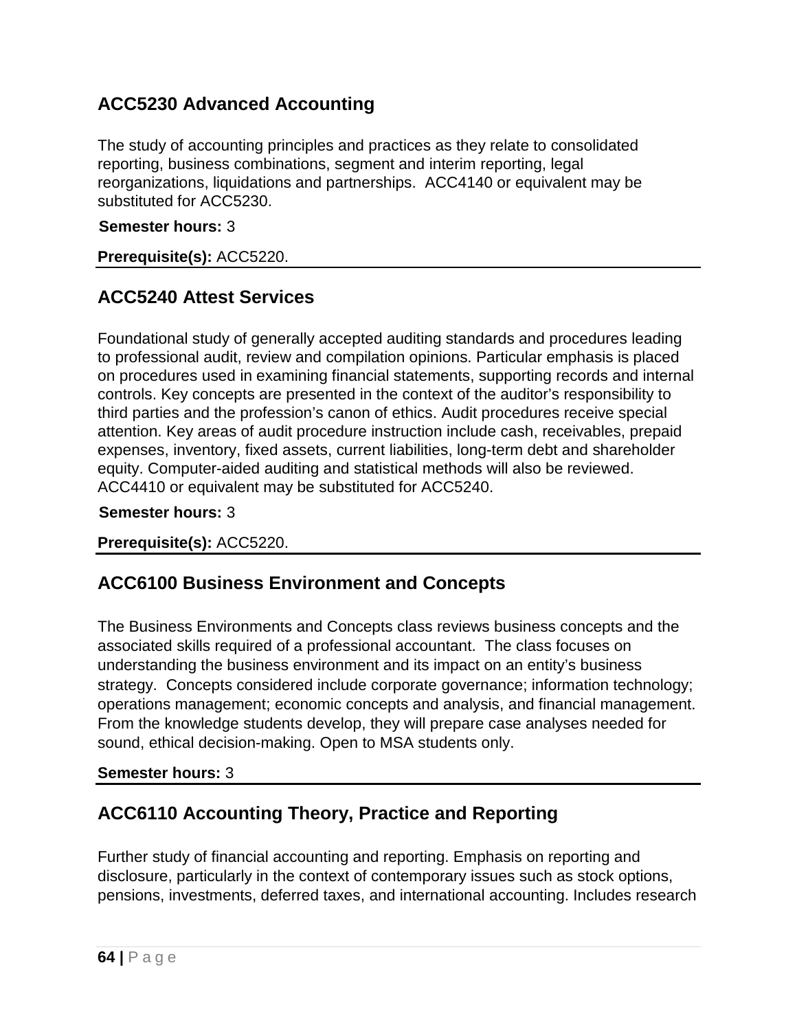## ACC5230 Advanced Accounting

The study of accounting principles and practices as they relate to consolidated reporting, business combinations, segment and interim reporting, legal reorganizations, liquidations and partnerships. ACC4140 or equivalent may be substituted for ACC5230.

**Semester hours:** 3

**Prerequisite(s):** ACC5220.

## ACC5240 Attest Services

Foundational study of generally accepted auditing standards and procedures leading to professional audit, review and compilation opinions. Particular emphasis is placed on procedures used in examining financial statements, supporting records and internal controls. Key concepts are presented in the context of the auditor's responsibility to third parties and the profession's canon of ethics. Audit procedures receive special attention. Key areas of audit procedure instruction include cash, receivables, prepaid expenses, inventory, fixed assets, current liabilities, long-term debt and shareholder equity. Computer-aided auditing and statistical methods will also be reviewed. ACC4410 or equivalent may be substituted for ACC5240.

**Semester hours:** 3

**Prerequisite(s):** ACC5220.

## ACC6100 Business Environment and Concepts

The Business Environments and Concepts class reviews business concepts and the associated skills required of a professional accountant. The class focuses on understanding the business environment and its impact on an entity's business strategy. Concepts considered include corporate governance; information technology; operations management; economic concepts and analysis, and financial management. From the knowledge students develop, they will prepare case analyses needed for sound, ethical decision-making. Open to MSA students only.

**Semester hours:** 3

## ACC6110 Accounting Theory, Practice and Reporting

Further study of financial accounting and reporting. Emphasis on reporting and disclosure, particularly in the context of contemporary issues such as stock options, pensions, investments, deferred taxes, and international accounting. Includes research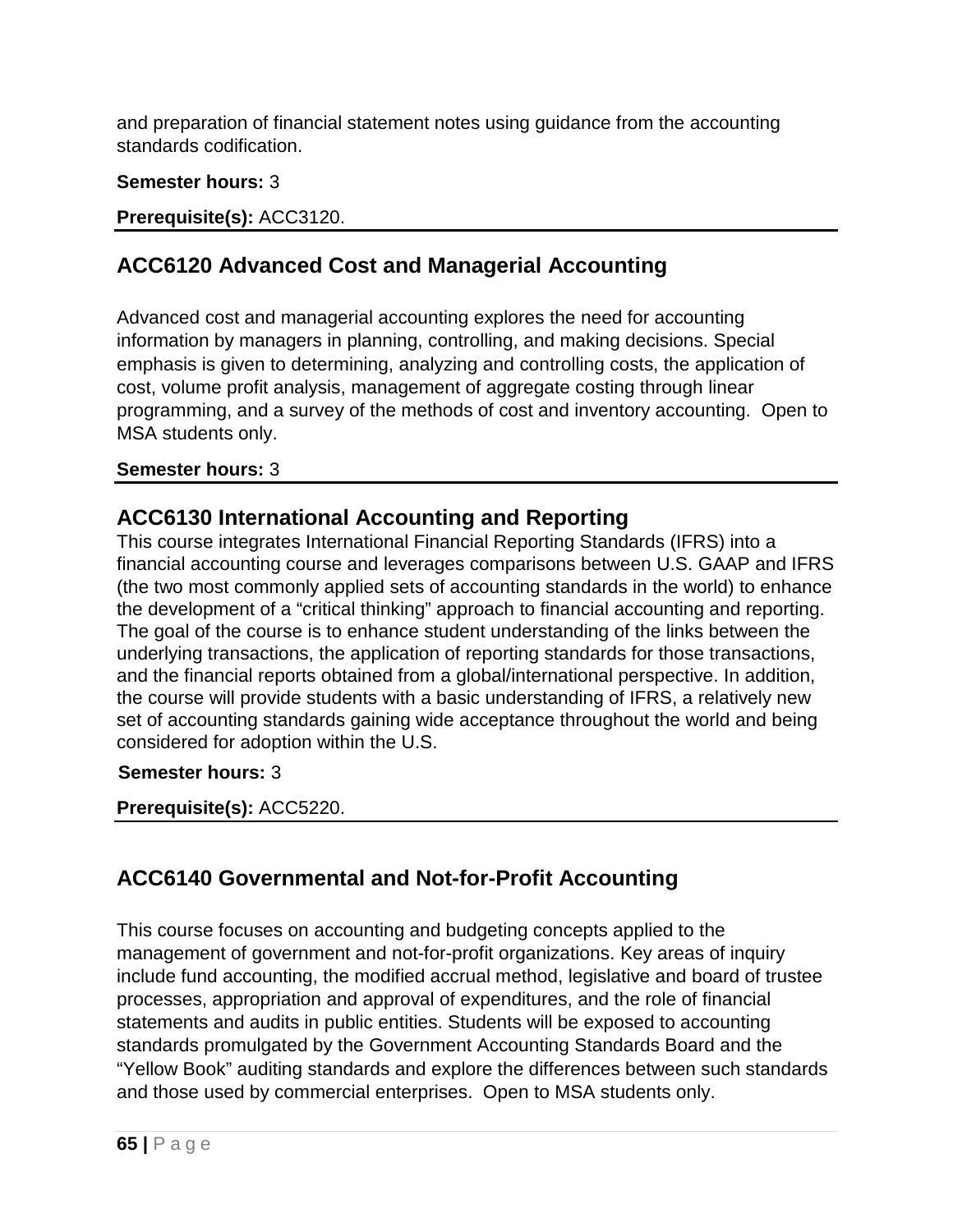and preparation of financial statement notes using guidance from the accounting standards codification.

**Semester hours:** 3

**Prerequisite(s):** ACC3120.

## ACC6120 Advanced Cost and Managerial Accounting

Advanced cost and managerial accounting explores the need for accounting information by managers in planning, controlling, and making decisions. Special emphasis is given to determining, analyzing and controlling costs, the application of cost, volume profit analysis, management of aggregate costing through linear programming, and a survey of the methods of cost and inventory accounting. Open to MSA students only.

**Semester hours:** 3

## ACC6130 International Accounting and Reporting

This course integrates International Financial Reporting Standards (IFRS) into a financial accounting course and leverages comparisons between U.S. GAAP and IFRS (the two most commonly applied sets of accounting standards in the world) to enhance the development of a "critical thinking" approach to financial accounting and reporting. The goal of the course is to enhance student understanding of the links between the underlying transactions, the application of reporting standards for those transactions, and the financial reports obtained from a global/international perspective. In addition, the course will provide students with a basic understanding of IFRS, a relatively new set of accounting standards gaining wide acceptance throughout the world and being considered for adoption within the U.S.

**Semester hours:** 3

**Prerequisite(s):** ACC5220.

## ACC6140 Governmental and Not-for-Profit Accounting

This course focuses on accounting and budgeting concepts applied to the management of government and not-for-profit organizations. Key areas of inquiry include fund accounting, the modified accrual method, legislative and board of trustee processes, appropriation and approval of expenditures, and the role of financial statements and audits in public entities. Students will be exposed to accounting standards promulgated by the Government Accounting Standards Board and the "Yellow Book" auditing standards and explore the differences between such standards and those used by commercial enterprises. Open to MSA students only.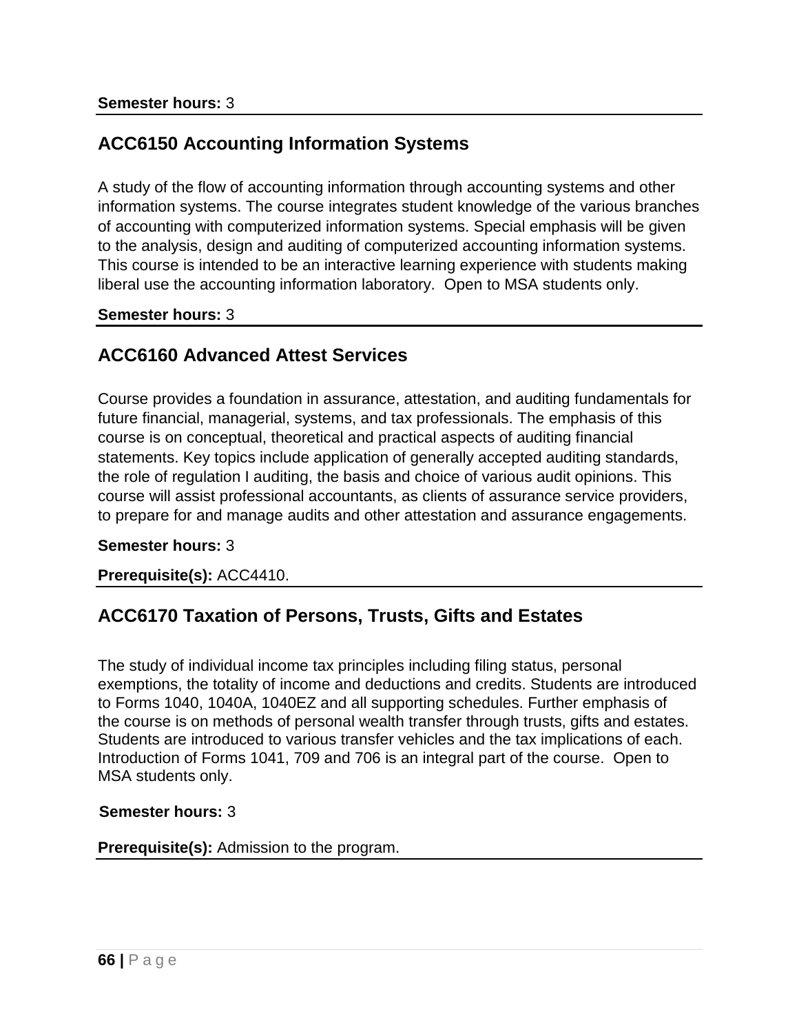**Semester hours:** 3

## ACC6150 Accounting Information Systems

A study of the flow of accounting information through accounting systems and other information systems. The course integrates student knowledge of the various branches of accounting with computerized information systems. Special emphasis will be given to the analysis, design and auditing of computerized accounting information systems. This course is intended to be an interactive learning experience with students making liberal use the accounting information laboratory.  Open to MSA students only.

**Semester hours:** 3

## ACC6160 Advanced Attest Services

Course provides a foundation in assurance, attestation, and auditing fundamentals for future financial, managerial, systems, and tax professionals. The emphasis of this course is on conceptual, theoretical and practical aspects of auditing financial statements. Key topics include application of generally accepted auditing standards, the role of regulation I auditing, the basis and choice of various audit opinions. This course will assist professional accountants, as clients of assurance service providers, to prepare for and manage audits and other attestation and assurance engagements.

**Semester hours:** 3

**Prerequisite(s):** ACC4410.

## ACC6170 Taxation of Persons, Trusts, Gifts and Estates

The study of individual income tax principles including filing status, personal exemptions, the totality of income and deductions and credits. Students are introduced to Forms 1040, 1040A, 1040EZ and all supporting schedules. Further emphasis of the course is on methods of personal wealth transfer through trusts, gifts and estates. Students are introduced to various transfer vehicles and the tax implications of each. Introduction of Forms 1041, 709 and 706 is an integral part of the course.  Open to MSA students only.

**Semester hours:** 3

**Prerequisite(s):** Admission to the program.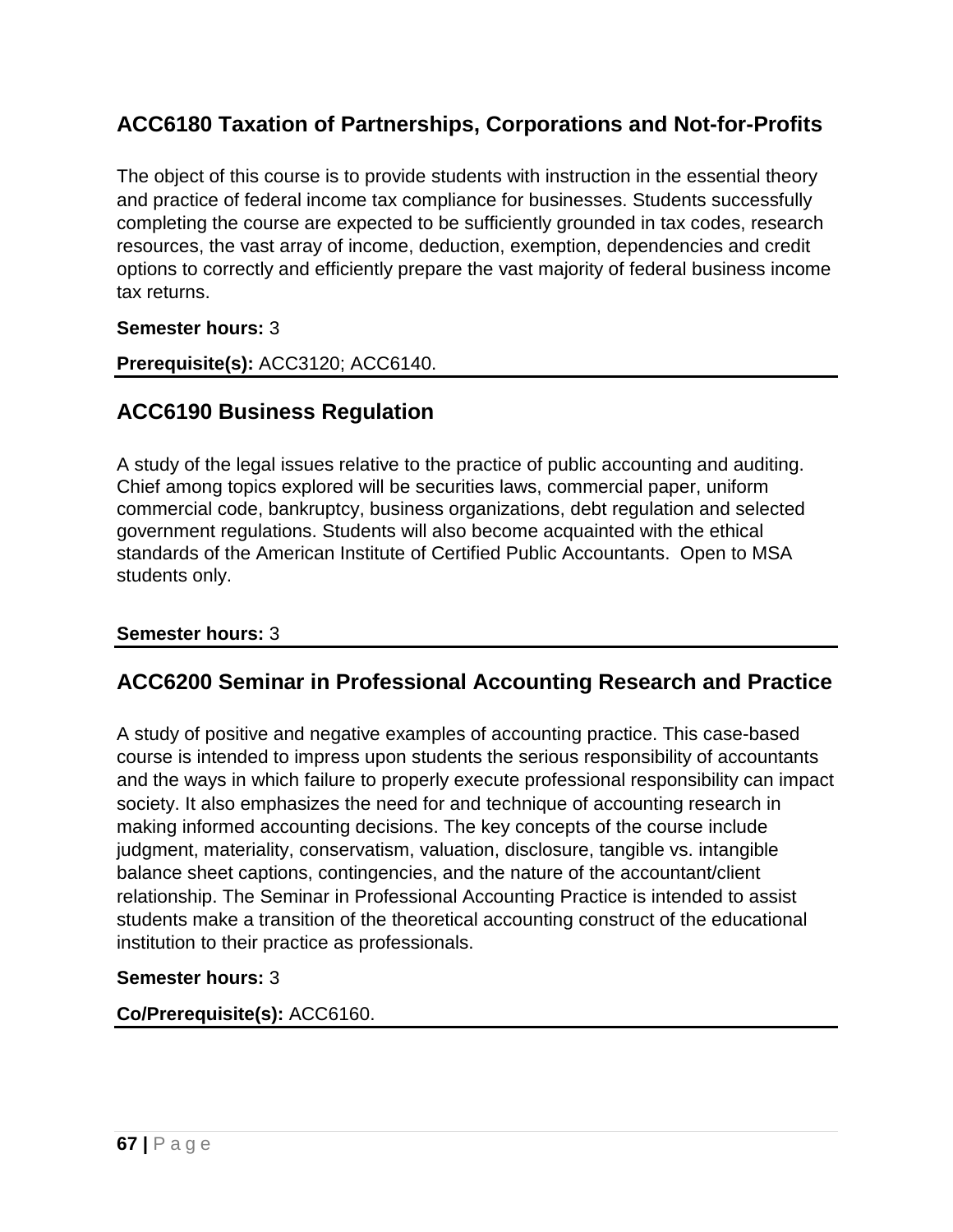## ACC6180 Taxation of Partnerships, Corporations and Not-for-Profits

The object of this course is to provide students with instruction in the essential theory and practice of federal income tax compliance for businesses. Students successfully completing the course are expected to be sufficiently grounded in tax codes, research resources, the vast array of income, deduction, exemption, dependencies and credit options to correctly and efficiently prepare the vast majority of federal business income tax returns.

**Semester hours:** 3

**Prerequisite(s):** ACC3120; ACC6140.

---

## ACC6190 Business Regulation

A study of the legal issues relative to the practice of public accounting and auditing. Chief among topics explored will be securities laws, commercial paper, uniform commercial code, bankruptcy, business organizations, debt regulation and selected government regulations. Students will also become acquainted with the ethical standards of the American Institute of Certified Public Accountants. Open to MSA students only.

**Semester hours:** 3

---

## ACC6200 Seminar in Professional Accounting Research and Practice

A study of positive and negative examples of accounting practice. This case-based course is intended to impress upon students the serious responsibility of accountants and the ways in which failure to properly execute professional responsibility can impact society. It also emphasizes the need for and technique of accounting research in making informed accounting decisions. The key concepts of the course include judgment, materiality, conservatism, valuation, disclosure, tangible vs. intangible balance sheet captions, contingencies, and the nature of the accountant/client relationship. The Seminar in Professional Accounting Practice is intended to assist students make a transition of the theoretical accounting construct of the educational institution to their practice as professionals.

**Semester hours:** 3

**Co/Prerequisite(s):** ACC6160.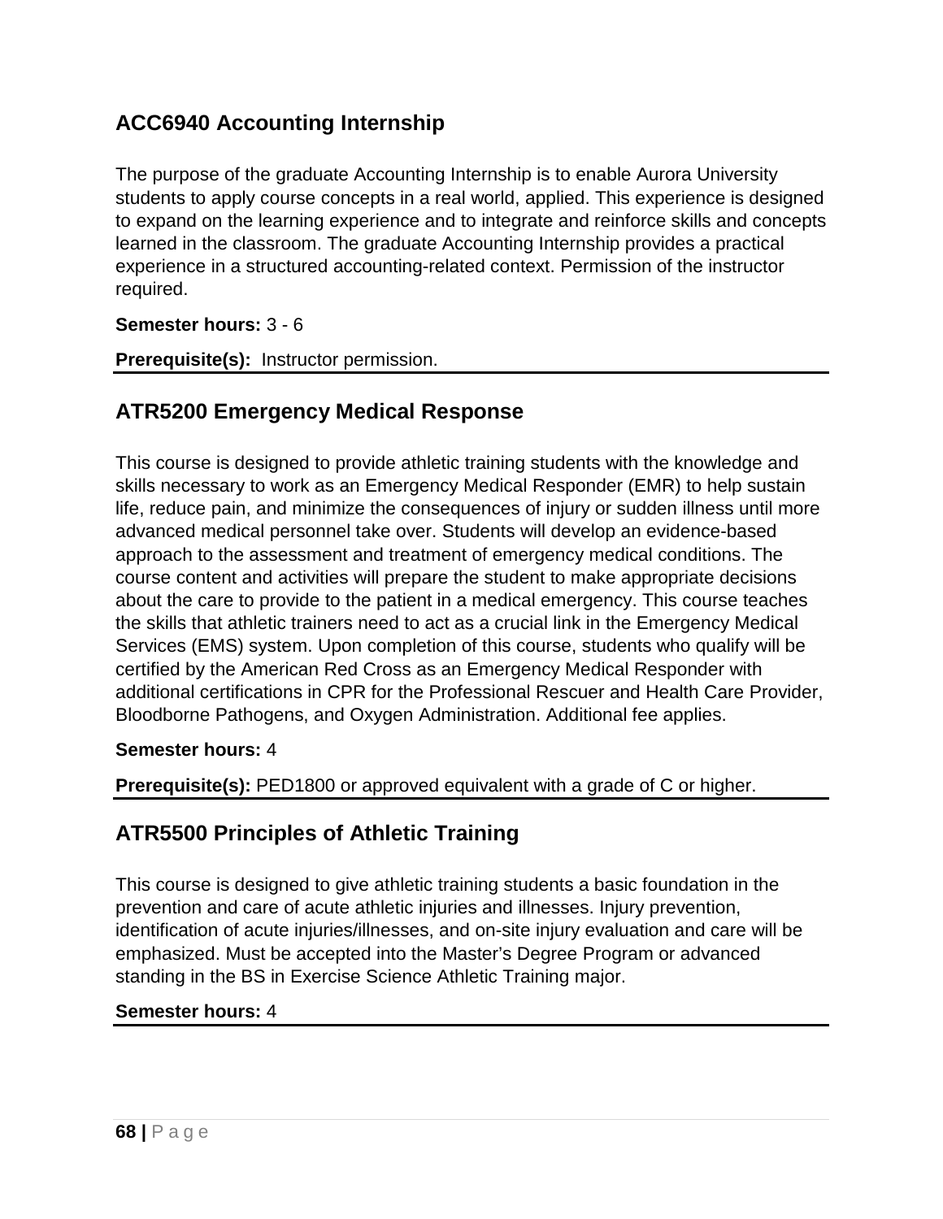## ACC6940 Accounting Internship

The purpose of the graduate Accounting Internship is to enable Aurora University students to apply course concepts in a real world, applied. This experience is designed to expand on the learning experience and to integrate and reinforce skills and concepts learned in the classroom. The graduate Accounting Internship provides a practical experience in a structured accounting-related context. Permission of the instructor required.

**Semester hours:** 3 - 6

**Prerequisite(s):** Instructor permission.

---

## ATR5200 Emergency Medical Response

This course is designed to provide athletic training students with the knowledge and skills necessary to work as an Emergency Medical Responder (EMR) to help sustain life, reduce pain, and minimize the consequences of injury or sudden illness until more advanced medical personnel take over. Students will develop an evidence-based approach to the assessment and treatment of emergency medical conditions. The course content and activities will prepare the student to make appropriate decisions about the care to provide to the patient in a medical emergency. This course teaches the skills that athletic trainers need to act as a crucial link in the Emergency Medical Services (EMS) system. Upon completion of this course, students who qualify will be certified by the American Red Cross as an Emergency Medical Responder with additional certifications in CPR for the Professional Rescuer and Health Care Provider, Bloodborne Pathogens, and Oxygen Administration. Additional fee applies.

**Semester hours:** 4

**Prerequisite(s):** PED1800 or approved equivalent with a grade of C or higher.

---

## ATR5500 Principles of Athletic Training

This course is designed to give athletic training students a basic foundation in the prevention and care of acute athletic injuries and illnesses. Injury prevention, identification of acute injuries/illnesses, and on-site injury evaluation and care will be emphasized. Must be accepted into the Master's Degree Program or advanced standing in the BS in Exercise Science Athletic Training major.

**Semester hours:** 4

---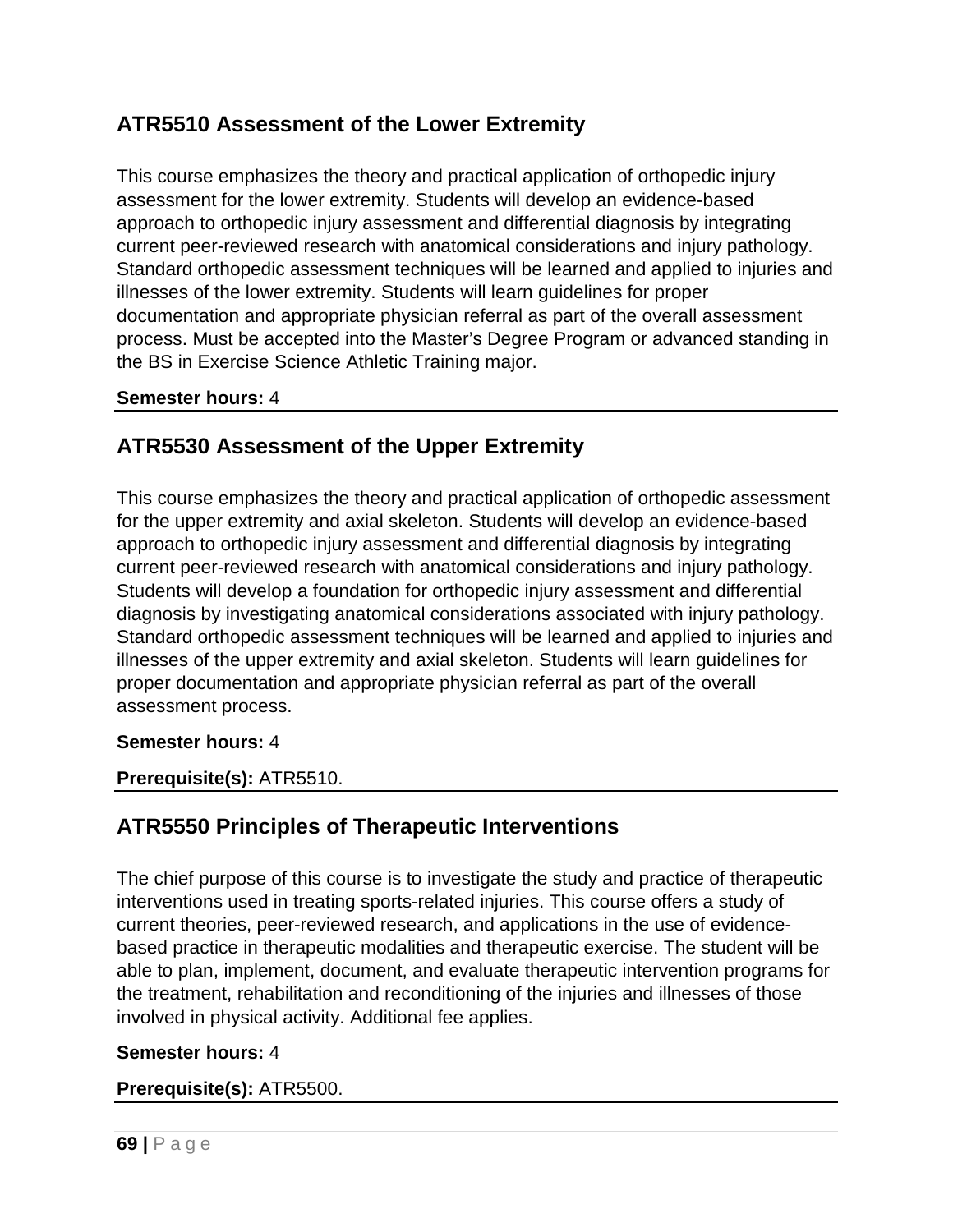## ATR5510 Assessment of the Lower Extremity

This course emphasizes the theory and practical application of orthopedic injury assessment for the lower extremity. Students will develop an evidence-based approach to orthopedic injury assessment and differential diagnosis by integrating current peer-reviewed research with anatomical considerations and injury pathology. Standard orthopedic assessment techniques will be learned and applied to injuries and illnesses of the lower extremity. Students will learn guidelines for proper documentation and appropriate physician referral as part of the overall assessment process. Must be accepted into the Master's Degree Program or advanced standing in the BS in Exercise Science Athletic Training major.

**Semester hours:** 4

---

## ATR5530 Assessment of the Upper Extremity

This course emphasizes the theory and practical application of orthopedic assessment for the upper extremity and axial skeleton. Students will develop an evidence-based approach to orthopedic injury assessment and differential diagnosis by integrating current peer-reviewed research with anatomical considerations and injury pathology. Students will develop a foundation for orthopedic injury assessment and differential diagnosis by investigating anatomical considerations associated with injury pathology. Standard orthopedic assessment techniques will be learned and applied to injuries and illnesses of the upper extremity and axial skeleton. Students will learn guidelines for proper documentation and appropriate physician referral as part of the overall assessment process.

**Semester hours:** 4

**Prerequisite(s):** ATR5510.

---

## ATR5550 Principles of Therapeutic Interventions

The chief purpose of this course is to investigate the study and practice of therapeutic interventions used in treating sports-related injuries. This course offers a study of current theories, peer-reviewed research, and applications in the use of evidence-based practice in therapeutic modalities and therapeutic exercise. The student will be able to plan, implement, document, and evaluate therapeutic intervention programs for the treatment, rehabilitation and reconditioning of the injuries and illnesses of those involved in physical activity. Additional fee applies.

**Semester hours:** 4

**Prerequisite(s):** ATR5500.

---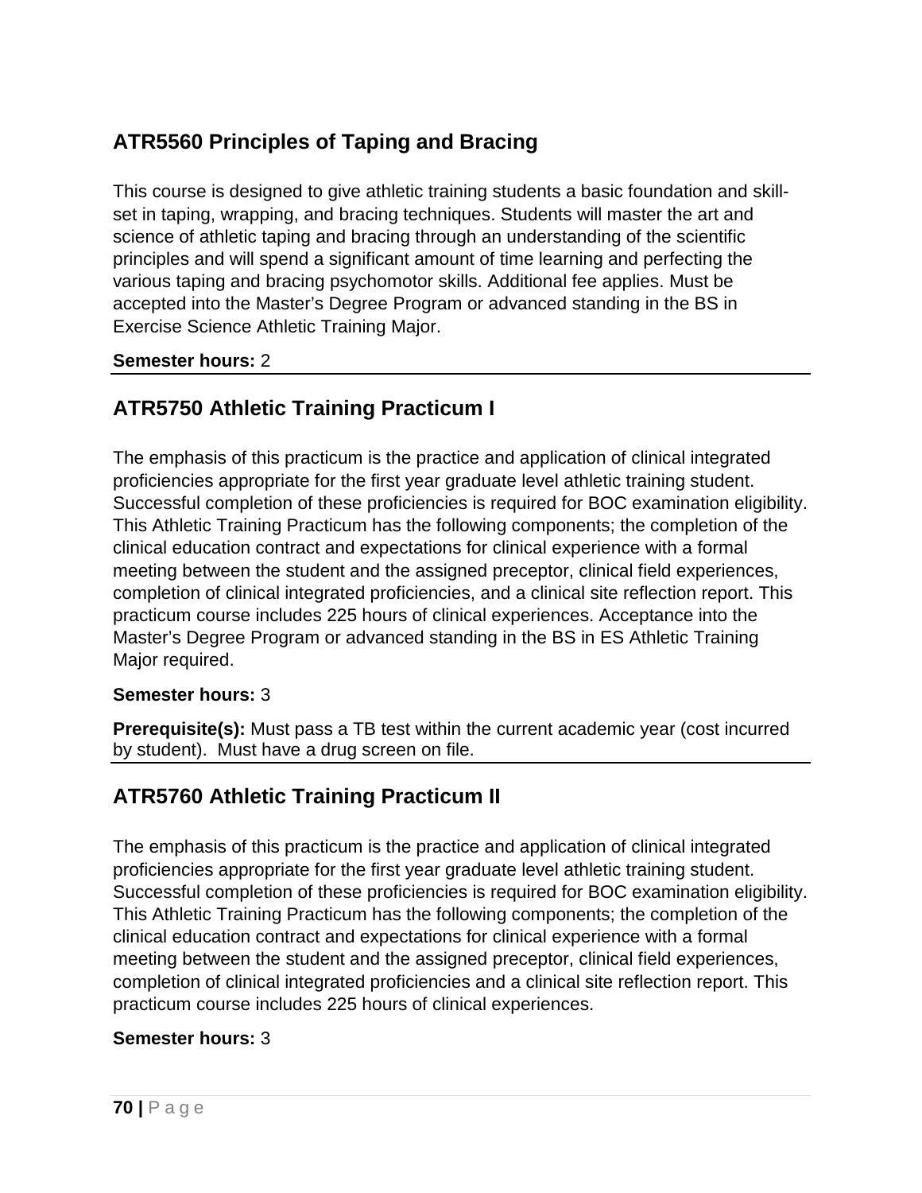## ATR5560 Principles of Taping and Bracing

This course is designed to give athletic training students a basic foundation and skill-set in taping, wrapping, and bracing techniques. Students will master the art and science of athletic taping and bracing through an understanding of the scientific principles and will spend a significant amount of time learning and perfecting the various taping and bracing psychomotor skills. Additional fee applies. Must be accepted into the Master's Degree Program or advanced standing in the BS in Exercise Science Athletic Training Major.

**Semester hours:** 2

---

## ATR5750 Athletic Training Practicum I

The emphasis of this practicum is the practice and application of clinical integrated proficiencies appropriate for the first year graduate level athletic training student. Successful completion of these proficiencies is required for BOC examination eligibility. This Athletic Training Practicum has the following components; the completion of the clinical education contract and expectations for clinical experience with a formal meeting between the student and the assigned preceptor, clinical field experiences, completion of clinical integrated proficiencies, and a clinical site reflection report. This practicum course includes 225 hours of clinical experiences. Acceptance into the Master's Degree Program or advanced standing in the BS in ES Athletic Training Major required.

**Semester hours:** 3

**Prerequisite(s):** Must pass a TB test within the current academic year (cost incurred by student). Must have a drug screen on file.

---

## ATR5760 Athletic Training Practicum II

The emphasis of this practicum is the practice and application of clinical integrated proficiencies appropriate for the first year graduate level athletic training student. Successful completion of these proficiencies is required for BOC examination eligibility. This Athletic Training Practicum has the following components; the completion of the clinical education contract and expectations for clinical experience with a formal meeting between the student and the assigned preceptor, clinical field experiences, completion of clinical integrated proficiencies and a clinical site reflection report. This practicum course includes 225 hours of clinical experiences.

**Semester hours:** 3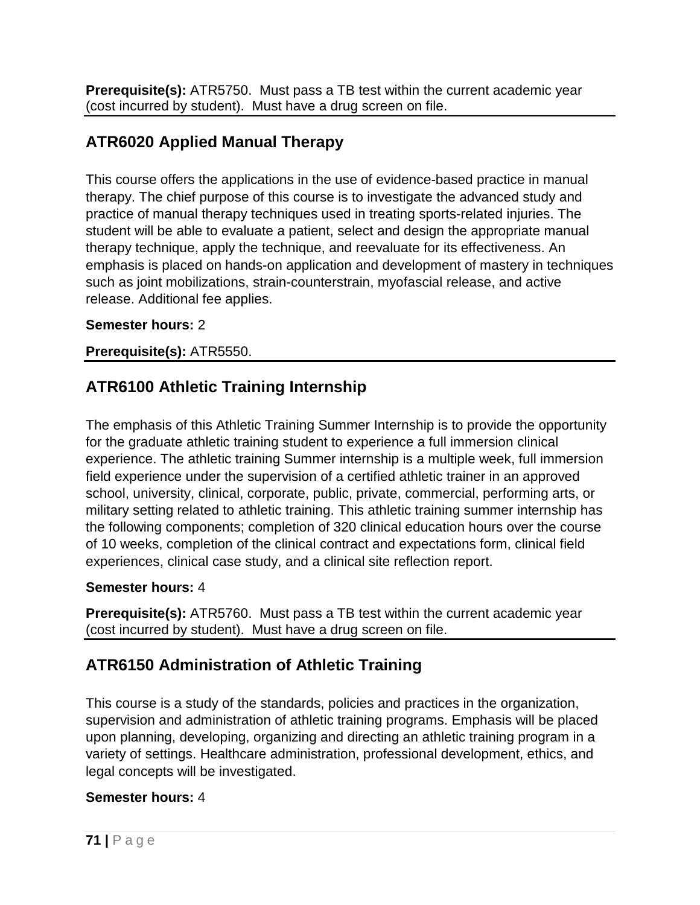**Prerequisite(s):** ATR5750. Must pass a TB test within the current academic year (cost incurred by student). Must have a drug screen on file.

## ATR6020 Applied Manual Therapy

This course offers the applications in the use of evidence-based practice in manual therapy. The chief purpose of this course is to investigate the advanced study and practice of manual therapy techniques used in treating sports-related injuries. The student will be able to evaluate a patient, select and design the appropriate manual therapy technique, apply the technique, and reevaluate for its effectiveness. An emphasis is placed on hands-on application and development of mastery in techniques such as joint mobilizations, strain-counterstrain, myofascial release, and active release. Additional fee applies.

**Semester hours:** 2

**Prerequisite(s):** ATR5550.

## ATR6100 Athletic Training Internship

The emphasis of this Athletic Training Summer Internship is to provide the opportunity for the graduate athletic training student to experience a full immersion clinical experience. The athletic training Summer internship is a multiple week, full immersion field experience under the supervision of a certified athletic trainer in an approved school, university, clinical, corporate, public, private, commercial, performing arts, or military setting related to athletic training. This athletic training summer internship has the following components; completion of 320 clinical education hours over the course of 10 weeks, completion of the clinical contract and expectations form, clinical field experiences, clinical case study, and a clinical site reflection report.

**Semester hours:** 4

**Prerequisite(s):** ATR5760. Must pass a TB test within the current academic year (cost incurred by student). Must have a drug screen on file.

## ATR6150 Administration of Athletic Training

This course is a study of the standards, policies and practices in the organization, supervision and administration of athletic training programs. Emphasis will be placed upon planning, developing, organizing and directing an athletic training program in a variety of settings. Healthcare administration, professional development, ethics, and legal concepts will be investigated.

**Semester hours:** 4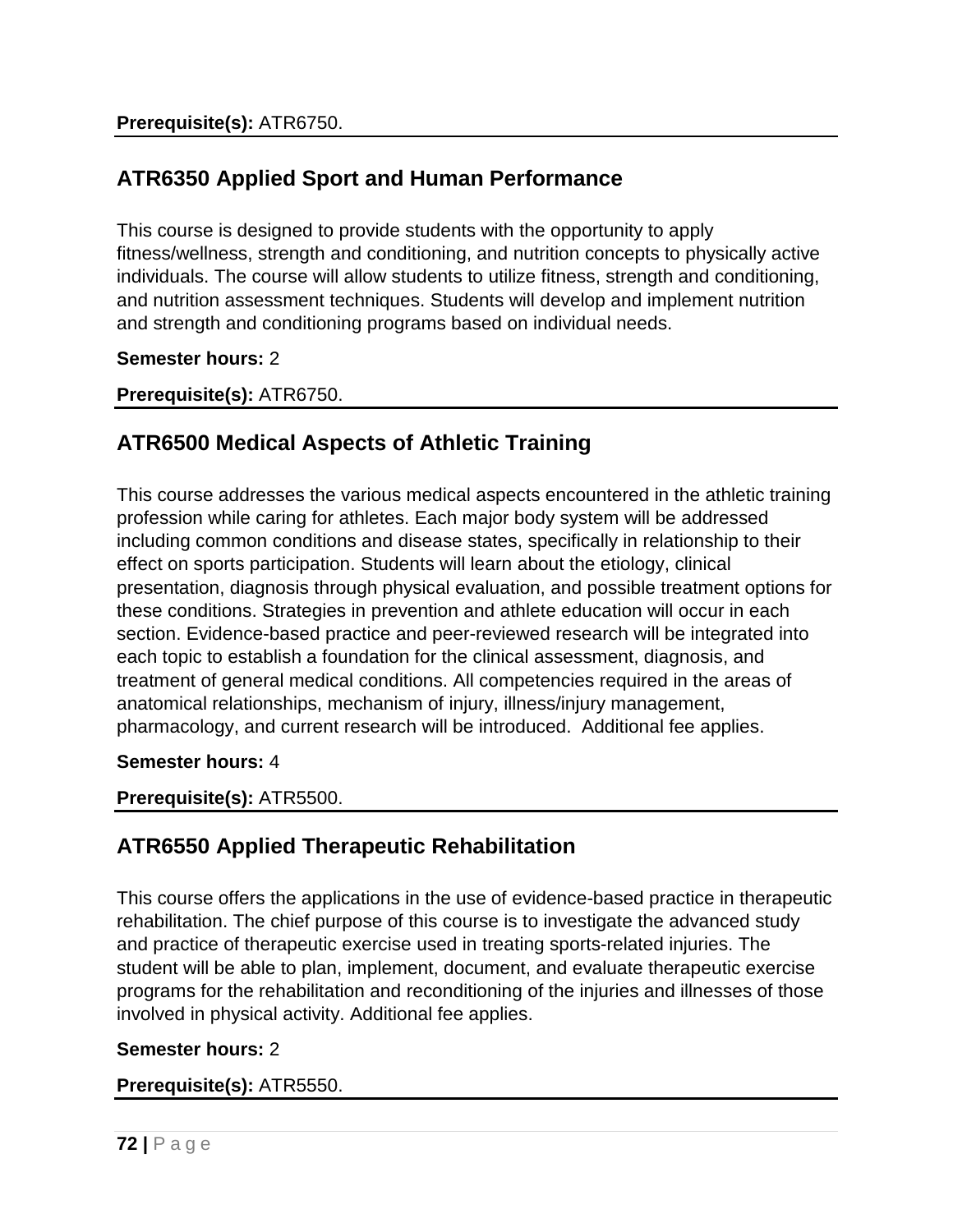**Prerequisite(s):** ATR6750.

## ATR6350 Applied Sport and Human Performance

This course is designed to provide students with the opportunity to apply fitness/wellness, strength and conditioning, and nutrition concepts to physically active individuals. The course will allow students to utilize fitness, strength and conditioning, and nutrition assessment techniques. Students will develop and implement nutrition and strength and conditioning programs based on individual needs.

**Semester hours:** 2

**Prerequisite(s):** ATR6750.

## ATR6500 Medical Aspects of Athletic Training

This course addresses the various medical aspects encountered in the athletic training profession while caring for athletes. Each major body system will be addressed including common conditions and disease states, specifically in relationship to their effect on sports participation. Students will learn about the etiology, clinical presentation, diagnosis through physical evaluation, and possible treatment options for these conditions. Strategies in prevention and athlete education will occur in each section. Evidence-based practice and peer-reviewed research will be integrated into each topic to establish a foundation for the clinical assessment, diagnosis, and treatment of general medical conditions. All competencies required in the areas of anatomical relationships, mechanism of injury, illness/injury management, pharmacology, and current research will be introduced. Additional fee applies.

**Semester hours:** 4

**Prerequisite(s):** ATR5500.

## ATR6550 Applied Therapeutic Rehabilitation

This course offers the applications in the use of evidence-based practice in therapeutic rehabilitation. The chief purpose of this course is to investigate the advanced study and practice of therapeutic exercise used in treating sports-related injuries. The student will be able to plan, implement, document, and evaluate therapeutic exercise programs for the rehabilitation and reconditioning of the injuries and illnesses of those involved in physical activity. Additional fee applies.

**Semester hours:** 2

**Prerequisite(s):** ATR5550.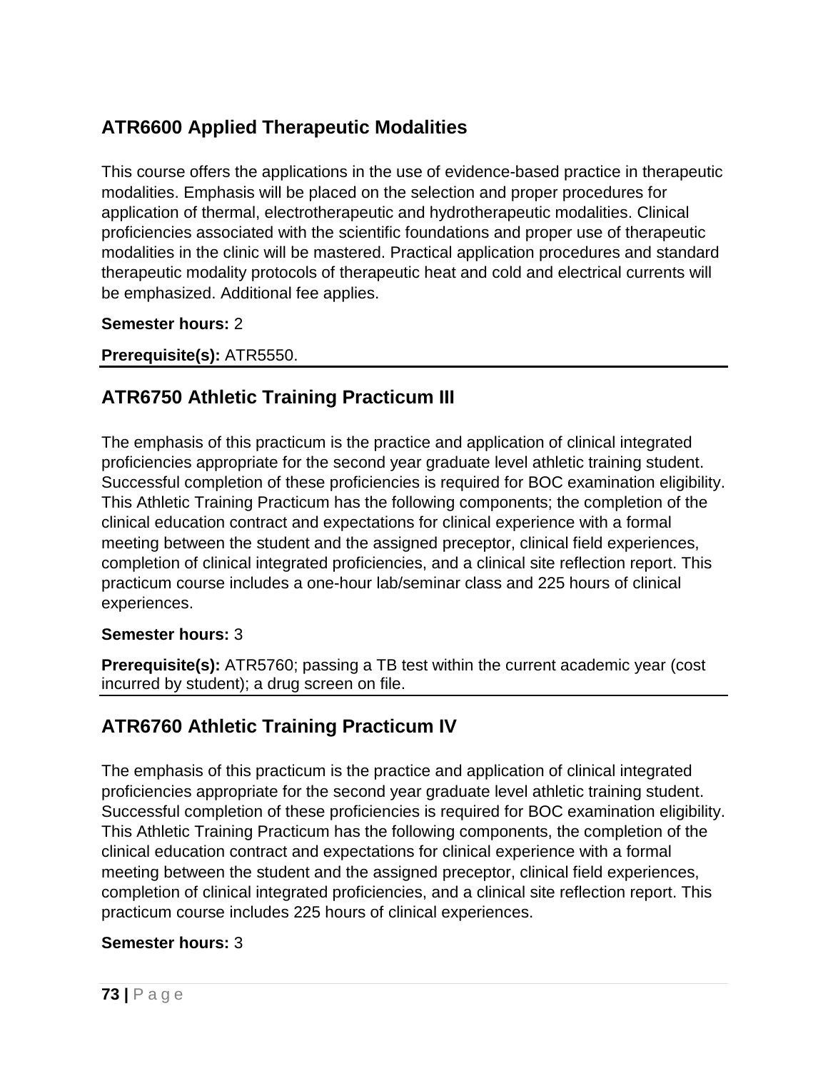## ATR6600 Applied Therapeutic Modalities

This course offers the applications in the use of evidence-based practice in therapeutic modalities. Emphasis will be placed on the selection and proper procedures for application of thermal, electrotherapeutic and hydrotherapeutic modalities. Clinical proficiencies associated with the scientific foundations and proper use of therapeutic modalities in the clinic will be mastered. Practical application procedures and standard therapeutic modality protocols of therapeutic heat and cold and electrical currents will be emphasized. Additional fee applies.

**Semester hours:** 2

**Prerequisite(s):** ATR5550.

## ATR6750 Athletic Training Practicum III

The emphasis of this practicum is the practice and application of clinical integrated proficiencies appropriate for the second year graduate level athletic training student. Successful completion of these proficiencies is required for BOC examination eligibility. This Athletic Training Practicum has the following components; the completion of the clinical education contract and expectations for clinical experience with a formal meeting between the student and the assigned preceptor, clinical field experiences, completion of clinical integrated proficiencies, and a clinical site reflection report. This practicum course includes a one-hour lab/seminar class and 225 hours of clinical experiences.

**Semester hours:** 3

**Prerequisite(s):** ATR5760; passing a TB test within the current academic year (cost incurred by student); a drug screen on file.

## ATR6760 Athletic Training Practicum IV

The emphasis of this practicum is the practice and application of clinical integrated proficiencies appropriate for the second year graduate level athletic training student. Successful completion of these proficiencies is required for BOC examination eligibility. This Athletic Training Practicum has the following components, the completion of the clinical education contract and expectations for clinical experience with a formal meeting between the student and the assigned preceptor, clinical field experiences, completion of clinical integrated proficiencies, and a clinical site reflection report. This practicum course includes 225 hours of clinical experiences.

**Semester hours:** 3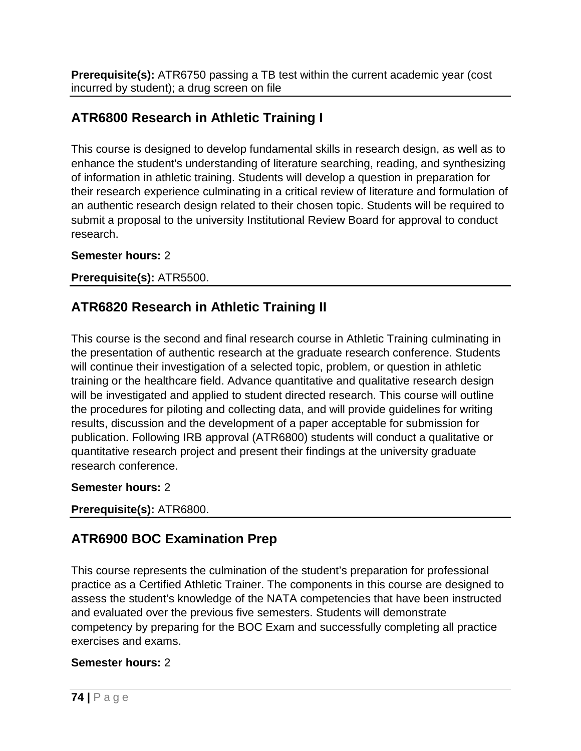**Prerequisite(s):** ATR6750 passing a TB test within the current academic year (cost incurred by student); a drug screen on file

## ATR6800 Research in Athletic Training I

This course is designed to develop fundamental skills in research design, as well as to enhance the student's understanding of literature searching, reading, and synthesizing of information in athletic training. Students will develop a question in preparation for their research experience culminating in a critical review of literature and formulation of an authentic research design related to their chosen topic. Students will be required to submit a proposal to the university Institutional Review Board for approval to conduct research.

**Semester hours:** 2

**Prerequisite(s):** ATR5500.

## ATR6820 Research in Athletic Training II

This course is the second and final research course in Athletic Training culminating in the presentation of authentic research at the graduate research conference. Students will continue their investigation of a selected topic, problem, or question in athletic training or the healthcare field. Advance quantitative and qualitative research design will be investigated and applied to student directed research. This course will outline the procedures for piloting and collecting data, and will provide guidelines for writing results, discussion and the development of a paper acceptable for submission for publication. Following IRB approval (ATR6800) students will conduct a qualitative or quantitative research project and present their findings at the university graduate research conference.

**Semester hours:** 2

**Prerequisite(s):** ATR6800.

## ATR6900 BOC Examination Prep

This course represents the culmination of the student's preparation for professional practice as a Certified Athletic Trainer. The components in this course are designed to assess the student's knowledge of the NATA competencies that have been instructed and evaluated over the previous five semesters. Students will demonstrate competency by preparing for the BOC Exam and successfully completing all practice exercises and exams.

**Semester hours:** 2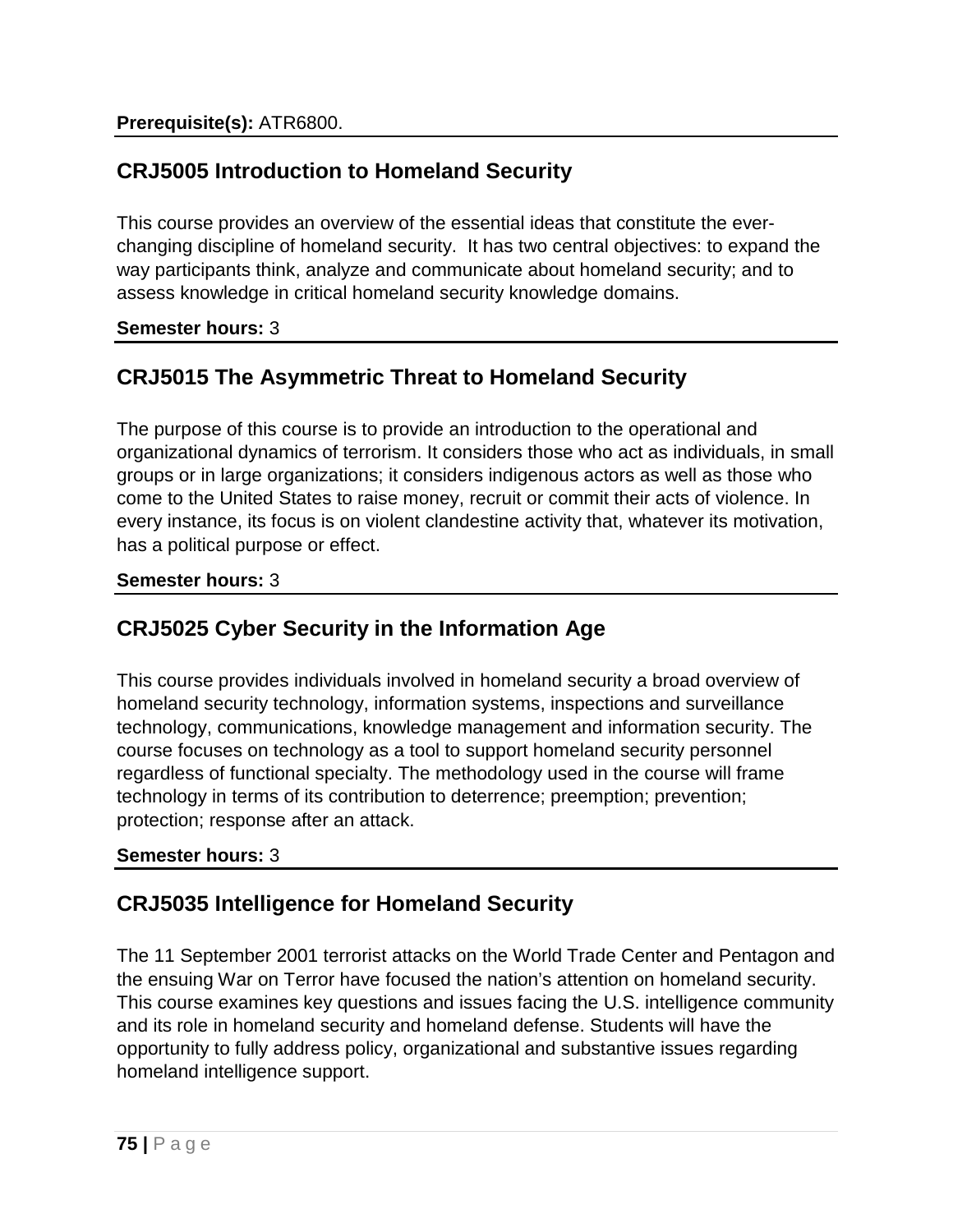**Prerequisite(s):** ATR6800.

## CRJ5005 Introduction to Homeland Security

This course provides an overview of the essential ideas that constitute the ever-changing discipline of homeland security. It has two central objectives: to expand the way participants think, analyze and communicate about homeland security; and to assess knowledge in critical homeland security knowledge domains.

**Semester hours:** 3

## CRJ5015 The Asymmetric Threat to Homeland Security

The purpose of this course is to provide an introduction to the operational and organizational dynamics of terrorism. It considers those who act as individuals, in small groups or in large organizations; it considers indigenous actors as well as those who come to the United States to raise money, recruit or commit their acts of violence. In every instance, its focus is on violent clandestine activity that, whatever its motivation, has a political purpose or effect.

**Semester hours:** 3

## CRJ5025 Cyber Security in the Information Age

This course provides individuals involved in homeland security a broad overview of homeland security technology, information systems, inspections and surveillance technology, communications, knowledge management and information security. The course focuses on technology as a tool to support homeland security personnel regardless of functional specialty. The methodology used in the course will frame technology in terms of its contribution to deterrence; preemption; prevention; protection; response after an attack.

**Semester hours:** 3

## CRJ5035 Intelligence for Homeland Security

The 11 September 2001 terrorist attacks on the World Trade Center and Pentagon and the ensuing War on Terror have focused the nation's attention on homeland security. This course examines key questions and issues facing the U.S. intelligence community and its role in homeland security and homeland defense. Students will have the opportunity to fully address policy, organizational and substantive issues regarding homeland intelligence support.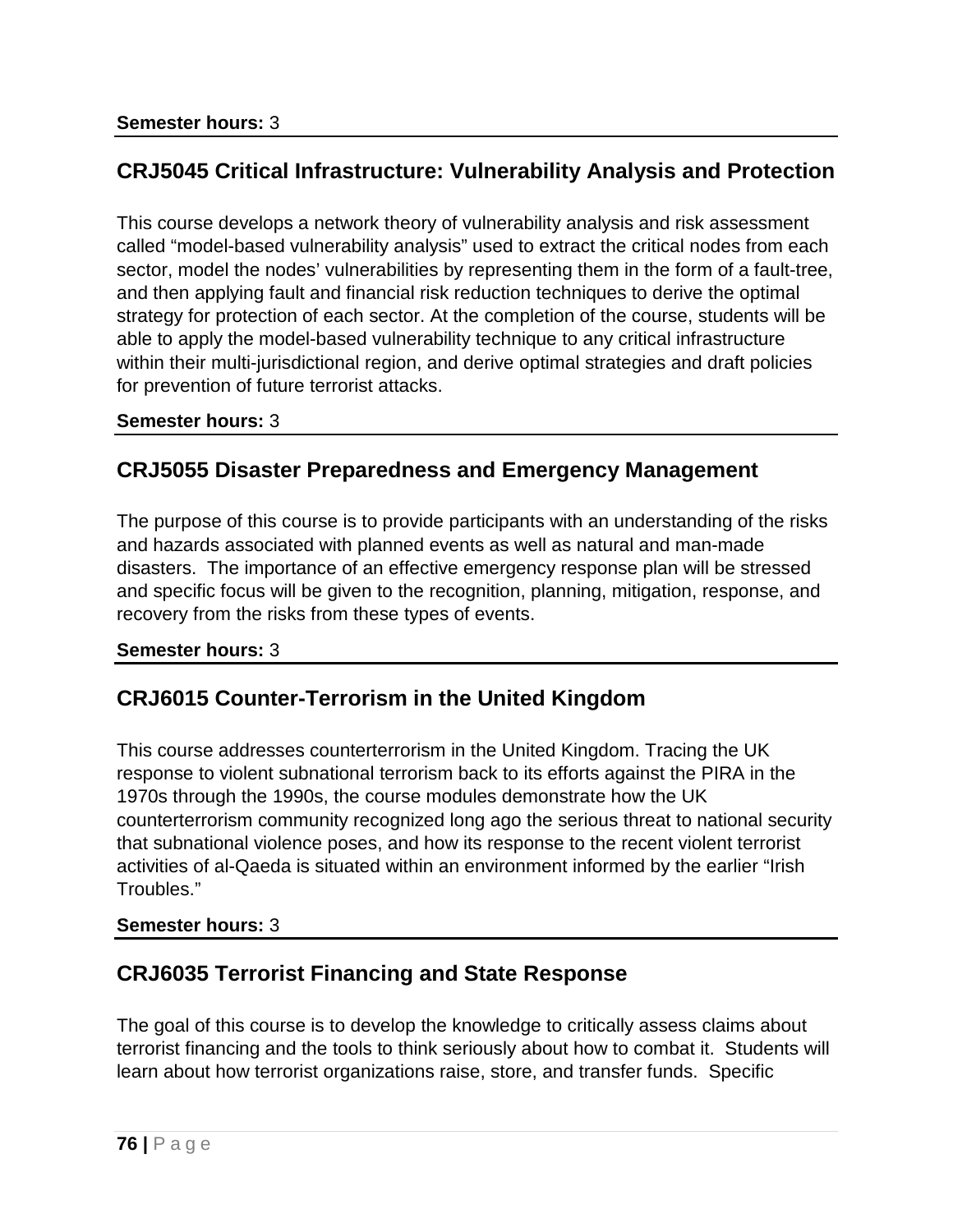**Semester hours:** 3

## CRJ5045 Critical Infrastructure: Vulnerability Analysis and Protection

This course develops a network theory of vulnerability analysis and risk assessment called "model-based vulnerability analysis" used to extract the critical nodes from each sector, model the nodes' vulnerabilities by representing them in the form of a fault-tree, and then applying fault and financial risk reduction techniques to derive the optimal strategy for protection of each sector. At the completion of the course, students will be able to apply the model-based vulnerability technique to any critical infrastructure within their multi-jurisdictional region, and derive optimal strategies and draft policies for prevention of future terrorist attacks.

**Semester hours:** 3

## CRJ5055 Disaster Preparedness and Emergency Management

The purpose of this course is to provide participants with an understanding of the risks and hazards associated with planned events as well as natural and man-made disasters. The importance of an effective emergency response plan will be stressed and specific focus will be given to the recognition, planning, mitigation, response, and recovery from the risks from these types of events.

**Semester hours:** 3

## CRJ6015 Counter-Terrorism in the United Kingdom

This course addresses counterterrorism in the United Kingdom. Tracing the UK response to violent subnational terrorism back to its efforts against the PIRA in the 1970s through the 1990s, the course modules demonstrate how the UK counterterrorism community recognized long ago the serious threat to national security that subnational violence poses, and how its response to the recent violent terrorist activities of al-Qaeda is situated within an environment informed by the earlier "Irish Troubles."

**Semester hours:** 3

## CRJ6035 Terrorist Financing and State Response

The goal of this course is to develop the knowledge to critically assess claims about terrorist financing and the tools to think seriously about how to combat it. Students will learn about how terrorist organizations raise, store, and transfer funds. Specific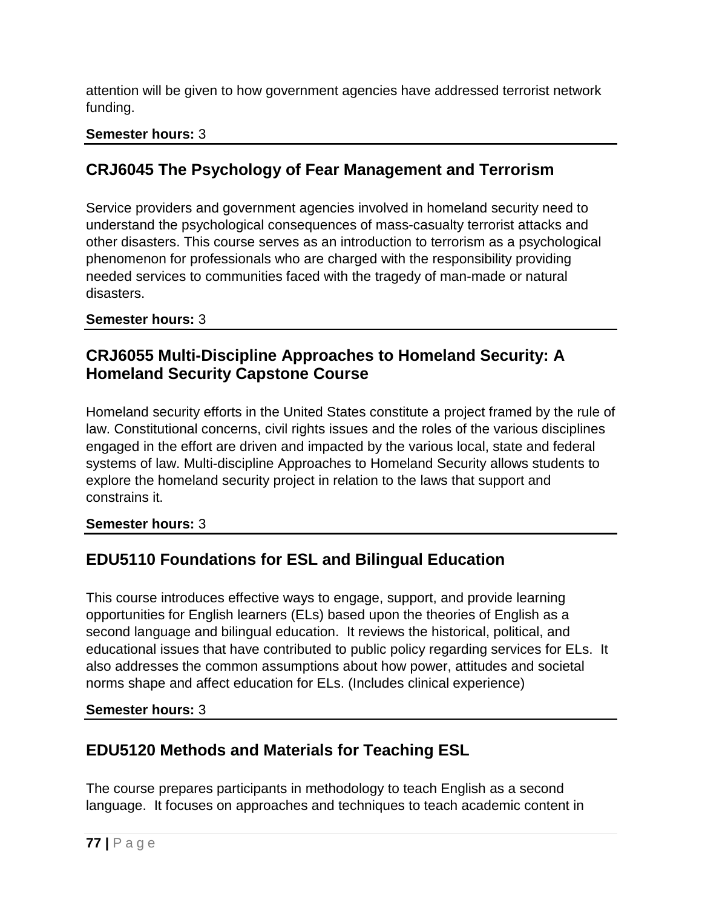attention will be given to how government agencies have addressed terrorist network funding.

**Semester hours:** 3

## CRJ6045 The Psychology of Fear Management and Terrorism

Service providers and government agencies involved in homeland security need to understand the psychological consequences of mass-casualty terrorist attacks and other disasters. This course serves as an introduction to terrorism as a psychological phenomenon for professionals who are charged with the responsibility providing needed services to communities faced with the tragedy of man-made or natural disasters.

**Semester hours:** 3

## CRJ6055 Multi-Discipline Approaches to Homeland Security: A Homeland Security Capstone Course

Homeland security efforts in the United States constitute a project framed by the rule of law. Constitutional concerns, civil rights issues and the roles of the various disciplines engaged in the effort are driven and impacted by the various local, state and federal systems of law. Multi-discipline Approaches to Homeland Security allows students to explore the homeland security project in relation to the laws that support and constrains it.

**Semester hours:** 3

## EDU5110 Foundations for ESL and Bilingual Education

This course introduces effective ways to engage, support, and provide learning opportunities for English learners (ELs) based upon the theories of English as a second language and bilingual education. It reviews the historical, political, and educational issues that have contributed to public policy regarding services for ELs. It also addresses the common assumptions about how power, attitudes and societal norms shape and affect education for ELs. (Includes clinical experience)

**Semester hours:** 3

## EDU5120 Methods and Materials for Teaching ESL

The course prepares participants in methodology to teach English as a second language. It focuses on approaches and techniques to teach academic content in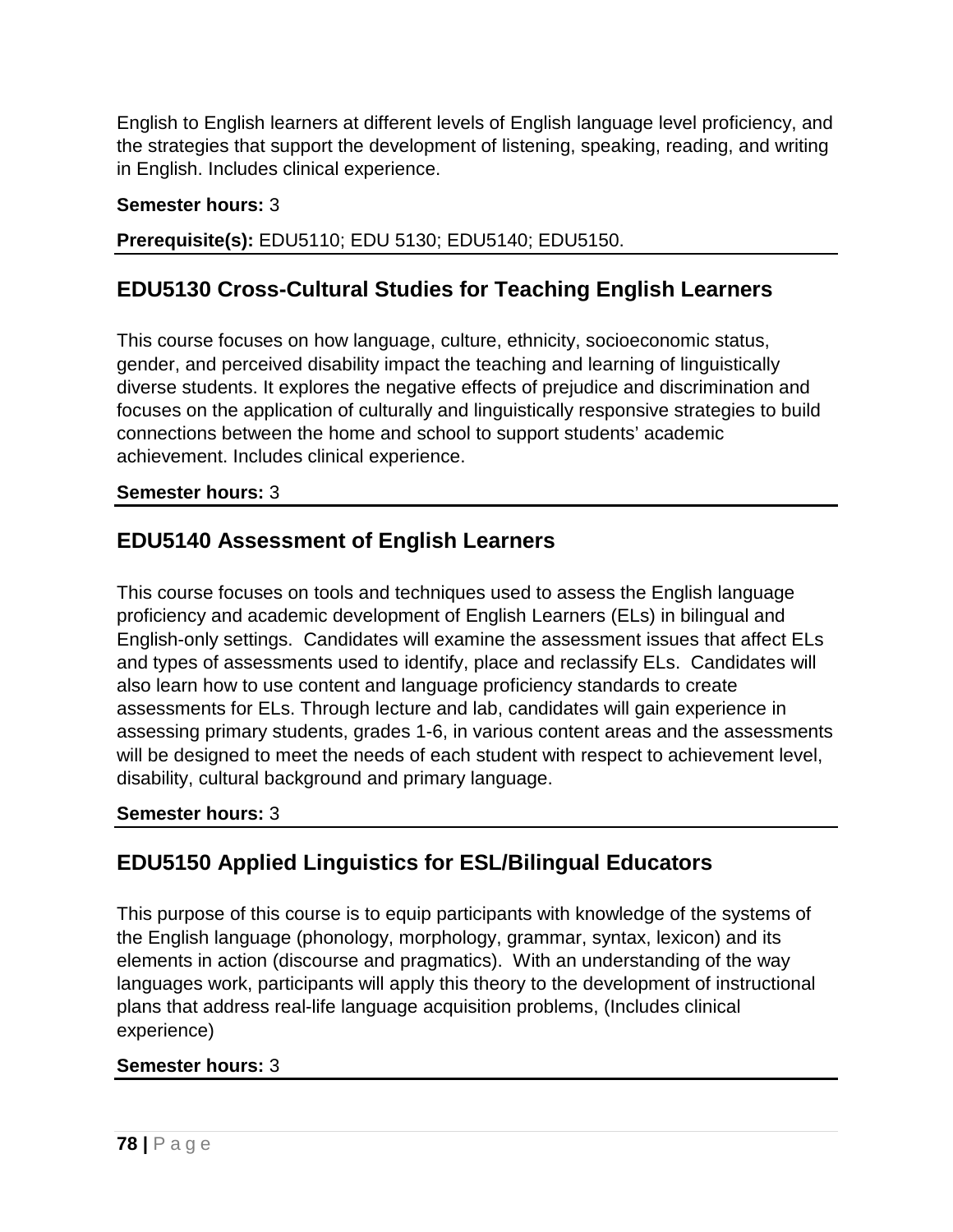English to English learners at different levels of English language level proficiency, and the strategies that support the development of listening, speaking, reading, and writing in English. Includes clinical experience.

**Semester hours:** 3

**Prerequisite(s):** EDU5110; EDU 5130; EDU5140; EDU5150.

## EDU5130 Cross-Cultural Studies for Teaching English Learners

This course focuses on how language, culture, ethnicity, socioeconomic status, gender, and perceived disability impact the teaching and learning of linguistically diverse students. It explores the negative effects of prejudice and discrimination and focuses on the application of culturally and linguistically responsive strategies to build connections between the home and school to support students' academic achievement. Includes clinical experience.

**Semester hours:** 3

## EDU5140 Assessment of English Learners

This course focuses on tools and techniques used to assess the English language proficiency and academic development of English Learners (ELs) in bilingual and English-only settings. Candidates will examine the assessment issues that affect ELs and types of assessments used to identify, place and reclassify ELs. Candidates will also learn how to use content and language proficiency standards to create assessments for ELs. Through lecture and lab, candidates will gain experience in assessing primary students, grades 1-6, in various content areas and the assessments will be designed to meet the needs of each student with respect to achievement level, disability, cultural background and primary language.

**Semester hours:** 3

## EDU5150 Applied Linguistics for ESL/Bilingual Educators

This purpose of this course is to equip participants with knowledge of the systems of the English language (phonology, morphology, grammar, syntax, lexicon) and its elements in action (discourse and pragmatics). With an understanding of the way languages work, participants will apply this theory to the development of instructional plans that address real-life language acquisition problems, (Includes clinical experience)

**Semester hours:** 3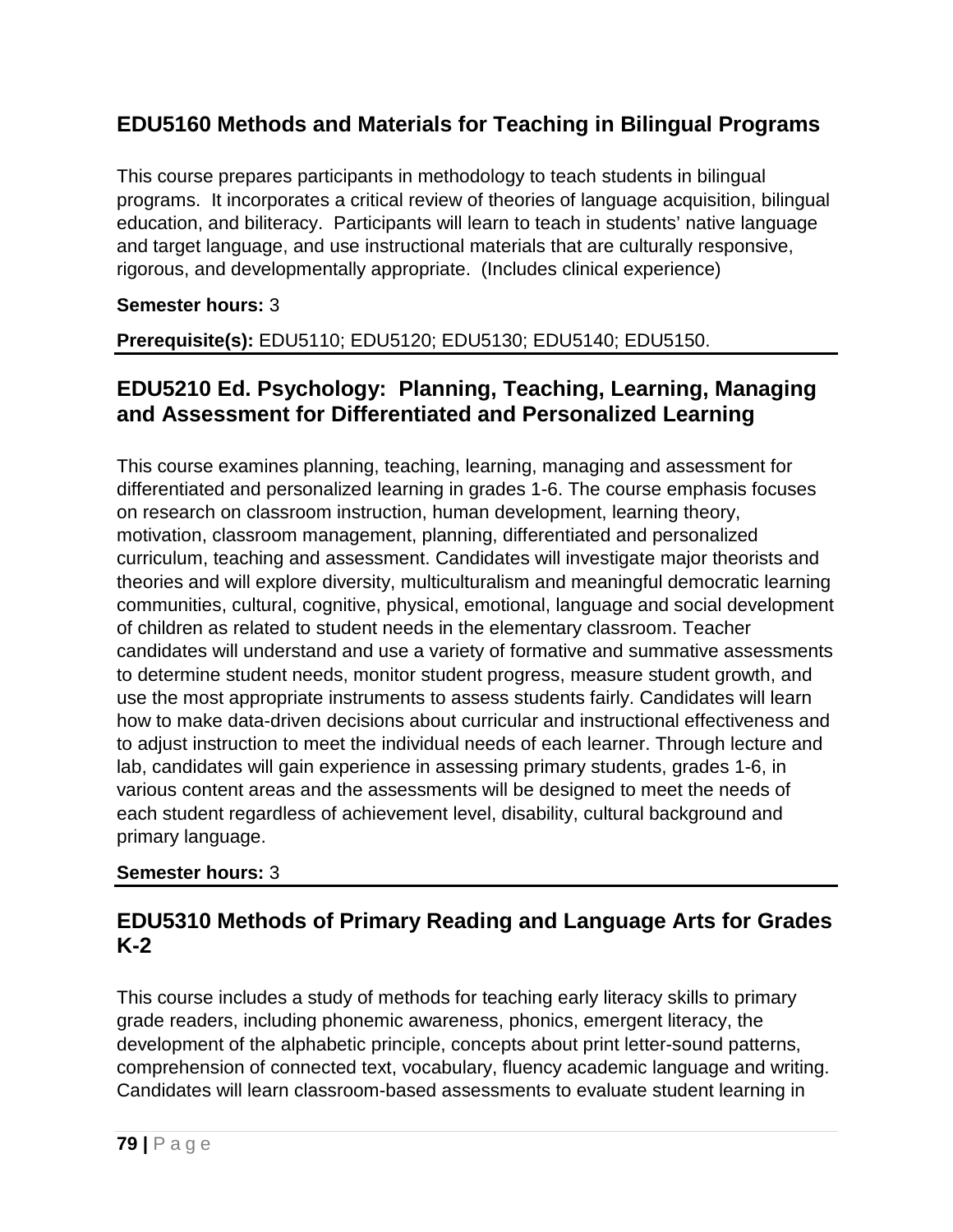## EDU5160 Methods and Materials for Teaching in Bilingual Programs

This course prepares participants in methodology to teach students in bilingual programs. It incorporates a critical review of theories of language acquisition, bilingual education, and biliteracy. Participants will learn to teach in students' native language and target language, and use instructional materials that are culturally responsive, rigorous, and developmentally appropriate. (Includes clinical experience)

**Semester hours:** 3

**Prerequisite(s):** EDU5110; EDU5120; EDU5130; EDU5140; EDU5150.

---

## EDU5210 Ed. Psychology: Planning, Teaching, Learning, Managing and Assessment for Differentiated and Personalized Learning

This course examines planning, teaching, learning, managing and assessment for differentiated and personalized learning in grades 1-6. The course emphasis focuses on research on classroom instruction, human development, learning theory, motivation, classroom management, planning, differentiated and personalized curriculum, teaching and assessment. Candidates will investigate major theorists and theories and will explore diversity, multiculturalism and meaningful democratic learning communities, cultural, cognitive, physical, emotional, language and social development of children as related to student needs in the elementary classroom. Teacher candidates will understand and use a variety of formative and summative assessments to determine student needs, monitor student progress, measure student growth, and use the most appropriate instruments to assess students fairly. Candidates will learn how to make data-driven decisions about curricular and instructional effectiveness and to adjust instruction to meet the individual needs of each learner. Through lecture and lab, candidates will gain experience in assessing primary students, grades 1-6, in various content areas and the assessments will be designed to meet the needs of each student regardless of achievement level, disability, cultural background and primary language.

**Semester hours:** 3

---

## EDU5310 Methods of Primary Reading and Language Arts for Grades K-2

This course includes a study of methods for teaching early literacy skills to primary grade readers, including phonemic awareness, phonics, emergent literacy, the development of the alphabetic principle, concepts about print letter-sound patterns, comprehension of connected text, vocabulary, fluency academic language and writing. Candidates will learn classroom-based assessments to evaluate student learning in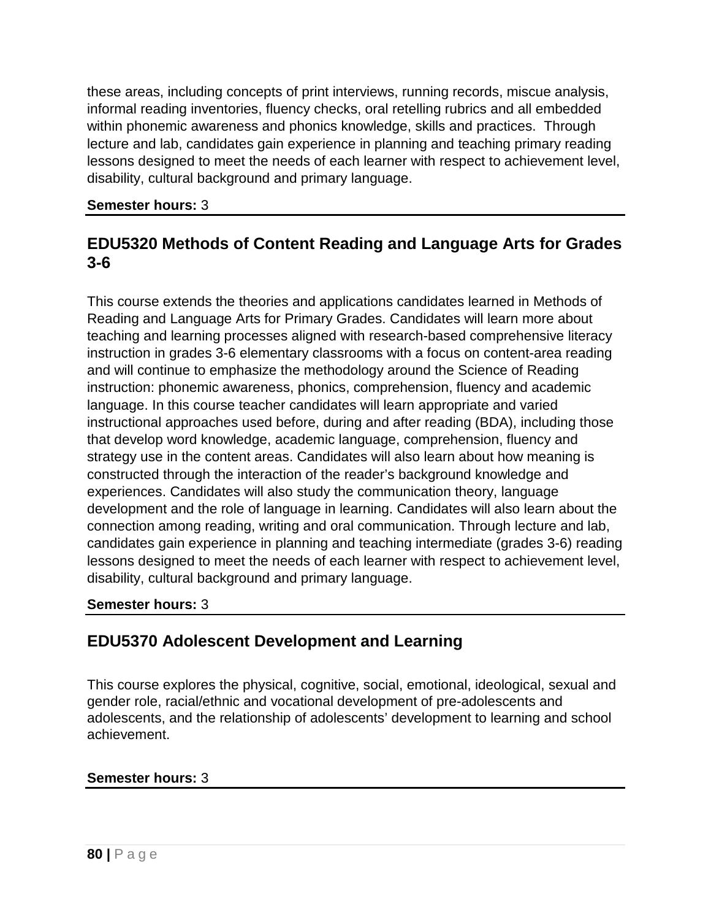these areas, including concepts of print interviews, running records, miscue analysis, informal reading inventories, fluency checks, oral retelling rubrics and all embedded within phonemic awareness and phonics knowledge, skills and practices. Through lecture and lab, candidates gain experience in planning and teaching primary reading lessons designed to meet the needs of each learner with respect to achievement level, disability, cultural background and primary language.

**Semester hours:** 3

## EDU5320 Methods of Content Reading and Language Arts for Grades 3-6

This course extends the theories and applications candidates learned in Methods of Reading and Language Arts for Primary Grades. Candidates will learn more about teaching and learning processes aligned with research-based comprehensive literacy instruction in grades 3-6 elementary classrooms with a focus on content-area reading and will continue to emphasize the methodology around the Science of Reading instruction: phonemic awareness, phonics, comprehension, fluency and academic language. In this course teacher candidates will learn appropriate and varied instructional approaches used before, during and after reading (BDA), including those that develop word knowledge, academic language, comprehension, fluency and strategy use in the content areas. Candidates will also learn about how meaning is constructed through the interaction of the reader's background knowledge and experiences. Candidates will also study the communication theory, language development and the role of language in learning. Candidates will also learn about the connection among reading, writing and oral communication. Through lecture and lab, candidates gain experience in planning and teaching intermediate (grades 3-6) reading lessons designed to meet the needs of each learner with respect to achievement level, disability, cultural background and primary language.

**Semester hours:** 3

## EDU5370 Adolescent Development and Learning

This course explores the physical, cognitive, social, emotional, ideological, sexual and gender role, racial/ethnic and vocational development of pre-adolescents and adolescents, and the relationship of adolescents' development to learning and school achievement.

**Semester hours:** 3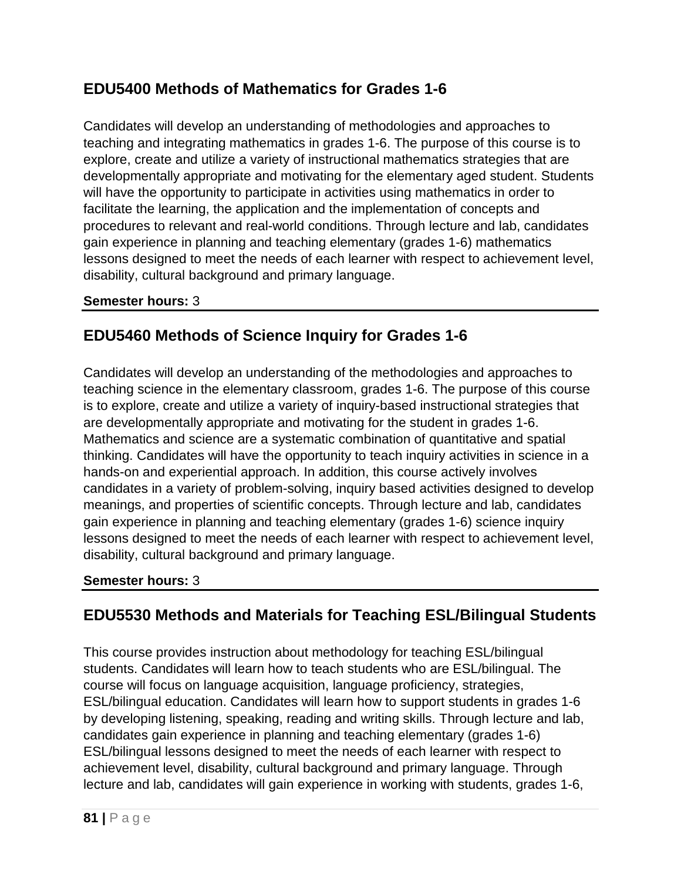## EDU5400 Methods of Mathematics for Grades 1-6

Candidates will develop an understanding of methodologies and approaches to teaching and integrating mathematics in grades 1-6. The purpose of this course is to explore, create and utilize a variety of instructional mathematics strategies that are developmentally appropriate and motivating for the elementary aged student. Students will have the opportunity to participate in activities using mathematics in order to facilitate the learning, the application and the implementation of concepts and procedures to relevant and real-world conditions. Through lecture and lab, candidates gain experience in planning and teaching elementary (grades 1-6) mathematics lessons designed to meet the needs of each learner with respect to achievement level, disability, cultural background and primary language.

**Semester hours:** 3

## EDU5460 Methods of Science Inquiry for Grades 1-6

Candidates will develop an understanding of the methodologies and approaches to teaching science in the elementary classroom, grades 1-6. The purpose of this course is to explore, create and utilize a variety of inquiry-based instructional strategies that are developmentally appropriate and motivating for the student in grades 1-6. Mathematics and science are a systematic combination of quantitative and spatial thinking. Candidates will have the opportunity to teach inquiry activities in science in a hands-on and experiential approach. In addition, this course actively involves candidates in a variety of problem-solving, inquiry based activities designed to develop meanings, and properties of scientific concepts. Through lecture and lab, candidates gain experience in planning and teaching elementary (grades 1-6) science inquiry lessons designed to meet the needs of each learner with respect to achievement level, disability, cultural background and primary language.

**Semester hours:** 3

## EDU5530 Methods and Materials for Teaching ESL/Bilingual Students

This course provides instruction about methodology for teaching ESL/bilingual students. Candidates will learn how to teach students who are ESL/bilingual. The course will focus on language acquisition, language proficiency, strategies, ESL/bilingual education. Candidates will learn how to support students in grades 1-6 by developing listening, speaking, reading and writing skills. Through lecture and lab, candidates gain experience in planning and teaching elementary (grades 1-6) ESL/bilingual lessons designed to meet the needs of each learner with respect to achievement level, disability, cultural background and primary language. Through lecture and lab, candidates will gain experience in working with students, grades 1-6,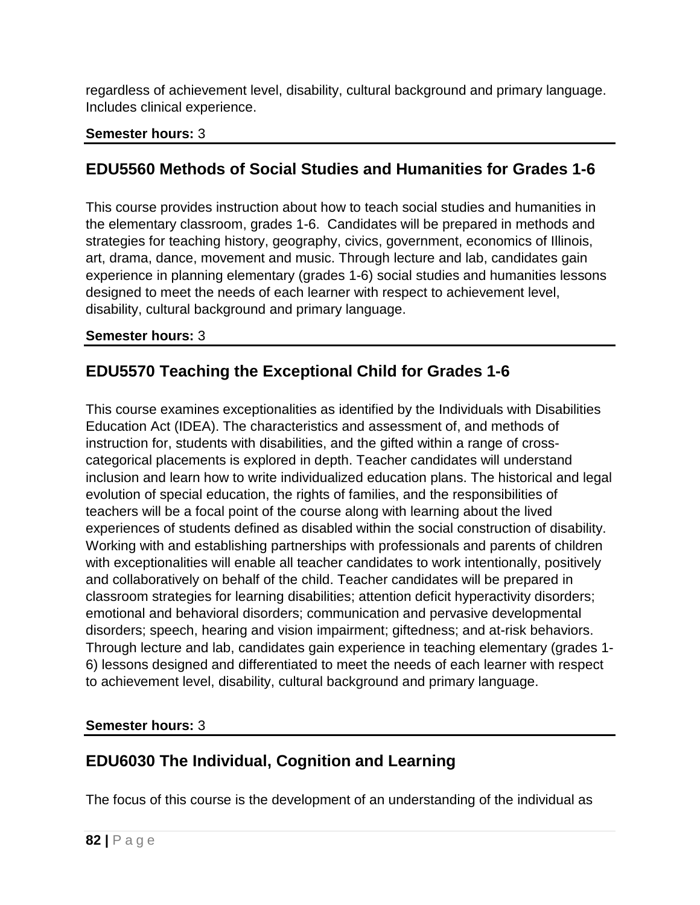regardless of achievement level, disability, cultural background and primary language. Includes clinical experience.

**Semester hours:** 3

## EDU5560 Methods of Social Studies and Humanities for Grades 1-6

This course provides instruction about how to teach social studies and humanities in the elementary classroom, grades 1-6. Candidates will be prepared in methods and strategies for teaching history, geography, civics, government, economics of Illinois, art, drama, dance, movement and music. Through lecture and lab, candidates gain experience in planning elementary (grades 1-6) social studies and humanities lessons designed to meet the needs of each learner with respect to achievement level, disability, cultural background and primary language.

**Semester hours:** 3

## EDU5570 Teaching the Exceptional Child for Grades 1-6

This course examines exceptionalities as identified by the Individuals with Disabilities Education Act (IDEA). The characteristics and assessment of, and methods of instruction for, students with disabilities, and the gifted within a range of cross-categorical placements is explored in depth. Teacher candidates will understand inclusion and learn how to write individualized education plans. The historical and legal evolution of special education, the rights of families, and the responsibilities of teachers will be a focal point of the course along with learning about the lived experiences of students defined as disabled within the social construction of disability. Working with and establishing partnerships with professionals and parents of children with exceptionalities will enable all teacher candidates to work intentionally, positively and collaboratively on behalf of the child. Teacher candidates will be prepared in classroom strategies for learning disabilities; attention deficit hyperactivity disorders; emotional and behavioral disorders; communication and pervasive developmental disorders; speech, hearing and vision impairment; giftedness; and at-risk behaviors. Through lecture and lab, candidates gain experience in teaching elementary (grades 1-6) lessons designed and differentiated to meet the needs of each learner with respect to achievement level, disability, cultural background and primary language.

**Semester hours:** 3

## EDU6030 The Individual, Cognition and Learning

The focus of this course is the development of an understanding of the individual as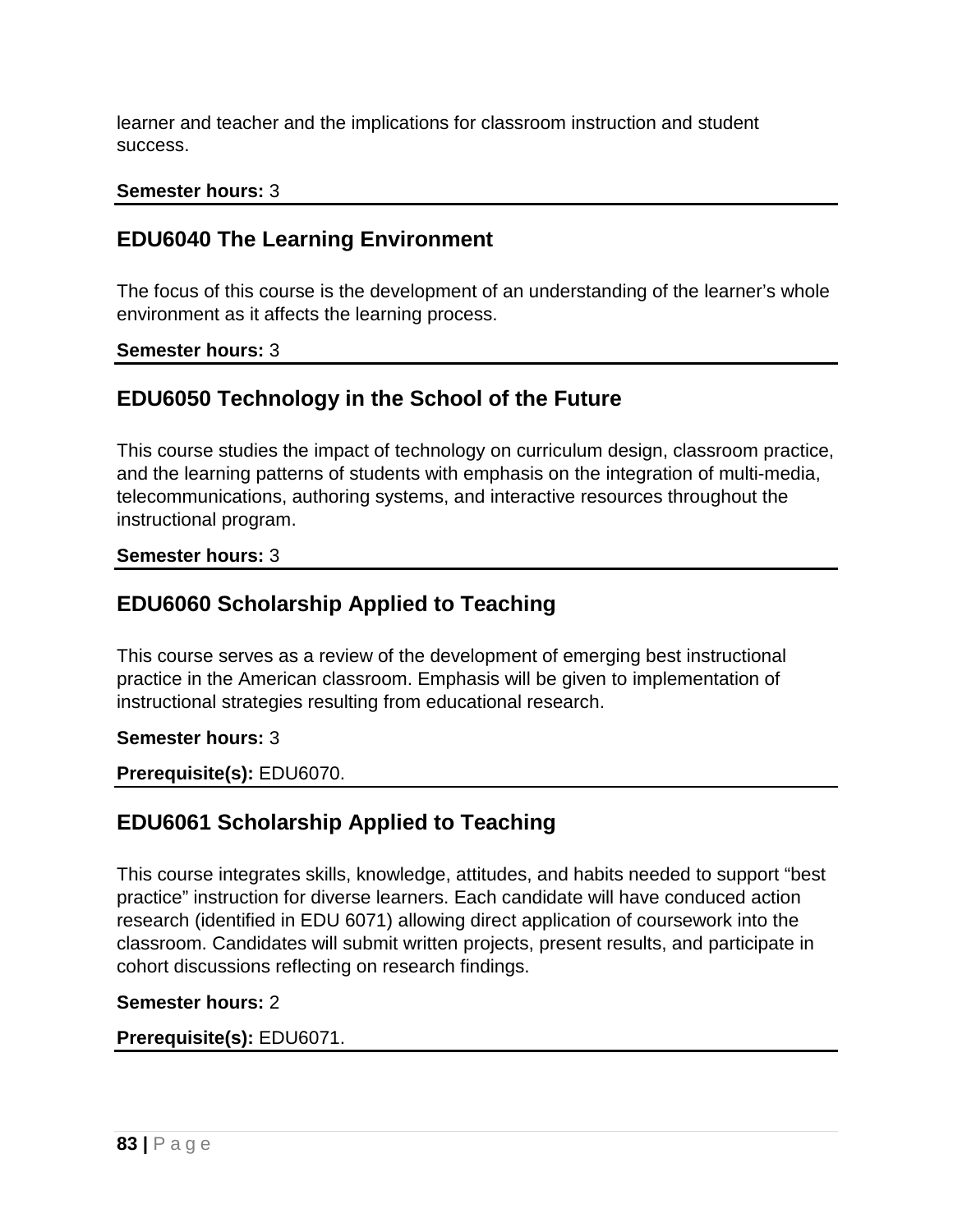learner and teacher and the implications for classroom instruction and student success.

**Semester hours:** 3

## EDU6040 The Learning Environment

The focus of this course is the development of an understanding of the learner's whole environment as it affects the learning process.

**Semester hours:** 3

## EDU6050 Technology in the School of the Future

This course studies the impact of technology on curriculum design, classroom practice, and the learning patterns of students with emphasis on the integration of multi-media, telecommunications, authoring systems, and interactive resources throughout the instructional program.

**Semester hours:** 3

## EDU6060 Scholarship Applied to Teaching

This course serves as a review of the development of emerging best instructional practice in the American classroom. Emphasis will be given to implementation of instructional strategies resulting from educational research.

**Semester hours:** 3

**Prerequisite(s):** EDU6070.

## EDU6061 Scholarship Applied to Teaching

This course integrates skills, knowledge, attitudes, and habits needed to support "best practice" instruction for diverse learners. Each candidate will have conduced action research (identified in EDU 6071) allowing direct application of coursework into the classroom. Candidates will submit written projects, present results, and participate in cohort discussions reflecting on research findings.

**Semester hours:** 2

**Prerequisite(s):** EDU6071.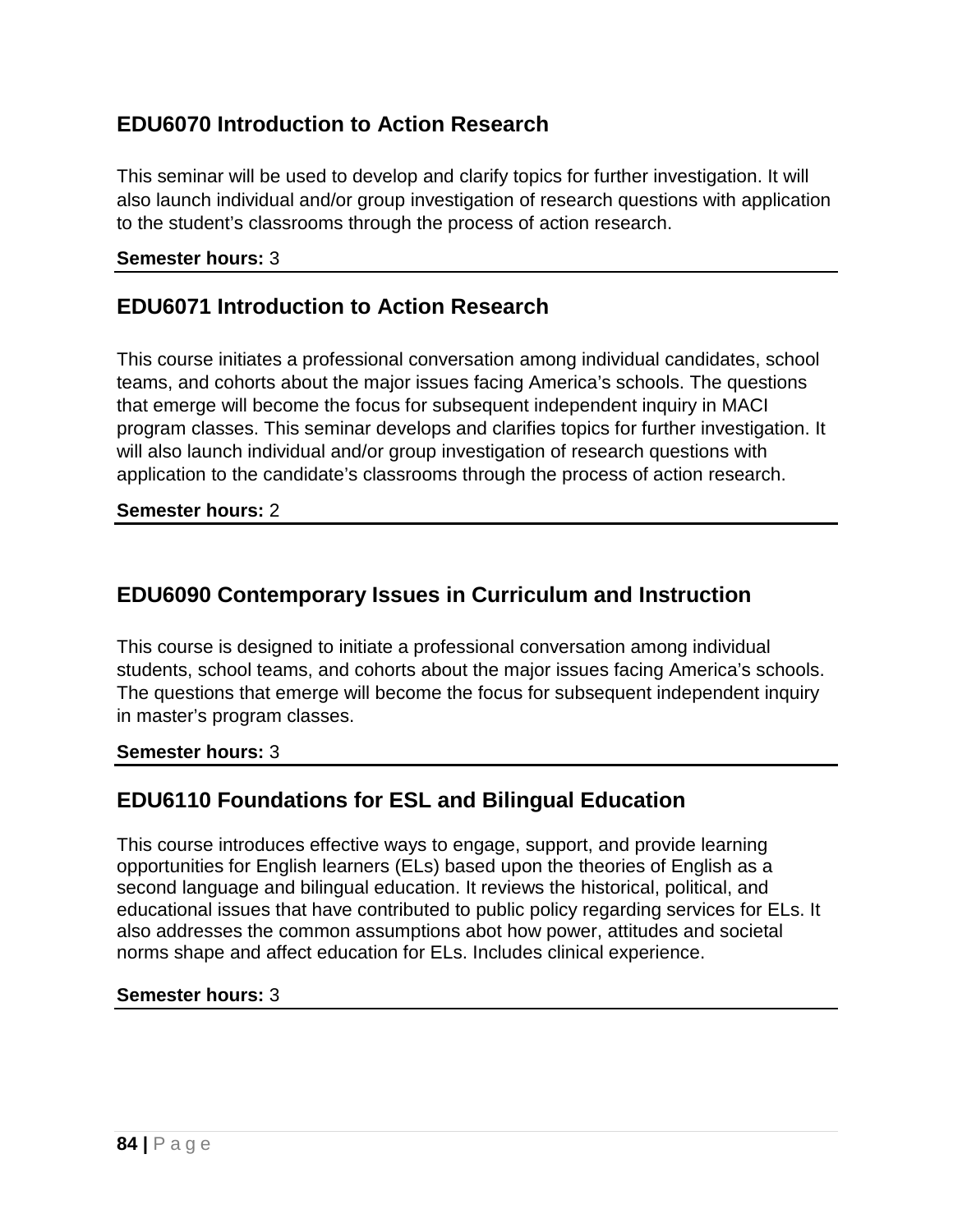## EDU6070 Introduction to Action Research

This seminar will be used to develop and clarify topics for further investigation. It will also launch individual and/or group investigation of research questions with application to the student's classrooms through the process of action research.

**Semester hours:** 3

---

## EDU6071 Introduction to Action Research

This course initiates a professional conversation among individual candidates, school teams, and cohorts about the major issues facing America's schools. The questions that emerge will become the focus for subsequent independent inquiry in MACI program classes. This seminar develops and clarifies topics for further investigation. It will also launch individual and/or group investigation of research questions with application to the candidate's classrooms through the process of action research.

**Semester hours:** 2

---

## EDU6090 Contemporary Issues in Curriculum and Instruction

This course is designed to initiate a professional conversation among individual students, school teams, and cohorts about the major issues facing America's schools. The questions that emerge will become the focus for subsequent independent inquiry in master's program classes.

**Semester hours:** 3

---

## EDU6110 Foundations for ESL and Bilingual Education

This course introduces effective ways to engage, support, and provide learning opportunities for English learners (ELs) based upon the theories of English as a second language and bilingual education. It reviews the historical, political, and educational issues that have contributed to public policy regarding services for ELs. It also addresses the common assumptions abot how power, attitudes and societal norms shape and affect education for ELs. Includes clinical experience.

**Semester hours:** 3

---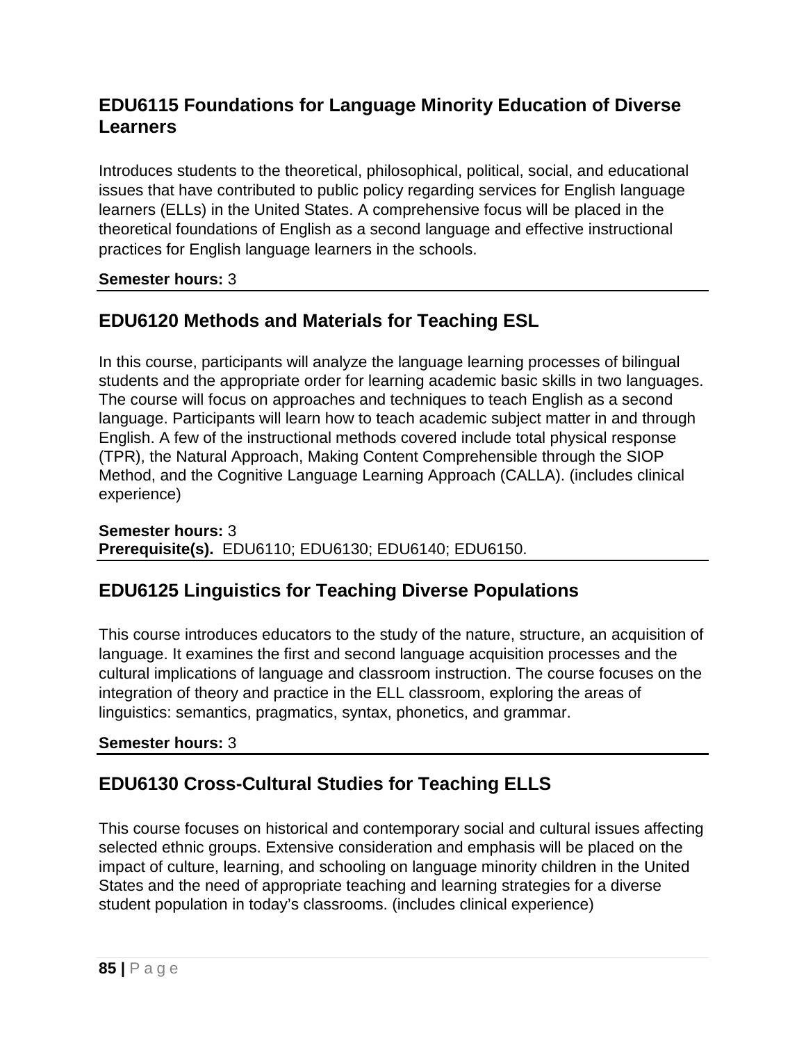## EDU6115 Foundations for Language Minority Education of Diverse Learners

Introduces students to the theoretical, philosophical, political, social, and educational issues that have contributed to public policy regarding services for English language learners (ELLs) in the United States. A comprehensive focus will be placed in the theoretical foundations of English as a second language and effective instructional practices for English language learners in the schools.

**Semester hours:** 3

---

## EDU6120 Methods and Materials for Teaching ESL

In this course, participants will analyze the language learning processes of bilingual students and the appropriate order for learning academic basic skills in two languages. The course will focus on approaches and techniques to teach English as a second language. Participants will learn how to teach academic subject matter in and through English. A few of the instructional methods covered include total physical response (TPR), the Natural Approach, Making Content Comprehensible through the SIOP Method, and the Cognitive Language Learning Approach (CALLA). (includes clinical experience)

**Semester hours:** 3
**Prerequisite(s).** EDU6110; EDU6130; EDU6140; EDU6150.

---

## EDU6125 Linguistics for Teaching Diverse Populations

This course introduces educators to the study of the nature, structure, an acquisition of language. It examines the first and second language acquisition processes and the cultural implications of language and classroom instruction. The course focuses on the integration of theory and practice in the ELL classroom, exploring the areas of linguistics: semantics, pragmatics, syntax, phonetics, and grammar.

**Semester hours:** 3

---

## EDU6130 Cross-Cultural Studies for Teaching ELLS

This course focuses on historical and contemporary social and cultural issues affecting selected ethnic groups. Extensive consideration and emphasis will be placed on the impact of culture, learning, and schooling on language minority children in the United States and the need of appropriate teaching and learning strategies for a diverse student population in today's classrooms. (includes clinical experience)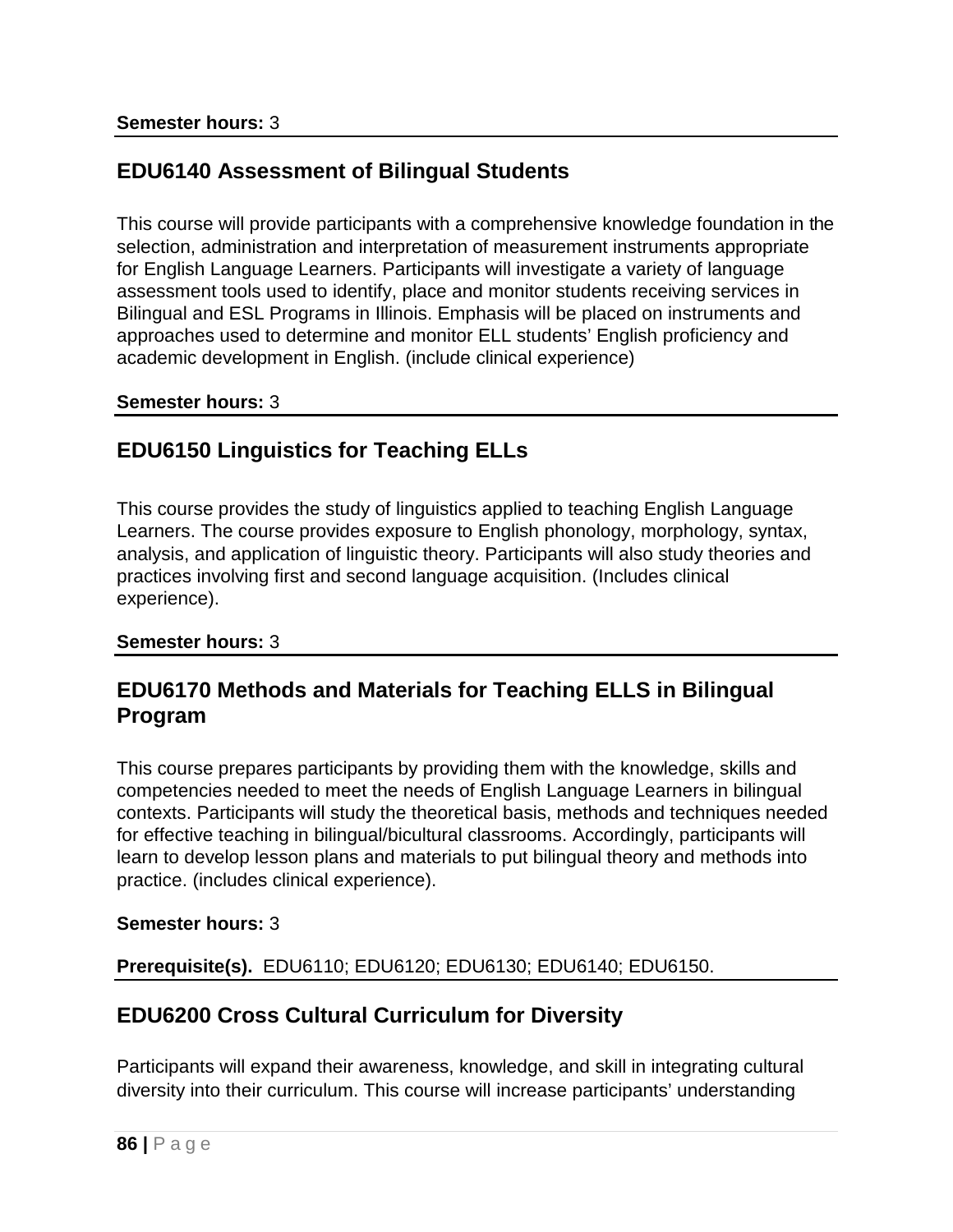**Semester hours:** 3

## EDU6140 Assessment of Bilingual Students

This course will provide participants with a comprehensive knowledge foundation in the selection, administration and interpretation of measurement instruments appropriate for English Language Learners. Participants will investigate a variety of language assessment tools used to identify, place and monitor students receiving services in Bilingual and ESL Programs in Illinois. Emphasis will be placed on instruments and approaches used to determine and monitor ELL students' English proficiency and academic development in English. (include clinical experience)

**Semester hours:** 3

## EDU6150 Linguistics for Teaching ELLs

This course provides the study of linguistics applied to teaching English Language Learners. The course provides exposure to English phonology, morphology, syntax, analysis, and application of linguistic theory. Participants will also study theories and practices involving first and second language acquisition. (Includes clinical experience).

**Semester hours:** 3

## EDU6170 Methods and Materials for Teaching ELLS in Bilingual Program

This course prepares participants by providing them with the knowledge, skills and competencies needed to meet the needs of English Language Learners in bilingual contexts. Participants will study the theoretical basis, methods and techniques needed for effective teaching in bilingual/bicultural classrooms. Accordingly, participants will learn to develop lesson plans and materials to put bilingual theory and methods into practice. (includes clinical experience).

**Semester hours:** 3

**Prerequisite(s).** EDU6110; EDU6120; EDU6130; EDU6140; EDU6150.

## EDU6200 Cross Cultural Curriculum for Diversity

Participants will expand their awareness, knowledge, and skill in integrating cultural diversity into their curriculum. This course will increase participants' understanding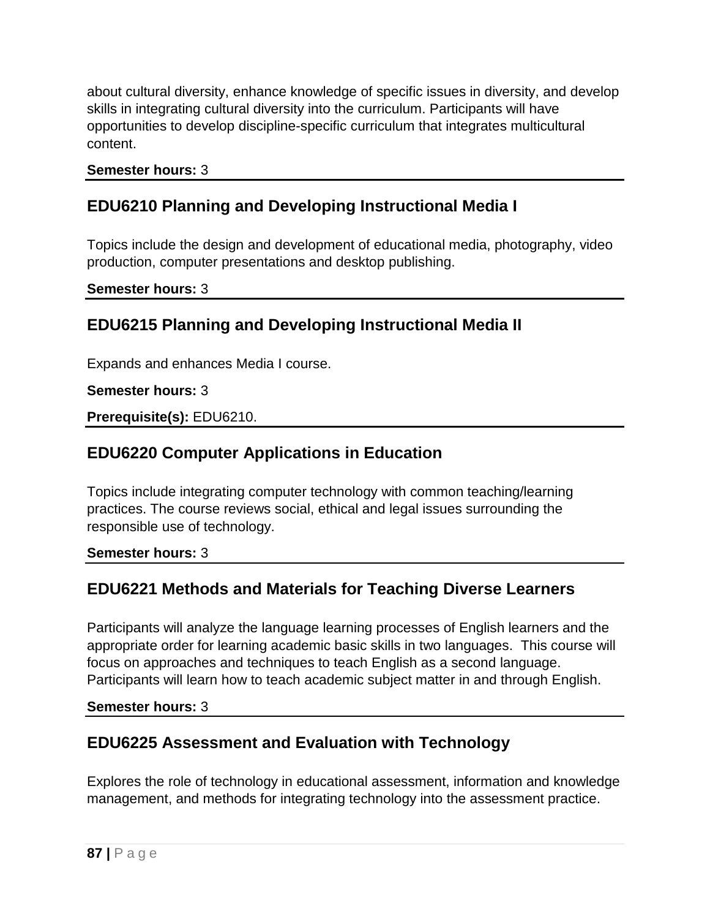about cultural diversity, enhance knowledge of specific issues in diversity, and develop skills in integrating cultural diversity into the curriculum. Participants will have opportunities to develop discipline-specific curriculum that integrates multicultural content.

**Semester hours:** 3

## EDU6210 Planning and Developing Instructional Media I

Topics include the design and development of educational media, photography, video production, computer presentations and desktop publishing.

**Semester hours:** 3

## EDU6215 Planning and Developing Instructional Media II

Expands and enhances Media I course.

**Semester hours:** 3

**Prerequisite(s):** EDU6210.

## EDU6220 Computer Applications in Education

Topics include integrating computer technology with common teaching/learning practices. The course reviews social, ethical and legal issues surrounding the responsible use of technology.

**Semester hours:** 3

## EDU6221 Methods and Materials for Teaching Diverse Learners

Participants will analyze the language learning processes of English learners and the appropriate order for learning academic basic skills in two languages. This course will focus on approaches and techniques to teach English as a second language. Participants will learn how to teach academic subject matter in and through English.

**Semester hours:** 3

## EDU6225 Assessment and Evaluation with Technology

Explores the role of technology in educational assessment, information and knowledge management, and methods for integrating technology into the assessment practice.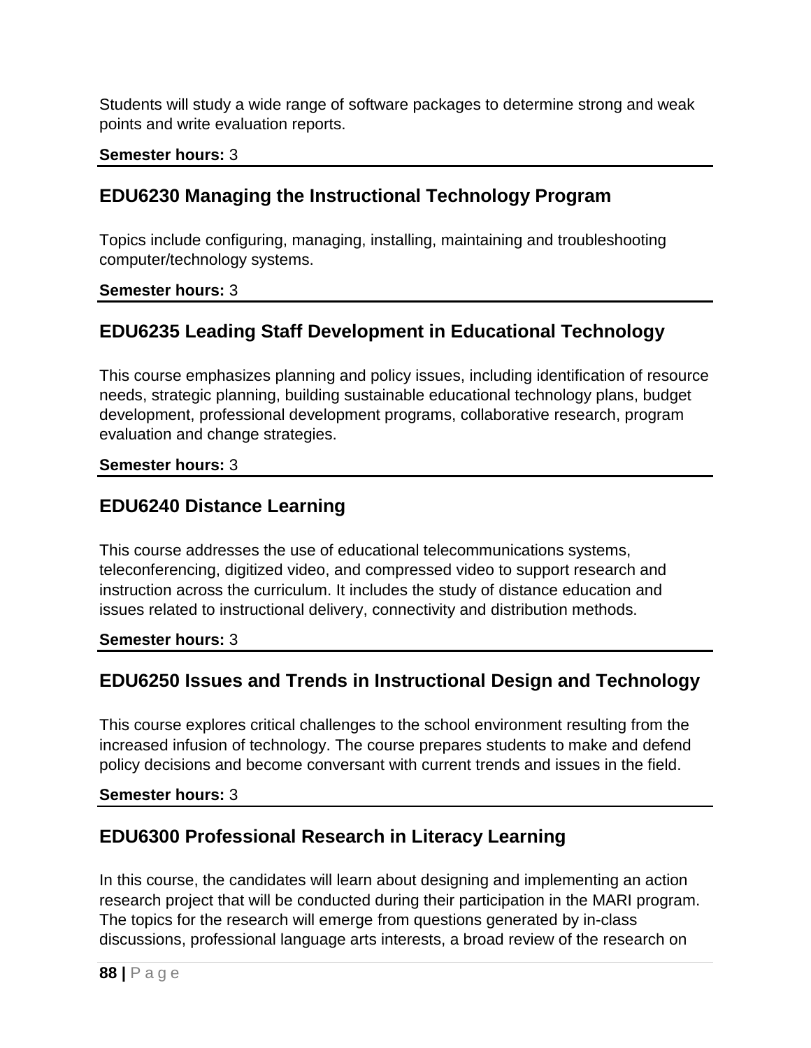Students will study a wide range of software packages to determine strong and weak points and write evaluation reports.

**Semester hours:** 3

## EDU6230 Managing the Instructional Technology Program

Topics include configuring, managing, installing, maintaining and troubleshooting computer/technology systems.

**Semester hours:** 3

## EDU6235 Leading Staff Development in Educational Technology

This course emphasizes planning and policy issues, including identification of resource needs, strategic planning, building sustainable educational technology plans, budget development, professional development programs, collaborative research, program evaluation and change strategies.

**Semester hours:** 3

## EDU6240 Distance Learning

This course addresses the use of educational telecommunications systems, teleconferencing, digitized video, and compressed video to support research and instruction across the curriculum. It includes the study of distance education and issues related to instructional delivery, connectivity and distribution methods.

**Semester hours:** 3

## EDU6250 Issues and Trends in Instructional Design and Technology

This course explores critical challenges to the school environment resulting from the increased infusion of technology. The course prepares students to make and defend policy decisions and become conversant with current trends and issues in the field.

**Semester hours:** 3

## EDU6300 Professional Research in Literacy Learning

In this course, the candidates will learn about designing and implementing an action research project that will be conducted during their participation in the MARI program. The topics for the research will emerge from questions generated by in-class discussions, professional language arts interests, a broad review of the research on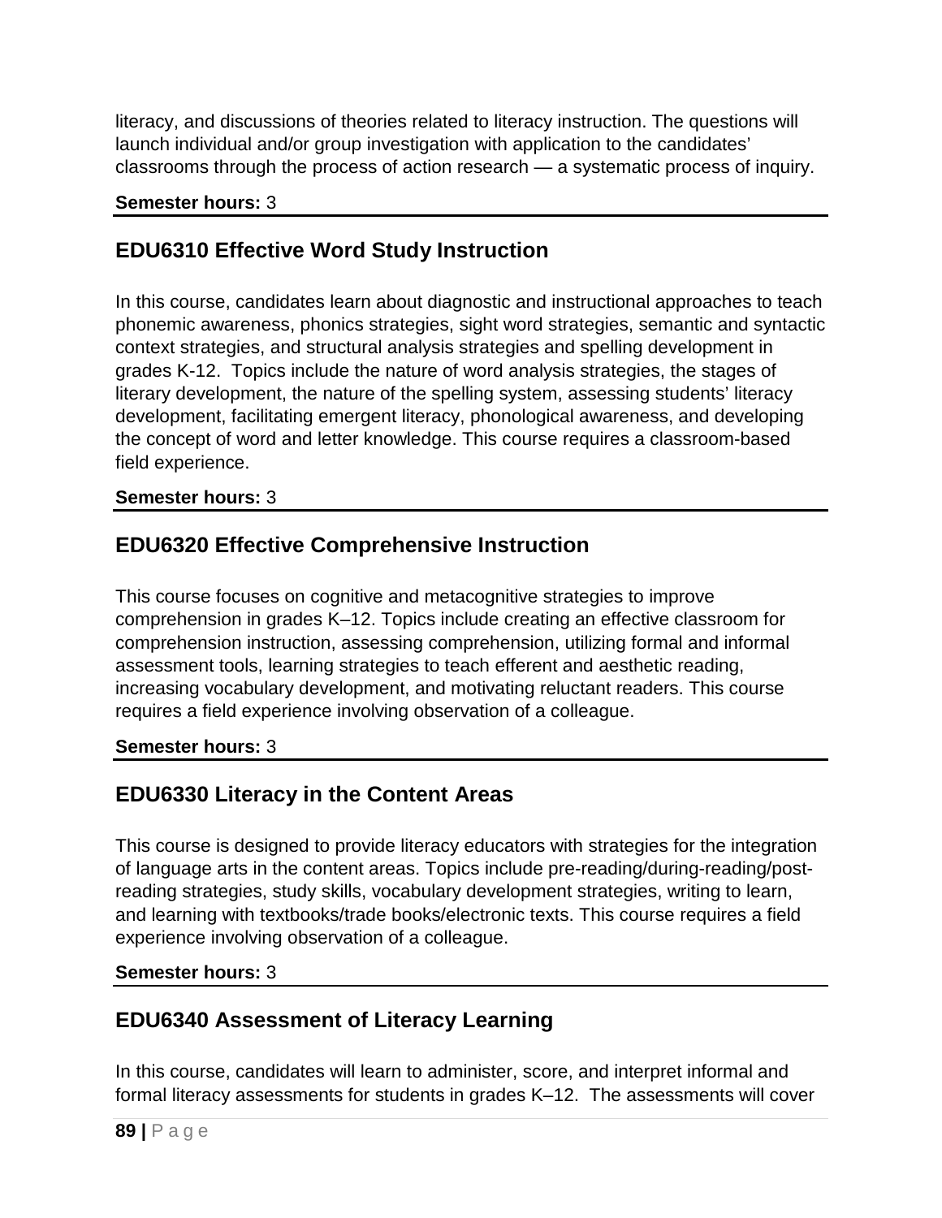literacy, and discussions of theories related to literacy instruction. The questions will launch individual and/or group investigation with application to the candidates' classrooms through the process of action research — a systematic process of inquiry.

**Semester hours:** 3

## EDU6310 Effective Word Study Instruction

In this course, candidates learn about diagnostic and instructional approaches to teach phonemic awareness, phonics strategies, sight word strategies, semantic and syntactic context strategies, and structural analysis strategies and spelling development in grades K-12. Topics include the nature of word analysis strategies, the stages of literary development, the nature of the spelling system, assessing students' literacy development, facilitating emergent literacy, phonological awareness, and developing the concept of word and letter knowledge. This course requires a classroom-based field experience.

**Semester hours:** 3

## EDU6320 Effective Comprehensive Instruction

This course focuses on cognitive and metacognitive strategies to improve comprehension in grades K–12. Topics include creating an effective classroom for comprehension instruction, assessing comprehension, utilizing formal and informal assessment tools, learning strategies to teach efferent and aesthetic reading, increasing vocabulary development, and motivating reluctant readers. This course requires a field experience involving observation of a colleague.

**Semester hours:** 3

## EDU6330 Literacy in the Content Areas

This course is designed to provide literacy educators with strategies for the integration of language arts in the content areas. Topics include pre-reading/during-reading/post-reading strategies, study skills, vocabulary development strategies, writing to learn, and learning with textbooks/trade books/electronic texts. This course requires a field experience involving observation of a colleague.

**Semester hours:** 3

## EDU6340 Assessment of Literacy Learning

In this course, candidates will learn to administer, score, and interpret informal and formal literacy assessments for students in grades K–12. The assessments will cover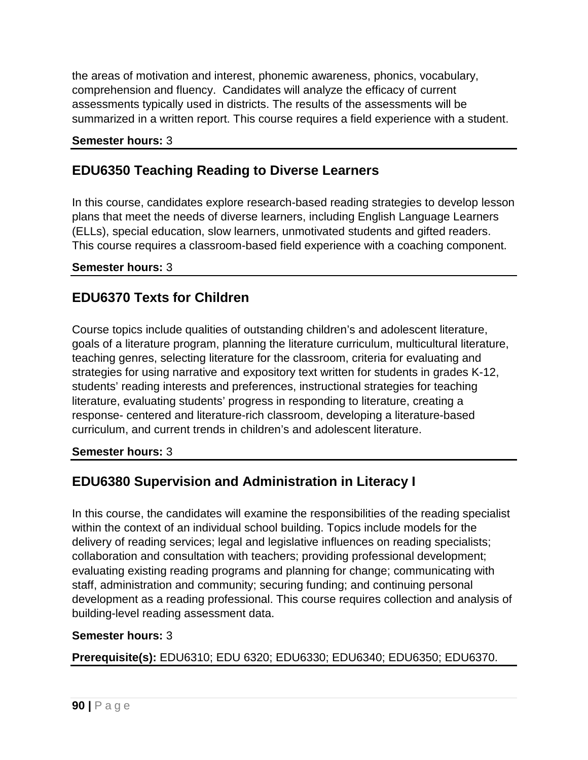the areas of motivation and interest, phonemic awareness, phonics, vocabulary, comprehension and fluency. Candidates will analyze the efficacy of current assessments typically used in districts. The results of the assessments will be summarized in a written report. This course requires a field experience with a student.

**Semester hours:** 3

## EDU6350 Teaching Reading to Diverse Learners

In this course, candidates explore research-based reading strategies to develop lesson plans that meet the needs of diverse learners, including English Language Learners (ELLs), special education, slow learners, unmotivated students and gifted readers. This course requires a classroom-based field experience with a coaching component.

**Semester hours:** 3

## EDU6370 Texts for Children

Course topics include qualities of outstanding children's and adolescent literature, goals of a literature program, planning the literature curriculum, multicultural literature, teaching genres, selecting literature for the classroom, criteria for evaluating and strategies for using narrative and expository text written for students in grades K-12, students' reading interests and preferences, instructional strategies for teaching literature, evaluating students' progress in responding to literature, creating a response- centered and literature-rich classroom, developing a literature-based curriculum, and current trends in children's and adolescent literature.

**Semester hours:** 3

## EDU6380 Supervision and Administration in Literacy I

In this course, the candidates will examine the responsibilities of the reading specialist within the context of an individual school building. Topics include models for the delivery of reading services; legal and legislative influences on reading specialists; collaboration and consultation with teachers; providing professional development; evaluating existing reading programs and planning for change; communicating with staff, administration and community; securing funding; and continuing personal development as a reading professional. This course requires collection and analysis of building-level reading assessment data.

**Semester hours:** 3

**Prerequisite(s):** EDU6310; EDU 6320; EDU6330; EDU6340; EDU6350; EDU6370.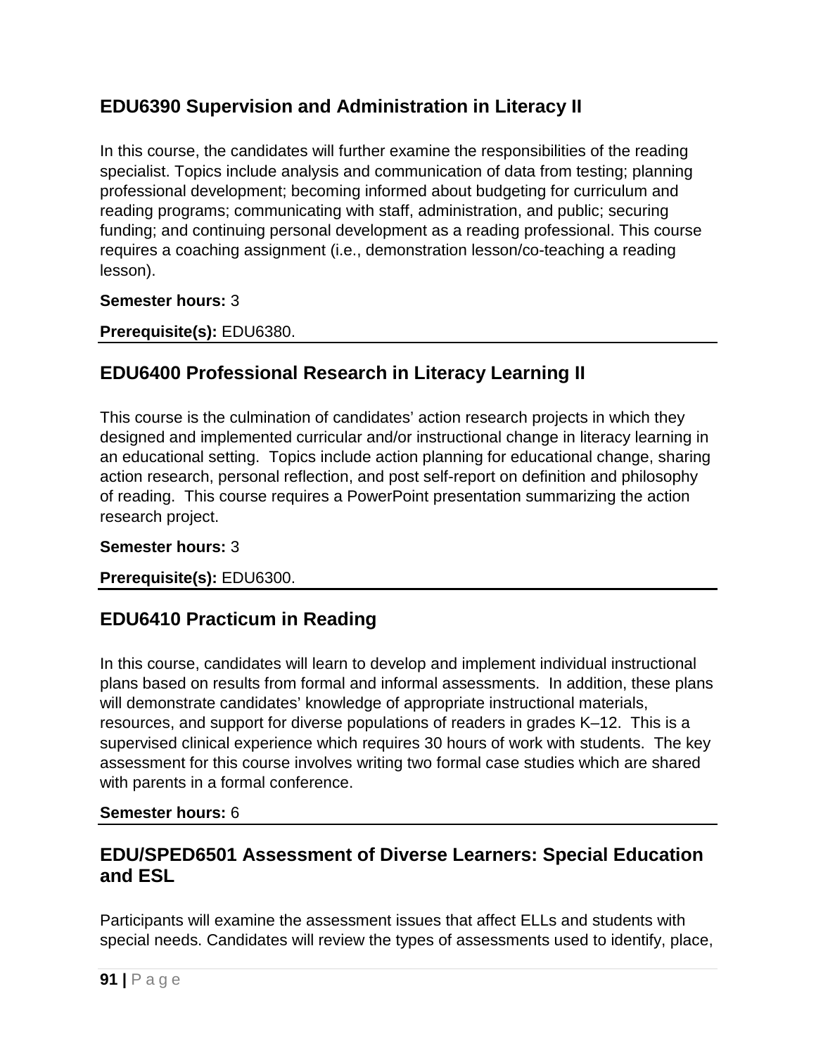## EDU6390 Supervision and Administration in Literacy II

In this course, the candidates will further examine the responsibilities of the reading specialist. Topics include analysis and communication of data from testing; planning professional development; becoming informed about budgeting for curriculum and reading programs; communicating with staff, administration, and public; securing funding; and continuing personal development as a reading professional. This course requires a coaching assignment (i.e., demonstration lesson/co-teaching a reading lesson).

**Semester hours:** 3

**Prerequisite(s):** EDU6380.

---

## EDU6400 Professional Research in Literacy Learning II

This course is the culmination of candidates' action research projects in which they designed and implemented curricular and/or instructional change in literacy learning in an educational setting. Topics include action planning for educational change, sharing action research, personal reflection, and post self-report on definition and philosophy of reading. This course requires a PowerPoint presentation summarizing the action research project.

**Semester hours:** 3

**Prerequisite(s):** EDU6300.

---

## EDU6410 Practicum in Reading

In this course, candidates will learn to develop and implement individual instructional plans based on results from formal and informal assessments. In addition, these plans will demonstrate candidates' knowledge of appropriate instructional materials, resources, and support for diverse populations of readers in grades K–12. This is a supervised clinical experience which requires 30 hours of work with students. The key assessment for this course involves writing two formal case studies which are shared with parents in a formal conference.

**Semester hours:** 6

---

## EDU/SPED6501 Assessment of Diverse Learners: Special Education and ESL

Participants will examine the assessment issues that affect ELLs and students with special needs. Candidates will review the types of assessments used to identify, place,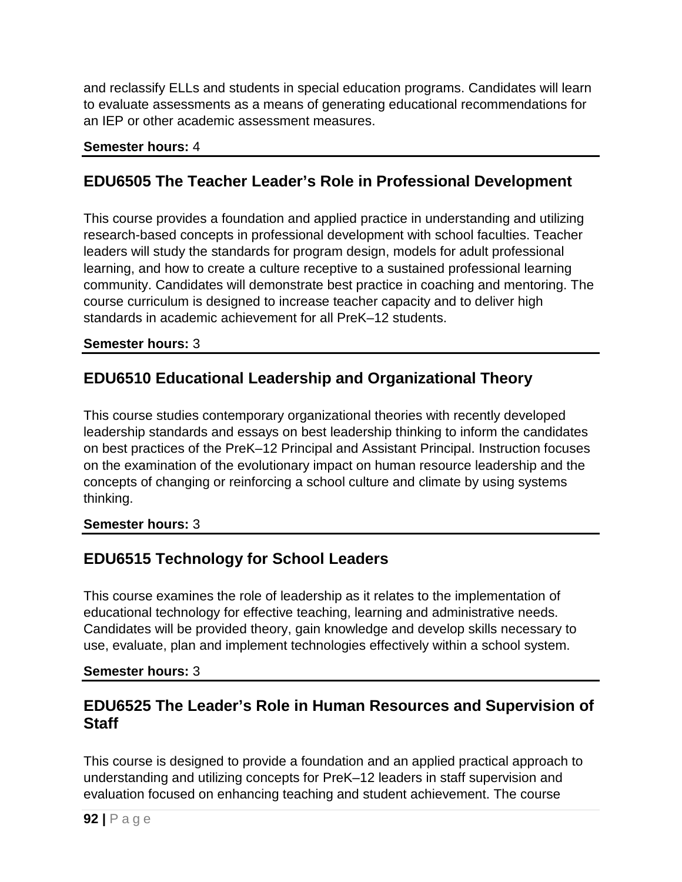and reclassify ELLs and students in special education programs. Candidates will learn to evaluate assessments as a means of generating educational recommendations for an IEP or other academic assessment measures.

**Semester hours:** 4

## EDU6505 The Teacher Leader's Role in Professional Development

This course provides a foundation and applied practice in understanding and utilizing research-based concepts in professional development with school faculties. Teacher leaders will study the standards for program design, models for adult professional learning, and how to create a culture receptive to a sustained professional learning community. Candidates will demonstrate best practice in coaching and mentoring. The course curriculum is designed to increase teacher capacity and to deliver high standards in academic achievement for all PreK–12 students.

**Semester hours:** 3

## EDU6510 Educational Leadership and Organizational Theory

This course studies contemporary organizational theories with recently developed leadership standards and essays on best leadership thinking to inform the candidates on best practices of the PreK–12 Principal and Assistant Principal. Instruction focuses on the examination of the evolutionary impact on human resource leadership and the concepts of changing or reinforcing a school culture and climate by using systems thinking.

**Semester hours:** 3

## EDU6515 Technology for School Leaders

This course examines the role of leadership as it relates to the implementation of educational technology for effective teaching, learning and administrative needs. Candidates will be provided theory, gain knowledge and develop skills necessary to use, evaluate, plan and implement technologies effectively within a school system.

**Semester hours:** 3

## EDU6525 The Leader's Role in Human Resources and Supervision of Staff

This course is designed to provide a foundation and an applied practical approach to understanding and utilizing concepts for PreK–12 leaders in staff supervision and evaluation focused on enhancing teaching and student achievement. The course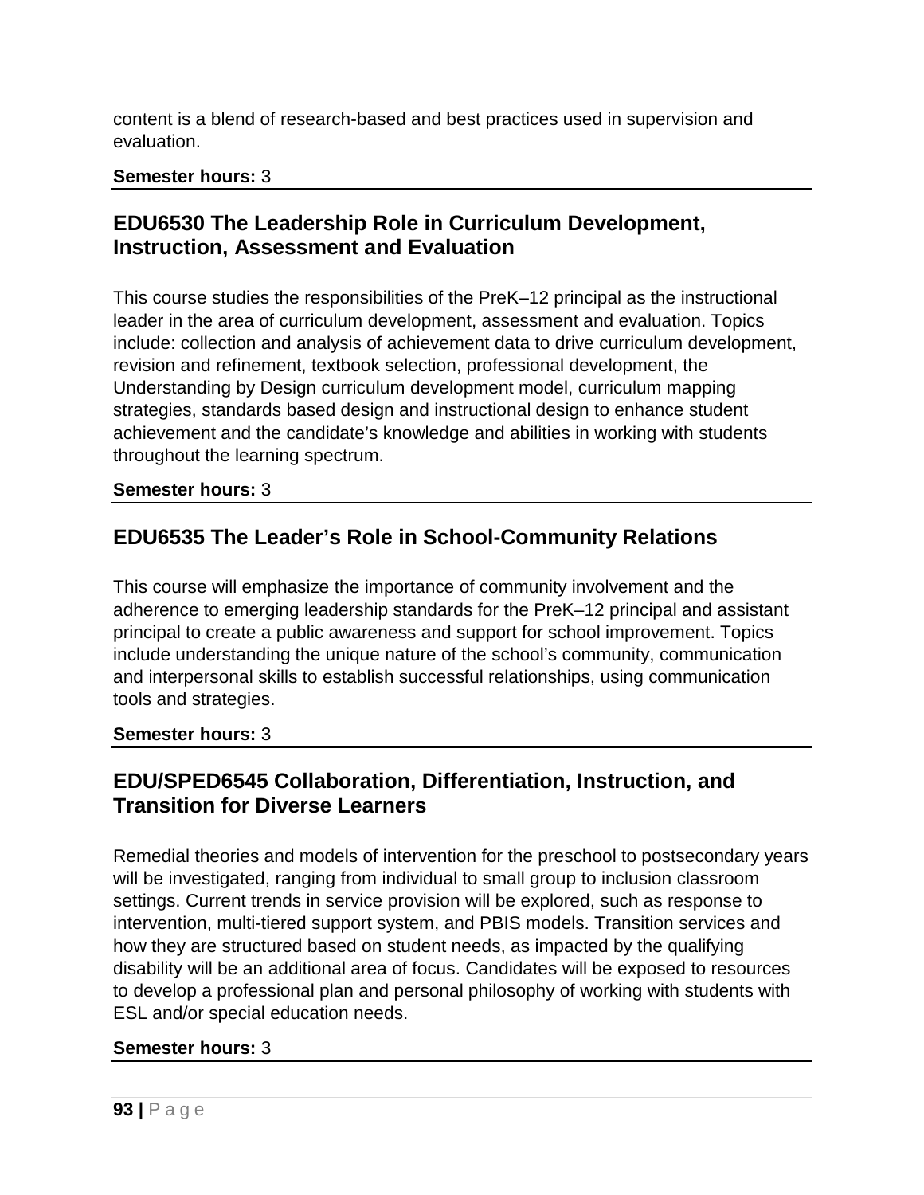content is a blend of research-based and best practices used in supervision and evaluation.

**Semester hours:** 3

## EDU6530 The Leadership Role in Curriculum Development, Instruction, Assessment and Evaluation

This course studies the responsibilities of the PreK–12 principal as the instructional leader in the area of curriculum development, assessment and evaluation. Topics include: collection and analysis of achievement data to drive curriculum development, revision and refinement, textbook selection, professional development, the Understanding by Design curriculum development model, curriculum mapping strategies, standards based design and instructional design to enhance student achievement and the candidate's knowledge and abilities in working with students throughout the learning spectrum.

**Semester hours:** 3

## EDU6535 The Leader's Role in School-Community Relations

This course will emphasize the importance of community involvement and the adherence to emerging leadership standards for the PreK–12 principal and assistant principal to create a public awareness and support for school improvement. Topics include understanding the unique nature of the school's community, communication and interpersonal skills to establish successful relationships, using communication tools and strategies.

**Semester hours:** 3

## EDU/SPED6545 Collaboration, Differentiation, Instruction, and Transition for Diverse Learners

Remedial theories and models of intervention for the preschool to postsecondary years will be investigated, ranging from individual to small group to inclusion classroom settings. Current trends in service provision will be explored, such as response to intervention, multi-tiered support system, and PBIS models. Transition services and how they are structured based on student needs, as impacted by the qualifying disability will be an additional area of focus. Candidates will be exposed to resources to develop a professional plan and personal philosophy of working with students with ESL and/or special education needs.

**Semester hours:** 3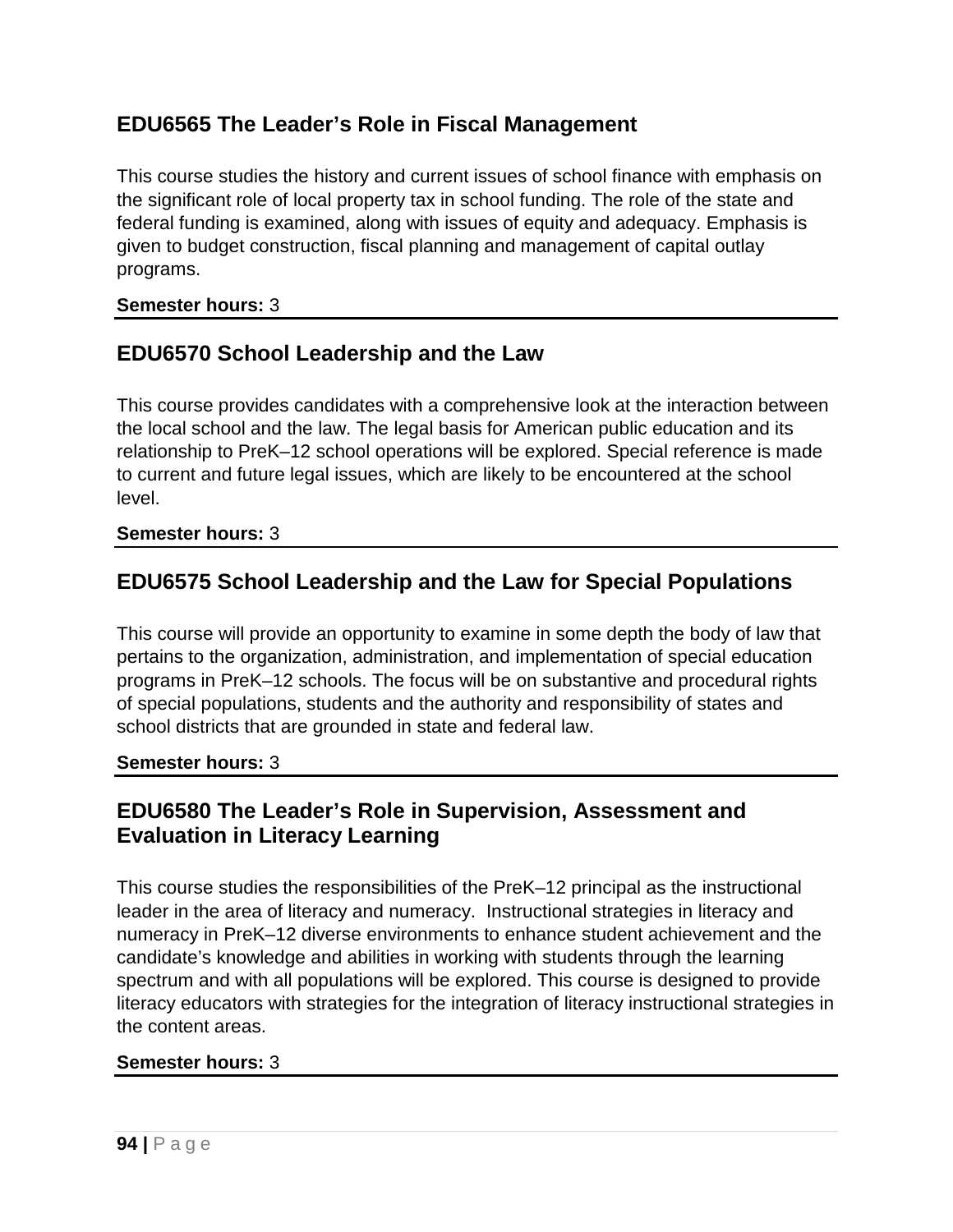## EDU6565 The Leader's Role in Fiscal Management

This course studies the history and current issues of school finance with emphasis on the significant role of local property tax in school funding. The role of the state and federal funding is examined, along with issues of equity and adequacy. Emphasis is given to budget construction, fiscal planning and management of capital outlay programs.

**Semester hours:** 3

---

## EDU6570 School Leadership and the Law

This course provides candidates with a comprehensive look at the interaction between the local school and the law. The legal basis for American public education and its relationship to PreK–12 school operations will be explored. Special reference is made to current and future legal issues, which are likely to be encountered at the school level.

**Semester hours:** 3

---

## EDU6575 School Leadership and the Law for Special Populations

This course will provide an opportunity to examine in some depth the body of law that pertains to the organization, administration, and implementation of special education programs in PreK–12 schools. The focus will be on substantive and procedural rights of special populations, students and the authority and responsibility of states and school districts that are grounded in state and federal law.

**Semester hours:** 3

---

## EDU6580 The Leader's Role in Supervision, Assessment and Evaluation in Literacy Learning

This course studies the responsibilities of the PreK–12 principal as the instructional leader in the area of literacy and numeracy. Instructional strategies in literacy and numeracy in PreK–12 diverse environments to enhance student achievement and the candidate's knowledge and abilities in working with students through the learning spectrum and with all populations will be explored. This course is designed to provide literacy educators with strategies for the integration of literacy instructional strategies in the content areas.

**Semester hours:** 3

---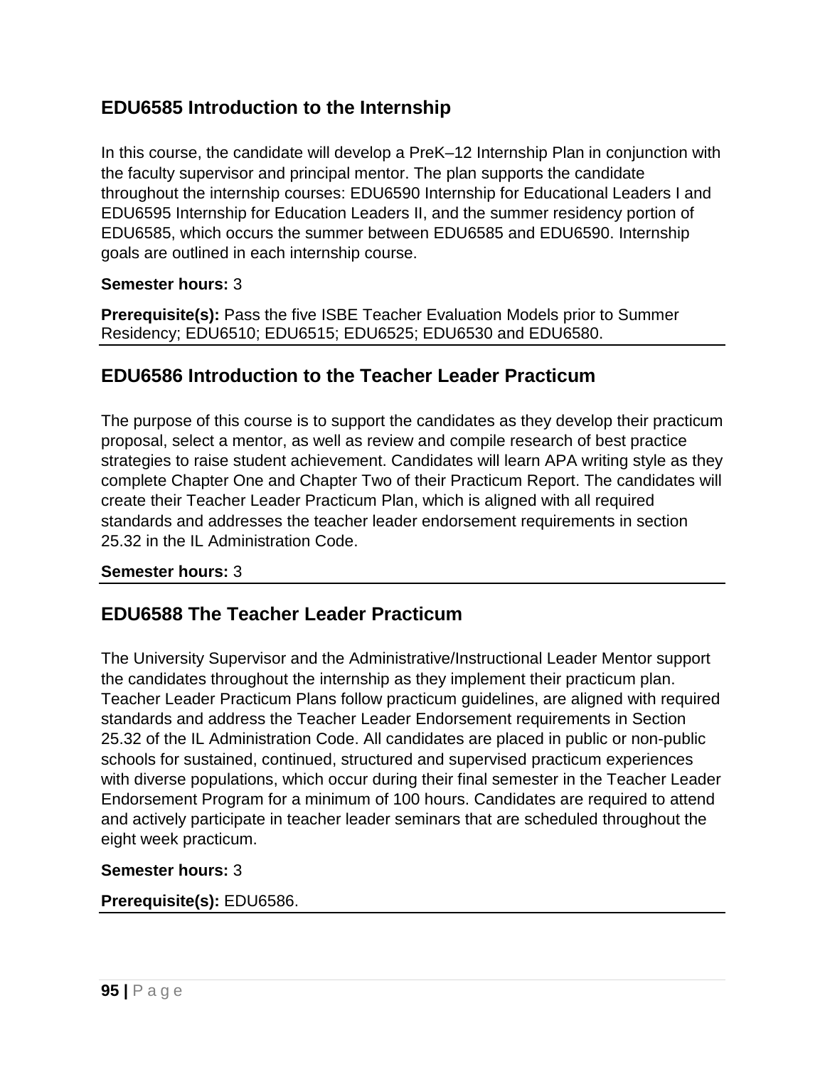## EDU6585 Introduction to the Internship

In this course, the candidate will develop a PreK–12 Internship Plan in conjunction with the faculty supervisor and principal mentor. The plan supports the candidate throughout the internship courses: EDU6590 Internship for Educational Leaders I and EDU6595 Internship for Education Leaders II, and the summer residency portion of EDU6585, which occurs the summer between EDU6585 and EDU6590. Internship goals are outlined in each internship course.

**Semester hours:** 3

**Prerequisite(s):** Pass the five ISBE Teacher Evaluation Models prior to Summer Residency; EDU6510; EDU6515; EDU6525; EDU6530 and EDU6580.

## EDU6586 Introduction to the Teacher Leader Practicum

The purpose of this course is to support the candidates as they develop their practicum proposal, select a mentor, as well as review and compile research of best practice strategies to raise student achievement. Candidates will learn APA writing style as they complete Chapter One and Chapter Two of their Practicum Report. The candidates will create their Teacher Leader Practicum Plan, which is aligned with all required standards and addresses the teacher leader endorsement requirements in section 25.32 in the IL Administration Code.

**Semester hours:** 3

## EDU6588 The Teacher Leader Practicum

The University Supervisor and the Administrative/Instructional Leader Mentor support the candidates throughout the internship as they implement their practicum plan. Teacher Leader Practicum Plans follow practicum guidelines, are aligned with required standards and address the Teacher Leader Endorsement requirements in Section 25.32 of the IL Administration Code. All candidates are placed in public or non-public schools for sustained, continued, structured and supervised practicum experiences with diverse populations, which occur during their final semester in the Teacher Leader Endorsement Program for a minimum of 100 hours. Candidates are required to attend and actively participate in teacher leader seminars that are scheduled throughout the eight week practicum.

**Semester hours:** 3

**Prerequisite(s):** EDU6586.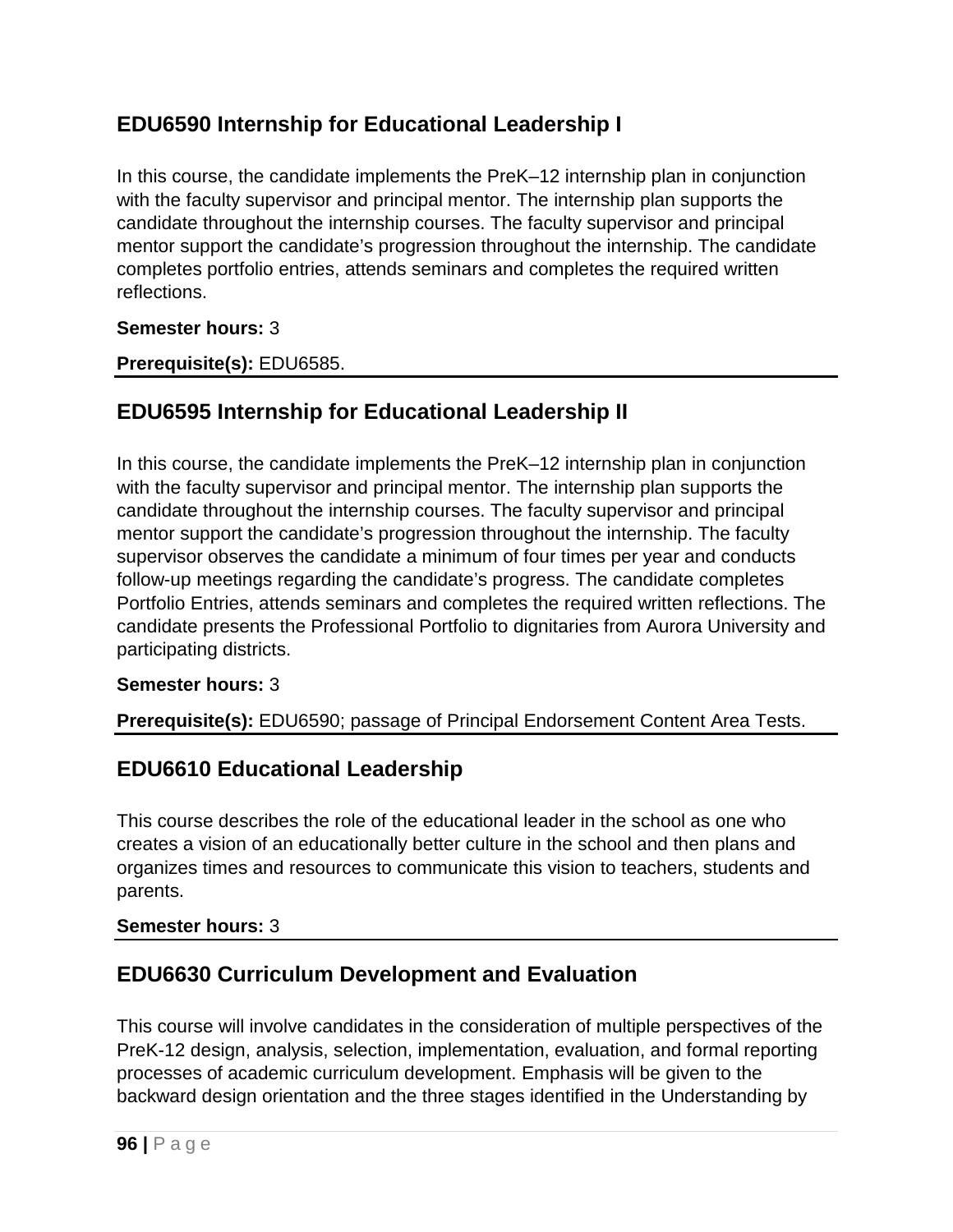## EDU6590 Internship for Educational Leadership I

In this course, the candidate implements the PreK–12 internship plan in conjunction with the faculty supervisor and principal mentor. The internship plan supports the candidate throughout the internship courses. The faculty supervisor and principal mentor support the candidate's progression throughout the internship. The candidate completes portfolio entries, attends seminars and completes the required written reflections.

**Semester hours:** 3

**Prerequisite(s):** EDU6585.

---

## EDU6595 Internship for Educational Leadership II

In this course, the candidate implements the PreK–12 internship plan in conjunction with the faculty supervisor and principal mentor. The internship plan supports the candidate throughout the internship courses. The faculty supervisor and principal mentor support the candidate's progression throughout the internship. The faculty supervisor observes the candidate a minimum of four times per year and conducts follow-up meetings regarding the candidate's progress. The candidate completes Portfolio Entries, attends seminars and completes the required written reflections. The candidate presents the Professional Portfolio to dignitaries from Aurora University and participating districts.

**Semester hours:** 3

**Prerequisite(s):** EDU6590; passage of Principal Endorsement Content Area Tests.

---

## EDU6610 Educational Leadership

This course describes the role of the educational leader in the school as one who creates a vision of an educationally better culture in the school and then plans and organizes times and resources to communicate this vision to teachers, students and parents.

**Semester hours:** 3

---

## EDU6630 Curriculum Development and Evaluation

This course will involve candidates in the consideration of multiple perspectives of the PreK-12 design, analysis, selection, implementation, evaluation, and formal reporting processes of academic curriculum development. Emphasis will be given to the backward design orientation and the three stages identified in the Understanding by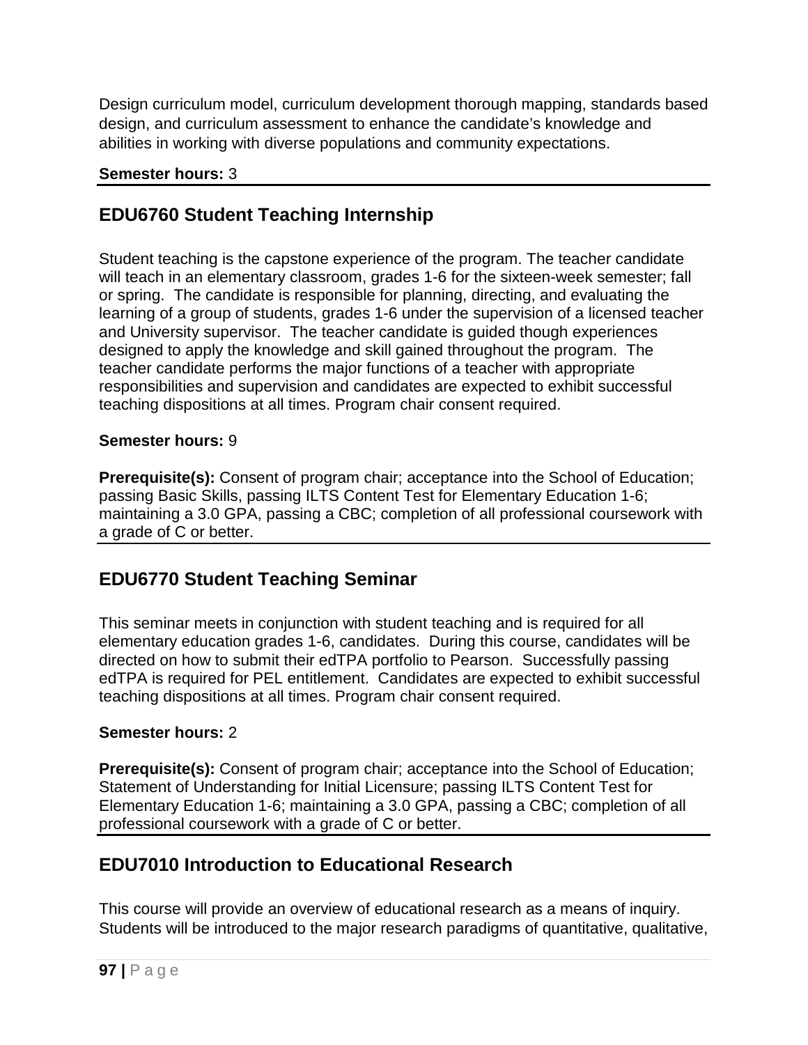Design curriculum model, curriculum development thorough mapping, standards based design, and curriculum assessment to enhance the candidate's knowledge and abilities in working with diverse populations and community expectations.

**Semester hours:** 3

## EDU6760 Student Teaching Internship

Student teaching is the capstone experience of the program. The teacher candidate will teach in an elementary classroom, grades 1-6 for the sixteen-week semester; fall or spring. The candidate is responsible for planning, directing, and evaluating the learning of a group of students, grades 1-6 under the supervision of a licensed teacher and University supervisor. The teacher candidate is guided though experiences designed to apply the knowledge and skill gained throughout the program. The teacher candidate performs the major functions of a teacher with appropriate responsibilities and supervision and candidates are expected to exhibit successful teaching dispositions at all times. Program chair consent required.

**Semester hours:** 9

**Prerequisite(s):** Consent of program chair; acceptance into the School of Education; passing Basic Skills, passing ILTS Content Test for Elementary Education 1-6; maintaining a 3.0 GPA, passing a CBC; completion of all professional coursework with a grade of C or better.

## EDU6770 Student Teaching Seminar

This seminar meets in conjunction with student teaching and is required for all elementary education grades 1-6, candidates. During this course, candidates will be directed on how to submit their edTPA portfolio to Pearson. Successfully passing edTPA is required for PEL entitlement. Candidates are expected to exhibit successful teaching dispositions at all times. Program chair consent required.

**Semester hours:** 2

**Prerequisite(s):** Consent of program chair; acceptance into the School of Education; Statement of Understanding for Initial Licensure; passing ILTS Content Test for Elementary Education 1-6; maintaining a 3.0 GPA, passing a CBC; completion of all professional coursework with a grade of C or better.

## EDU7010 Introduction to Educational Research

This course will provide an overview of educational research as a means of inquiry. Students will be introduced to the major research paradigms of quantitative, qualitative,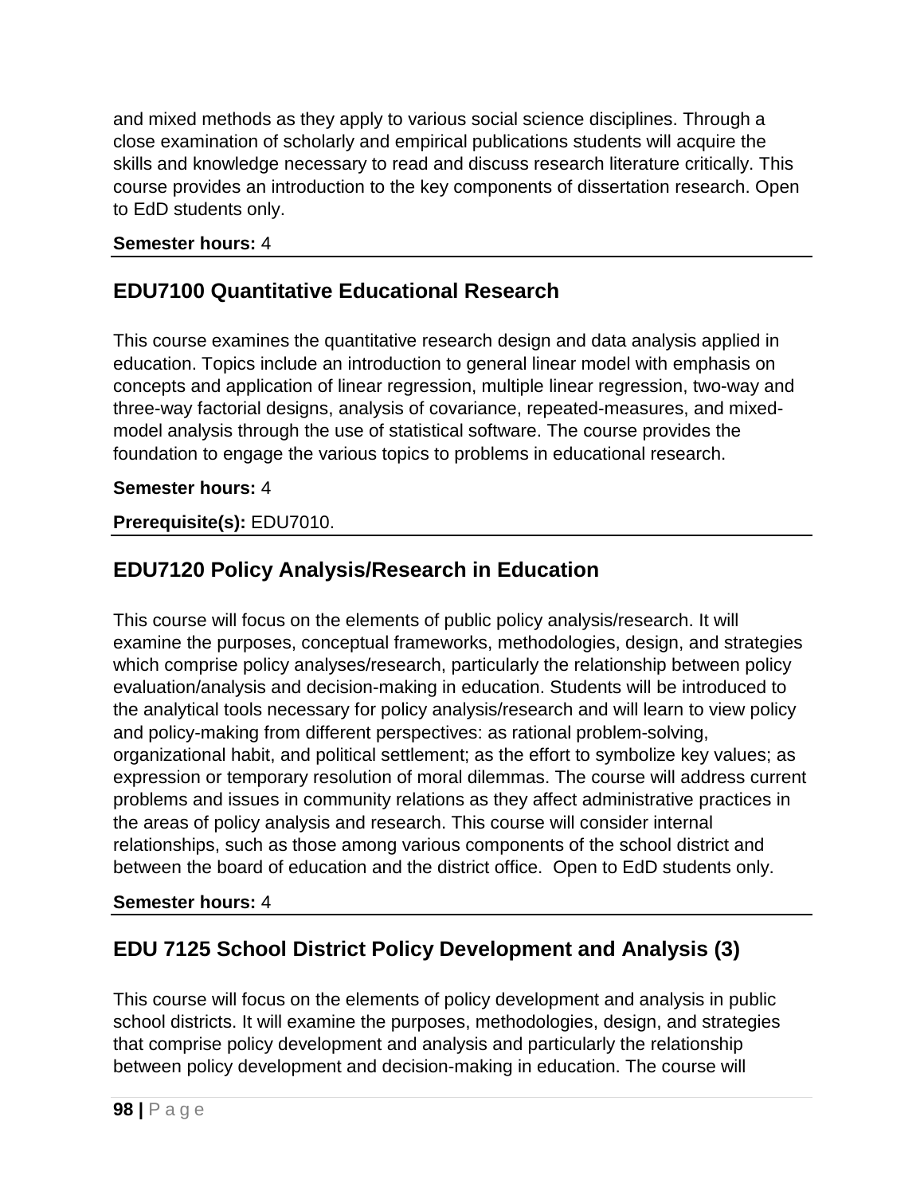and mixed methods as they apply to various social science disciplines. Through a close examination of scholarly and empirical publications students will acquire the skills and knowledge necessary to read and discuss research literature critically. This course provides an introduction to the key components of dissertation research. Open to EdD students only.

**Semester hours:** 4

## EDU7100 Quantitative Educational Research

This course examines the quantitative research design and data analysis applied in education. Topics include an introduction to general linear model with emphasis on concepts and application of linear regression, multiple linear regression, two-way and three-way factorial designs, analysis of covariance, repeated-measures, and mixed-model analysis through the use of statistical software. The course provides the foundation to engage the various topics to problems in educational research.

**Semester hours:** 4

**Prerequisite(s):** EDU7010.

## EDU7120 Policy Analysis/Research in Education

This course will focus on the elements of public policy analysis/research. It will examine the purposes, conceptual frameworks, methodologies, design, and strategies which comprise policy analyses/research, particularly the relationship between policy evaluation/analysis and decision-making in education. Students will be introduced to the analytical tools necessary for policy analysis/research and will learn to view policy and policy-making from different perspectives: as rational problem-solving, organizational habit, and political settlement; as the effort to symbolize key values; as expression or temporary resolution of moral dilemmas. The course will address current problems and issues in community relations as they affect administrative practices in the areas of policy analysis and research. This course will consider internal relationships, such as those among various components of the school district and between the board of education and the district office. Open to EdD students only.

**Semester hours:** 4

## EDU 7125 School District Policy Development and Analysis (3)

This course will focus on the elements of policy development and analysis in public school districts. It will examine the purposes, methodologies, design, and strategies that comprise policy development and analysis and particularly the relationship between policy development and decision-making in education. The course will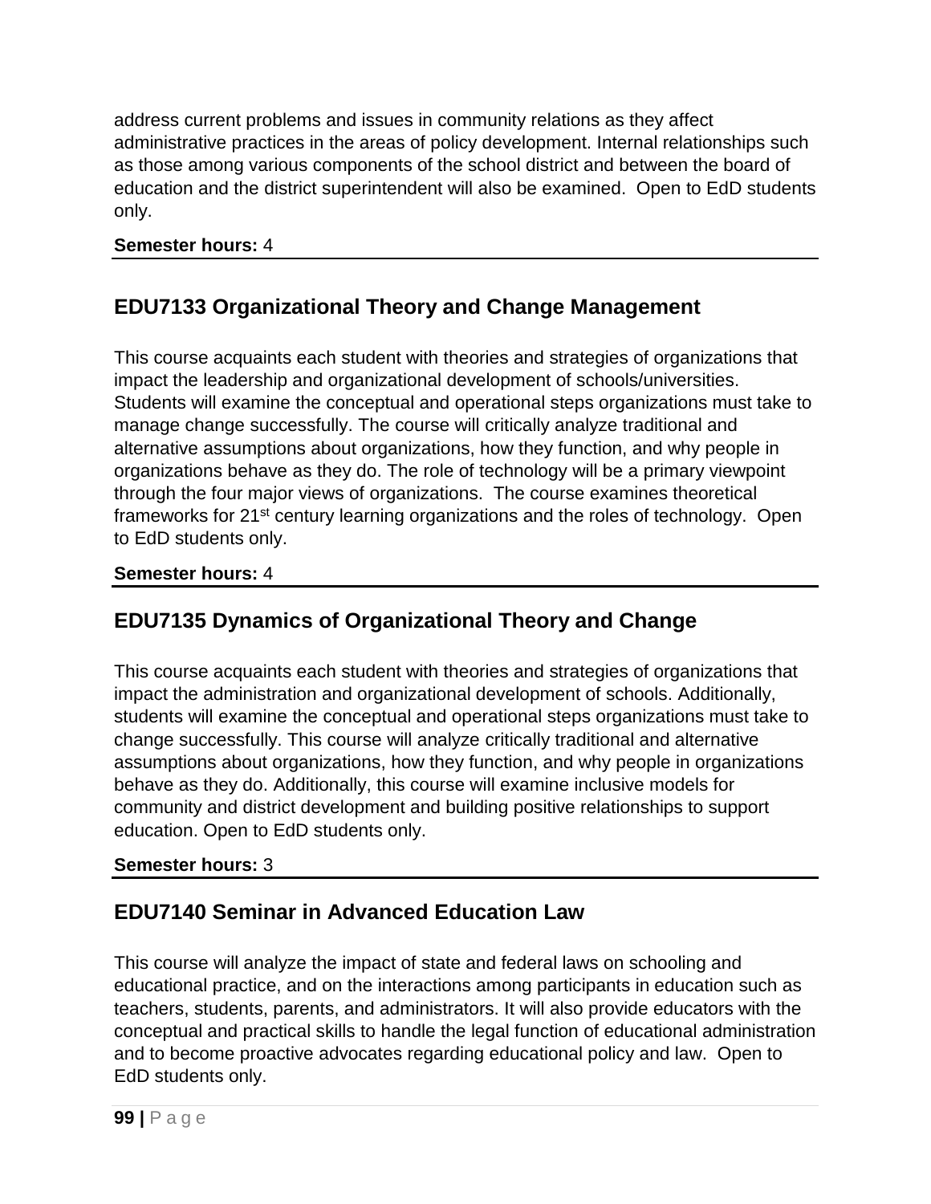address current problems and issues in community relations as they affect administrative practices in the areas of policy development. Internal relationships such as those among various components of the school district and between the board of education and the district superintendent will also be examined. Open to EdD students only.

**Semester hours:** 4

## EDU7133 Organizational Theory and Change Management

This course acquaints each student with theories and strategies of organizations that impact the leadership and organizational development of schools/universities. Students will examine the conceptual and operational steps organizations must take to manage change successfully. The course will critically analyze traditional and alternative assumptions about organizations, how they function, and why people in organizations behave as they do. The role of technology will be a primary viewpoint through the four major views of organizations. The course examines theoretical frameworks for 21st century learning organizations and the roles of technology. Open to EdD students only.

**Semester hours:** 4

## EDU7135 Dynamics of Organizational Theory and Change

This course acquaints each student with theories and strategies of organizations that impact the administration and organizational development of schools. Additionally, students will examine the conceptual and operational steps organizations must take to change successfully. This course will analyze critically traditional and alternative assumptions about organizations, how they function, and why people in organizations behave as they do. Additionally, this course will examine inclusive models for community and district development and building positive relationships to support education. Open to EdD students only.

**Semester hours:** 3

## EDU7140 Seminar in Advanced Education Law

This course will analyze the impact of state and federal laws on schooling and educational practice, and on the interactions among participants in education such as teachers, students, parents, and administrators. It will also provide educators with the conceptual and practical skills to handle the legal function of educational administration and to become proactive advocates regarding educational policy and law. Open to EdD students only.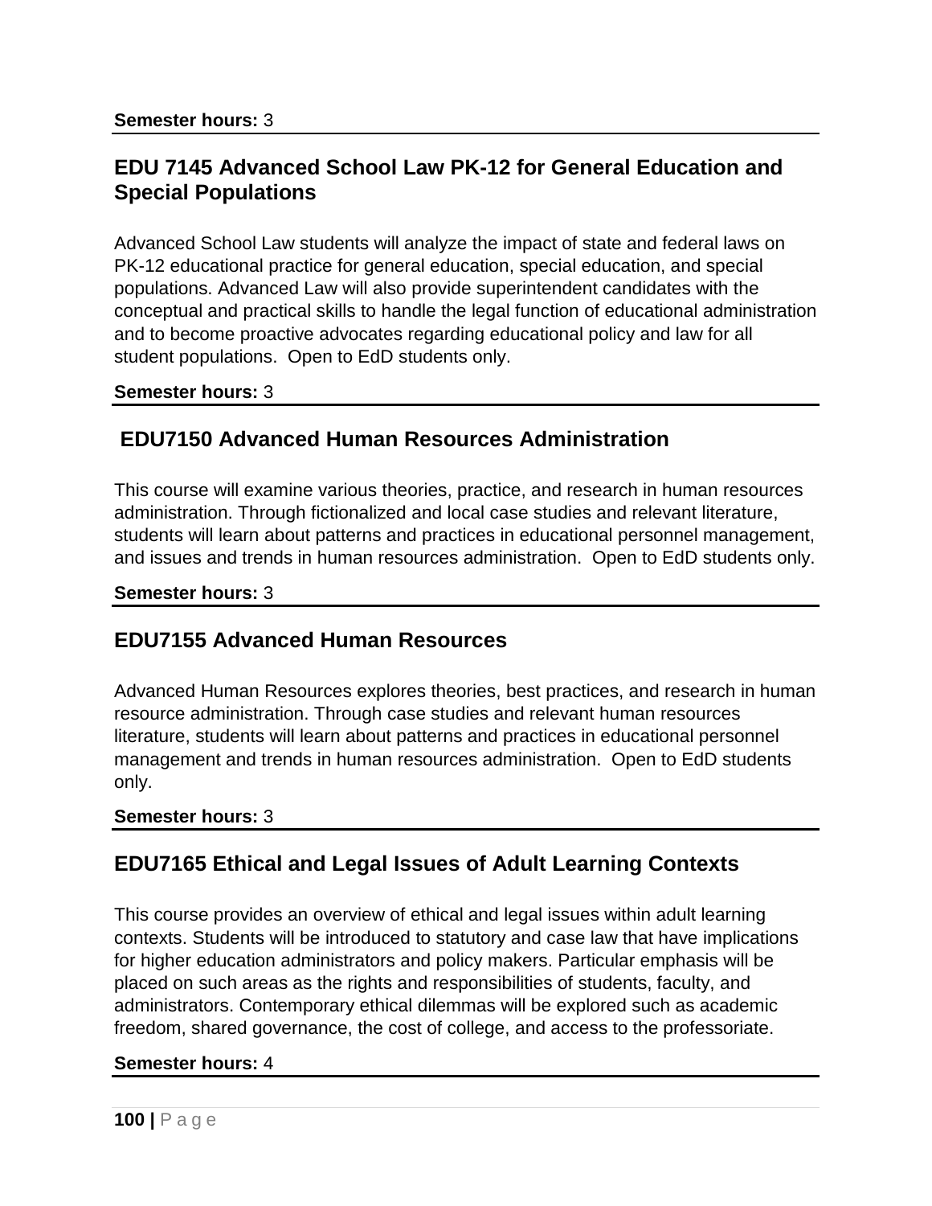**Semester hours:** 3

## EDU 7145 Advanced School Law PK-12 for General Education and Special Populations

Advanced School Law students will analyze the impact of state and federal laws on PK-12 educational practice for general education, special education, and special populations. Advanced Law will also provide superintendent candidates with the conceptual and practical skills to handle the legal function of educational administration and to become proactive advocates regarding educational policy and law for all student populations. Open to EdD students only.

**Semester hours:** 3

## EDU7150 Advanced Human Resources Administration

This course will examine various theories, practice, and research in human resources administration. Through fictionalized and local case studies and relevant literature, students will learn about patterns and practices in educational personnel management, and issues and trends in human resources administration. Open to EdD students only.

**Semester hours:** 3

## EDU7155 Advanced Human Resources

Advanced Human Resources explores theories, best practices, and research in human resource administration. Through case studies and relevant human resources literature, students will learn about patterns and practices in educational personnel management and trends in human resources administration. Open to EdD students only.

**Semester hours:** 3

## EDU7165 Ethical and Legal Issues of Adult Learning Contexts

This course provides an overview of ethical and legal issues within adult learning contexts. Students will be introduced to statutory and case law that have implications for higher education administrators and policy makers. Particular emphasis will be placed on such areas as the rights and responsibilities of students, faculty, and administrators. Contemporary ethical dilemmas will be explored such as academic freedom, shared governance, the cost of college, and access to the professoriate.

**Semester hours:** 4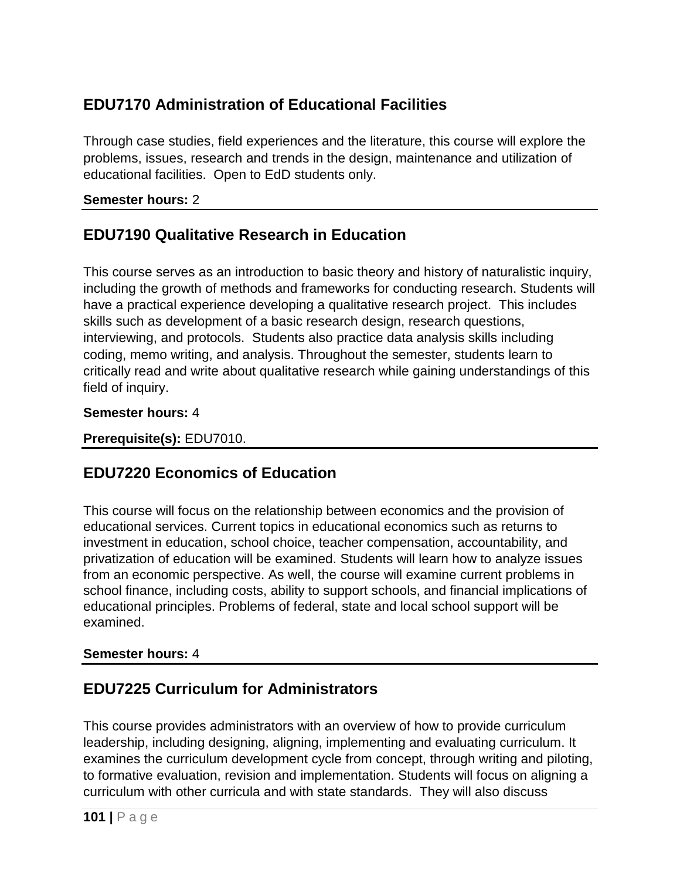## EDU7170 Administration of Educational Facilities

Through case studies, field experiences and the literature, this course will explore the problems, issues, research and trends in the design, maintenance and utilization of educational facilities. Open to EdD students only.

**Semester hours:** 2

---

## EDU7190 Qualitative Research in Education

This course serves as an introduction to basic theory and history of naturalistic inquiry, including the growth of methods and frameworks for conducting research. Students will have a practical experience developing a qualitative research project. This includes skills such as development of a basic research design, research questions, interviewing, and protocols. Students also practice data analysis skills including coding, memo writing, and analysis. Throughout the semester, students learn to critically read and write about qualitative research while gaining understandings of this field of inquiry.

**Semester hours:** 4

**Prerequisite(s):** EDU7010.

---

## EDU7220 Economics of Education

This course will focus on the relationship between economics and the provision of educational services. Current topics in educational economics such as returns to investment in education, school choice, teacher compensation, accountability, and privatization of education will be examined. Students will learn how to analyze issues from an economic perspective. As well, the course will examine current problems in school finance, including costs, ability to support schools, and financial implications of educational principles. Problems of federal, state and local school support will be examined.

**Semester hours:** 4

---

## EDU7225 Curriculum for Administrators

This course provides administrators with an overview of how to provide curriculum leadership, including designing, aligning, implementing and evaluating curriculum. It examines the curriculum development cycle from concept, through writing and piloting, to formative evaluation, revision and implementation. Students will focus on aligning a curriculum with other curricula and with state standards. They will also discuss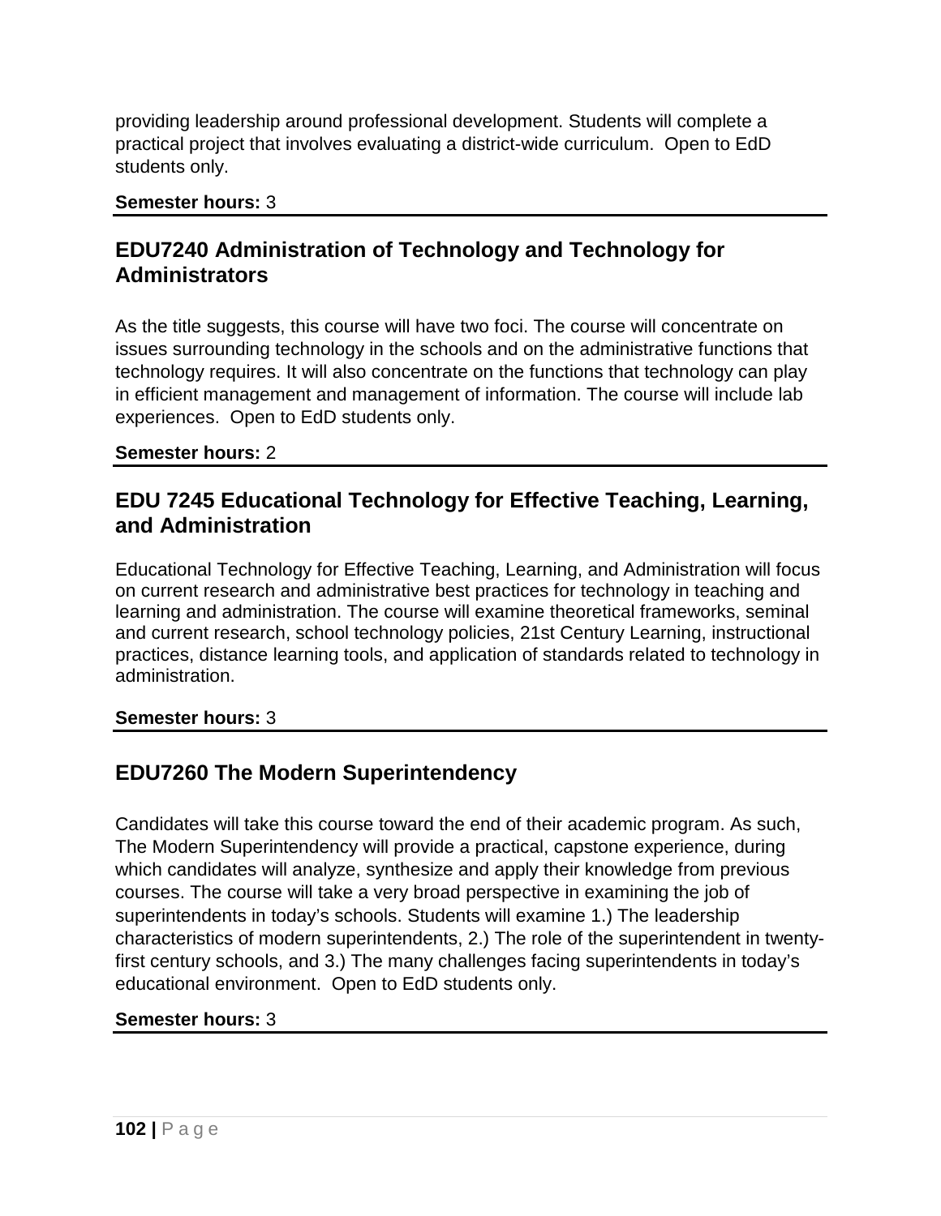providing leadership around professional development. Students will complete a practical project that involves evaluating a district-wide curriculum. Open to EdD students only.

**Semester hours:** 3

---

## EDU7240 Administration of Technology and Technology for Administrators

As the title suggests, this course will have two foci. The course will concentrate on issues surrounding technology in the schools and on the administrative functions that technology requires. It will also concentrate on the functions that technology can play in efficient management and management of information. The course will include lab experiences. Open to EdD students only.

**Semester hours:** 2

---

## EDU 7245 Educational Technology for Effective Teaching, Learning, and Administration

Educational Technology for Effective Teaching, Learning, and Administration will focus on current research and administrative best practices for technology in teaching and learning and administration. The course will examine theoretical frameworks, seminal and current research, school technology policies, 21st Century Learning, instructional practices, distance learning tools, and application of standards related to technology in administration.

**Semester hours:** 3

---

## EDU7260 The Modern Superintendency

Candidates will take this course toward the end of their academic program. As such, The Modern Superintendency will provide a practical, capstone experience, during which candidates will analyze, synthesize and apply their knowledge from previous courses. The course will take a very broad perspective in examining the job of superintendents in today's schools. Students will examine 1.) The leadership characteristics of modern superintendents, 2.) The role of the superintendent in twenty-first century schools, and 3.) The many challenges facing superintendents in today's educational environment. Open to EdD students only.

**Semester hours:** 3

---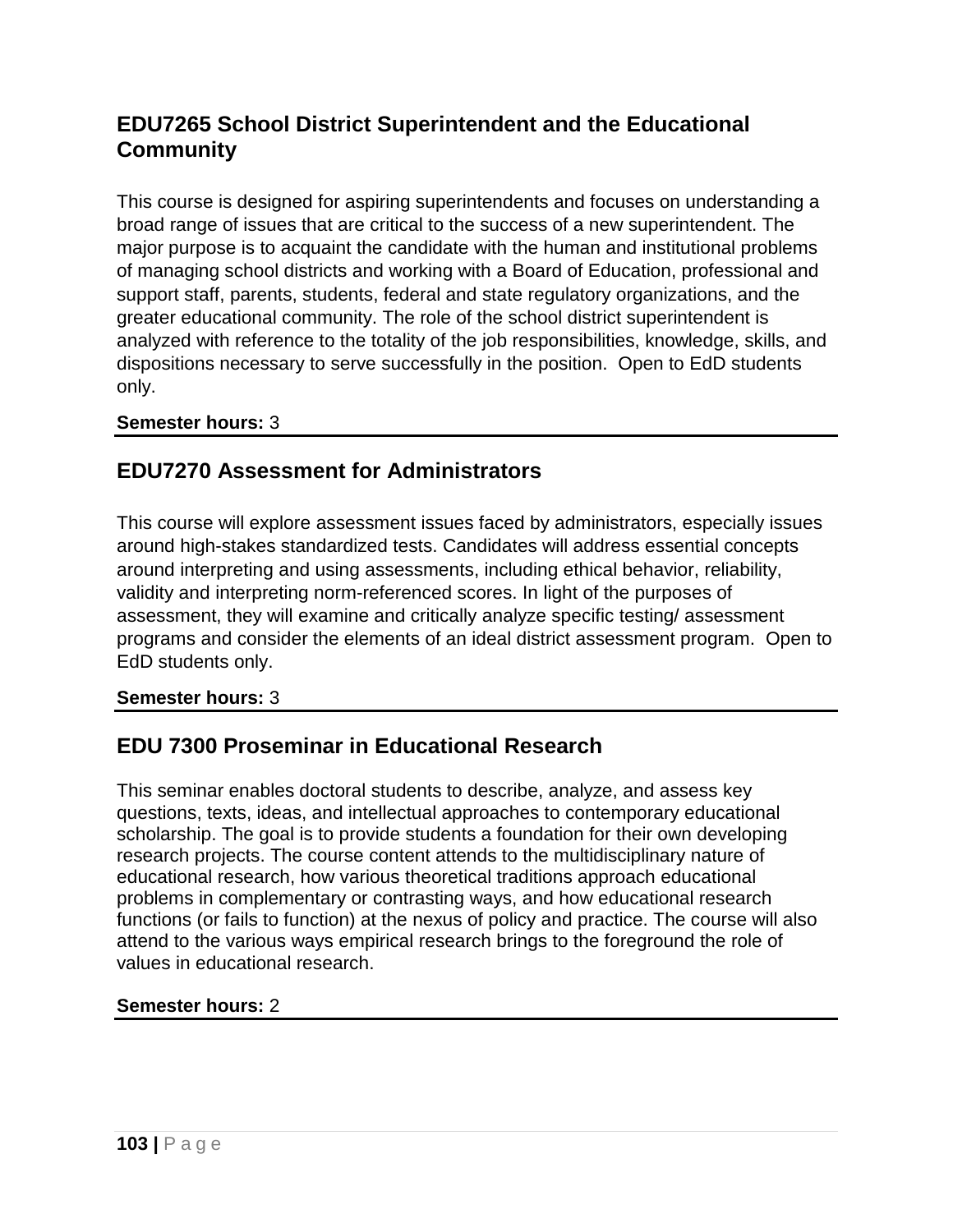## EDU7265 School District Superintendent and the Educational Community

This course is designed for aspiring superintendents and focuses on understanding a broad range of issues that are critical to the success of a new superintendent. The major purpose is to acquaint the candidate with the human and institutional problems of managing school districts and working with a Board of Education, professional and support staff, parents, students, federal and state regulatory organizations, and the greater educational community. The role of the school district superintendent is analyzed with reference to the totality of the job responsibilities, knowledge, skills, and dispositions necessary to serve successfully in the position. Open to EdD students only.

**Semester hours:** 3

---

## EDU7270 Assessment for Administrators

This course will explore assessment issues faced by administrators, especially issues around high-stakes standardized tests. Candidates will address essential concepts around interpreting and using assessments, including ethical behavior, reliability, validity and interpreting norm-referenced scores. In light of the purposes of assessment, they will examine and critically analyze specific testing/ assessment programs and consider the elements of an ideal district assessment program. Open to EdD students only.

**Semester hours:** 3

---

## EDU 7300 Proseminar in Educational Research

This seminar enables doctoral students to describe, analyze, and assess key questions, texts, ideas, and intellectual approaches to contemporary educational scholarship. The goal is to provide students a foundation for their own developing research projects. The course content attends to the multidisciplinary nature of educational research, how various theoretical traditions approach educational problems in complementary or contrasting ways, and how educational research functions (or fails to function) at the nexus of policy and practice. The course will also attend to the various ways empirical research brings to the foreground the role of values in educational research.

**Semester hours:** 2

---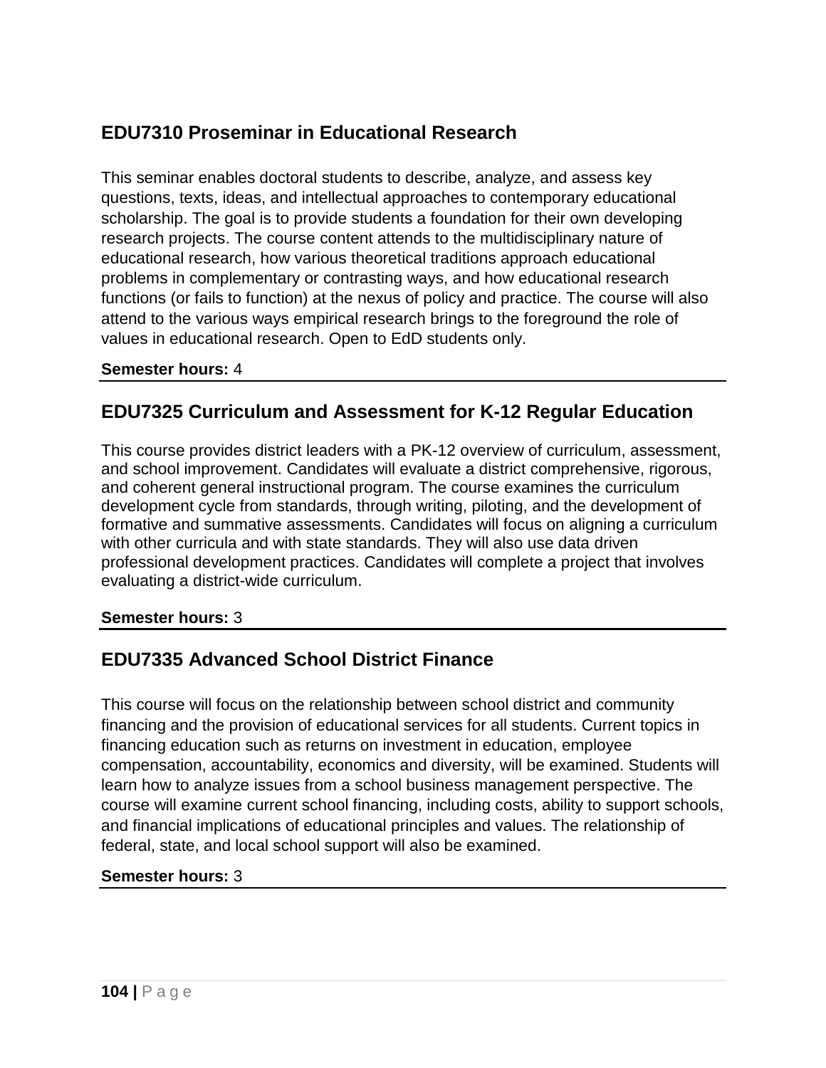## EDU7310 Proseminar in Educational Research

This seminar enables doctoral students to describe, analyze, and assess key questions, texts, ideas, and intellectual approaches to contemporary educational scholarship. The goal is to provide students a foundation for their own developing research projects. The course content attends to the multidisciplinary nature of educational research, how various theoretical traditions approach educational problems in complementary or contrasting ways, and how educational research functions (or fails to function) at the nexus of policy and practice. The course will also attend to the various ways empirical research brings to the foreground the role of values in educational research. Open to EdD students only.

**Semester hours:** 4

---

## EDU7325 Curriculum and Assessment for K-12 Regular Education

This course provides district leaders with a PK-12 overview of curriculum, assessment, and school improvement. Candidates will evaluate a district comprehensive, rigorous, and coherent general instructional program. The course examines the curriculum development cycle from standards, through writing, piloting, and the development of formative and summative assessments. Candidates will focus on aligning a curriculum with other curricula and with state standards. They will also use data driven professional development practices. Candidates will complete a project that involves evaluating a district-wide curriculum.

**Semester hours:** 3

---

## EDU7335 Advanced School District Finance

This course will focus on the relationship between school district and community financing and the provision of educational services for all students. Current topics in financing education such as returns on investment in education, employee compensation, accountability, economics and diversity, will be examined. Students will learn how to analyze issues from a school business management perspective. The course will examine current school financing, including costs, ability to support schools, and financial implications of educational principles and values. The relationship of federal, state, and local school support will also be examined.

**Semester hours:** 3

---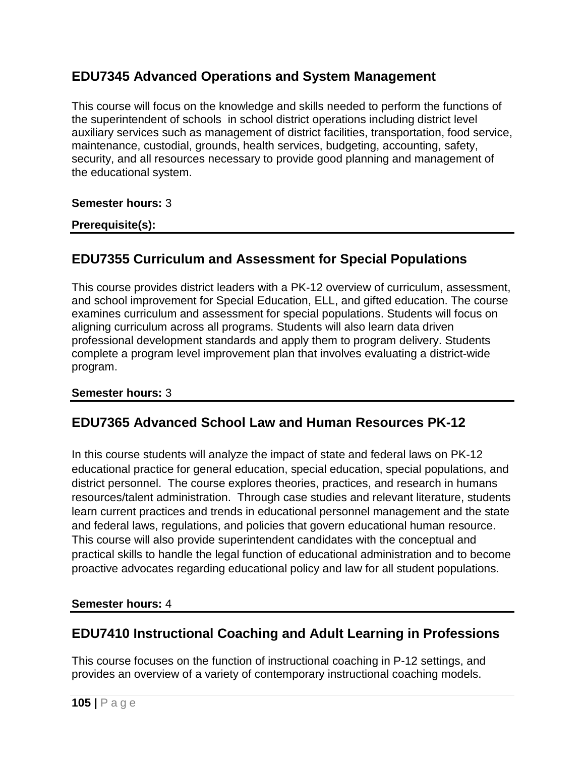## EDU7345 Advanced Operations and System Management

This course will focus on the knowledge and skills needed to perform the functions of the superintendent of schools in school district operations including district level auxiliary services such as management of district facilities, transportation, food service, maintenance, custodial, grounds, health services, budgeting, accounting, safety, security, and all resources necessary to provide good planning and management of the educational system.

**Semester hours:** 3

**Prerequisite(s):**

---

## EDU7355 Curriculum and Assessment for Special Populations

This course provides district leaders with a PK-12 overview of curriculum, assessment, and school improvement for Special Education, ELL, and gifted education. The course examines curriculum and assessment for special populations. Students will focus on aligning curriculum across all programs. Students will also learn data driven professional development standards and apply them to program delivery. Students complete a program level improvement plan that involves evaluating a district-wide program.

**Semester hours:** 3

---

## EDU7365 Advanced School Law and Human Resources PK-12

In this course students will analyze the impact of state and federal laws on PK-12 educational practice for general education, special education, special populations, and district personnel. The course explores theories, practices, and research in humans resources/talent administration. Through case studies and relevant literature, students learn current practices and trends in educational personnel management and the state and federal laws, regulations, and policies that govern educational human resource. This course will also provide superintendent candidates with the conceptual and practical skills to handle the legal function of educational administration and to become proactive advocates regarding educational policy and law for all student populations.

**Semester hours:** 4

---

## EDU7410 Instructional Coaching and Adult Learning in Professions

This course focuses on the function of instructional coaching in P-12 settings, and provides an overview of a variety of contemporary instructional coaching models.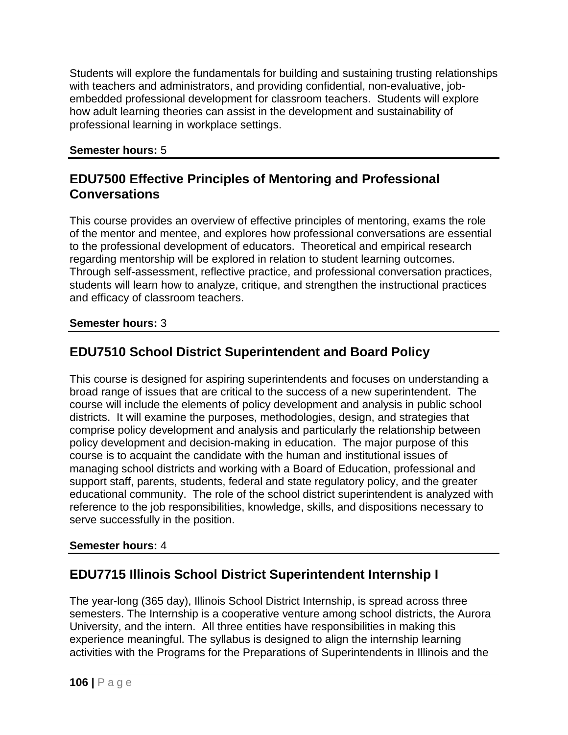Students will explore the fundamentals for building and sustaining trusting relationships with teachers and administrators, and providing confidential, non-evaluative, job-embedded professional development for classroom teachers.  Students will explore how adult learning theories can assist in the development and sustainability of professional learning in workplace settings.

**Semester hours:** 5

## EDU7500 Effective Principles of Mentoring and Professional Conversations

This course provides an overview of effective principles of mentoring, exams the role of the mentor and mentee, and explores how professional conversations are essential to the professional development of educators.  Theoretical and empirical research regarding mentorship will be explored in relation to student learning outcomes. Through self-assessment, reflective practice, and professional conversation practices, students will learn how to analyze, critique, and strengthen the instructional practices and efficacy of classroom teachers.

**Semester hours:** 3

## EDU7510 School District Superintendent and Board Policy

This course is designed for aspiring superintendents and focuses on understanding a broad range of issues that are critical to the success of a new superintendent.  The course will include the elements of policy development and analysis in public school districts.  It will examine the purposes, methodologies, design, and strategies that comprise policy development and analysis and particularly the relationship between policy development and decision-making in education.  The major purpose of this course is to acquaint the candidate with the human and institutional issues of managing school districts and working with a Board of Education, professional and support staff, parents, students, federal and state regulatory policy, and the greater educational community.  The role of the school district superintendent is analyzed with reference to the job responsibilities, knowledge, skills, and dispositions necessary to serve successfully in the position.

**Semester hours:** 4

## EDU7715 Illinois School District Superintendent Internship I

The year-long (365 day), Illinois School District Internship, is spread across three semesters. The Internship is a cooperative venture among school districts, the Aurora University, and the intern.  All three entities have responsibilities in making this experience meaningful. The syllabus is designed to align the internship learning activities with the Programs for the Preparations of Superintendents in Illinois and the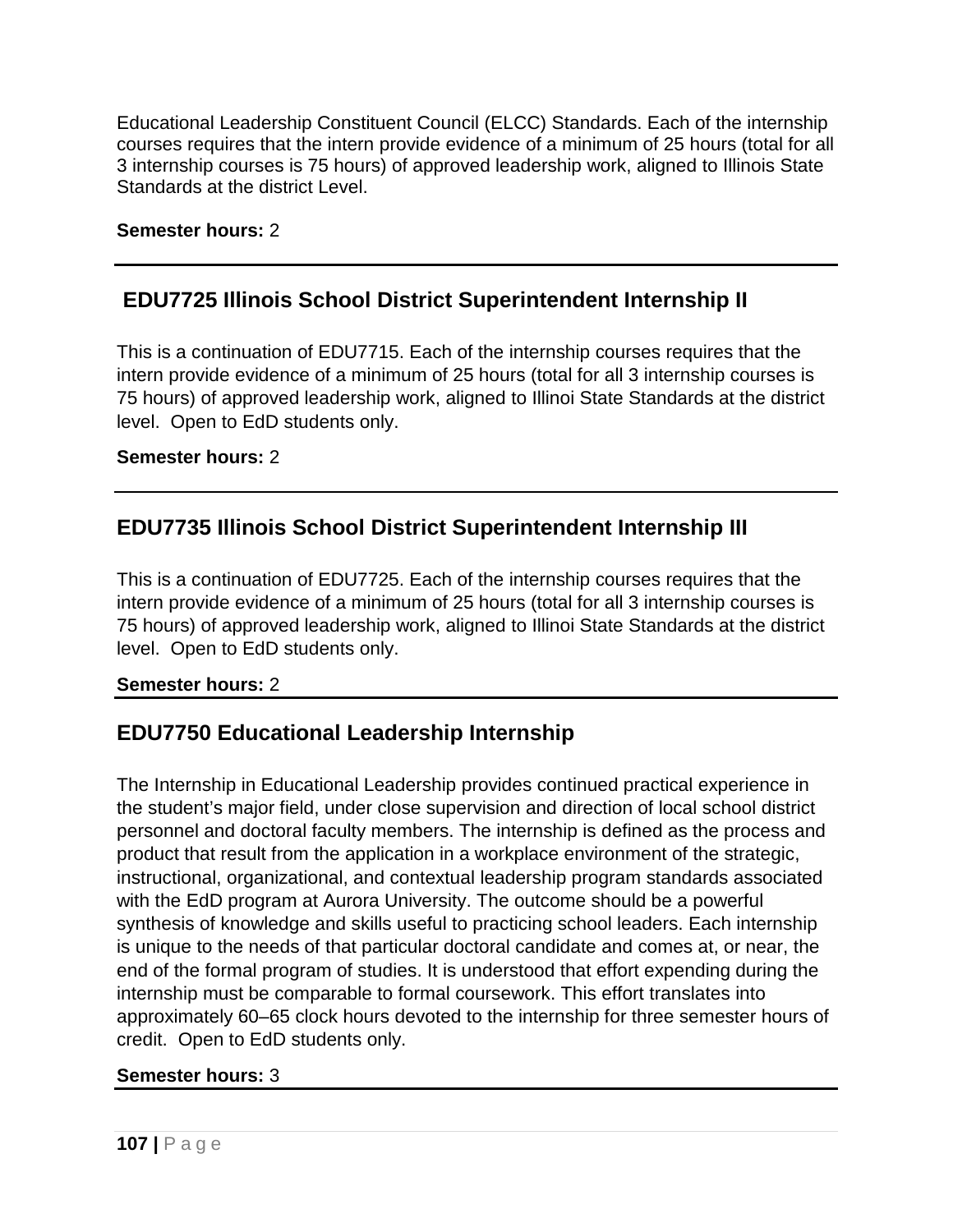Educational Leadership Constituent Council (ELCC) Standards. Each of the internship courses requires that the intern provide evidence of a minimum of 25 hours (total for all 3 internship courses is 75 hours) of approved leadership work, aligned to Illinois State Standards at the district Level.

**Semester hours:** 2

---

## EDU7725 Illinois School District Superintendent Internship II

This is a continuation of EDU7715. Each of the internship courses requires that the intern provide evidence of a minimum of 25 hours (total for all 3 internship courses is 75 hours) of approved leadership work, aligned to Illinoi State Standards at the district level. Open to EdD students only.

**Semester hours:** 2

---

## EDU7735 Illinois School District Superintendent Internship III

This is a continuation of EDU7725. Each of the internship courses requires that the intern provide evidence of a minimum of 25 hours (total for all 3 internship courses is 75 hours) of approved leadership work, aligned to Illinoi State Standards at the district level. Open to EdD students only.

**Semester hours:** 2

---

## EDU7750 Educational Leadership Internship

The Internship in Educational Leadership provides continued practical experience in the student's major field, under close supervision and direction of local school district personnel and doctoral faculty members. The internship is defined as the process and product that result from the application in a workplace environment of the strategic, instructional, organizational, and contextual leadership program standards associated with the EdD program at Aurora University. The outcome should be a powerful synthesis of knowledge and skills useful to practicing school leaders. Each internship is unique to the needs of that particular doctoral candidate and comes at, or near, the end of the formal program of studies. It is understood that effort expending during the internship must be comparable to formal coursework. This effort translates into approximately 60–65 clock hours devoted to the internship for three semester hours of credit. Open to EdD students only.

**Semester hours:** 3

---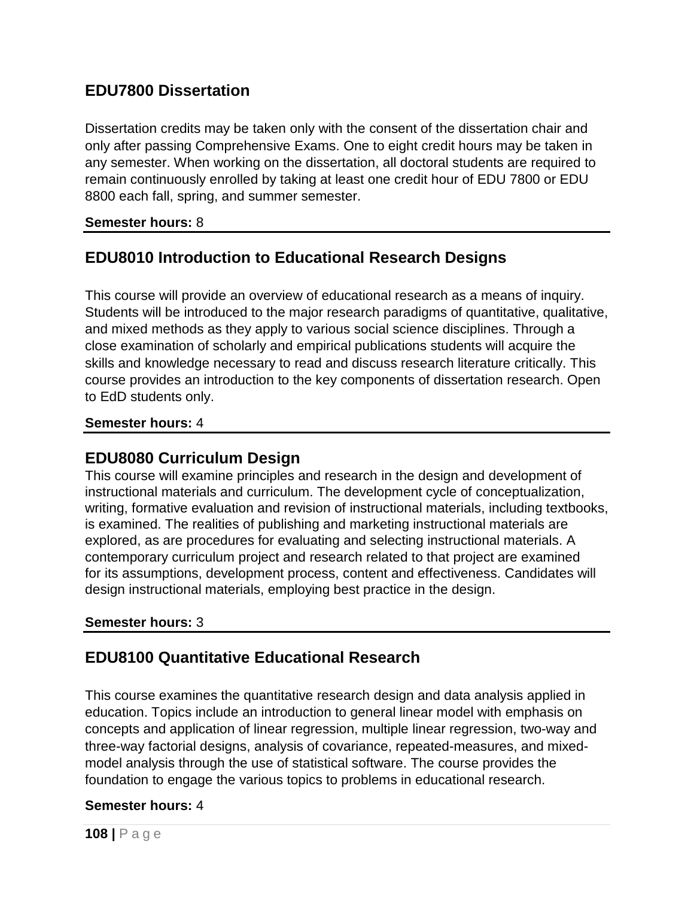## EDU7800 Dissertation

Dissertation credits may be taken only with the consent of the dissertation chair and only after passing Comprehensive Exams. One to eight credit hours may be taken in any semester. When working on the dissertation, all doctoral students are required to remain continuously enrolled by taking at least one credit hour of EDU 7800 or EDU 8800 each fall, spring, and summer semester.

**Semester hours:** 8

---

## EDU8010 Introduction to Educational Research Designs

This course will provide an overview of educational research as a means of inquiry. Students will be introduced to the major research paradigms of quantitative, qualitative, and mixed methods as they apply to various social science disciplines. Through a close examination of scholarly and empirical publications students will acquire the skills and knowledge necessary to read and discuss research literature critically. This course provides an introduction to the key components of dissertation research. Open to EdD students only.

**Semester hours:** 4

---

## EDU8080 Curriculum Design

This course will examine principles and research in the design and development of instructional materials and curriculum. The development cycle of conceptualization, writing, formative evaluation and revision of instructional materials, including textbooks, is examined. The realities of publishing and marketing instructional materials are explored, as are procedures for evaluating and selecting instructional materials. A contemporary curriculum project and research related to that project are examined for its assumptions, development process, content and effectiveness. Candidates will design instructional materials, employing best practice in the design.

**Semester hours:** 3

---

## EDU8100 Quantitative Educational Research

This course examines the quantitative research design and data analysis applied in education. Topics include an introduction to general linear model with emphasis on concepts and application of linear regression, multiple linear regression, two-way and three-way factorial designs, analysis of covariance, repeated-measures, and mixed-model analysis through the use of statistical software. The course provides the foundation to engage the various topics to problems in educational research.

**Semester hours:** 4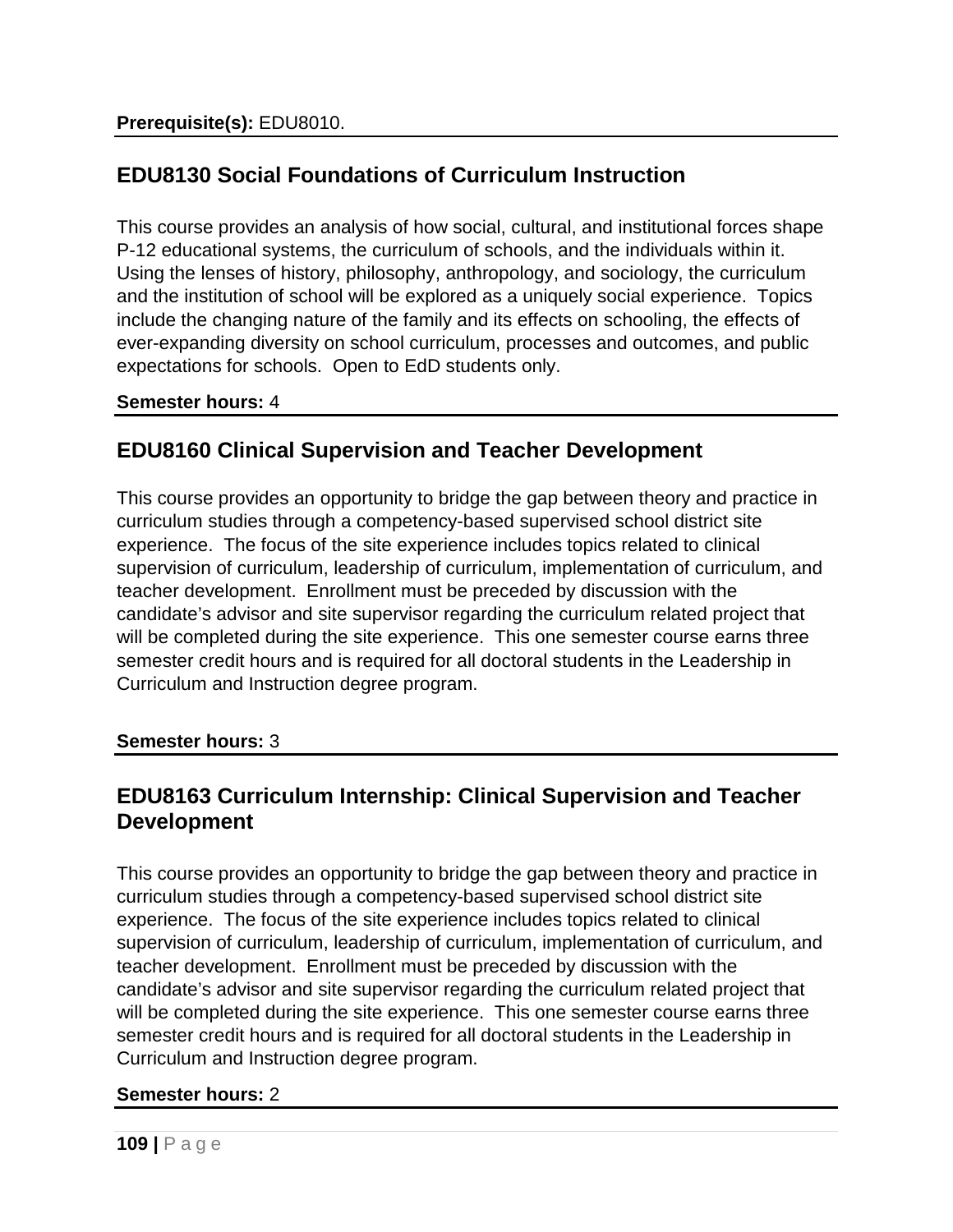**Prerequisite(s):** EDU8010.

## EDU8130 Social Foundations of Curriculum Instruction

This course provides an analysis of how social, cultural, and institutional forces shape P-12 educational systems, the curriculum of schools, and the individuals within it. Using the lenses of history, philosophy, anthropology, and sociology, the curriculum and the institution of school will be explored as a uniquely social experience. Topics include the changing nature of the family and its effects on schooling, the effects of ever-expanding diversity on school curriculum, processes and outcomes, and public expectations for schools. Open to EdD students only.

**Semester hours:** 4

## EDU8160 Clinical Supervision and Teacher Development

This course provides an opportunity to bridge the gap between theory and practice in curriculum studies through a competency-based supervised school district site experience. The focus of the site experience includes topics related to clinical supervision of curriculum, leadership of curriculum, implementation of curriculum, and teacher development. Enrollment must be preceded by discussion with the candidate's advisor and site supervisor regarding the curriculum related project that will be completed during the site experience. This one semester course earns three semester credit hours and is required for all doctoral students in the Leadership in Curriculum and Instruction degree program.

**Semester hours:** 3

## EDU8163 Curriculum Internship: Clinical Supervision and Teacher Development

This course provides an opportunity to bridge the gap between theory and practice in curriculum studies through a competency-based supervised school district site experience. The focus of the site experience includes topics related to clinical supervision of curriculum, leadership of curriculum, implementation of curriculum, and teacher development. Enrollment must be preceded by discussion with the candidate's advisor and site supervisor regarding the curriculum related project that will be completed during the site experience. This one semester course earns three semester credit hours and is required for all doctoral students in the Leadership in Curriculum and Instruction degree program.

**Semester hours:** 2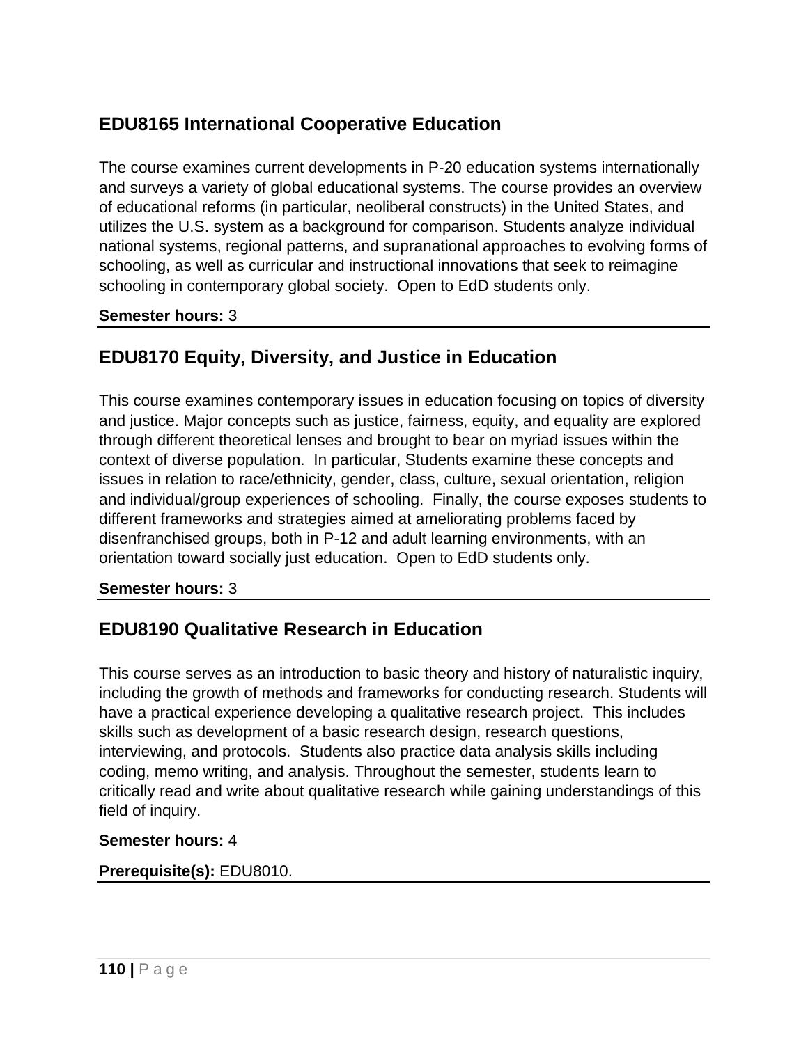## EDU8165 International Cooperative Education

The course examines current developments in P-20 education systems internationally and surveys a variety of global educational systems. The course provides an overview of educational reforms (in particular, neoliberal constructs) in the United States, and utilizes the U.S. system as a background for comparison. Students analyze individual national systems, regional patterns, and supranational approaches to evolving forms of schooling, as well as curricular and instructional innovations that seek to reimagine schooling in contemporary global society. Open to EdD students only.

**Semester hours:** 3

---

## EDU8170 Equity, Diversity, and Justice in Education

This course examines contemporary issues in education focusing on topics of diversity and justice. Major concepts such as justice, fairness, equity, and equality are explored through different theoretical lenses and brought to bear on myriad issues within the context of diverse population. In particular, Students examine these concepts and issues in relation to race/ethnicity, gender, class, culture, sexual orientation, religion and individual/group experiences of schooling. Finally, the course exposes students to different frameworks and strategies aimed at ameliorating problems faced by disenfranchised groups, both in P-12 and adult learning environments, with an orientation toward socially just education. Open to EdD students only.

**Semester hours:** 3

---

## EDU8190 Qualitative Research in Education

This course serves as an introduction to basic theory and history of naturalistic inquiry, including the growth of methods and frameworks for conducting research. Students will have a practical experience developing a qualitative research project. This includes skills such as development of a basic research design, research questions, interviewing, and protocols. Students also practice data analysis skills including coding, memo writing, and analysis. Throughout the semester, students learn to critically read and write about qualitative research while gaining understandings of this field of inquiry.

**Semester hours:** 4

**Prerequisite(s):** EDU8010.

---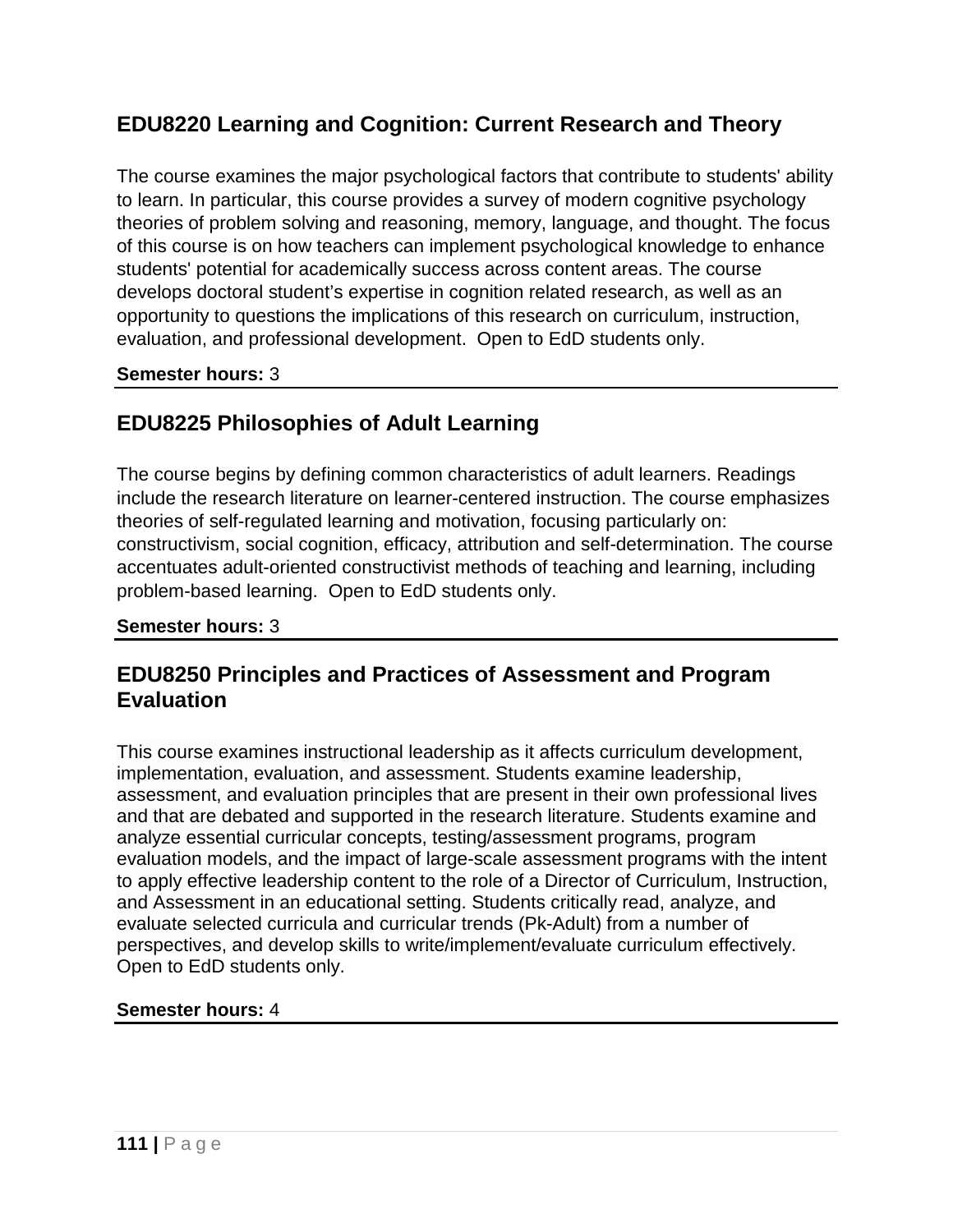## EDU8220 Learning and Cognition: Current Research and Theory

The course examines the major psychological factors that contribute to students' ability to learn. In particular, this course provides a survey of modern cognitive psychology theories of problem solving and reasoning, memory, language, and thought. The focus of this course is on how teachers can implement psychological knowledge to enhance students' potential for academically success across content areas. The course develops doctoral student's expertise in cognition related research, as well as an opportunity to questions the implications of this research on curriculum, instruction, evaluation, and professional development. Open to EdD students only.

**Semester hours:** 3

---

## EDU8225 Philosophies of Adult Learning

The course begins by defining common characteristics of adult learners. Readings include the research literature on learner-centered instruction. The course emphasizes theories of self-regulated learning and motivation, focusing particularly on: constructivism, social cognition, efficacy, attribution and self-determination. The course accentuates adult-oriented constructivist methods of teaching and learning, including problem-based learning. Open to EdD students only.

**Semester hours:** 3

---

## EDU8250 Principles and Practices of Assessment and Program Evaluation

This course examines instructional leadership as it affects curriculum development, implementation, evaluation, and assessment. Students examine leadership, assessment, and evaluation principles that are present in their own professional lives and that are debated and supported in the research literature. Students examine and analyze essential curricular concepts, testing/assessment programs, program evaluation models, and the impact of large-scale assessment programs with the intent to apply effective leadership content to the role of a Director of Curriculum, Instruction, and Assessment in an educational setting. Students critically read, analyze, and evaluate selected curricula and curricular trends (Pk-Adult) from a number of perspectives, and develop skills to write/implement/evaluate curriculum effectively. Open to EdD students only.

**Semester hours:** 4

---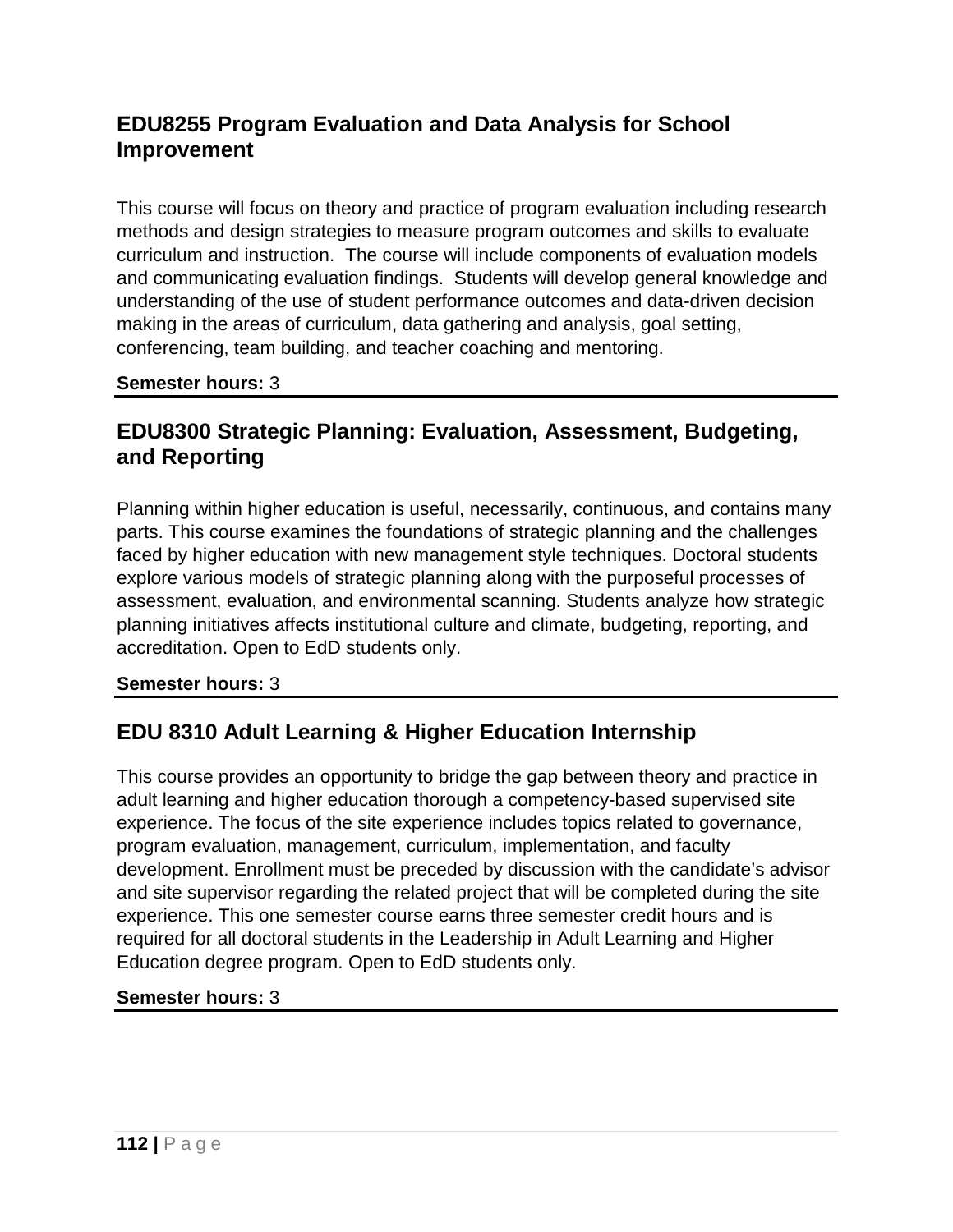## EDU8255 Program Evaluation and Data Analysis for School Improvement

This course will focus on theory and practice of program evaluation including research methods and design strategies to measure program outcomes and skills to evaluate curriculum and instruction. The course will include components of evaluation models and communicating evaluation findings. Students will develop general knowledge and understanding of the use of student performance outcomes and data-driven decision making in the areas of curriculum, data gathering and analysis, goal setting, conferencing, team building, and teacher coaching and mentoring.

**Semester hours:** 3

## EDU8300 Strategic Planning: Evaluation, Assessment, Budgeting, and Reporting

Planning within higher education is useful, necessarily, continuous, and contains many parts. This course examines the foundations of strategic planning and the challenges faced by higher education with new management style techniques. Doctoral students explore various models of strategic planning along with the purposeful processes of assessment, evaluation, and environmental scanning. Students analyze how strategic planning initiatives affects institutional culture and climate, budgeting, reporting, and accreditation. Open to EdD students only.

**Semester hours:** 3

## EDU 8310 Adult Learning & Higher Education Internship

This course provides an opportunity to bridge the gap between theory and practice in adult learning and higher education thorough a competency-based supervised site experience. The focus of the site experience includes topics related to governance, program evaluation, management, curriculum, implementation, and faculty development. Enrollment must be preceded by discussion with the candidate's advisor and site supervisor regarding the related project that will be completed during the site experience. This one semester course earns three semester credit hours and is required for all doctoral students in the Leadership in Adult Learning and Higher Education degree program. Open to EdD students only.

**Semester hours:** 3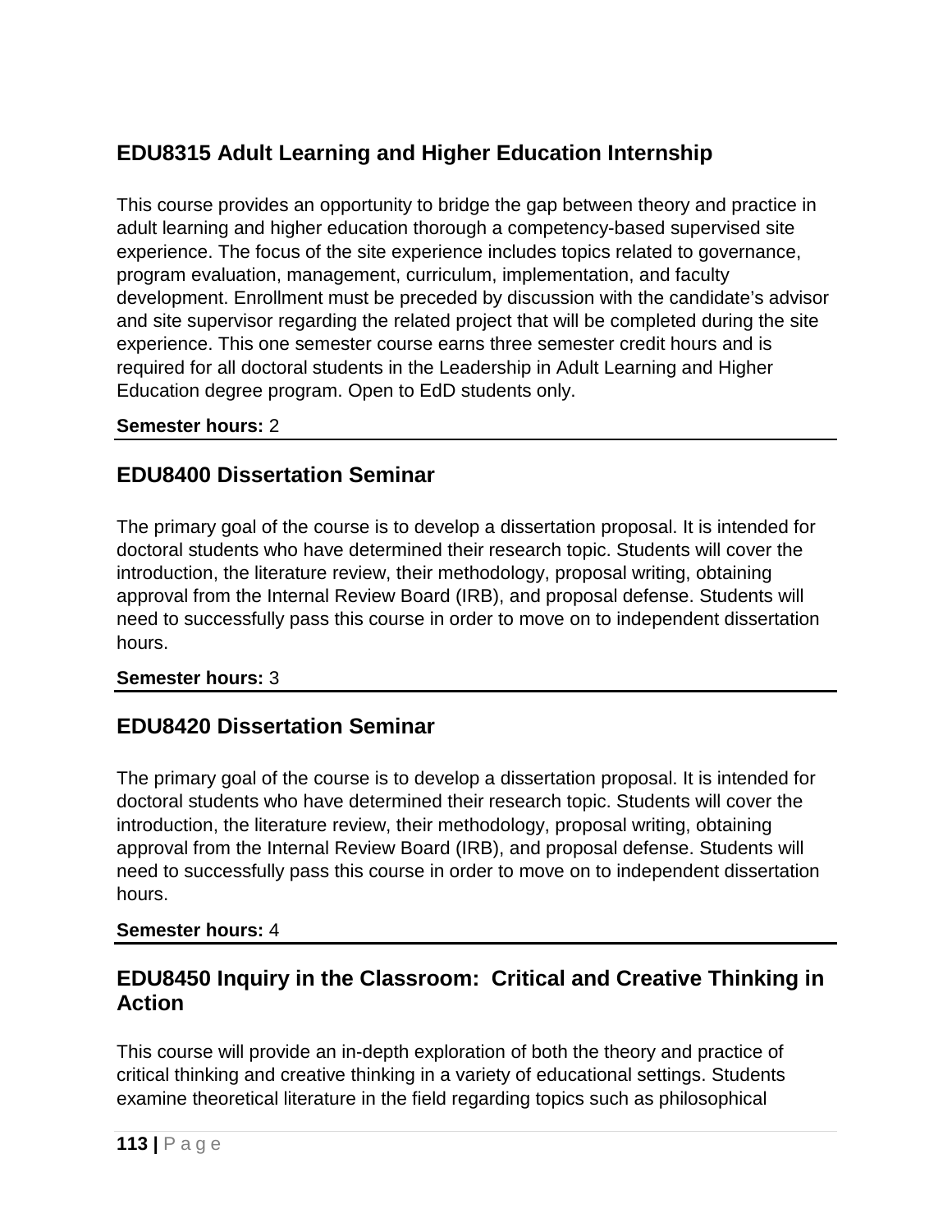## EDU8315 Adult Learning and Higher Education Internship

This course provides an opportunity to bridge the gap between theory and practice in adult learning and higher education thorough a competency-based supervised site experience. The focus of the site experience includes topics related to governance, program evaluation, management, curriculum, implementation, and faculty development. Enrollment must be preceded by discussion with the candidate's advisor and site supervisor regarding the related project that will be completed during the site experience. This one semester course earns three semester credit hours and is required for all doctoral students in the Leadership in Adult Learning and Higher Education degree program. Open to EdD students only.

**Semester hours:** 2

---

## EDU8400 Dissertation Seminar

The primary goal of the course is to develop a dissertation proposal. It is intended for doctoral students who have determined their research topic. Students will cover the introduction, the literature review, their methodology, proposal writing, obtaining approval from the Internal Review Board (IRB), and proposal defense. Students will need to successfully pass this course in order to move on to independent dissertation hours.

**Semester hours:** 3

---

## EDU8420 Dissertation Seminar

The primary goal of the course is to develop a dissertation proposal. It is intended for doctoral students who have determined their research topic. Students will cover the introduction, the literature review, their methodology, proposal writing, obtaining approval from the Internal Review Board (IRB), and proposal defense. Students will need to successfully pass this course in order to move on to independent dissertation hours.

**Semester hours:** 4

---

## EDU8450 Inquiry in the Classroom: Critical and Creative Thinking in Action

This course will provide an in-depth exploration of both the theory and practice of critical thinking and creative thinking in a variety of educational settings. Students examine theoretical literature in the field regarding topics such as philosophical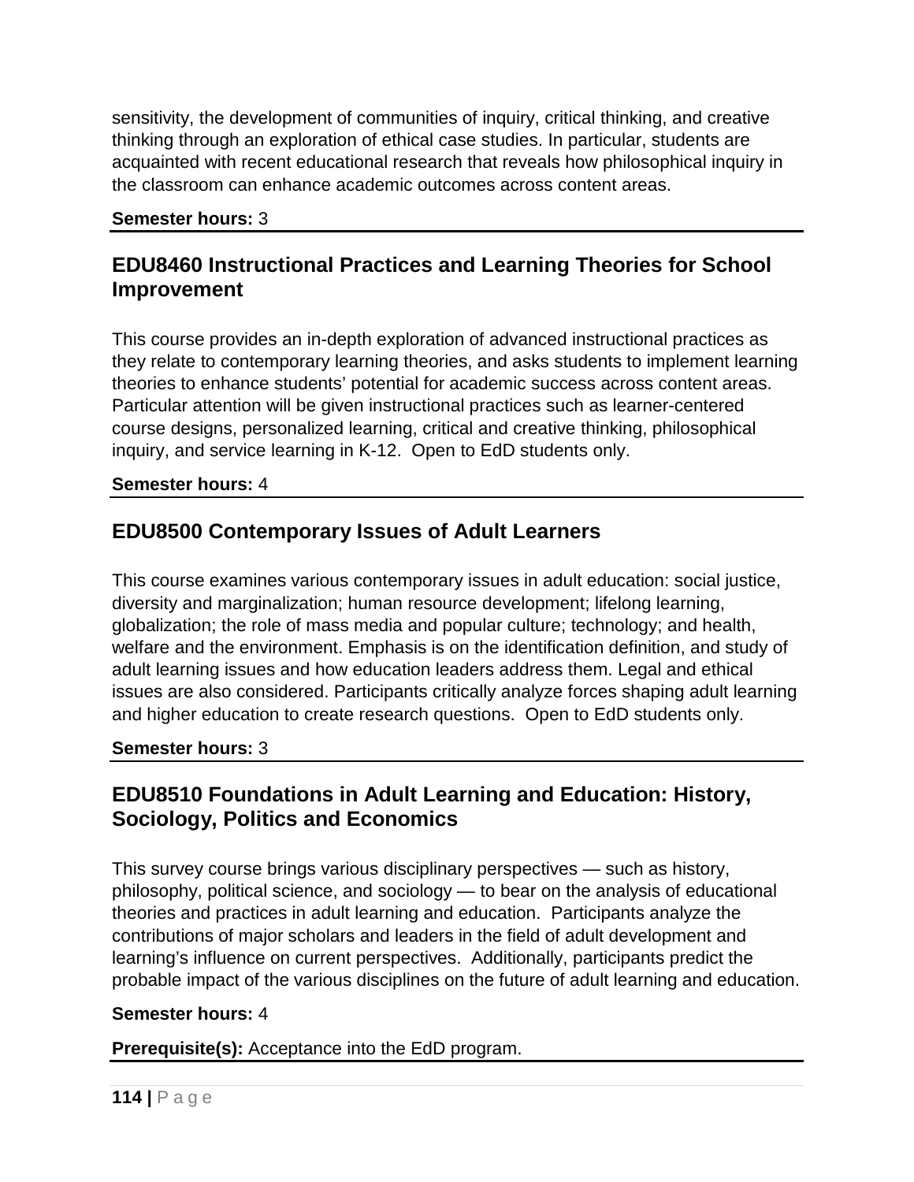sensitivity, the development of communities of inquiry, critical thinking, and creative thinking through an exploration of ethical case studies. In particular, students are acquainted with recent educational research that reveals how philosophical inquiry in the classroom can enhance academic outcomes across content areas.

**Semester hours:** 3

## EDU8460 Instructional Practices and Learning Theories for School Improvement

This course provides an in-depth exploration of advanced instructional practices as they relate to contemporary learning theories, and asks students to implement learning theories to enhance students' potential for academic success across content areas. Particular attention will be given instructional practices such as learner-centered course designs, personalized learning, critical and creative thinking, philosophical inquiry, and service learning in K-12. Open to EdD students only.

**Semester hours:** 4

## EDU8500 Contemporary Issues of Adult Learners

This course examines various contemporary issues in adult education: social justice, diversity and marginalization; human resource development; lifelong learning, globalization; the role of mass media and popular culture; technology; and health, welfare and the environment. Emphasis is on the identification definition, and study of adult learning issues and how education leaders address them. Legal and ethical issues are also considered. Participants critically analyze forces shaping adult learning and higher education to create research questions. Open to EdD students only.

**Semester hours:** 3

## EDU8510 Foundations in Adult Learning and Education: History, Sociology, Politics and Economics

This survey course brings various disciplinary perspectives — such as history, philosophy, political science, and sociology — to bear on the analysis of educational theories and practices in adult learning and education. Participants analyze the contributions of major scholars and leaders in the field of adult development and learning's influence on current perspectives. Additionally, participants predict the probable impact of the various disciplines on the future of adult learning and education.

**Semester hours:** 4

**Prerequisite(s):** Acceptance into the EdD program.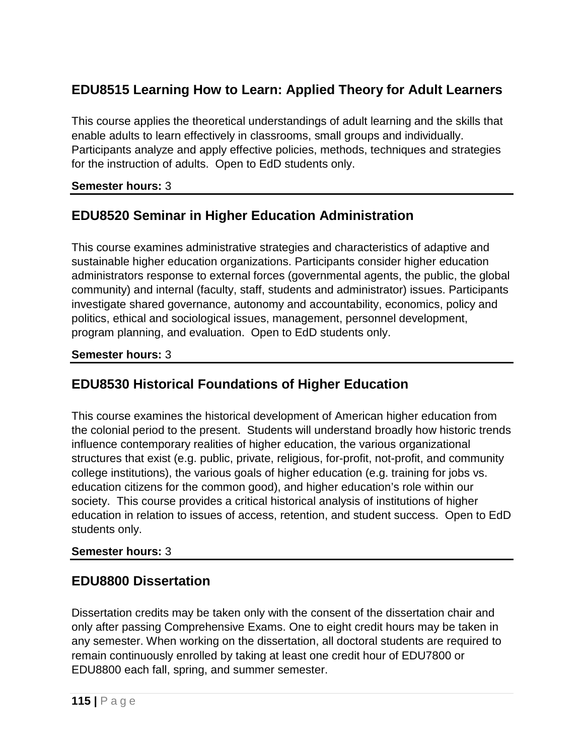## EDU8515 Learning How to Learn: Applied Theory for Adult Learners

This course applies the theoretical understandings of adult learning and the skills that enable adults to learn effectively in classrooms, small groups and individually. Participants analyze and apply effective policies, methods, techniques and strategies for the instruction of adults. Open to EdD students only.

**Semester hours:** 3

---

## EDU8520 Seminar in Higher Education Administration

This course examines administrative strategies and characteristics of adaptive and sustainable higher education organizations. Participants consider higher education administrators response to external forces (governmental agents, the public, the global community) and internal (faculty, staff, students and administrator) issues. Participants investigate shared governance, autonomy and accountability, economics, policy and politics, ethical and sociological issues, management, personnel development, program planning, and evaluation. Open to EdD students only.

**Semester hours:** 3

---

## EDU8530 Historical Foundations of Higher Education

This course examines the historical development of American higher education from the colonial period to the present. Students will understand broadly how historic trends influence contemporary realities of higher education, the various organizational structures that exist (e.g. public, private, religious, for-profit, not-profit, and community college institutions), the various goals of higher education (e.g. training for jobs vs. education citizens for the common good), and higher education's role within our society. This course provides a critical historical analysis of institutions of higher education in relation to issues of access, retention, and student success. Open to EdD students only.

**Semester hours:** 3

---

## EDU8800 Dissertation

Dissertation credits may be taken only with the consent of the dissertation chair and only after passing Comprehensive Exams. One to eight credit hours may be taken in any semester. When working on the dissertation, all doctoral students are required to remain continuously enrolled by taking at least one credit hour of EDU7800 or EDU8800 each fall, spring, and summer semester.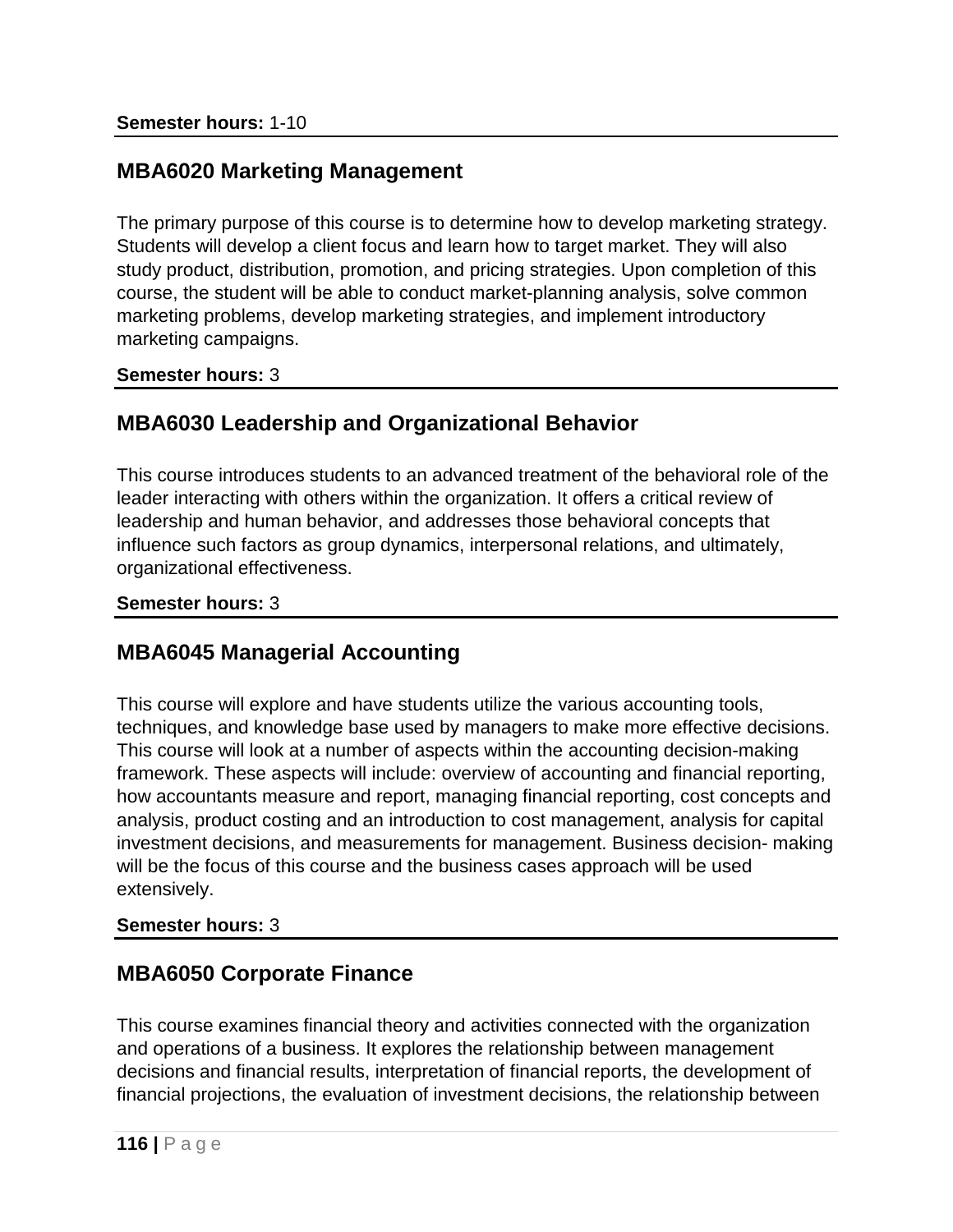**Semester hours:** 1-10

## MBA6020 Marketing Management

The primary purpose of this course is to determine how to develop marketing strategy. Students will develop a client focus and learn how to target market. They will also study product, distribution, promotion, and pricing strategies. Upon completion of this course, the student will be able to conduct market-planning analysis, solve common marketing problems, develop marketing strategies, and implement introductory marketing campaigns.

**Semester hours:** 3

## MBA6030 Leadership and Organizational Behavior

This course introduces students to an advanced treatment of the behavioral role of the leader interacting with others within the organization. It offers a critical review of leadership and human behavior, and addresses those behavioral concepts that influence such factors as group dynamics, interpersonal relations, and ultimately, organizational effectiveness.

**Semester hours:** 3

## MBA6045 Managerial Accounting

This course will explore and have students utilize the various accounting tools, techniques, and knowledge base used by managers to make more effective decisions. This course will look at a number of aspects within the accounting decision-making framework. These aspects will include: overview of accounting and financial reporting, how accountants measure and report, managing financial reporting, cost concepts and analysis, product costing and an introduction to cost management, analysis for capital investment decisions, and measurements for management. Business decision- making will be the focus of this course and the business cases approach will be used extensively.

**Semester hours:** 3

## MBA6050 Corporate Finance

This course examines financial theory and activities connected with the organization and operations of a business. It explores the relationship between management decisions and financial results, interpretation of financial reports, the development of financial projections, the evaluation of investment decisions, the relationship between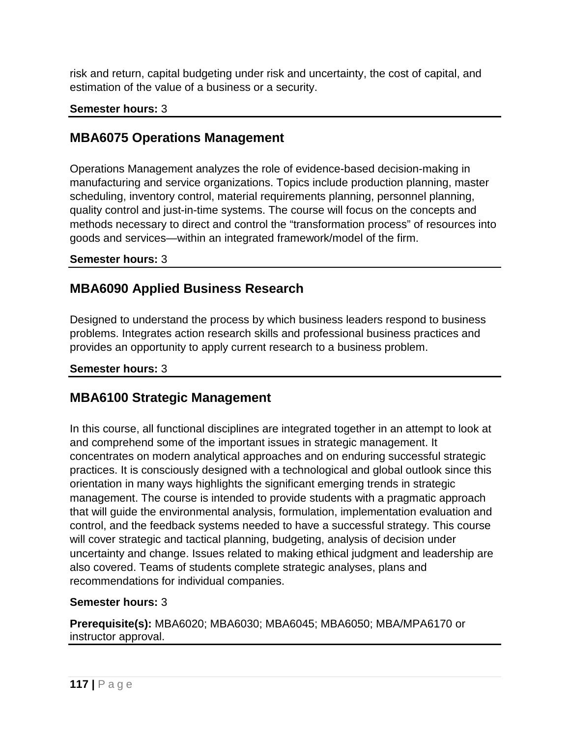risk and return, capital budgeting under risk and uncertainty, the cost of capital, and estimation of the value of a business or a security.

**Semester hours:** 3

## MBA6075 Operations Management

Operations Management analyzes the role of evidence-based decision-making in manufacturing and service organizations. Topics include production planning, master scheduling, inventory control, material requirements planning, personnel planning, quality control and just-in-time systems. The course will focus on the concepts and methods necessary to direct and control the "transformation process" of resources into goods and services—within an integrated framework/model of the firm.

**Semester hours:** 3

## MBA6090 Applied Business Research

Designed to understand the process by which business leaders respond to business problems. Integrates action research skills and professional business practices and provides an opportunity to apply current research to a business problem.

**Semester hours:** 3

## MBA6100 Strategic Management

In this course, all functional disciplines are integrated together in an attempt to look at and comprehend some of the important issues in strategic management. It concentrates on modern analytical approaches and on enduring successful strategic practices. It is consciously designed with a technological and global outlook since this orientation in many ways highlights the significant emerging trends in strategic management. The course is intended to provide students with a pragmatic approach that will guide the environmental analysis, formulation, implementation evaluation and control, and the feedback systems needed to have a successful strategy. This course will cover strategic and tactical planning, budgeting, analysis of decision under uncertainty and change. Issues related to making ethical judgment and leadership are also covered. Teams of students complete strategic analyses, plans and recommendations for individual companies.

**Semester hours:** 3

**Prerequisite(s):** MBA6020; MBA6030; MBA6045; MBA6050; MBA/MPA6170 or instructor approval.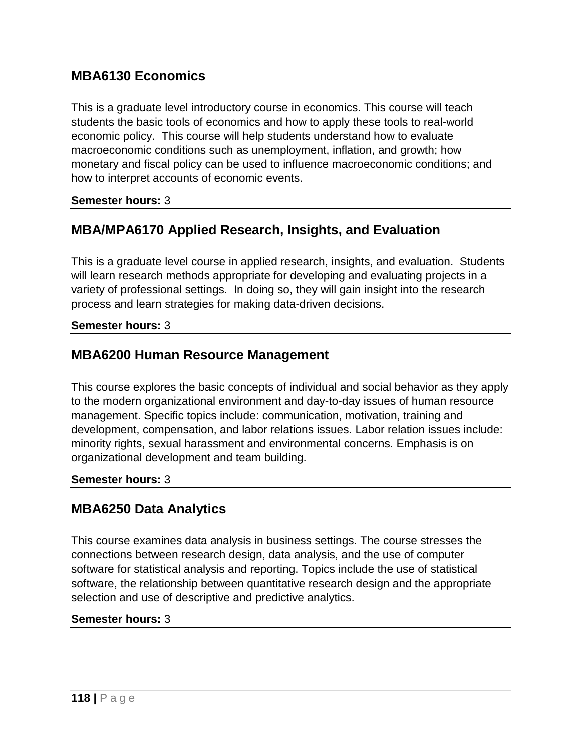## MBA6130 Economics

This is a graduate level introductory course in economics. This course will teach students the basic tools of economics and how to apply these tools to real-world economic policy.  This course will help students understand how to evaluate macroeconomic conditions such as unemployment, inflation, and growth; how monetary and fiscal policy can be used to influence macroeconomic conditions; and how to interpret accounts of economic events.

**Semester hours:** 3

---

## MBA/MPA6170 Applied Research, Insights, and Evaluation

This is a graduate level course in applied research, insights, and evaluation.  Students will learn research methods appropriate for developing and evaluating projects in a variety of professional settings.  In doing so, they will gain insight into the research process and learn strategies for making data-driven decisions.

**Semester hours:** 3

---

## MBA6200 Human Resource Management

This course explores the basic concepts of individual and social behavior as they apply to the modern organizational environment and day-to-day issues of human resource management. Specific topics include: communication, motivation, training and development, compensation, and labor relations issues. Labor relation issues include: minority rights, sexual harassment and environmental concerns. Emphasis is on organizational development and team building.

**Semester hours:** 3

---

## MBA6250 Data Analytics

This course examines data analysis in business settings. The course stresses the connections between research design, data analysis, and the use of computer software for statistical analysis and reporting. Topics include the use of statistical software, the relationship between quantitative research design and the appropriate selection and use of descriptive and predictive analytics.

**Semester hours:** 3

---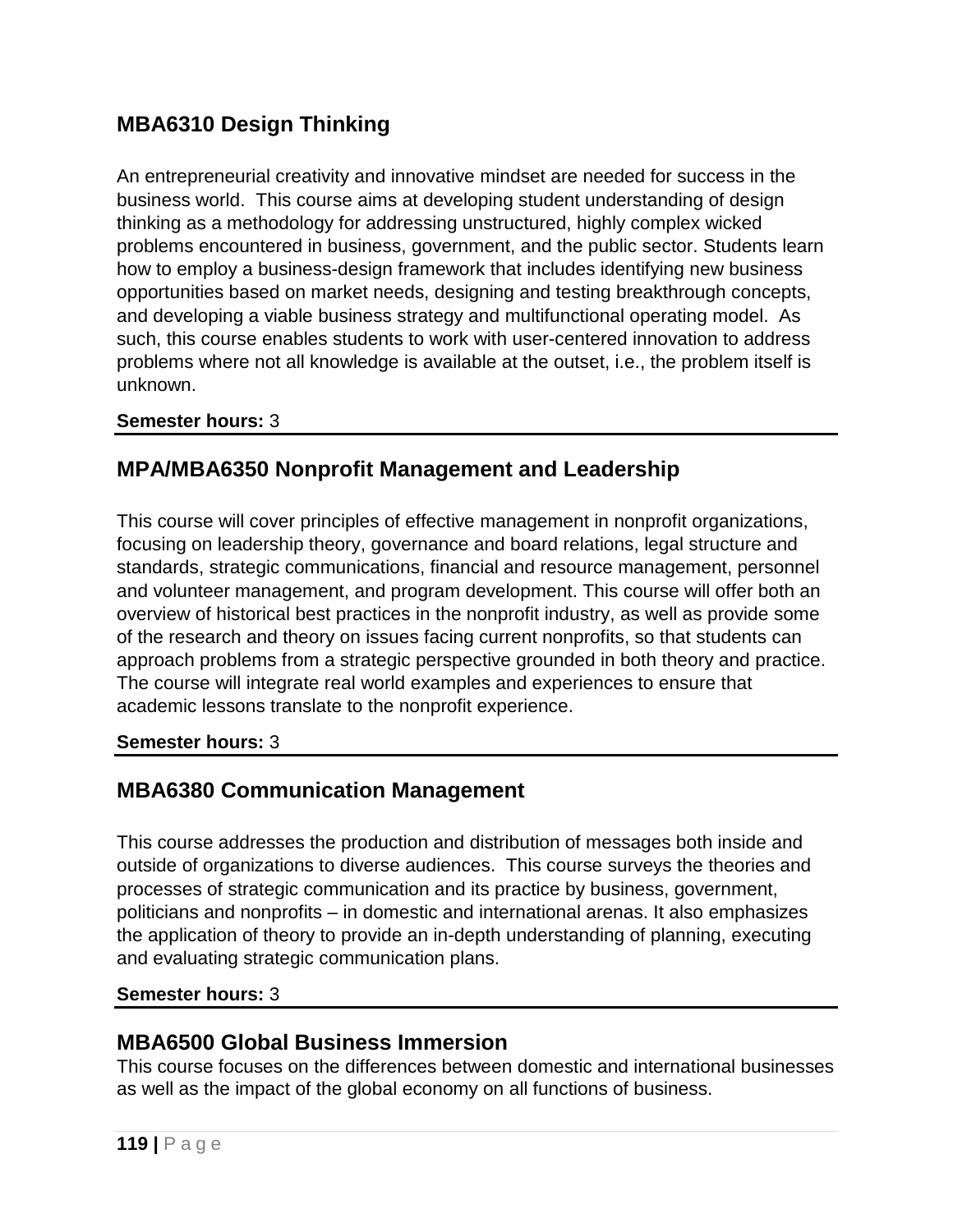## MBA6310 Design Thinking

An entrepreneurial creativity and innovative mindset are needed for success in the business world. This course aims at developing student understanding of design thinking as a methodology for addressing unstructured, highly complex wicked problems encountered in business, government, and the public sector. Students learn how to employ a business-design framework that includes identifying new business opportunities based on market needs, designing and testing breakthrough concepts, and developing a viable business strategy and multifunctional operating model. As such, this course enables students to work with user-centered innovation to address problems where not all knowledge is available at the outset, i.e., the problem itself is unknown.

**Semester hours:** 3

---

## MPA/MBA6350 Nonprofit Management and Leadership

This course will cover principles of effective management in nonprofit organizations, focusing on leadership theory, governance and board relations, legal structure and standards, strategic communications, financial and resource management, personnel and volunteer management, and program development. This course will offer both an overview of historical best practices in the nonprofit industry, as well as provide some of the research and theory on issues facing current nonprofits, so that students can approach problems from a strategic perspective grounded in both theory and practice. The course will integrate real world examples and experiences to ensure that academic lessons translate to the nonprofit experience.

**Semester hours:** 3

---

## MBA6380 Communication Management

This course addresses the production and distribution of messages both inside and outside of organizations to diverse audiences. This course surveys the theories and processes of strategic communication and its practice by business, government, politicians and nonprofits – in domestic and international arenas. It also emphasizes the application of theory to provide an in-depth understanding of planning, executing and evaluating strategic communication plans.

**Semester hours:** 3

---

## MBA6500 Global Business Immersion

This course focuses on the differences between domestic and international businesses as well as the impact of the global economy on all functions of business.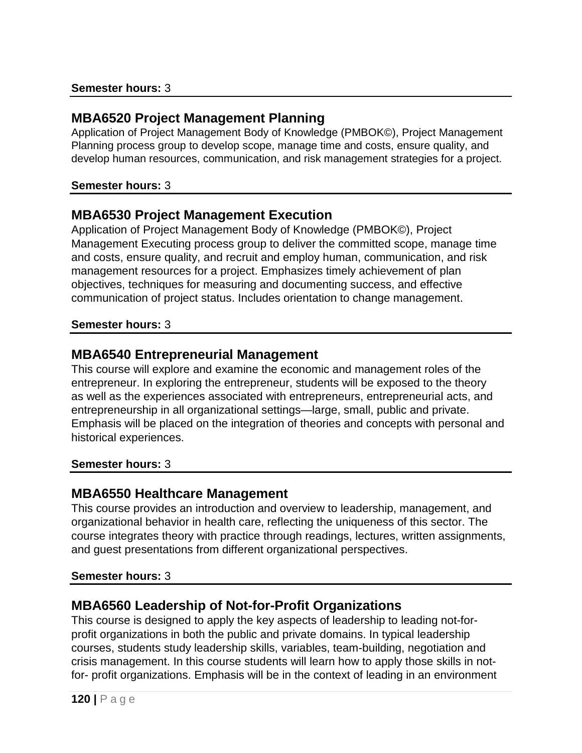**Semester hours:** 3

## MBA6520 Project Management Planning

Application of Project Management Body of Knowledge (PMBOK©), Project Management Planning process group to develop scope, manage time and costs, ensure quality, and develop human resources, communication, and risk management strategies for a project.

**Semester hours:** 3

## MBA6530 Project Management Execution

Application of Project Management Body of Knowledge (PMBOK©), Project Management Executing process group to deliver the committed scope, manage time and costs, ensure quality, and recruit and employ human, communication, and risk management resources for a project. Emphasizes timely achievement of plan objectives, techniques for measuring and documenting success, and effective communication of project status. Includes orientation to change management.

**Semester hours:** 3

## MBA6540 Entrepreneurial Management

This course will explore and examine the economic and management roles of the entrepreneur. In exploring the entrepreneur, students will be exposed to the theory as well as the experiences associated with entrepreneurs, entrepreneurial acts, and entrepreneurship in all organizational settings—large, small, public and private. Emphasis will be placed on the integration of theories and concepts with personal and historical experiences.

**Semester hours:** 3

## MBA6550 Healthcare Management

This course provides an introduction and overview to leadership, management, and organizational behavior in health care, reflecting the uniqueness of this sector. The course integrates theory with practice through readings, lectures, written assignments, and guest presentations from different organizational perspectives.

**Semester hours:** 3

## MBA6560 Leadership of Not-for-Profit Organizations

This course is designed to apply the key aspects of leadership to leading not-for-profit organizations in both the public and private domains. In typical leadership courses, students study leadership skills, variables, team-building, negotiation and crisis management. In this course students will learn how to apply those skills in not-for- profit organizations. Emphasis will be in the context of leading in an environment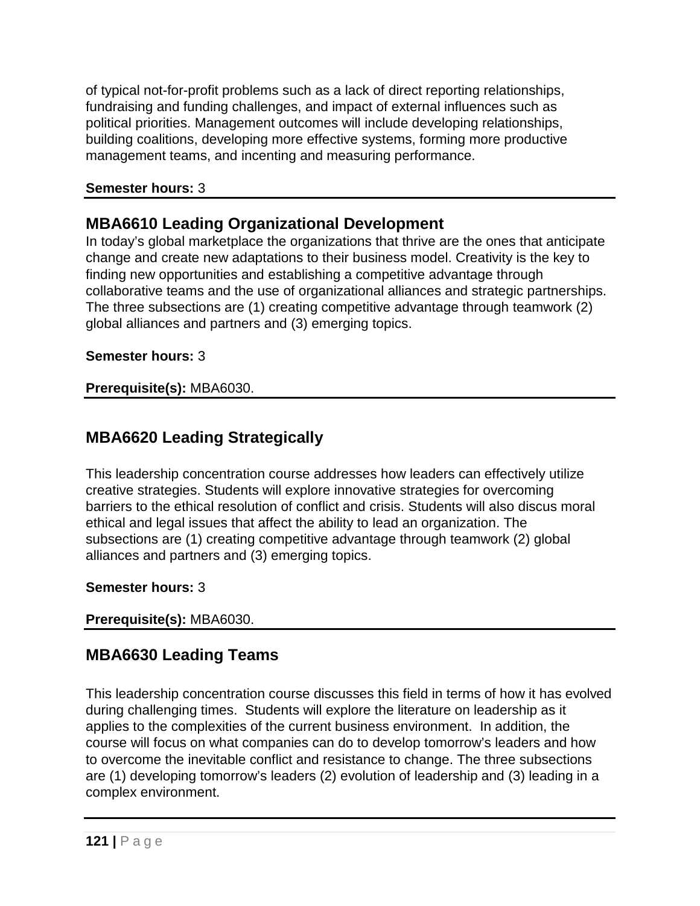of typical not-for-profit problems such as a lack of direct reporting relationships, fundraising and funding challenges, and impact of external influences such as political priorities. Management outcomes will include developing relationships, building coalitions, developing more effective systems, forming more productive management teams, and incenting and measuring performance.

**Semester hours:** 3

## MBA6610 Leading Organizational Development

In today's global marketplace the organizations that thrive are the ones that anticipate change and create new adaptations to their business model. Creativity is the key to finding new opportunities and establishing a competitive advantage through collaborative teams and the use of organizational alliances and strategic partnerships. The three subsections are (1) creating competitive advantage through teamwork (2) global alliances and partners and (3) emerging topics.

**Semester hours:** 3

**Prerequisite(s):** MBA6030.

## MBA6620 Leading Strategically

This leadership concentration course addresses how leaders can effectively utilize creative strategies. Students will explore innovative strategies for overcoming barriers to the ethical resolution of conflict and crisis. Students will also discus moral ethical and legal issues that affect the ability to lead an organization. The subsections are (1) creating competitive advantage through teamwork (2) global alliances and partners and (3) emerging topics.

**Semester hours:** 3

**Prerequisite(s):** MBA6030.

## MBA6630 Leading Teams

This leadership concentration course discusses this field in terms of how it has evolved during challenging times. Students will explore the literature on leadership as it applies to the complexities of the current business environment. In addition, the course will focus on what companies can do to develop tomorrow's leaders and how to overcome the inevitable conflict and resistance to change. The three subsections are (1) developing tomorrow's leaders (2) evolution of leadership and (3) leading in a complex environment.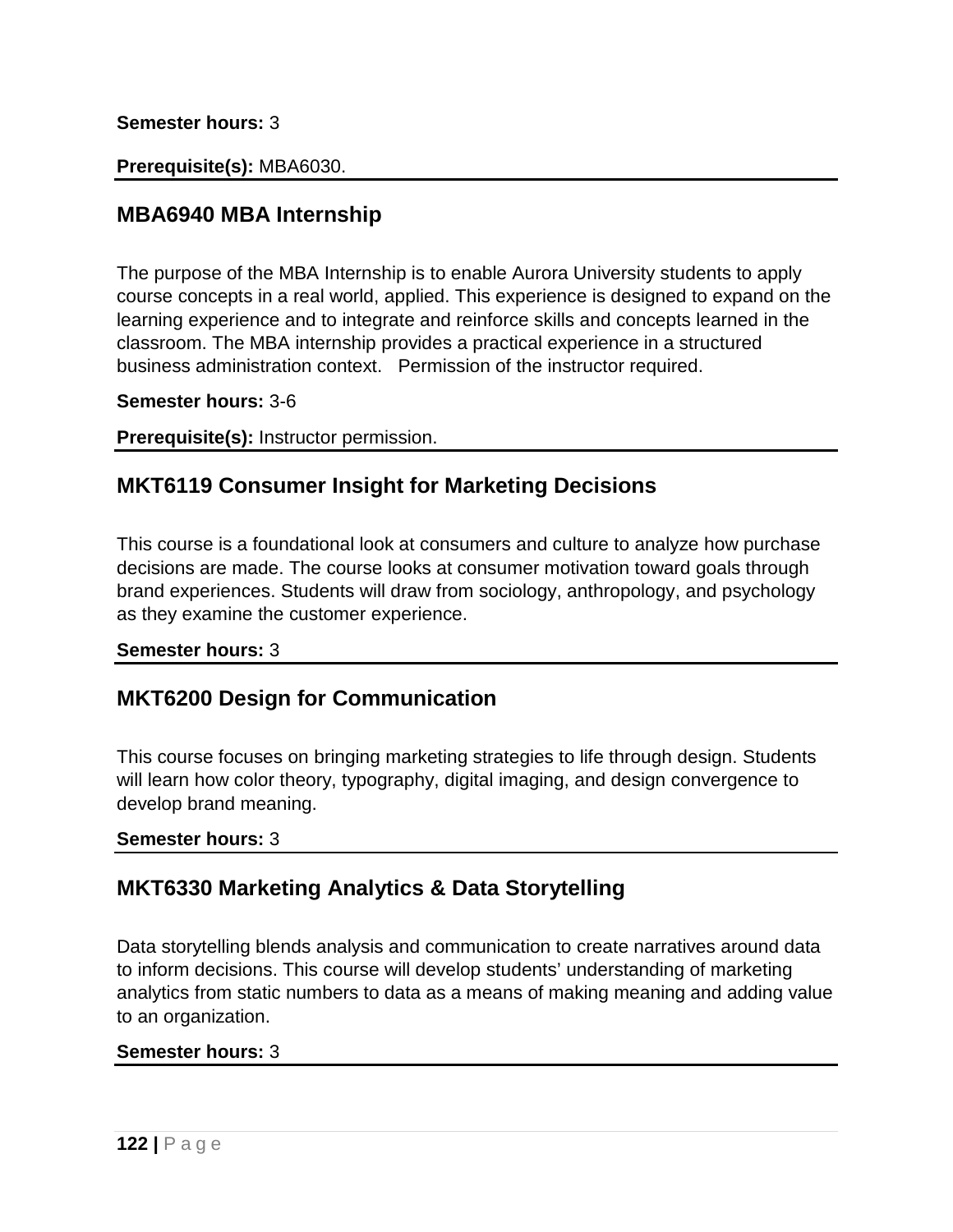**Semester hours:** 3

**Prerequisite(s):** MBA6030.

## MBA6940 MBA Internship

The purpose of the MBA Internship is to enable Aurora University students to apply course concepts in a real world, applied. This experience is designed to expand on the learning experience and to integrate and reinforce skills and concepts learned in the classroom. The MBA internship provides a practical experience in a structured business administration context. Permission of the instructor required.

**Semester hours:** 3-6

**Prerequisite(s):** Instructor permission.

## MKT6119 Consumer Insight for Marketing Decisions

This course is a foundational look at consumers and culture to analyze how purchase decisions are made. The course looks at consumer motivation toward goals through brand experiences. Students will draw from sociology, anthropology, and psychology as they examine the customer experience.

**Semester hours:** 3

## MKT6200 Design for Communication

This course focuses on bringing marketing strategies to life through design. Students will learn how color theory, typography, digital imaging, and design convergence to develop brand meaning.

**Semester hours:** 3

## MKT6330 Marketing Analytics & Data Storytelling

Data storytelling blends analysis and communication to create narratives around data to inform decisions. This course will develop students' understanding of marketing analytics from static numbers to data as a means of making meaning and adding value to an organization.

**Semester hours:** 3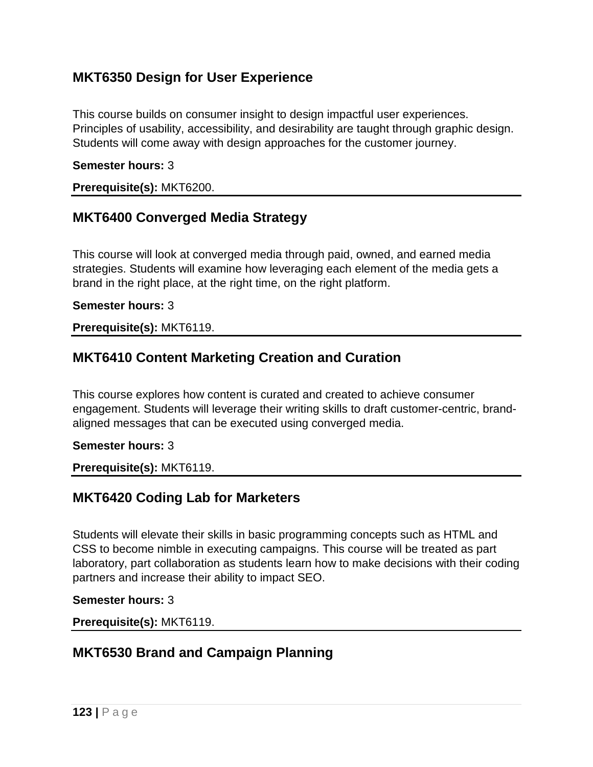## MKT6350 Design for User Experience

This course builds on consumer insight to design impactful user experiences. Principles of usability, accessibility, and desirability are taught through graphic design. Students will come away with design approaches for the customer journey.

**Semester hours:** 3

**Prerequisite(s):** MKT6200.

---

## MKT6400 Converged Media Strategy

This course will look at converged media through paid, owned, and earned media strategies. Students will examine how leveraging each element of the media gets a brand in the right place, at the right time, on the right platform.

**Semester hours:** 3

**Prerequisite(s):** MKT6119.

---

## MKT6410 Content Marketing Creation and Curation

This course explores how content is curated and created to achieve consumer engagement. Students will leverage their writing skills to draft customer-centric, brand-aligned messages that can be executed using converged media.

**Semester hours:** 3

**Prerequisite(s):** MKT6119.

---

## MKT6420 Coding Lab for Marketers

Students will elevate their skills in basic programming concepts such as HTML and CSS to become nimble in executing campaigns. This course will be treated as part laboratory, part collaboration as students learn how to make decisions with their coding partners and increase their ability to impact SEO.

**Semester hours:** 3

**Prerequisite(s):** MKT6119.

---

## MKT6530 Brand and Campaign Planning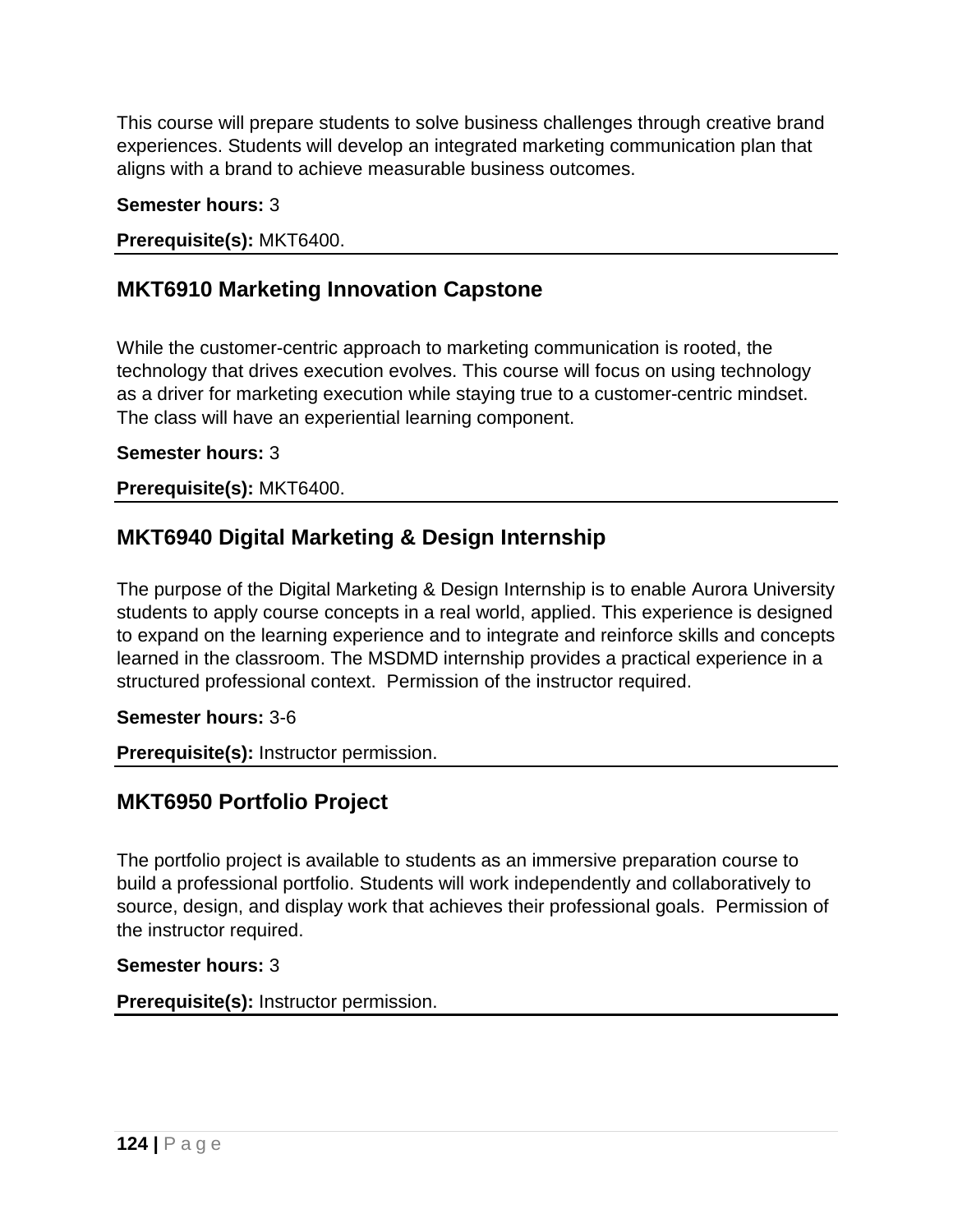This course will prepare students to solve business challenges through creative brand experiences. Students will develop an integrated marketing communication plan that aligns with a brand to achieve measurable business outcomes.

**Semester hours:** 3

**Prerequisite(s):** MKT6400.

---

## MKT6910 Marketing Innovation Capstone

While the customer-centric approach to marketing communication is rooted, the technology that drives execution evolves. This course will focus on using technology as a driver for marketing execution while staying true to a customer-centric mindset. The class will have an experiential learning component.

**Semester hours:** 3

**Prerequisite(s):** MKT6400.

---

## MKT6940 Digital Marketing & Design Internship

The purpose of the Digital Marketing & Design Internship is to enable Aurora University students to apply course concepts in a real world, applied. This experience is designed to expand on the learning experience and to integrate and reinforce skills and concepts learned in the classroom. The MSDMD internship provides a practical experience in a structured professional context.  Permission of the instructor required.

**Semester hours:** 3-6

**Prerequisite(s):** Instructor permission.

---

## MKT6950 Portfolio Project

The portfolio project is available to students as an immersive preparation course to build a professional portfolio. Students will work independently and collaboratively to source, design, and display work that achieves their professional goals.  Permission of the instructor required.

**Semester hours:** 3

**Prerequisite(s):** Instructor permission.

---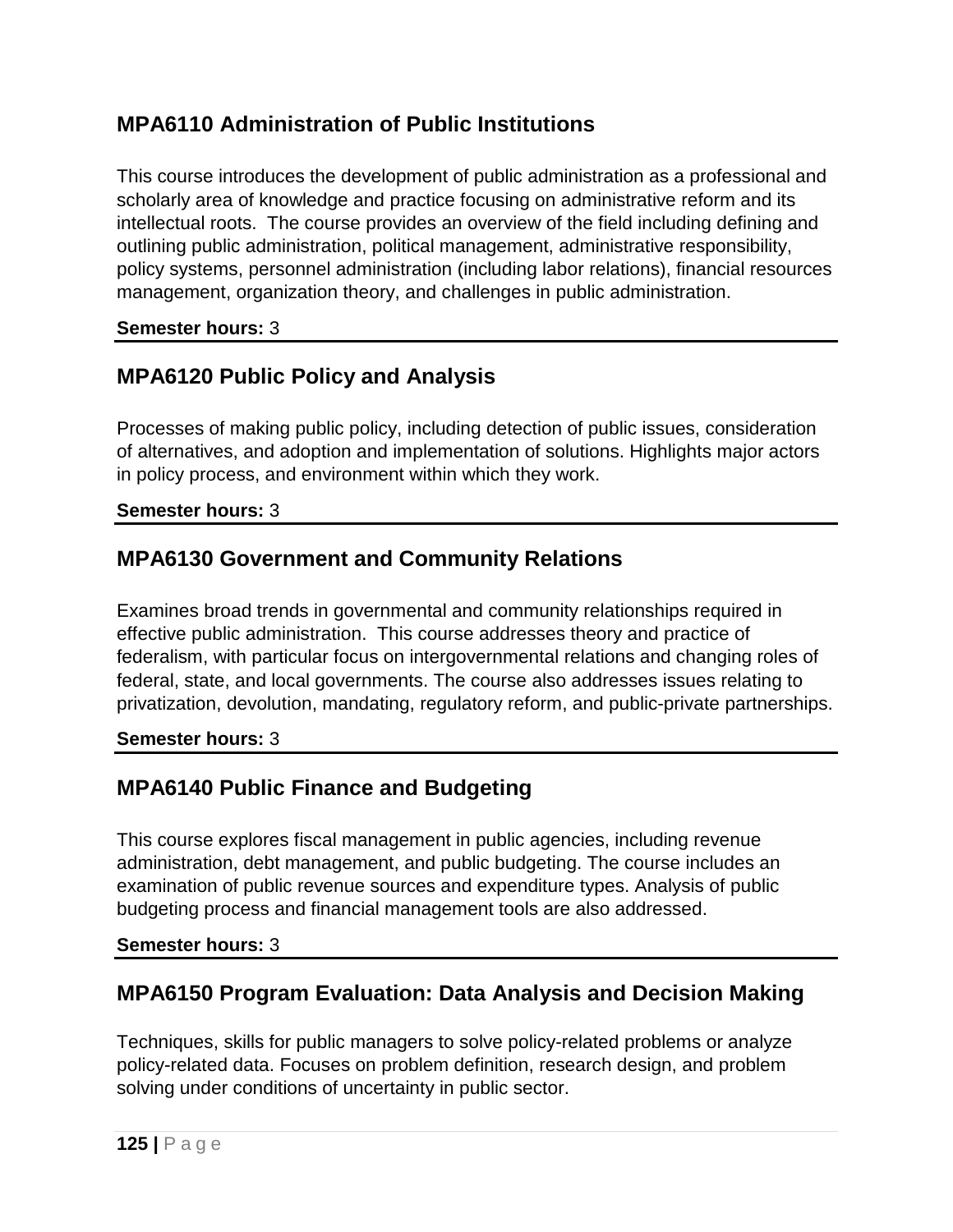## MPA6110 Administration of Public Institutions

This course introduces the development of public administration as a professional and scholarly area of knowledge and practice focusing on administrative reform and its intellectual roots. The course provides an overview of the field including defining and outlining public administration, political management, administrative responsibility, policy systems, personnel administration (including labor relations), financial resources management, organization theory, and challenges in public administration.

**Semester hours:** 3

---

## MPA6120 Public Policy and Analysis

Processes of making public policy, including detection of public issues, consideration of alternatives, and adoption and implementation of solutions. Highlights major actors in policy process, and environment within which they work.

**Semester hours:** 3

---

## MPA6130 Government and Community Relations

Examines broad trends in governmental and community relationships required in effective public administration. This course addresses theory and practice of federalism, with particular focus on intergovernmental relations and changing roles of federal, state, and local governments. The course also addresses issues relating to privatization, devolution, mandating, regulatory reform, and public-private partnerships.

**Semester hours:** 3

---

## MPA6140 Public Finance and Budgeting

This course explores fiscal management in public agencies, including revenue administration, debt management, and public budgeting. The course includes an examination of public revenue sources and expenditure types. Analysis of public budgeting process and financial management tools are also addressed.

**Semester hours:** 3

---

## MPA6150 Program Evaluation: Data Analysis and Decision Making

Techniques, skills for public managers to solve policy-related problems or analyze policy-related data. Focuses on problem definition, research design, and problem solving under conditions of uncertainty in public sector.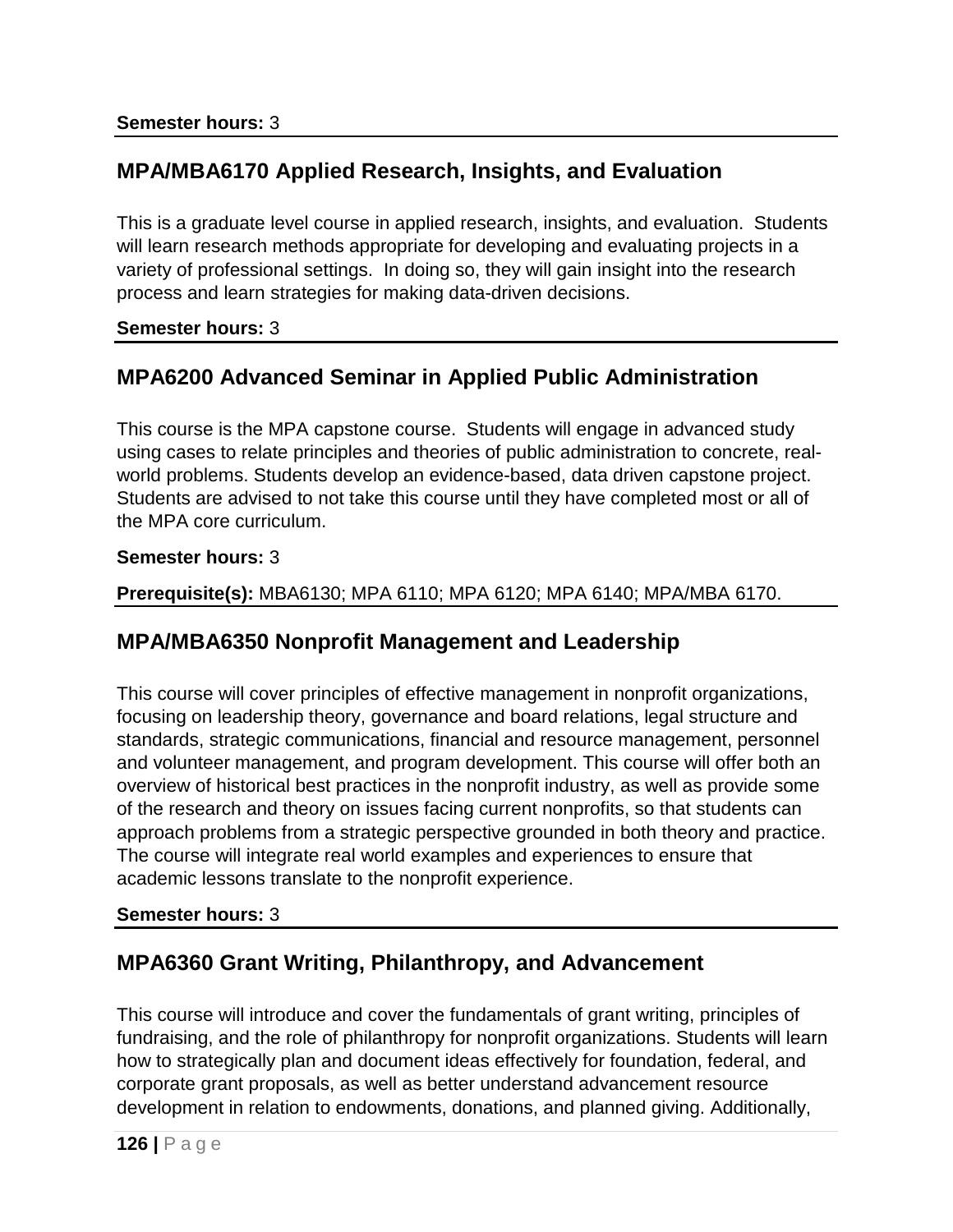**Semester hours:** 3

## MPA/MBA6170 Applied Research, Insights, and Evaluation

This is a graduate level course in applied research, insights, and evaluation. Students will learn research methods appropriate for developing and evaluating projects in a variety of professional settings. In doing so, they will gain insight into the research process and learn strategies for making data-driven decisions.

**Semester hours:** 3

## MPA6200 Advanced Seminar in Applied Public Administration

This course is the MPA capstone course. Students will engage in advanced study using cases to relate principles and theories of public administration to concrete, real-world problems. Students develop an evidence-based, data driven capstone project. Students are advised to not take this course until they have completed most or all of the MPA core curriculum.

**Semester hours:** 3

**Prerequisite(s):** MBA6130; MPA 6110; MPA 6120; MPA 6140; MPA/MBA 6170.

## MPA/MBA6350 Nonprofit Management and Leadership

This course will cover principles of effective management in nonprofit organizations, focusing on leadership theory, governance and board relations, legal structure and standards, strategic communications, financial and resource management, personnel and volunteer management, and program development. This course will offer both an overview of historical best practices in the nonprofit industry, as well as provide some of the research and theory on issues facing current nonprofits, so that students can approach problems from a strategic perspective grounded in both theory and practice. The course will integrate real world examples and experiences to ensure that academic lessons translate to the nonprofit experience.

**Semester hours:** 3

## MPA6360 Grant Writing, Philanthropy, and Advancement

This course will introduce and cover the fundamentals of grant writing, principles of fundraising, and the role of philanthropy for nonprofit organizations. Students will learn how to strategically plan and document ideas effectively for foundation, federal, and corporate grant proposals, as well as better understand advancement resource development in relation to endowments, donations, and planned giving. Additionally,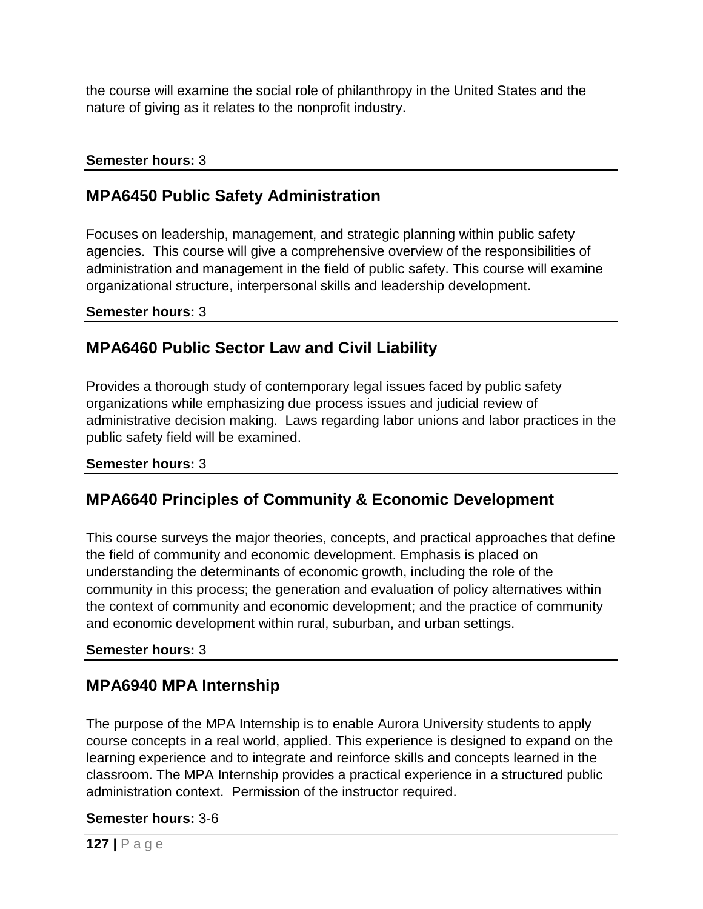the course will examine the social role of philanthropy in the United States and the nature of giving as it relates to the nonprofit industry.

**Semester hours:** 3

## MPA6450 Public Safety Administration

Focuses on leadership, management, and strategic planning within public safety agencies. This course will give a comprehensive overview of the responsibilities of administration and management in the field of public safety. This course will examine organizational structure, interpersonal skills and leadership development.

**Semester hours:** 3

## MPA6460 Public Sector Law and Civil Liability

Provides a thorough study of contemporary legal issues faced by public safety organizations while emphasizing due process issues and judicial review of administrative decision making. Laws regarding labor unions and labor practices in the public safety field will be examined.

**Semester hours:** 3

## MPA6640 Principles of Community & Economic Development

This course surveys the major theories, concepts, and practical approaches that define the field of community and economic development. Emphasis is placed on understanding the determinants of economic growth, including the role of the community in this process; the generation and evaluation of policy alternatives within the context of community and economic development; and the practice of community and economic development within rural, suburban, and urban settings.

**Semester hours:** 3

## MPA6940 MPA Internship

The purpose of the MPA Internship is to enable Aurora University students to apply course concepts in a real world, applied. This experience is designed to expand on the learning experience and to integrate and reinforce skills and concepts learned in the classroom. The MPA Internship provides a practical experience in a structured public administration context. Permission of the instructor required.

**Semester hours:** 3-6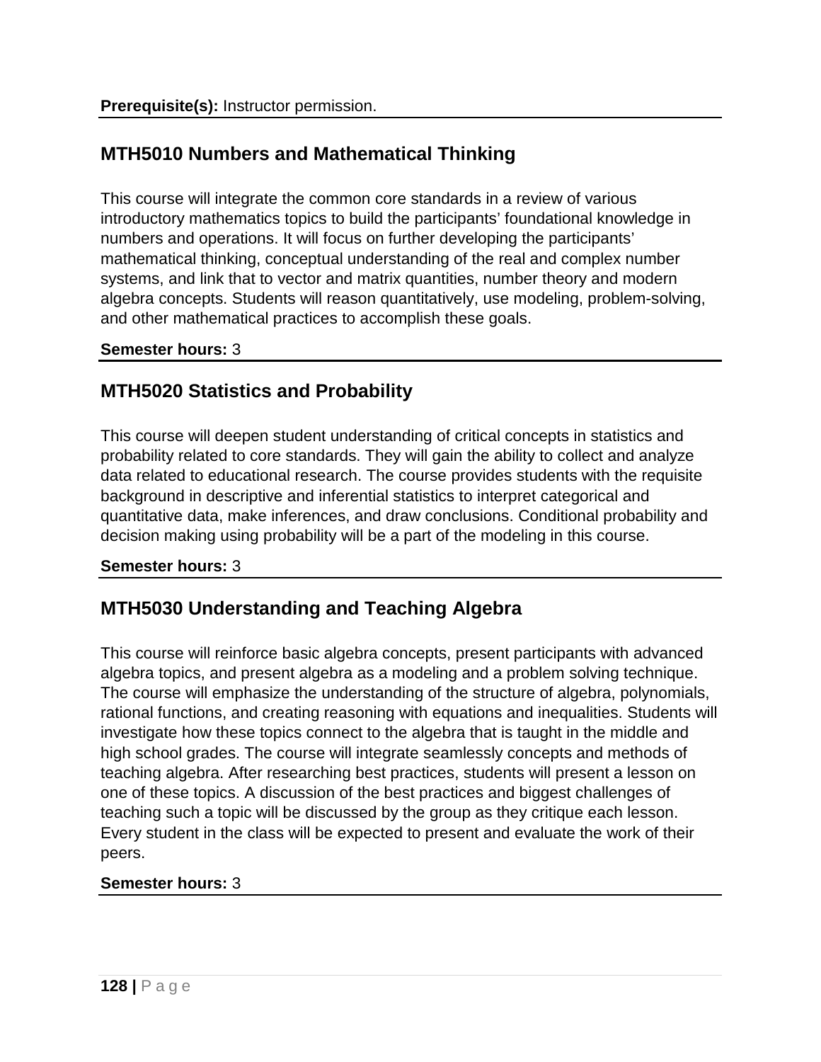**Prerequisite(s):** Instructor permission.

## MTH5010 Numbers and Mathematical Thinking

This course will integrate the common core standards in a review of various introductory mathematics topics to build the participants' foundational knowledge in numbers and operations. It will focus on further developing the participants' mathematical thinking, conceptual understanding of the real and complex number systems, and link that to vector and matrix quantities, number theory and modern algebra concepts. Students will reason quantitatively, use modeling, problem-solving, and other mathematical practices to accomplish these goals.

**Semester hours:** 3

## MTH5020 Statistics and Probability

This course will deepen student understanding of critical concepts in statistics and probability related to core standards. They will gain the ability to collect and analyze data related to educational research. The course provides students with the requisite background in descriptive and inferential statistics to interpret categorical and quantitative data, make inferences, and draw conclusions. Conditional probability and decision making using probability will be a part of the modeling in this course.

**Semester hours:** 3

## MTH5030 Understanding and Teaching Algebra

This course will reinforce basic algebra concepts, present participants with advanced algebra topics, and present algebra as a modeling and a problem solving technique. The course will emphasize the understanding of the structure of algebra, polynomials, rational functions, and creating reasoning with equations and inequalities. Students will investigate how these topics connect to the algebra that is taught in the middle and high school grades. The course will integrate seamlessly concepts and methods of teaching algebra. After researching best practices, students will present a lesson on one of these topics. A discussion of the best practices and biggest challenges of teaching such a topic will be discussed by the group as they critique each lesson. Every student in the class will be expected to present and evaluate the work of their peers.

**Semester hours:** 3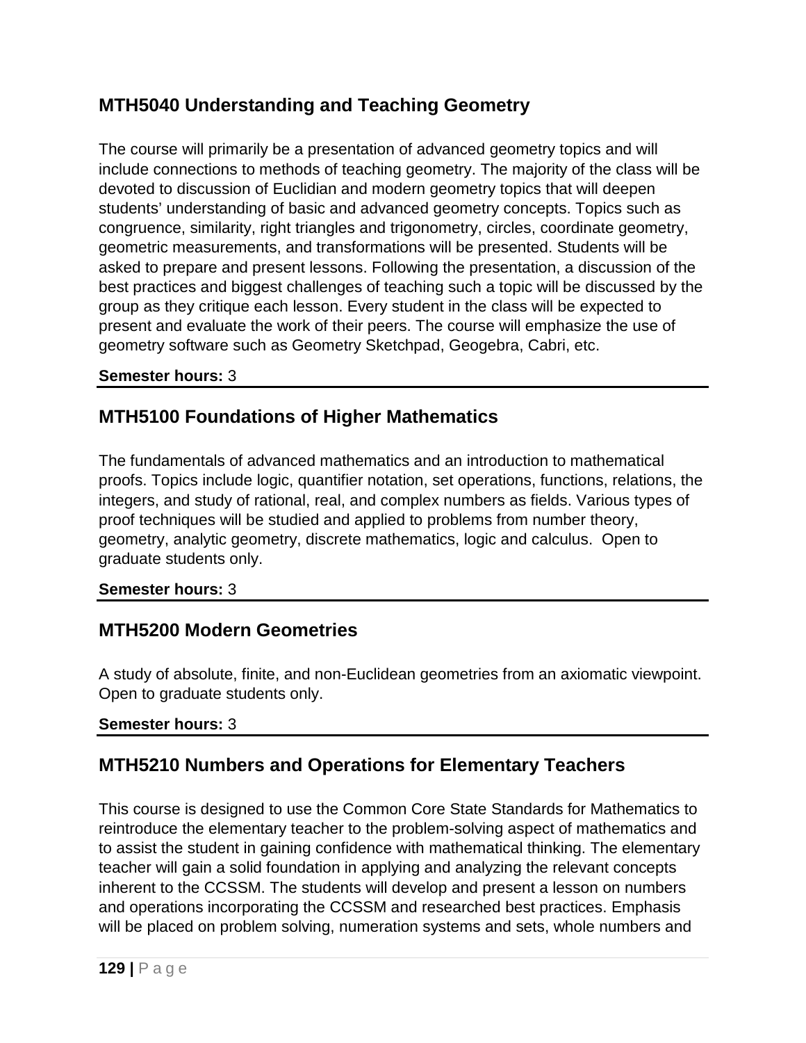## MTH5040 Understanding and Teaching Geometry

The course will primarily be a presentation of advanced geometry topics and will include connections to methods of teaching geometry. The majority of the class will be devoted to discussion of Euclidian and modern geometry topics that will deepen students' understanding of basic and advanced geometry concepts. Topics such as congruence, similarity, right triangles and trigonometry, circles, coordinate geometry, geometric measurements, and transformations will be presented. Students will be asked to prepare and present lessons. Following the presentation, a discussion of the best practices and biggest challenges of teaching such a topic will be discussed by the group as they critique each lesson. Every student in the class will be expected to present and evaluate the work of their peers. The course will emphasize the use of geometry software such as Geometry Sketchpad, Geogebra, Cabri, etc.

**Semester hours:** 3

---

## MTH5100 Foundations of Higher Mathematics

The fundamentals of advanced mathematics and an introduction to mathematical proofs. Topics include logic, quantifier notation, set operations, functions, relations, the integers, and study of rational, real, and complex numbers as fields. Various types of proof techniques will be studied and applied to problems from number theory, geometry, analytic geometry, discrete mathematics, logic and calculus. Open to graduate students only.

**Semester hours:** 3

---

## MTH5200 Modern Geometries

A study of absolute, finite, and non-Euclidean geometries from an axiomatic viewpoint. Open to graduate students only.

**Semester hours:** 3

---

## MTH5210 Numbers and Operations for Elementary Teachers

This course is designed to use the Common Core State Standards for Mathematics to reintroduce the elementary teacher to the problem-solving aspect of mathematics and to assist the student in gaining confidence with mathematical thinking. The elementary teacher will gain a solid foundation in applying and analyzing the relevant concepts inherent to the CCSSM. The students will develop and present a lesson on numbers and operations incorporating the CCSSM and researched best practices. Emphasis will be placed on problem solving, numeration systems and sets, whole numbers and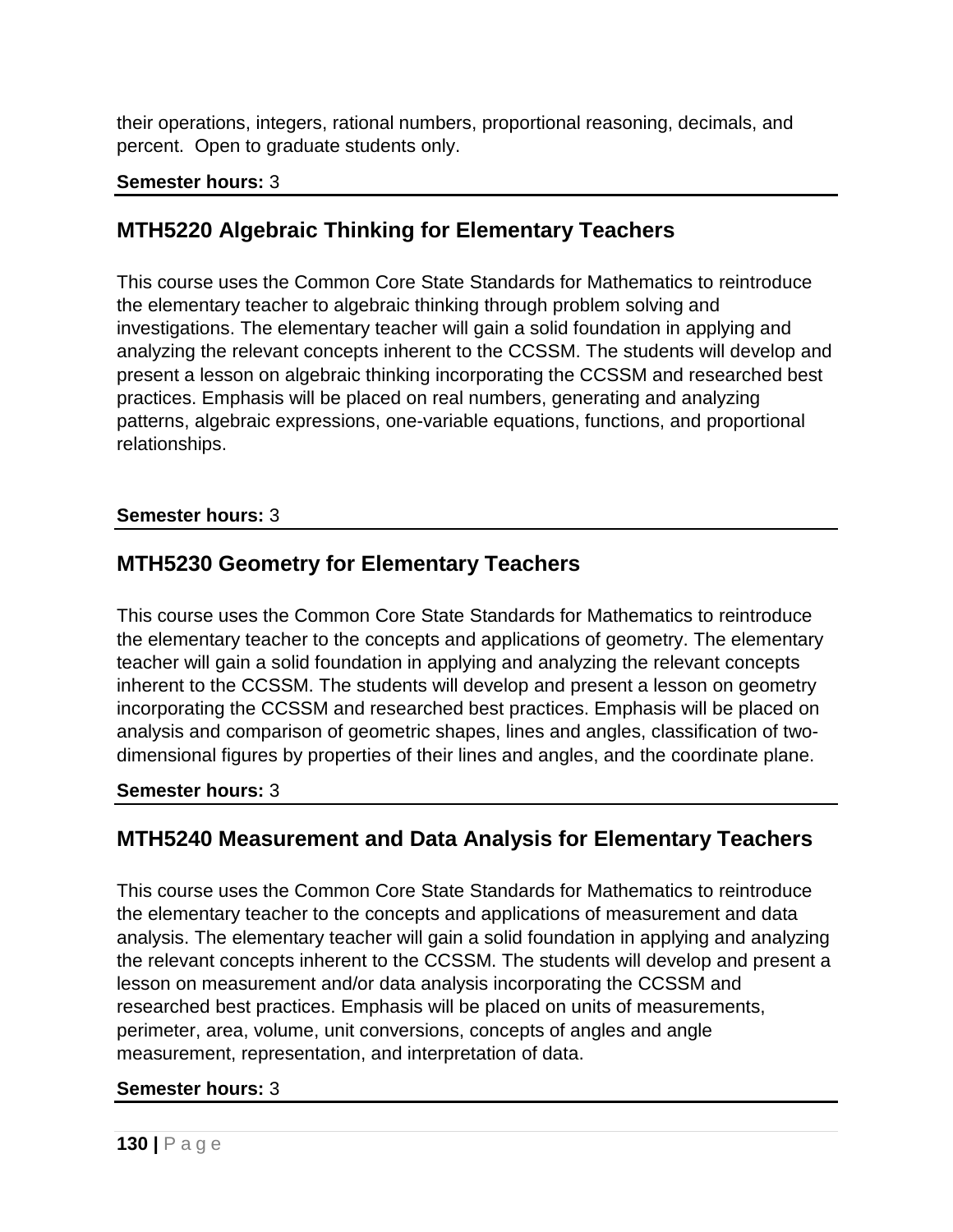their operations, integers, rational numbers, proportional reasoning, decimals, and percent. Open to graduate students only.

**Semester hours:** 3

## MTH5220 Algebraic Thinking for Elementary Teachers

This course uses the Common Core State Standards for Mathematics to reintroduce the elementary teacher to algebraic thinking through problem solving and investigations. The elementary teacher will gain a solid foundation in applying and analyzing the relevant concepts inherent to the CCSSM. The students will develop and present a lesson on algebraic thinking incorporating the CCSSM and researched best practices. Emphasis will be placed on real numbers, generating and analyzing patterns, algebraic expressions, one-variable equations, functions, and proportional relationships.

**Semester hours:** 3

## MTH5230 Geometry for Elementary Teachers

This course uses the Common Core State Standards for Mathematics to reintroduce the elementary teacher to the concepts and applications of geometry. The elementary teacher will gain a solid foundation in applying and analyzing the relevant concepts inherent to the CCSSM. The students will develop and present a lesson on geometry incorporating the CCSSM and researched best practices. Emphasis will be placed on analysis and comparison of geometric shapes, lines and angles, classification of two-dimensional figures by properties of their lines and angles, and the coordinate plane.

**Semester hours:** 3

## MTH5240 Measurement and Data Analysis for Elementary Teachers

This course uses the Common Core State Standards for Mathematics to reintroduce the elementary teacher to the concepts and applications of measurement and data analysis. The elementary teacher will gain a solid foundation in applying and analyzing the relevant concepts inherent to the CCSSM. The students will develop and present a lesson on measurement and/or data analysis incorporating the CCSSM and researched best practices. Emphasis will be placed on units of measurements, perimeter, area, volume, unit conversions, concepts of angles and angle measurement, representation, and interpretation of data.

**Semester hours:** 3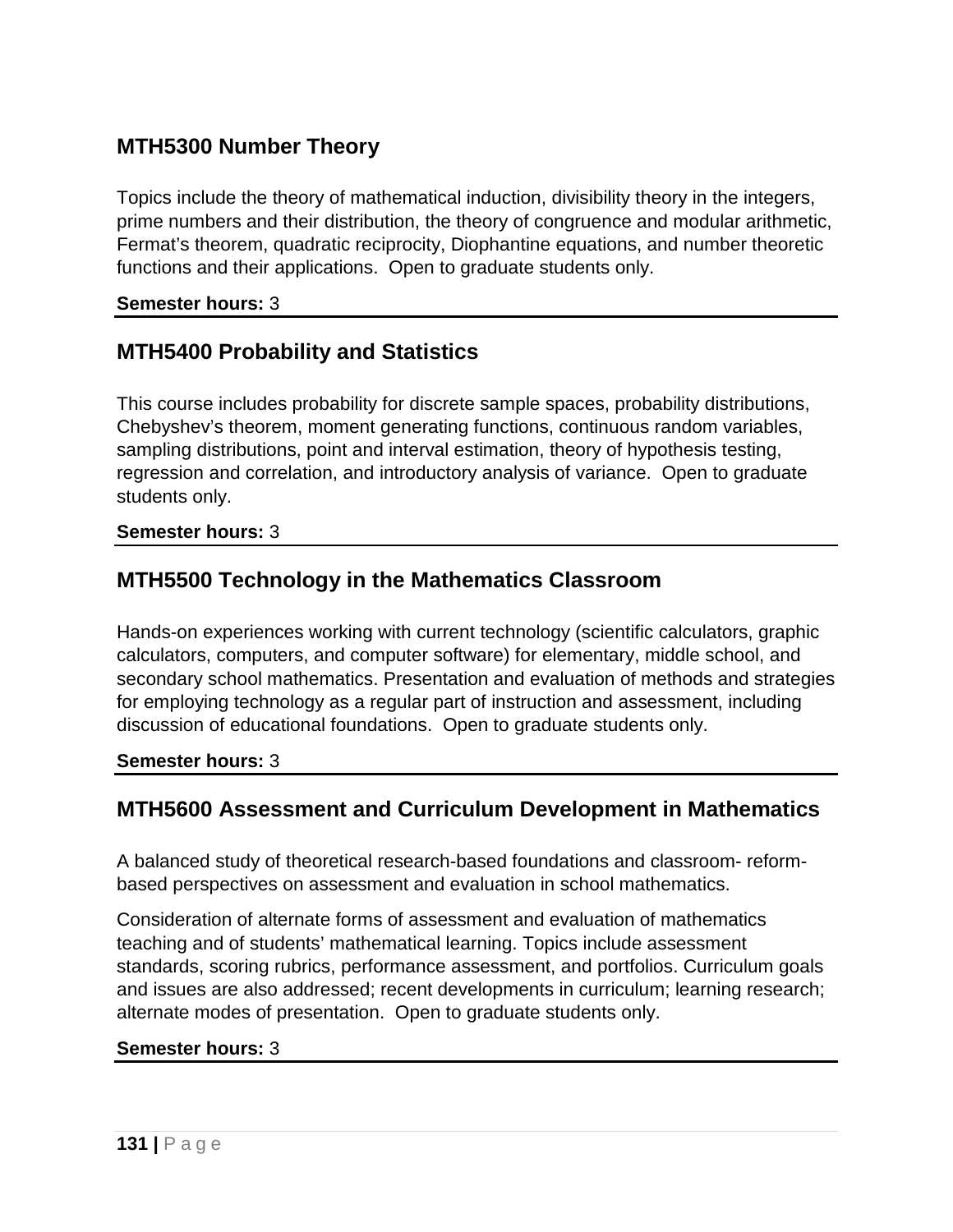## MTH5300 Number Theory

Topics include the theory of mathematical induction, divisibility theory in the integers, prime numbers and their distribution, the theory of congruence and modular arithmetic, Fermat's theorem, quadratic reciprocity, Diophantine equations, and number theoretic functions and their applications. Open to graduate students only.

**Semester hours:** 3

## MTH5400 Probability and Statistics

This course includes probability for discrete sample spaces, probability distributions, Chebyshev's theorem, moment generating functions, continuous random variables, sampling distributions, point and interval estimation, theory of hypothesis testing, regression and correlation, and introductory analysis of variance. Open to graduate students only.

**Semester hours:** 3

## MTH5500 Technology in the Mathematics Classroom

Hands-on experiences working with current technology (scientific calculators, graphic calculators, computers, and computer software) for elementary, middle school, and secondary school mathematics. Presentation and evaluation of methods and strategies for employing technology as a regular part of instruction and assessment, including discussion of educational foundations. Open to graduate students only.

**Semester hours:** 3

## MTH5600 Assessment and Curriculum Development in Mathematics

A balanced study of theoretical research-based foundations and classroom- reform-based perspectives on assessment and evaluation in school mathematics.

Consideration of alternate forms of assessment and evaluation of mathematics teaching and of students' mathematical learning. Topics include assessment standards, scoring rubrics, performance assessment, and portfolios. Curriculum goals and issues are also addressed; recent developments in curriculum; learning research; alternate modes of presentation. Open to graduate students only.

**Semester hours:** 3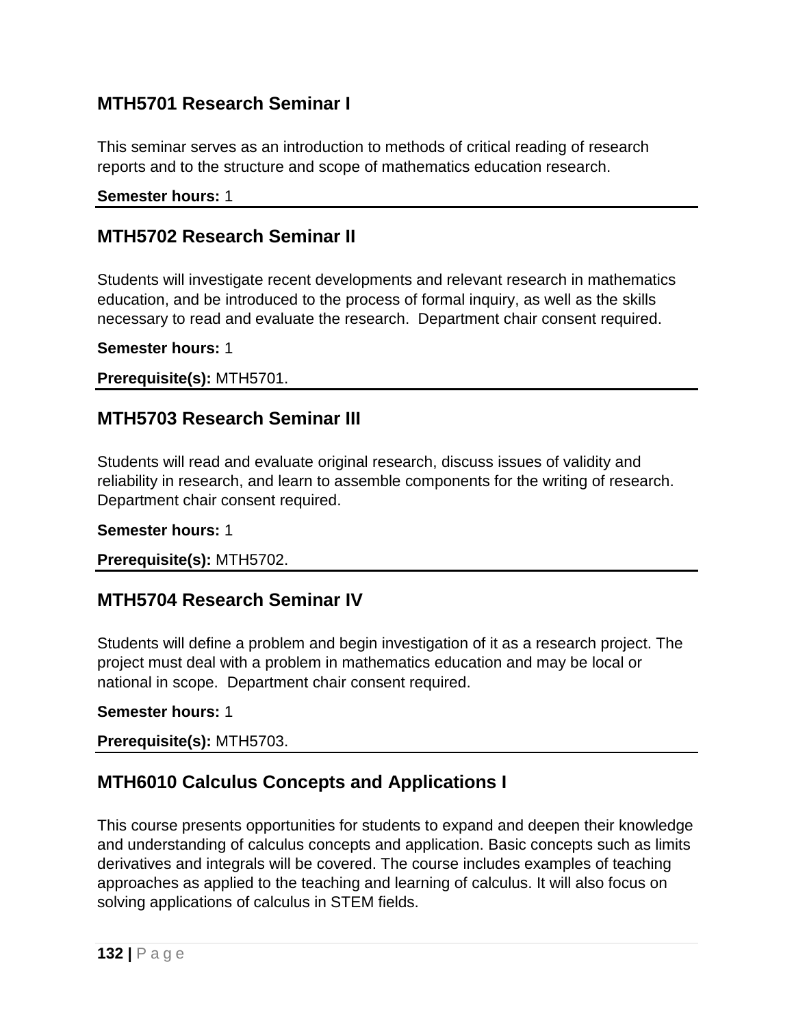## MTH5701 Research Seminar I

This seminar serves as an introduction to methods of critical reading of research reports and to the structure and scope of mathematics education research.

**Semester hours:** 1

---

## MTH5702 Research Seminar II

Students will investigate recent developments and relevant research in mathematics education, and be introduced to the process of formal inquiry, as well as the skills necessary to read and evaluate the research.  Department chair consent required.

**Semester hours:** 1

**Prerequisite(s):** MTH5701.

---

## MTH5703 Research Seminar III

Students will read and evaluate original research, discuss issues of validity and reliability in research, and learn to assemble components for the writing of research. Department chair consent required.

**Semester hours:** 1

**Prerequisite(s):** MTH5702.

---

## MTH5704 Research Seminar IV

Students will define a problem and begin investigation of it as a research project. The project must deal with a problem in mathematics education and may be local or national in scope.  Department chair consent required.

**Semester hours:** 1

**Prerequisite(s):** MTH5703.

---

## MTH6010 Calculus Concepts and Applications I

This course presents opportunities for students to expand and deepen their knowledge and understanding of calculus concepts and application. Basic concepts such as limits derivatives and integrals will be covered. The course includes examples of teaching approaches as applied to the teaching and learning of calculus. It will also focus on solving applications of calculus in STEM fields.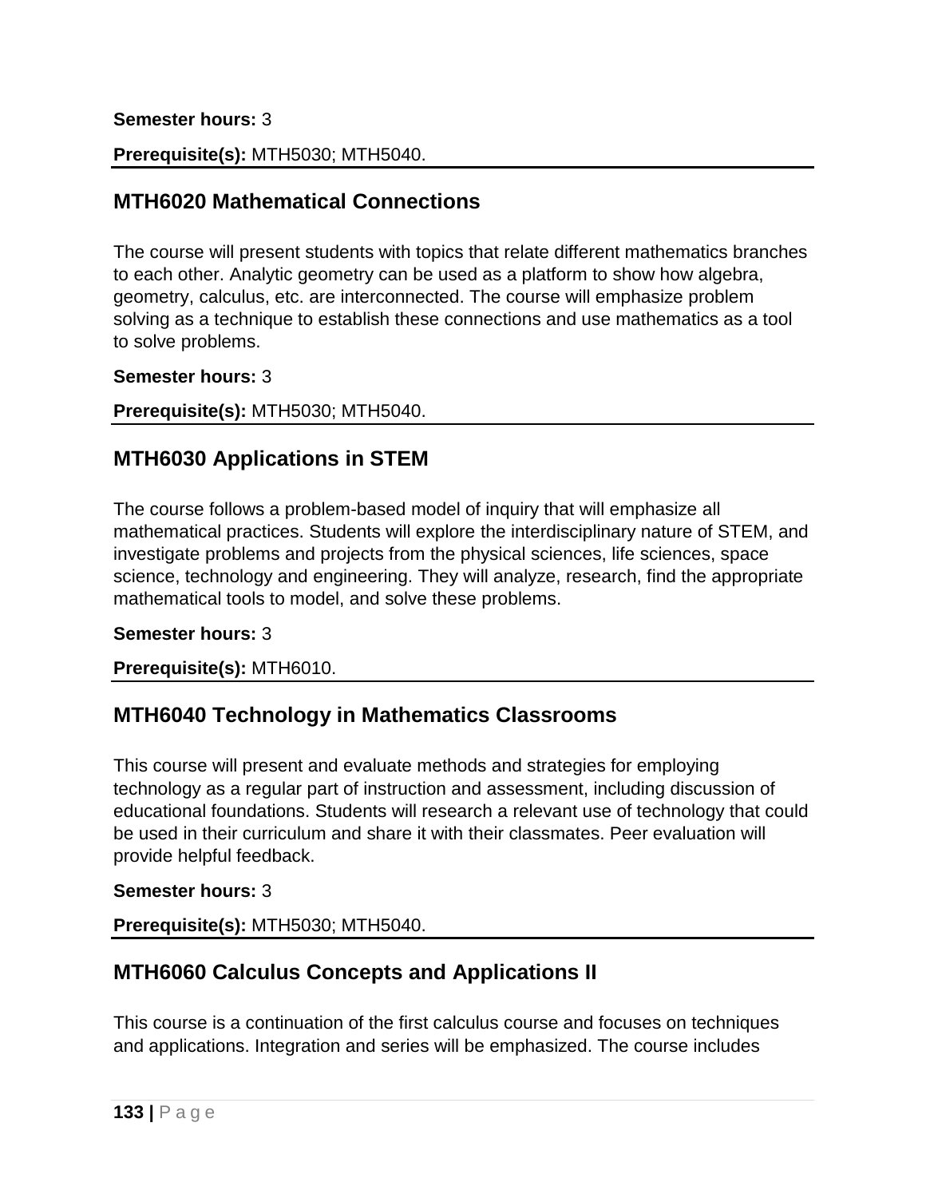**Semester hours:** 3

**Prerequisite(s):** MTH5030; MTH5040.

## MTH6020 Mathematical Connections

The course will present students with topics that relate different mathematics branches to each other. Analytic geometry can be used as a platform to show how algebra, geometry, calculus, etc. are interconnected. The course will emphasize problem solving as a technique to establish these connections and use mathematics as a tool to solve problems.

**Semester hours:** 3

**Prerequisite(s):** MTH5030; MTH5040.

## MTH6030 Applications in STEM

The course follows a problem-based model of inquiry that will emphasize all mathematical practices. Students will explore the interdisciplinary nature of STEM, and investigate problems and projects from the physical sciences, life sciences, space science, technology and engineering. They will analyze, research, find the appropriate mathematical tools to model, and solve these problems.

**Semester hours:** 3

**Prerequisite(s):** MTH6010.

## MTH6040 Technology in Mathematics Classrooms

This course will present and evaluate methods and strategies for employing technology as a regular part of instruction and assessment, including discussion of educational foundations. Students will research a relevant use of technology that could be used in their curriculum and share it with their classmates. Peer evaluation will provide helpful feedback.

**Semester hours:** 3

**Prerequisite(s):** MTH5030; MTH5040.

## MTH6060 Calculus Concepts and Applications II

This course is a continuation of the first calculus course and focuses on techniques and applications. Integration and series will be emphasized. The course includes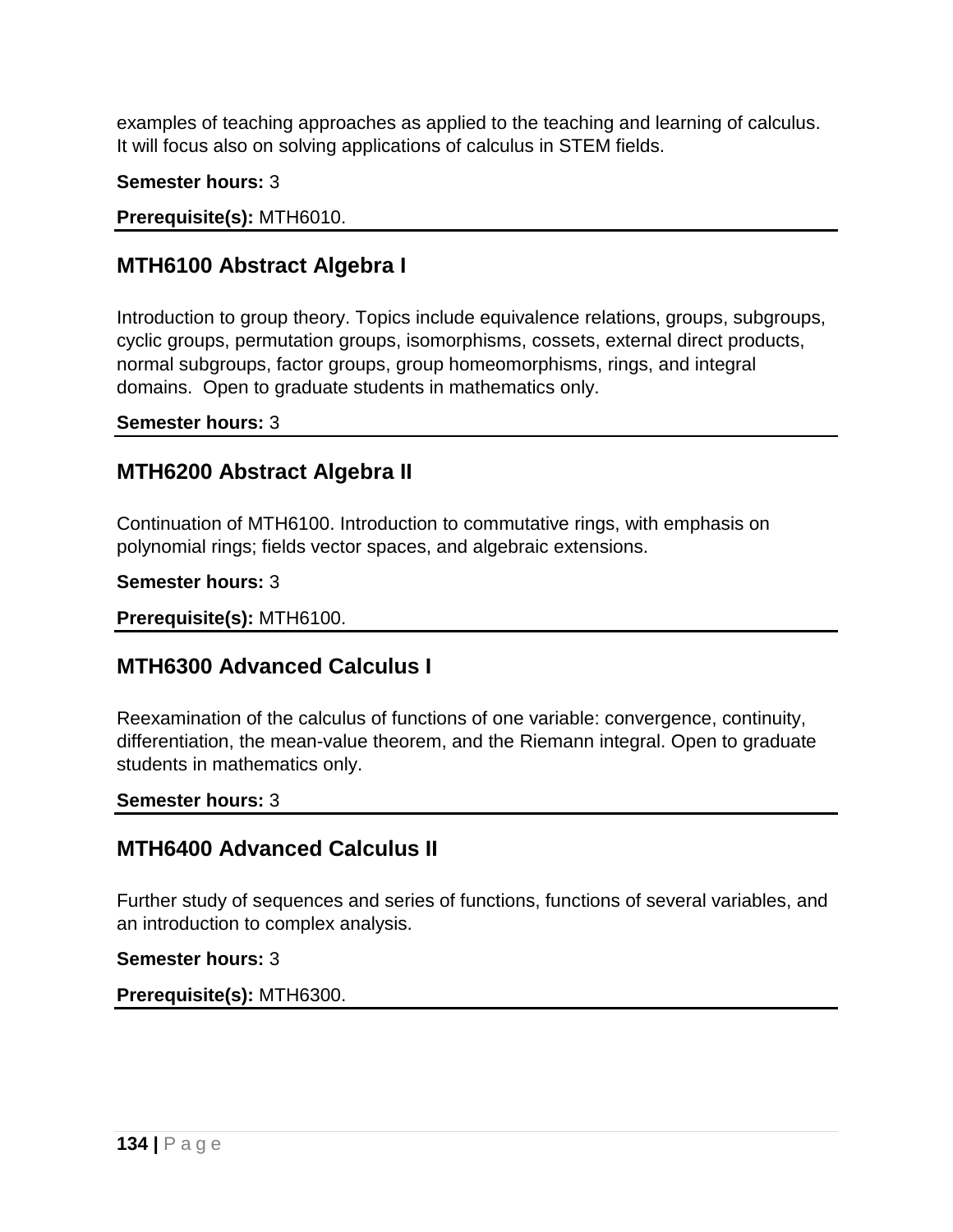examples of teaching approaches as applied to the teaching and learning of calculus. It will focus also on solving applications of calculus in STEM fields.

**Semester hours:** 3

**Prerequisite(s):** MTH6010.

## MTH6100 Abstract Algebra I

Introduction to group theory. Topics include equivalence relations, groups, subgroups, cyclic groups, permutation groups, isomorphisms, cossets, external direct products, normal subgroups, factor groups, group homeomorphisms, rings, and integral domains.  Open to graduate students in mathematics only.

**Semester hours:** 3

## MTH6200 Abstract Algebra II

Continuation of MTH6100. Introduction to commutative rings, with emphasis on polynomial rings; fields vector spaces, and algebraic extensions.

**Semester hours:** 3

**Prerequisite(s):** MTH6100.

## MTH6300 Advanced Calculus I

Reexamination of the calculus of functions of one variable: convergence, continuity, differentiation, the mean-value theorem, and the Riemann integral. Open to graduate students in mathematics only.

**Semester hours:** 3

## MTH6400 Advanced Calculus II

Further study of sequences and series of functions, functions of several variables, and an introduction to complex analysis.

**Semester hours:** 3

**Prerequisite(s):** MTH6300.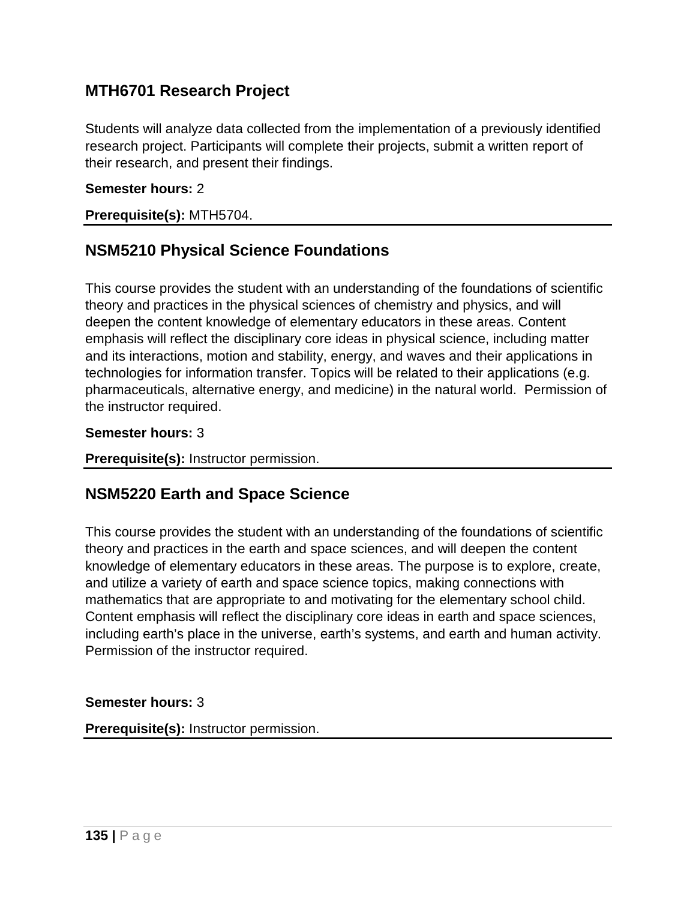## MTH6701 Research Project

Students will analyze data collected from the implementation of a previously identified research project. Participants will complete their projects, submit a written report of their research, and present their findings.

**Semester hours:** 2

**Prerequisite(s):** MTH5704.

## NSM5210 Physical Science Foundations

This course provides the student with an understanding of the foundations of scientific theory and practices in the physical sciences of chemistry and physics, and will deepen the content knowledge of elementary educators in these areas. Content emphasis will reflect the disciplinary core ideas in physical science, including matter and its interactions, motion and stability, energy, and waves and their applications in technologies for information transfer. Topics will be related to their applications (e.g. pharmaceuticals, alternative energy, and medicine) in the natural world. Permission of the instructor required.

**Semester hours:** 3

**Prerequisite(s):** Instructor permission.

## NSM5220 Earth and Space Science

This course provides the student with an understanding of the foundations of scientific theory and practices in the earth and space sciences, and will deepen the content knowledge of elementary educators in these areas. The purpose is to explore, create, and utilize a variety of earth and space science topics, making connections with mathematics that are appropriate to and motivating for the elementary school child. Content emphasis will reflect the disciplinary core ideas in earth and space sciences, including earth's place in the universe, earth's systems, and earth and human activity. Permission of the instructor required.

**Semester hours:** 3

**Prerequisite(s):** Instructor permission.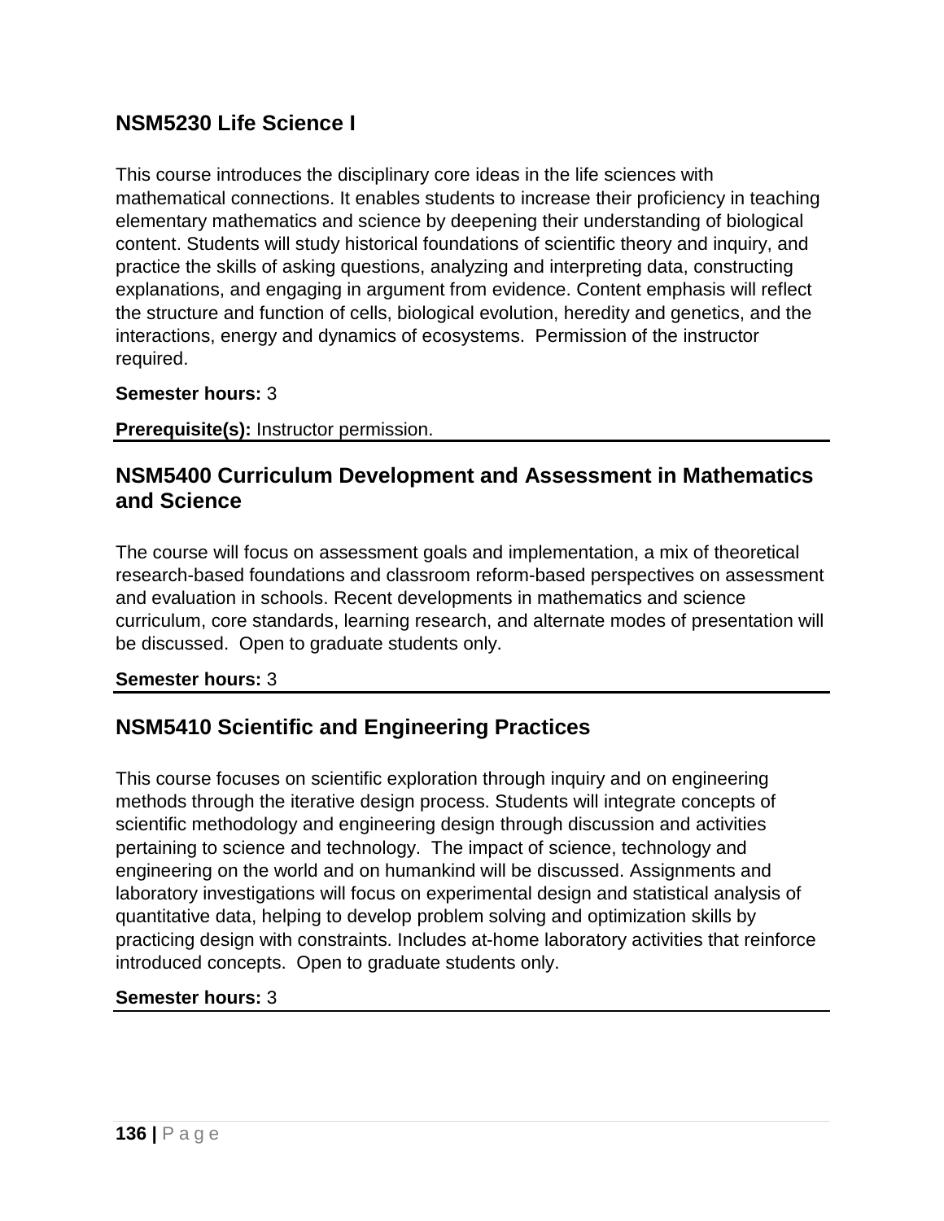## NSM5230 Life Science I

This course introduces the disciplinary core ideas in the life sciences with mathematical connections. It enables students to increase their proficiency in teaching elementary mathematics and science by deepening their understanding of biological content. Students will study historical foundations of scientific theory and inquiry, and practice the skills of asking questions, analyzing and interpreting data, constructing explanations, and engaging in argument from evidence. Content emphasis will reflect the structure and function of cells, biological evolution, heredity and genetics, and the interactions, energy and dynamics of ecosystems. Permission of the instructor required.

**Semester hours:** 3

**Prerequisite(s):** Instructor permission.

---

## NSM5400 Curriculum Development and Assessment in Mathematics and Science

The course will focus on assessment goals and implementation, a mix of theoretical research-based foundations and classroom reform-based perspectives on assessment and evaluation in schools. Recent developments in mathematics and science curriculum, core standards, learning research, and alternate modes of presentation will be discussed. Open to graduate students only.

**Semester hours:** 3

---

## NSM5410 Scientific and Engineering Practices

This course focuses on scientific exploration through inquiry and on engineering methods through the iterative design process. Students will integrate concepts of scientific methodology and engineering design through discussion and activities pertaining to science and technology. The impact of science, technology and engineering on the world and on humankind will be discussed. Assignments and laboratory investigations will focus on experimental design and statistical analysis of quantitative data, helping to develop problem solving and optimization skills by practicing design with constraints. Includes at-home laboratory activities that reinforce introduced concepts. Open to graduate students only.

**Semester hours:** 3

---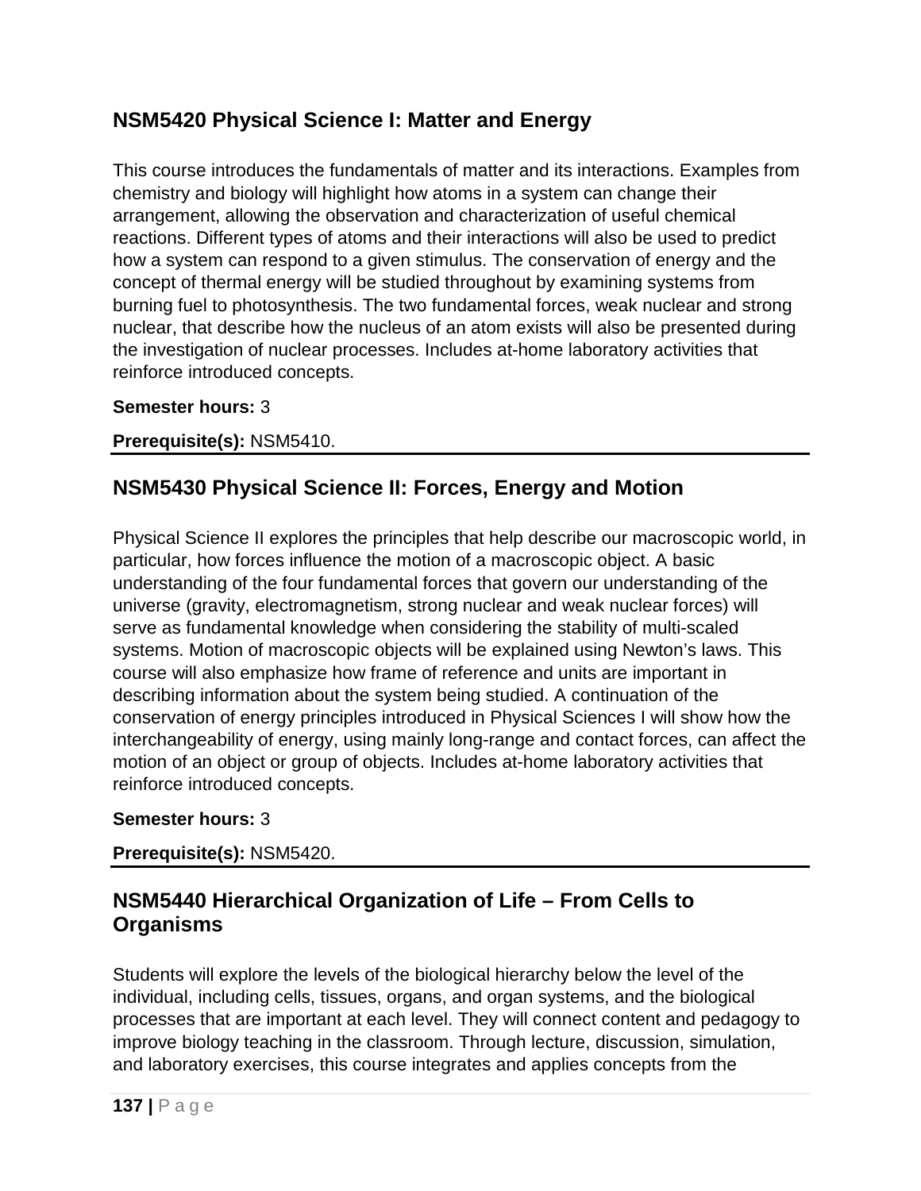## NSM5420 Physical Science I: Matter and Energy

This course introduces the fundamentals of matter and its interactions. Examples from chemistry and biology will highlight how atoms in a system can change their arrangement, allowing the observation and characterization of useful chemical reactions. Different types of atoms and their interactions will also be used to predict how a system can respond to a given stimulus. The conservation of energy and the concept of thermal energy will be studied throughout by examining systems from burning fuel to photosynthesis. The two fundamental forces, weak nuclear and strong nuclear, that describe how the nucleus of an atom exists will also be presented during the investigation of nuclear processes. Includes at-home laboratory activities that reinforce introduced concepts.

**Semester hours:** 3

**Prerequisite(s):** NSM5410.

---

## NSM5430 Physical Science II: Forces, Energy and Motion

Physical Science II explores the principles that help describe our macroscopic world, in particular, how forces influence the motion of a macroscopic object. A basic understanding of the four fundamental forces that govern our understanding of the universe (gravity, electromagnetism, strong nuclear and weak nuclear forces) will serve as fundamental knowledge when considering the stability of multi-scaled systems. Motion of macroscopic objects will be explained using Newton's laws. This course will also emphasize how frame of reference and units are important in describing information about the system being studied. A continuation of the conservation of energy principles introduced in Physical Sciences I will show how the interchangeability of energy, using mainly long-range and contact forces, can affect the motion of an object or group of objects. Includes at-home laboratory activities that reinforce introduced concepts.

**Semester hours:** 3

**Prerequisite(s):** NSM5420.

---

## NSM5440 Hierarchical Organization of Life – From Cells to Organisms

Students will explore the levels of the biological hierarchy below the level of the individual, including cells, tissues, organs, and organ systems, and the biological processes that are important at each level. They will connect content and pedagogy to improve biology teaching in the classroom. Through lecture, discussion, simulation, and laboratory exercises, this course integrates and applies concepts from the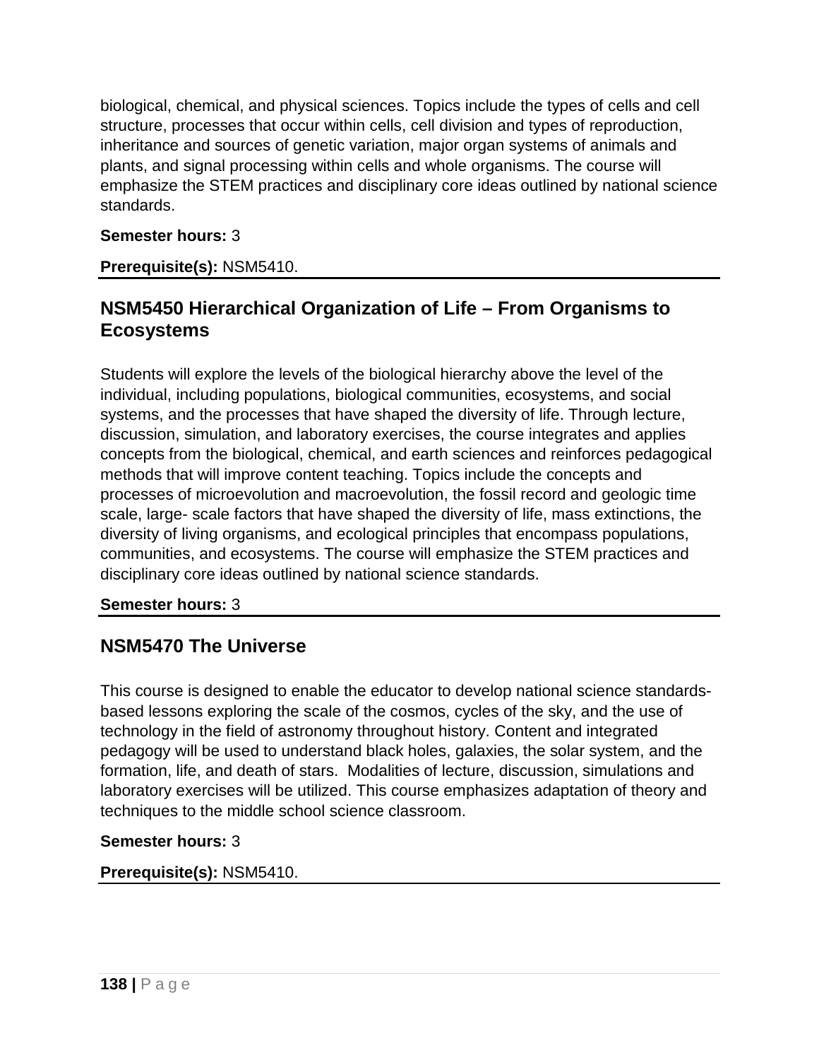biological, chemical, and physical sciences. Topics include the types of cells and cell structure, processes that occur within cells, cell division and types of reproduction, inheritance and sources of genetic variation, major organ systems of animals and plants, and signal processing within cells and whole organisms. The course will emphasize the STEM practices and disciplinary core ideas outlined by national science standards.

**Semester hours:** 3

**Prerequisite(s):** NSM5410.

## NSM5450 Hierarchical Organization of Life – From Organisms to Ecosystems

Students will explore the levels of the biological hierarchy above the level of the individual, including populations, biological communities, ecosystems, and social systems, and the processes that have shaped the diversity of life. Through lecture, discussion, simulation, and laboratory exercises, the course integrates and applies concepts from the biological, chemical, and earth sciences and reinforces pedagogical methods that will improve content teaching. Topics include the concepts and processes of microevolution and macroevolution, the fossil record and geologic time scale, large- scale factors that have shaped the diversity of life, mass extinctions, the diversity of living organisms, and ecological principles that encompass populations, communities, and ecosystems. The course will emphasize the STEM practices and disciplinary core ideas outlined by national science standards.

**Semester hours:** 3

## NSM5470 The Universe

This course is designed to enable the educator to develop national science standards-based lessons exploring the scale of the cosmos, cycles of the sky, and the use of technology in the field of astronomy throughout history. Content and integrated pedagogy will be used to understand black holes, galaxies, the solar system, and the formation, life, and death of stars. Modalities of lecture, discussion, simulations and laboratory exercises will be utilized. This course emphasizes adaptation of theory and techniques to the middle school science classroom.

**Semester hours:** 3

**Prerequisite(s):** NSM5410.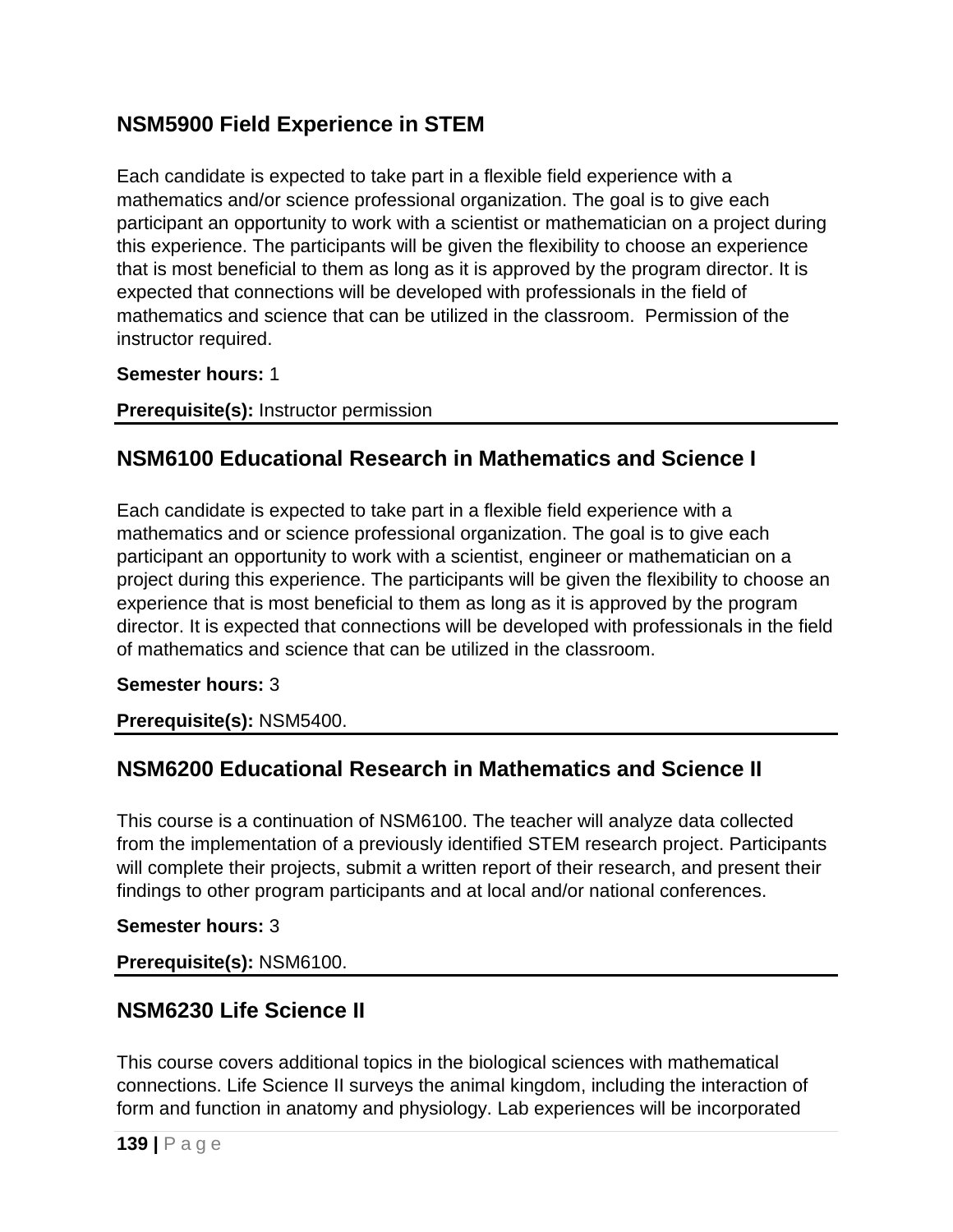## NSM5900 Field Experience in STEM

Each candidate is expected to take part in a flexible field experience with a mathematics and/or science professional organization. The goal is to give each participant an opportunity to work with a scientist or mathematician on a project during this experience. The participants will be given the flexibility to choose an experience that is most beneficial to them as long as it is approved by the program director. It is expected that connections will be developed with professionals in the field of mathematics and science that can be utilized in the classroom. Permission of the instructor required.

**Semester hours:** 1

**Prerequisite(s):** Instructor permission

---

## NSM6100 Educational Research in Mathematics and Science I

Each candidate is expected to take part in a flexible field experience with a mathematics and or science professional organization. The goal is to give each participant an opportunity to work with a scientist, engineer or mathematician on a project during this experience. The participants will be given the flexibility to choose an experience that is most beneficial to them as long as it is approved by the program director. It is expected that connections will be developed with professionals in the field of mathematics and science that can be utilized in the classroom.

**Semester hours:** 3

**Prerequisite(s):** NSM5400.

---

## NSM6200 Educational Research in Mathematics and Science II

This course is a continuation of NSM6100. The teacher will analyze data collected from the implementation of a previously identified STEM research project. Participants will complete their projects, submit a written report of their research, and present their findings to other program participants and at local and/or national conferences.

**Semester hours:** 3

**Prerequisite(s):** NSM6100.

---

## NSM6230 Life Science II

This course covers additional topics in the biological sciences with mathematical connections. Life Science II surveys the animal kingdom, including the interaction of form and function in anatomy and physiology. Lab experiences will be incorporated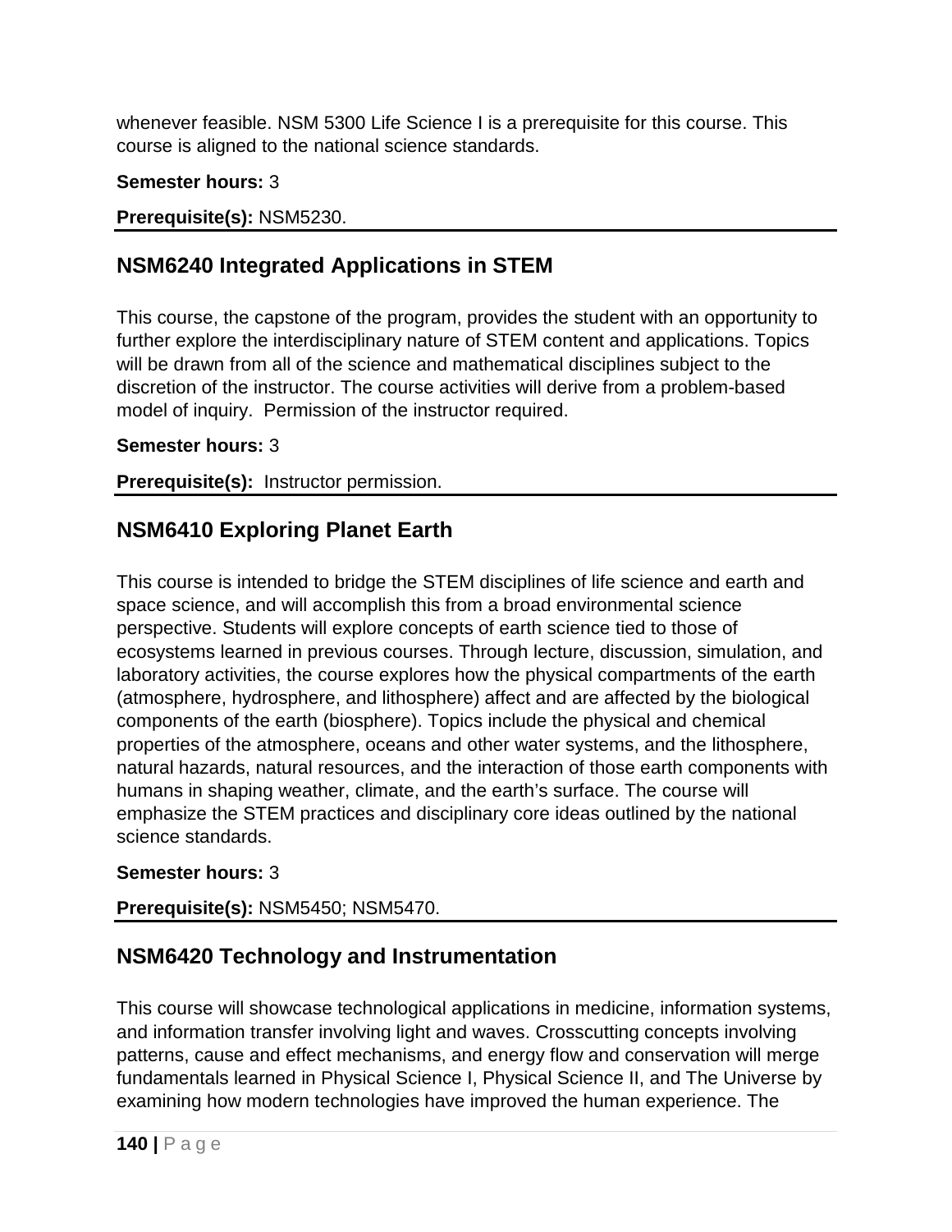whenever feasible. NSM 5300 Life Science I is a prerequisite for this course. This course is aligned to the national science standards.

**Semester hours:** 3

**Prerequisite(s):** NSM5230.

## NSM6240 Integrated Applications in STEM

This course, the capstone of the program, provides the student with an opportunity to further explore the interdisciplinary nature of STEM content and applications. Topics will be drawn from all of the science and mathematical disciplines subject to the discretion of the instructor. The course activities will derive from a problem-based model of inquiry. Permission of the instructor required.

**Semester hours:** 3

**Prerequisite(s):** Instructor permission.

## NSM6410 Exploring Planet Earth

This course is intended to bridge the STEM disciplines of life science and earth and space science, and will accomplish this from a broad environmental science perspective. Students will explore concepts of earth science tied to those of ecosystems learned in previous courses. Through lecture, discussion, simulation, and laboratory activities, the course explores how the physical compartments of the earth (atmosphere, hydrosphere, and lithosphere) affect and are affected by the biological components of the earth (biosphere). Topics include the physical and chemical properties of the atmosphere, oceans and other water systems, and the lithosphere, natural hazards, natural resources, and the interaction of those earth components with humans in shaping weather, climate, and the earth's surface. The course will emphasize the STEM practices and disciplinary core ideas outlined by the national science standards.

**Semester hours:** 3

**Prerequisite(s):** NSM5450; NSM5470.

## NSM6420 Technology and Instrumentation

This course will showcase technological applications in medicine, information systems, and information transfer involving light and waves. Crosscutting concepts involving patterns, cause and effect mechanisms, and energy flow and conservation will merge fundamentals learned in Physical Science I, Physical Science II, and The Universe by examining how modern technologies have improved the human experience. The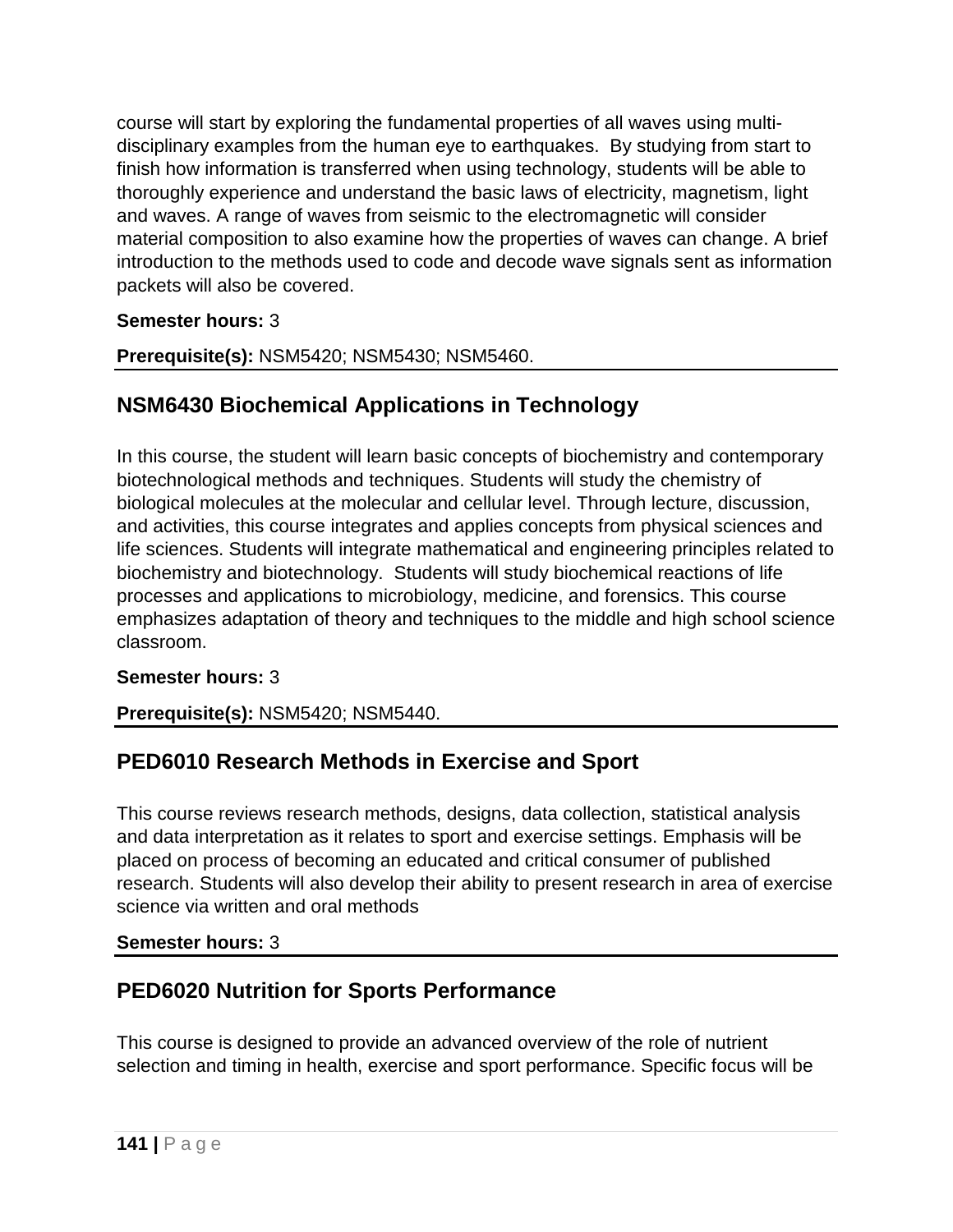course will start by exploring the fundamental properties of all waves using multi-disciplinary examples from the human eye to earthquakes.  By studying from start to finish how information is transferred when using technology, students will be able to thoroughly experience and understand the basic laws of electricity, magnetism, light and waves. A range of waves from seismic to the electromagnetic will consider material composition to also examine how the properties of waves can change. A brief introduction to the methods used to code and decode wave signals sent as information packets will also be covered.

**Semester hours:** 3

**Prerequisite(s):** NSM5420; NSM5430; NSM5460.

## NSM6430 Biochemical Applications in Technology

In this course, the student will learn basic concepts of biochemistry and contemporary biotechnological methods and techniques. Students will study the chemistry of biological molecules at the molecular and cellular level. Through lecture, discussion, and activities, this course integrates and applies concepts from physical sciences and life sciences. Students will integrate mathematical and engineering principles related to biochemistry and biotechnology.  Students will study biochemical reactions of life processes and applications to microbiology, medicine, and forensics. This course emphasizes adaptation of theory and techniques to the middle and high school science classroom.

**Semester hours:** 3

**Prerequisite(s):** NSM5420; NSM5440.

## PED6010 Research Methods in Exercise and Sport

This course reviews research methods, designs, data collection, statistical analysis and data interpretation as it relates to sport and exercise settings. Emphasis will be placed on process of becoming an educated and critical consumer of published research. Students will also develop their ability to present research in area of exercise science via written and oral methods

**Semester hours:** 3

## PED6020 Nutrition for Sports Performance

This course is designed to provide an advanced overview of the role of nutrient selection and timing in health, exercise and sport performance. Specific focus will be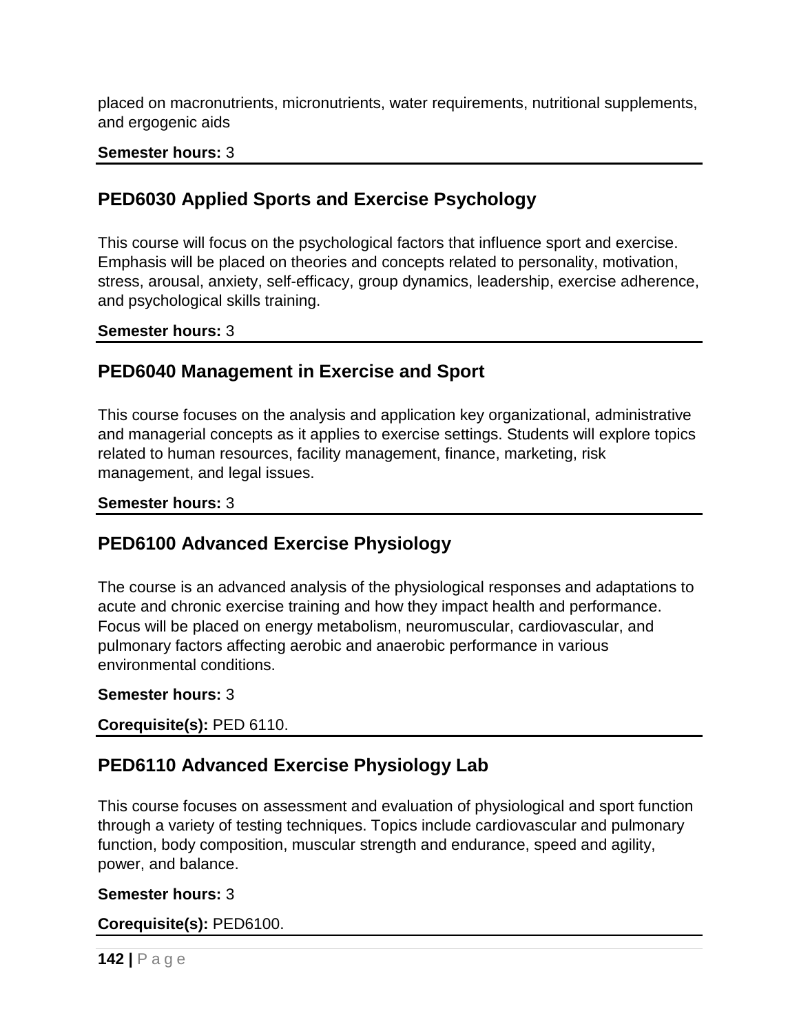placed on macronutrients, micronutrients, water requirements, nutritional supplements, and ergogenic aids

**Semester hours:** 3

## PED6030 Applied Sports and Exercise Psychology

This course will focus on the psychological factors that influence sport and exercise. Emphasis will be placed on theories and concepts related to personality, motivation, stress, arousal, anxiety, self-efficacy, group dynamics, leadership, exercise adherence, and psychological skills training.

**Semester hours:** 3

## PED6040 Management in Exercise and Sport

This course focuses on the analysis and application key organizational, administrative and managerial concepts as it applies to exercise settings. Students will explore topics related to human resources, facility management, finance, marketing, risk management, and legal issues.

**Semester hours:** 3

## PED6100 Advanced Exercise Physiology

The course is an advanced analysis of the physiological responses and adaptations to acute and chronic exercise training and how they impact health and performance. Focus will be placed on energy metabolism, neuromuscular, cardiovascular, and pulmonary factors affecting aerobic and anaerobic performance in various environmental conditions.

**Semester hours:** 3

**Corequisite(s):** PED 6110.

## PED6110 Advanced Exercise Physiology Lab

This course focuses on assessment and evaluation of physiological and sport function through a variety of testing techniques. Topics include cardiovascular and pulmonary function, body composition, muscular strength and endurance, speed and agility, power, and balance.

**Semester hours:** 3

**Corequisite(s):** PED6100.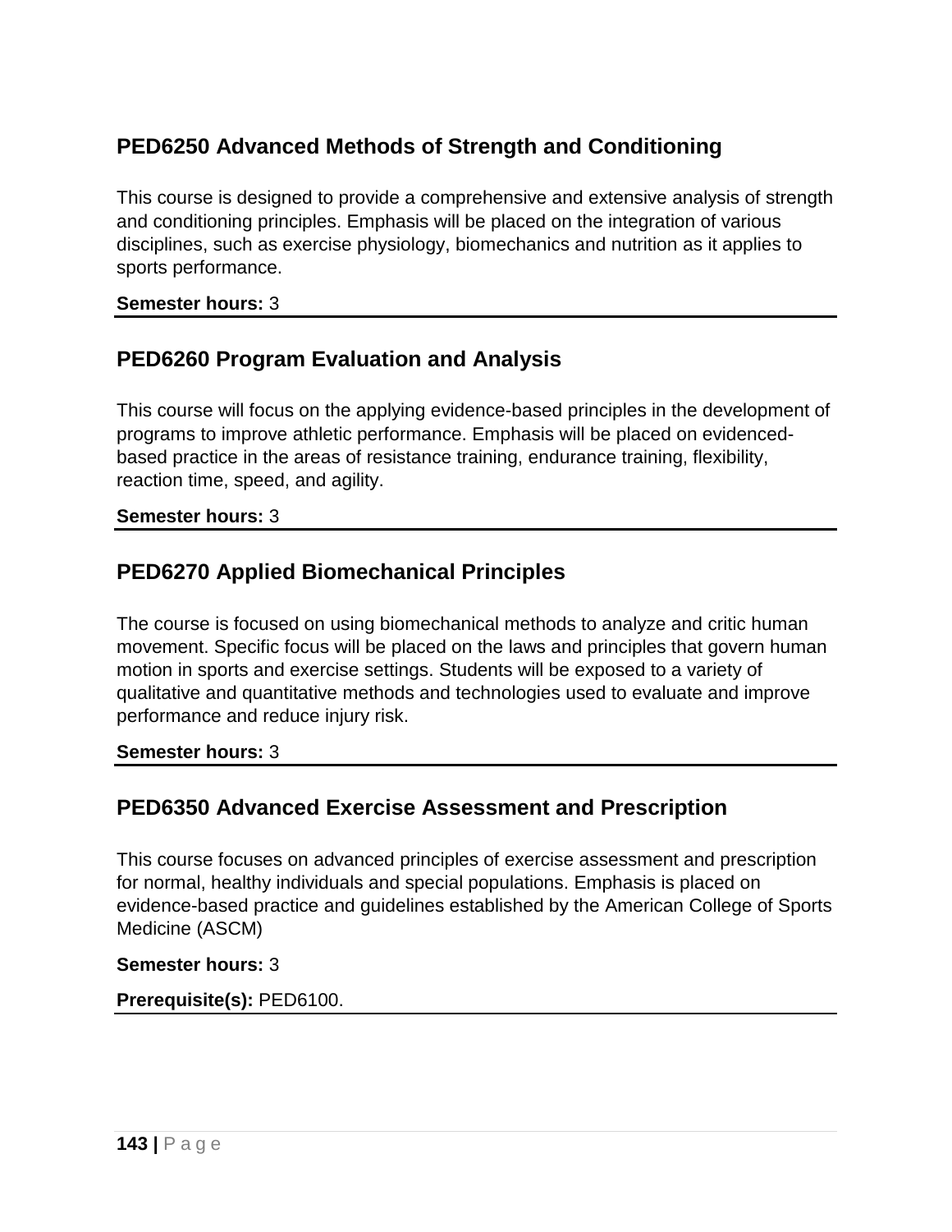## PED6250 Advanced Methods of Strength and Conditioning

This course is designed to provide a comprehensive and extensive analysis of strength and conditioning principles. Emphasis will be placed on the integration of various disciplines, such as exercise physiology, biomechanics and nutrition as it applies to sports performance.

**Semester hours:** 3

---

## PED6260 Program Evaluation and Analysis

This course will focus on the applying evidence-based principles in the development of programs to improve athletic performance. Emphasis will be placed on evidenced-based practice in the areas of resistance training, endurance training, flexibility, reaction time, speed, and agility.

**Semester hours:** 3

---

## PED6270 Applied Biomechanical Principles

The course is focused on using biomechanical methods to analyze and critic human movement. Specific focus will be placed on the laws and principles that govern human motion in sports and exercise settings. Students will be exposed to a variety of qualitative and quantitative methods and technologies used to evaluate and improve performance and reduce injury risk.

**Semester hours:** 3

---

## PED6350 Advanced Exercise Assessment and Prescription

This course focuses on advanced principles of exercise assessment and prescription for normal, healthy individuals and special populations. Emphasis is placed on evidence-based practice and guidelines established by the American College of Sports Medicine (ASCM)

**Semester hours:** 3

**Prerequisite(s):** PED6100.

---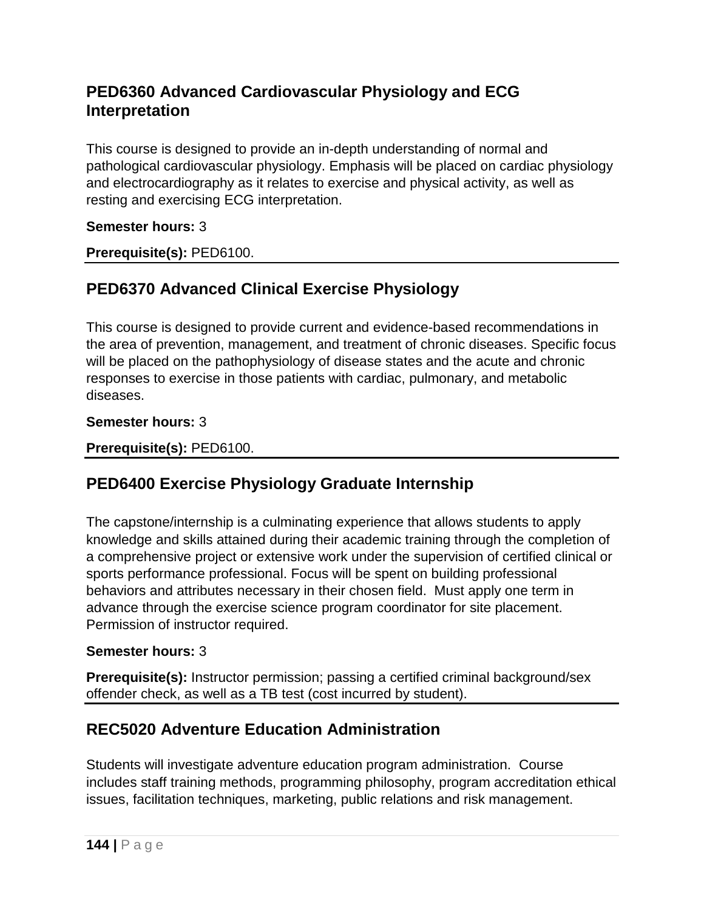## PED6360 Advanced Cardiovascular Physiology and ECG Interpretation

This course is designed to provide an in-depth understanding of normal and pathological cardiovascular physiology. Emphasis will be placed on cardiac physiology and electrocardiography as it relates to exercise and physical activity, as well as resting and exercising ECG interpretation.

**Semester hours:** 3

**Prerequisite(s):** PED6100.

---

## PED6370 Advanced Clinical Exercise Physiology

This course is designed to provide current and evidence-based recommendations in the area of prevention, management, and treatment of chronic diseases. Specific focus will be placed on the pathophysiology of disease states and the acute and chronic responses to exercise in those patients with cardiac, pulmonary, and metabolic diseases.

**Semester hours:** 3

**Prerequisite(s):** PED6100.

---

## PED6400 Exercise Physiology Graduate Internship

The capstone/internship is a culminating experience that allows students to apply knowledge and skills attained during their academic training through the completion of a comprehensive project or extensive work under the supervision of certified clinical or sports performance professional. Focus will be spent on building professional behaviors and attributes necessary in their chosen field. Must apply one term in advance through the exercise science program coordinator for site placement. Permission of instructor required.

**Semester hours:** 3

**Prerequisite(s):** Instructor permission; passing a certified criminal background/sex offender check, as well as a TB test (cost incurred by student).

---

## REC5020 Adventure Education Administration

Students will investigate adventure education program administration. Course includes staff training methods, programming philosophy, program accreditation ethical issues, facilitation techniques, marketing, public relations and risk management.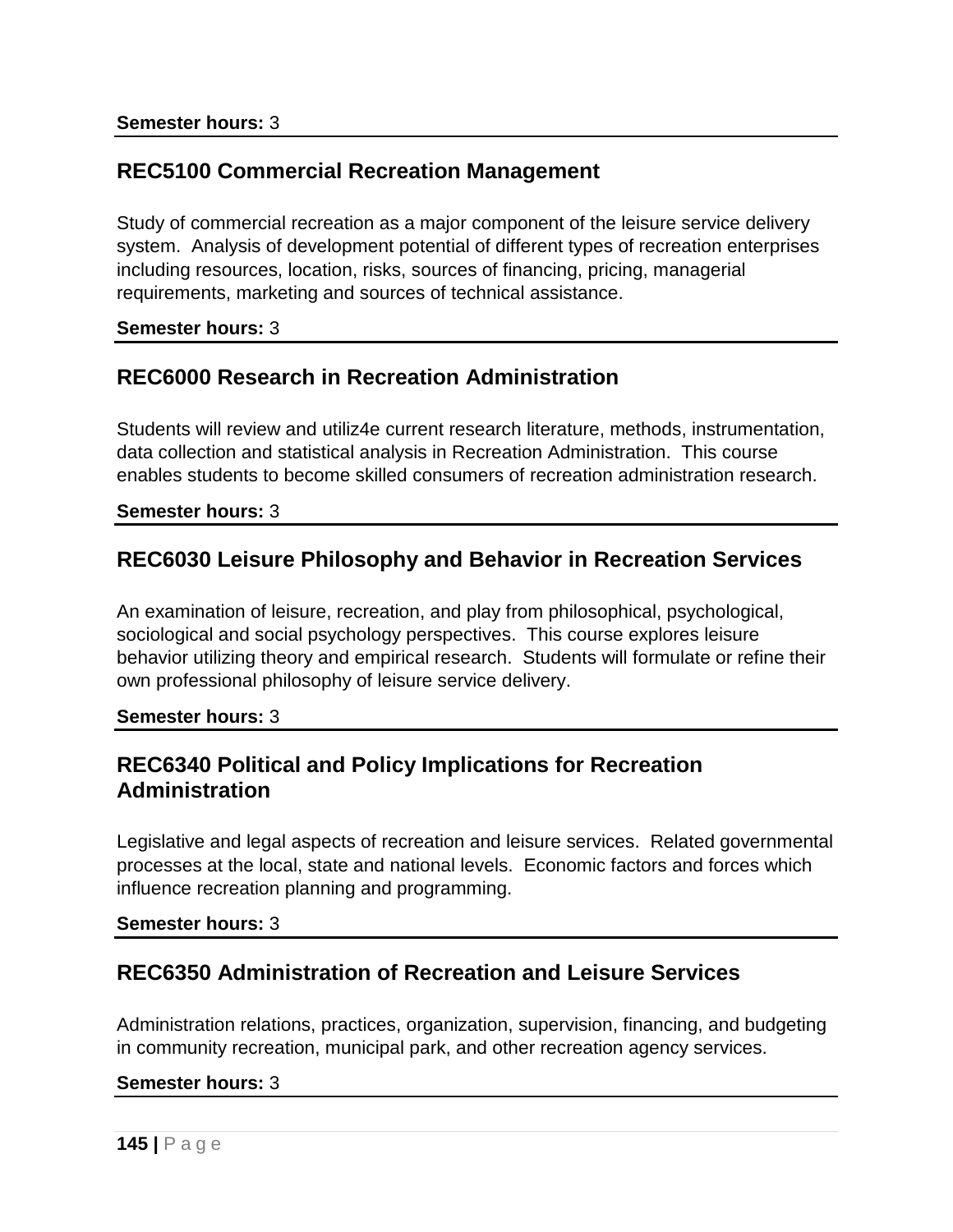**Semester hours:** 3

## REC5100 Commercial Recreation Management

Study of commercial recreation as a major component of the leisure service delivery system. Analysis of development potential of different types of recreation enterprises including resources, location, risks, sources of financing, pricing, managerial requirements, marketing and sources of technical assistance.

**Semester hours:** 3

## REC6000 Research in Recreation Administration

Students will review and utiliz4e current research literature, methods, instrumentation, data collection and statistical analysis in Recreation Administration. This course enables students to become skilled consumers of recreation administration research.

**Semester hours:** 3

## REC6030 Leisure Philosophy and Behavior in Recreation Services

An examination of leisure, recreation, and play from philosophical, psychological, sociological and social psychology perspectives. This course explores leisure behavior utilizing theory and empirical research. Students will formulate or refine their own professional philosophy of leisure service delivery.

**Semester hours:** 3

## REC6340 Political and Policy Implications for Recreation Administration

Legislative and legal aspects of recreation and leisure services. Related governmental processes at the local, state and national levels. Economic factors and forces which influence recreation planning and programming.

**Semester hours:** 3

## REC6350 Administration of Recreation and Leisure Services

Administration relations, practices, organization, supervision, financing, and budgeting in community recreation, municipal park, and other recreation agency services.

**Semester hours:** 3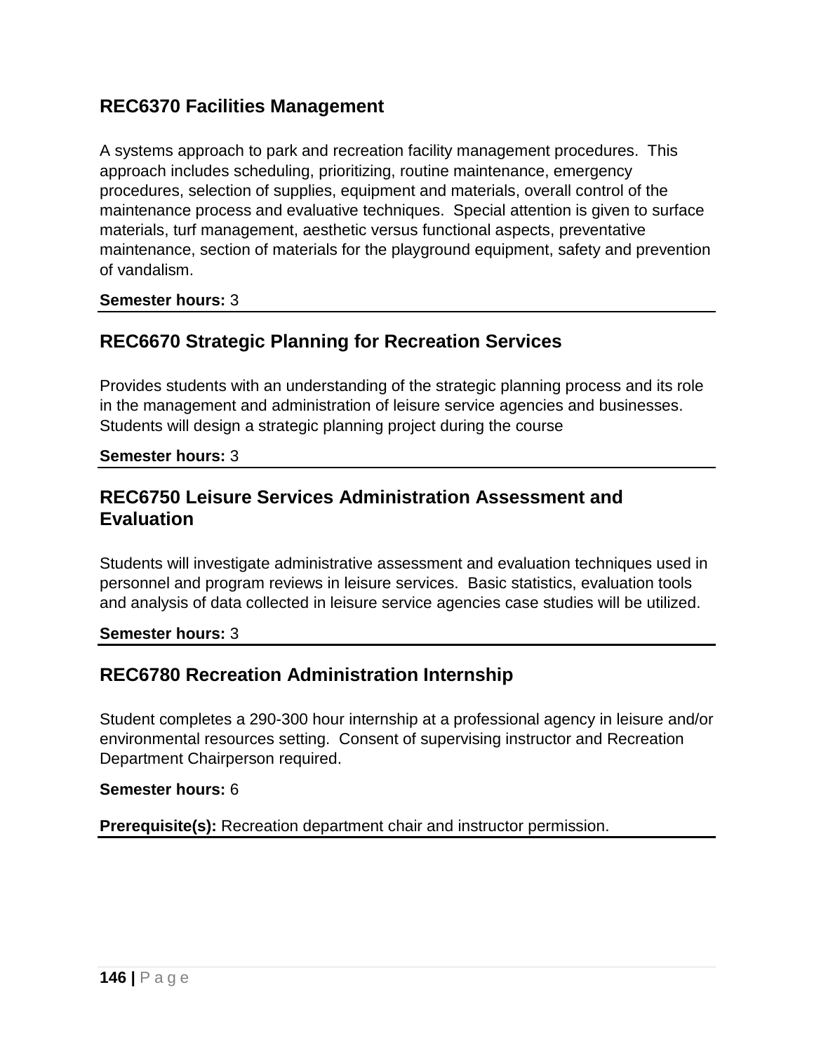### REC6370 Facilities Management

A systems approach to park and recreation facility management procedures. This approach includes scheduling, prioritizing, routine maintenance, emergency procedures, selection of supplies, equipment and materials, overall control of the maintenance process and evaluative techniques. Special attention is given to surface materials, turf management, aesthetic versus functional aspects, preventative maintenance, section of materials for the playground equipment, safety and prevention of vandalism.

**Semester hours:** 3

---

### REC6670 Strategic Planning for Recreation Services

Provides students with an understanding of the strategic planning process and its role in the management and administration of leisure service agencies and businesses. Students will design a strategic planning project during the course

**Semester hours:** 3

---

### REC6750 Leisure Services Administration Assessment and Evaluation

Students will investigate administrative assessment and evaluation techniques used in personnel and program reviews in leisure services. Basic statistics, evaluation tools and analysis of data collected in leisure service agencies case studies will be utilized.

**Semester hours:** 3

---

### REC6780 Recreation Administration Internship

Student completes a 290-300 hour internship at a professional agency in leisure and/or environmental resources setting. Consent of supervising instructor and Recreation Department Chairperson required.

**Semester hours:** 6

**Prerequisite(s):** Recreation department chair and instructor permission.

---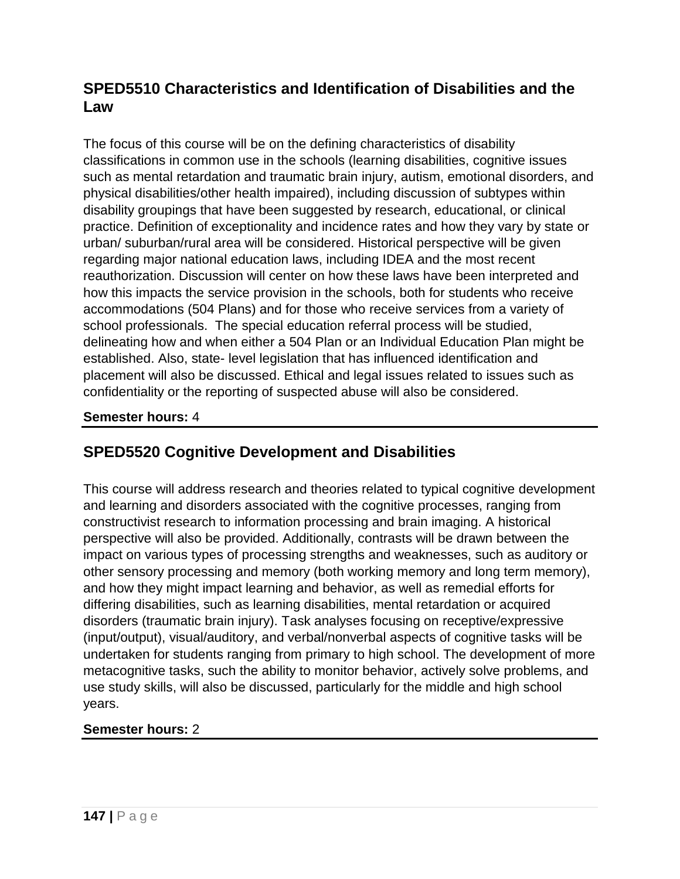## SPED5510 Characteristics and Identification of Disabilities and the Law

The focus of this course will be on the defining characteristics of disability classifications in common use in the schools (learning disabilities, cognitive issues such as mental retardation and traumatic brain injury, autism, emotional disorders, and physical disabilities/other health impaired), including discussion of subtypes within disability groupings that have been suggested by research, educational, or clinical practice. Definition of exceptionality and incidence rates and how they vary by state or urban/ suburban/rural area will be considered. Historical perspective will be given regarding major national education laws, including IDEA and the most recent reauthorization. Discussion will center on how these laws have been interpreted and how this impacts the service provision in the schools, both for students who receive accommodations (504 Plans) and for those who receive services from a variety of school professionals. The special education referral process will be studied, delineating how and when either a 504 Plan or an Individual Education Plan might be established. Also, state- level legislation that has influenced identification and placement will also be discussed. Ethical and legal issues related to issues such as confidentiality or the reporting of suspected abuse will also be considered.

**Semester hours:** 4

---

## SPED5520 Cognitive Development and Disabilities

This course will address research and theories related to typical cognitive development and learning and disorders associated with the cognitive processes, ranging from constructivist research to information processing and brain imaging. A historical perspective will also be provided. Additionally, contrasts will be drawn between the impact on various types of processing strengths and weaknesses, such as auditory or other sensory processing and memory (both working memory and long term memory), and how they might impact learning and behavior, as well as remedial efforts for differing disabilities, such as learning disabilities, mental retardation or acquired disorders (traumatic brain injury). Task analyses focusing on receptive/expressive (input/output), visual/auditory, and verbal/nonverbal aspects of cognitive tasks will be undertaken for students ranging from primary to high school. The development of more metacognitive tasks, such the ability to monitor behavior, actively solve problems, and use study skills, will also be discussed, particularly for the middle and high school years.

**Semester hours:** 2

---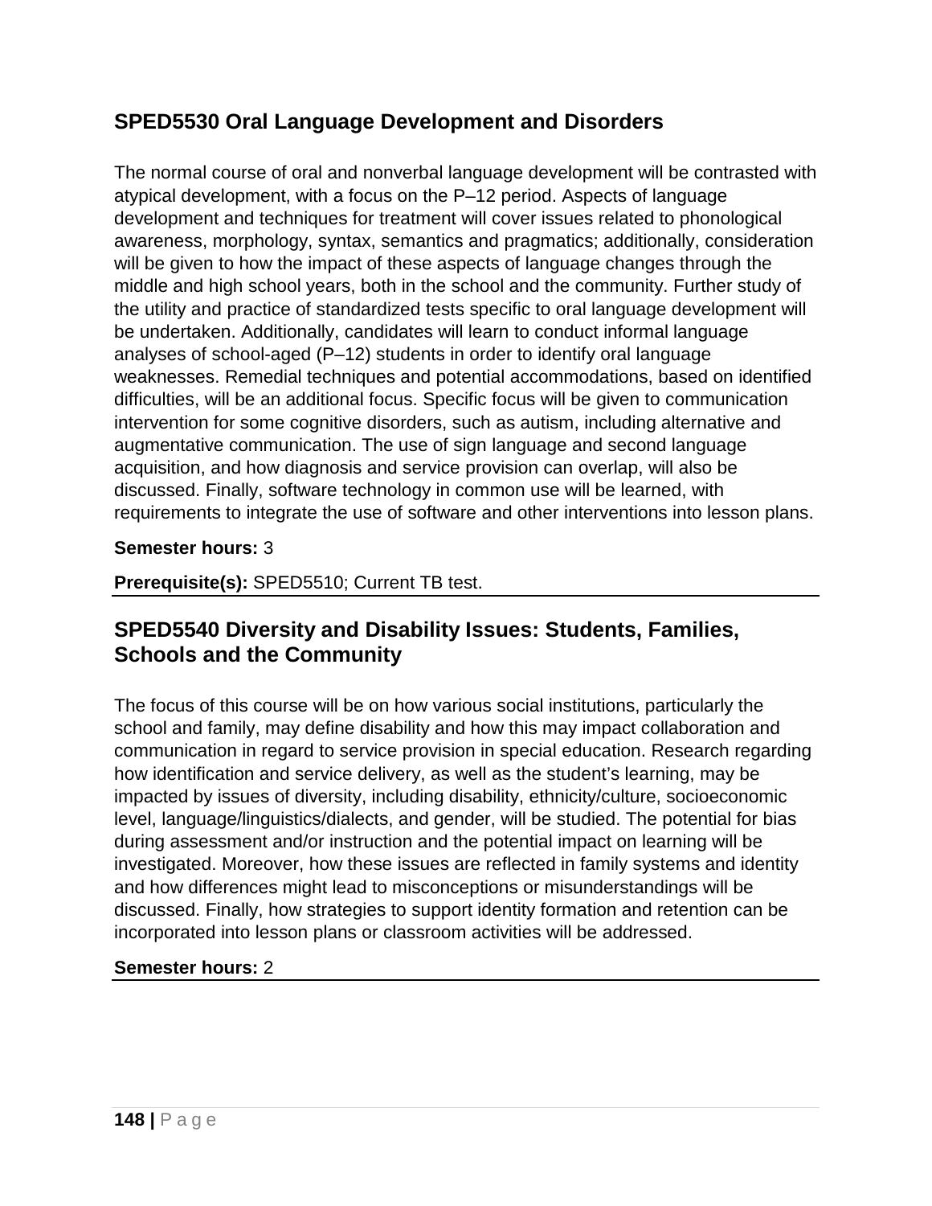## SPED5530 Oral Language Development and Disorders

The normal course of oral and nonverbal language development will be contrasted with atypical development, with a focus on the P–12 period. Aspects of language development and techniques for treatment will cover issues related to phonological awareness, morphology, syntax, semantics and pragmatics; additionally, consideration will be given to how the impact of these aspects of language changes through the middle and high school years, both in the school and the community. Further study of the utility and practice of standardized tests specific to oral language development will be undertaken. Additionally, candidates will learn to conduct informal language analyses of school-aged (P–12) students in order to identify oral language weaknesses. Remedial techniques and potential accommodations, based on identified difficulties, will be an additional focus. Specific focus will be given to communication intervention for some cognitive disorders, such as autism, including alternative and augmentative communication. The use of sign language and second language acquisition, and how diagnosis and service provision can overlap, will also be discussed. Finally, software technology in common use will be learned, with requirements to integrate the use of software and other interventions into lesson plans.

**Semester hours:** 3

**Prerequisite(s):** SPED5510; Current TB test.

## SPED5540 Diversity and Disability Issues: Students, Families, Schools and the Community

The focus of this course will be on how various social institutions, particularly the school and family, may define disability and how this may impact collaboration and communication in regard to service provision in special education. Research regarding how identification and service delivery, as well as the student's learning, may be impacted by issues of diversity, including disability, ethnicity/culture, socioeconomic level, language/linguistics/dialects, and gender, will be studied. The potential for bias during assessment and/or instruction and the potential impact on learning will be investigated. Moreover, how these issues are reflected in family systems and identity and how differences might lead to misconceptions or misunderstandings will be discussed. Finally, how strategies to support identity formation and retention can be incorporated into lesson plans or classroom activities will be addressed.

**Semester hours:** 2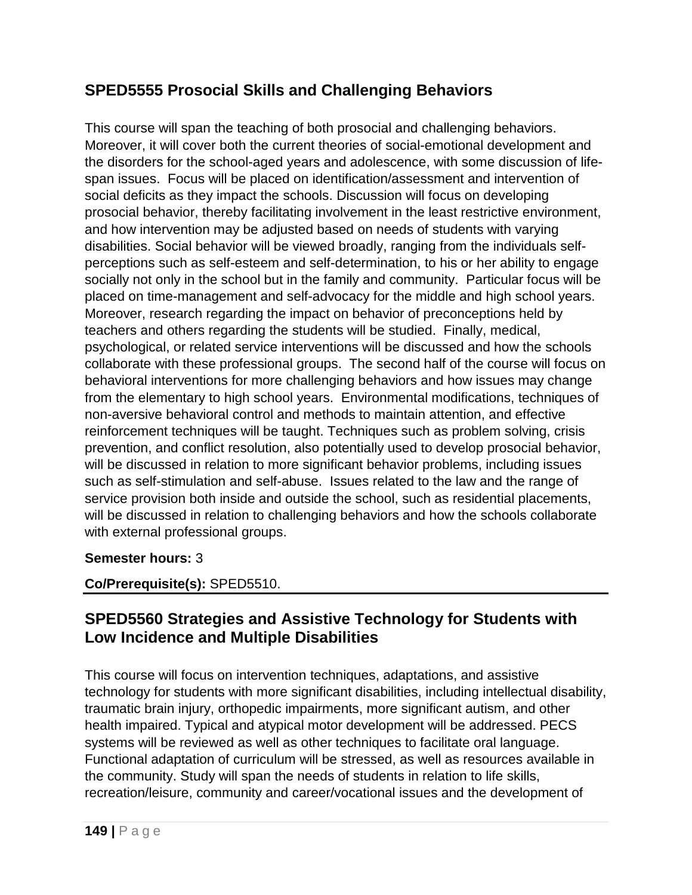## SPED5555 Prosocial Skills and Challenging Behaviors

This course will span the teaching of both prosocial and challenging behaviors. Moreover, it will cover both the current theories of social-emotional development and the disorders for the school-aged years and adolescence, with some discussion of life-span issues. Focus will be placed on identification/assessment and intervention of social deficits as they impact the schools. Discussion will focus on developing prosocial behavior, thereby facilitating involvement in the least restrictive environment, and how intervention may be adjusted based on needs of students with varying disabilities. Social behavior will be viewed broadly, ranging from the individuals self-perceptions such as self-esteem and self-determination, to his or her ability to engage socially not only in the school but in the family and community. Particular focus will be placed on time-management and self-advocacy for the middle and high school years. Moreover, research regarding the impact on behavior of preconceptions held by teachers and others regarding the students will be studied. Finally, medical, psychological, or related service interventions will be discussed and how the schools collaborate with these professional groups. The second half of the course will focus on behavioral interventions for more challenging behaviors and how issues may change from the elementary to high school years. Environmental modifications, techniques of non-aversive behavioral control and methods to maintain attention, and effective reinforcement techniques will be taught. Techniques such as problem solving, crisis prevention, and conflict resolution, also potentially used to develop prosocial behavior, will be discussed in relation to more significant behavior problems, including issues such as self-stimulation and self-abuse. Issues related to the law and the range of service provision both inside and outside the school, such as residential placements, will be discussed in relation to challenging behaviors and how the schools collaborate with external professional groups.

**Semester hours:** 3

**Co/Prerequisite(s):** SPED5510.

## SPED5560 Strategies and Assistive Technology for Students with Low Incidence and Multiple Disabilities

This course will focus on intervention techniques, adaptations, and assistive technology for students with more significant disabilities, including intellectual disability, traumatic brain injury, orthopedic impairments, more significant autism, and other health impaired. Typical and atypical motor development will be addressed. PECS systems will be reviewed as well as other techniques to facilitate oral language. Functional adaptation of curriculum will be stressed, as well as resources available in the community. Study will span the needs of students in relation to life skills, recreation/leisure, community and career/vocational issues and the development of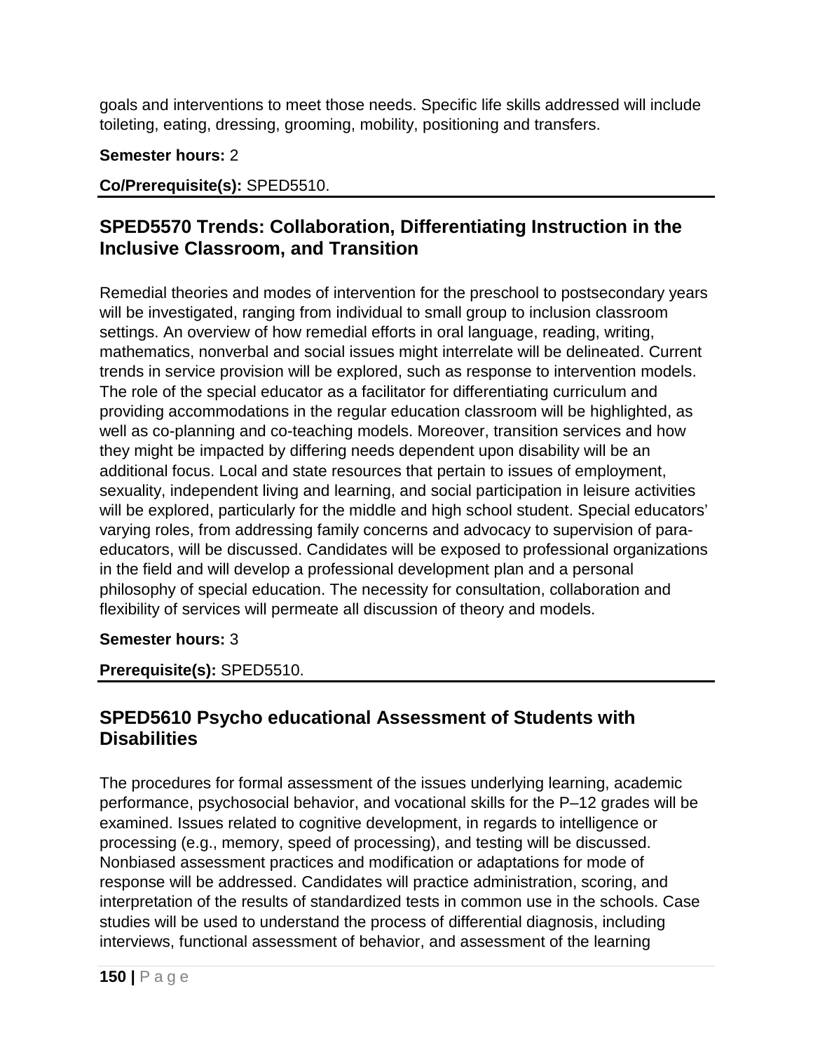goals and interventions to meet those needs. Specific life skills addressed will include toileting, eating, dressing, grooming, mobility, positioning and transfers.

**Semester hours:** 2

**Co/Prerequisite(s):** SPED5510.

## SPED5570 Trends: Collaboration, Differentiating Instruction in the Inclusive Classroom, and Transition

Remedial theories and modes of intervention for the preschool to postsecondary years will be investigated, ranging from individual to small group to inclusion classroom settings. An overview of how remedial efforts in oral language, reading, writing, mathematics, nonverbal and social issues might interrelate will be delineated. Current trends in service provision will be explored, such as response to intervention models. The role of the special educator as a facilitator for differentiating curriculum and providing accommodations in the regular education classroom will be highlighted, as well as co-planning and co-teaching models. Moreover, transition services and how they might be impacted by differing needs dependent upon disability will be an additional focus. Local and state resources that pertain to issues of employment, sexuality, independent living and learning, and social participation in leisure activities will be explored, particularly for the middle and high school student. Special educators' varying roles, from addressing family concerns and advocacy to supervision of para-educators, will be discussed. Candidates will be exposed to professional organizations in the field and will develop a professional development plan and a personal philosophy of special education. The necessity for consultation, collaboration and flexibility of services will permeate all discussion of theory and models.

**Semester hours:** 3

**Prerequisite(s):** SPED5510.

## SPED5610 Psycho educational Assessment of Students with Disabilities

The procedures for formal assessment of the issues underlying learning, academic performance, psychosocial behavior, and vocational skills for the P–12 grades will be examined. Issues related to cognitive development, in regards to intelligence or processing (e.g., memory, speed of processing), and testing will be discussed. Nonbiased assessment practices and modification or adaptations for mode of response will be addressed. Candidates will practice administration, scoring, and interpretation of the results of standardized tests in common use in the schools. Case studies will be used to understand the process of differential diagnosis, including interviews, functional assessment of behavior, and assessment of the learning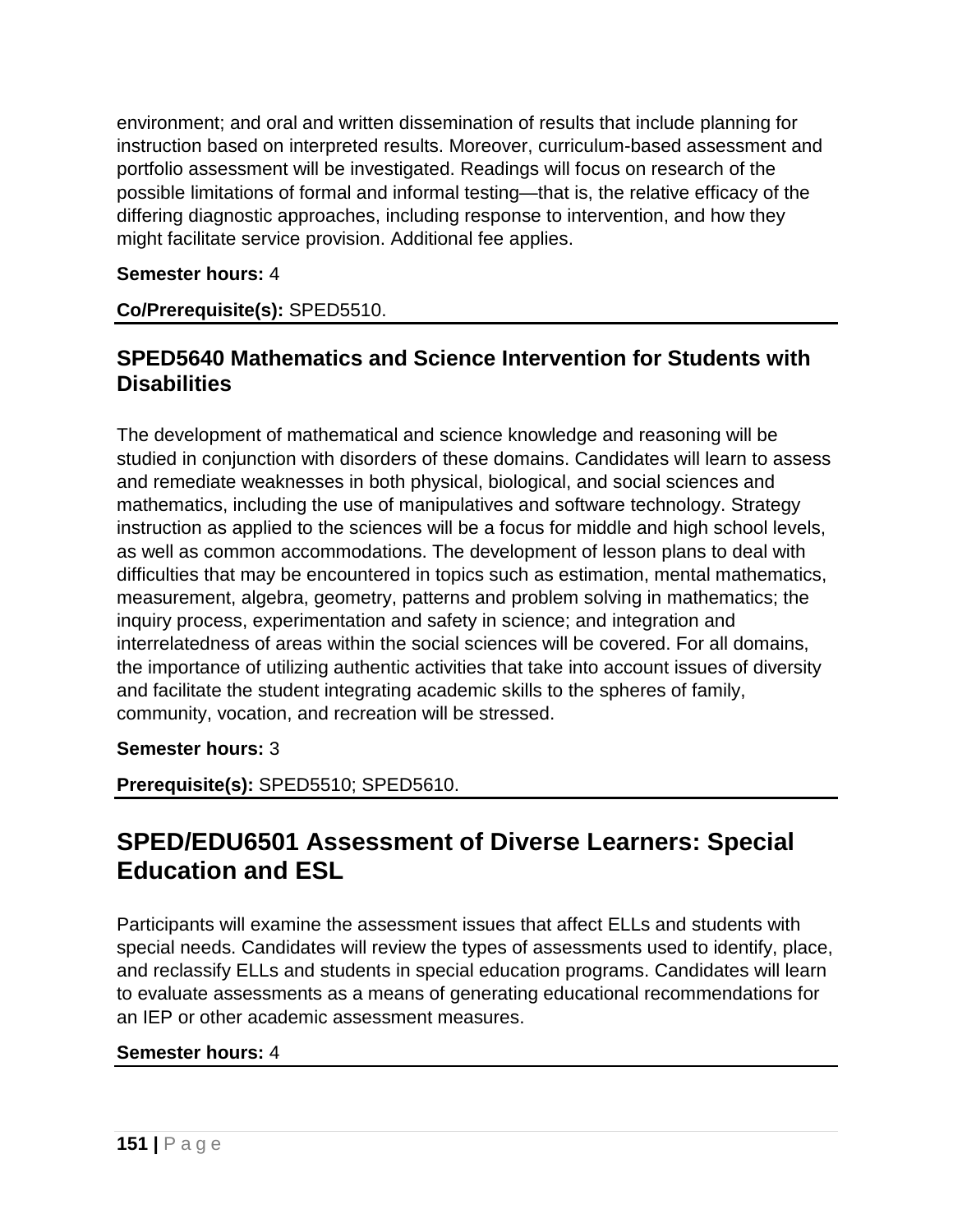environment; and oral and written dissemination of results that include planning for instruction based on interpreted results. Moreover, curriculum-based assessment and portfolio assessment will be investigated. Readings will focus on research of the possible limitations of formal and informal testing—that is, the relative efficacy of the differing diagnostic approaches, including response to intervention, and how they might facilitate service provision. Additional fee applies.

**Semester hours:** 4

**Co/Prerequisite(s):** SPED5510.

### SPED5640 Mathematics and Science Intervention for Students with Disabilities

The development of mathematical and science knowledge and reasoning will be studied in conjunction with disorders of these domains. Candidates will learn to assess and remediate weaknesses in both physical, biological, and social sciences and mathematics, including the use of manipulatives and software technology. Strategy instruction as applied to the sciences will be a focus for middle and high school levels, as well as common accommodations. The development of lesson plans to deal with difficulties that may be encountered in topics such as estimation, mental mathematics, measurement, algebra, geometry, patterns and problem solving in mathematics; the inquiry process, experimentation and safety in science; and integration and interrelatedness of areas within the social sciences will be covered. For all domains, the importance of utilizing authentic activities that take into account issues of diversity and facilitate the student integrating academic skills to the spheres of family, community, vocation, and recreation will be stressed.

**Semester hours:** 3

**Prerequisite(s):** SPED5510; SPED5610.

## SPED/EDU6501 Assessment of Diverse Learners: Special Education and ESL

Participants will examine the assessment issues that affect ELLs and students with special needs. Candidates will review the types of assessments used to identify, place, and reclassify ELLs and students in special education programs. Candidates will learn to evaluate assessments as a means of generating educational recommendations for an IEP or other academic assessment measures.

**Semester hours:** 4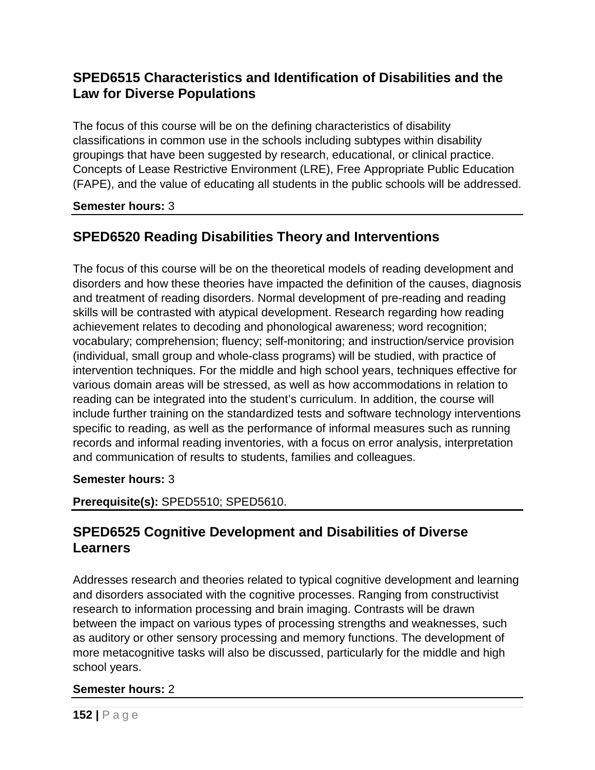## SPED6515 Characteristics and Identification of Disabilities and the Law for Diverse Populations

The focus of this course will be on the defining characteristics of disability classifications in common use in the schools including subtypes within disability groupings that have been suggested by research, educational, or clinical practice. Concepts of Lease Restrictive Environment (LRE), Free Appropriate Public Education (FAPE), and the value of educating all students in the public schools will be addressed.

**Semester hours:** 3

---

## SPED6520 Reading Disabilities Theory and Interventions

The focus of this course will be on the theoretical models of reading development and disorders and how these theories have impacted the definition of the causes, diagnosis and treatment of reading disorders. Normal development of pre-reading and reading skills will be contrasted with atypical development. Research regarding how reading achievement relates to decoding and phonological awareness; word recognition; vocabulary; comprehension; fluency; self-monitoring; and instruction/service provision (individual, small group and whole-class programs) will be studied, with practice of intervention techniques. For the middle and high school years, techniques effective for various domain areas will be stressed, as well as how accommodations in relation to reading can be integrated into the student's curriculum. In addition, the course will include further training on the standardized tests and software technology interventions specific to reading, as well as the performance of informal measures such as running records and informal reading inventories, with a focus on error analysis, interpretation and communication of results to students, families and colleagues.

**Semester hours:** 3

**Prerequisite(s):** SPED5510; SPED5610.

---

## SPED6525 Cognitive Development and Disabilities of Diverse Learners

Addresses research and theories related to typical cognitive development and learning and disorders associated with the cognitive processes. Ranging from constructivist research to information processing and brain imaging. Contrasts will be drawn between the impact on various types of processing strengths and weaknesses, such as auditory or other sensory processing and memory functions. The development of more metacognitive tasks will also be discussed, particularly for the middle and high school years.

**Semester hours:** 2

---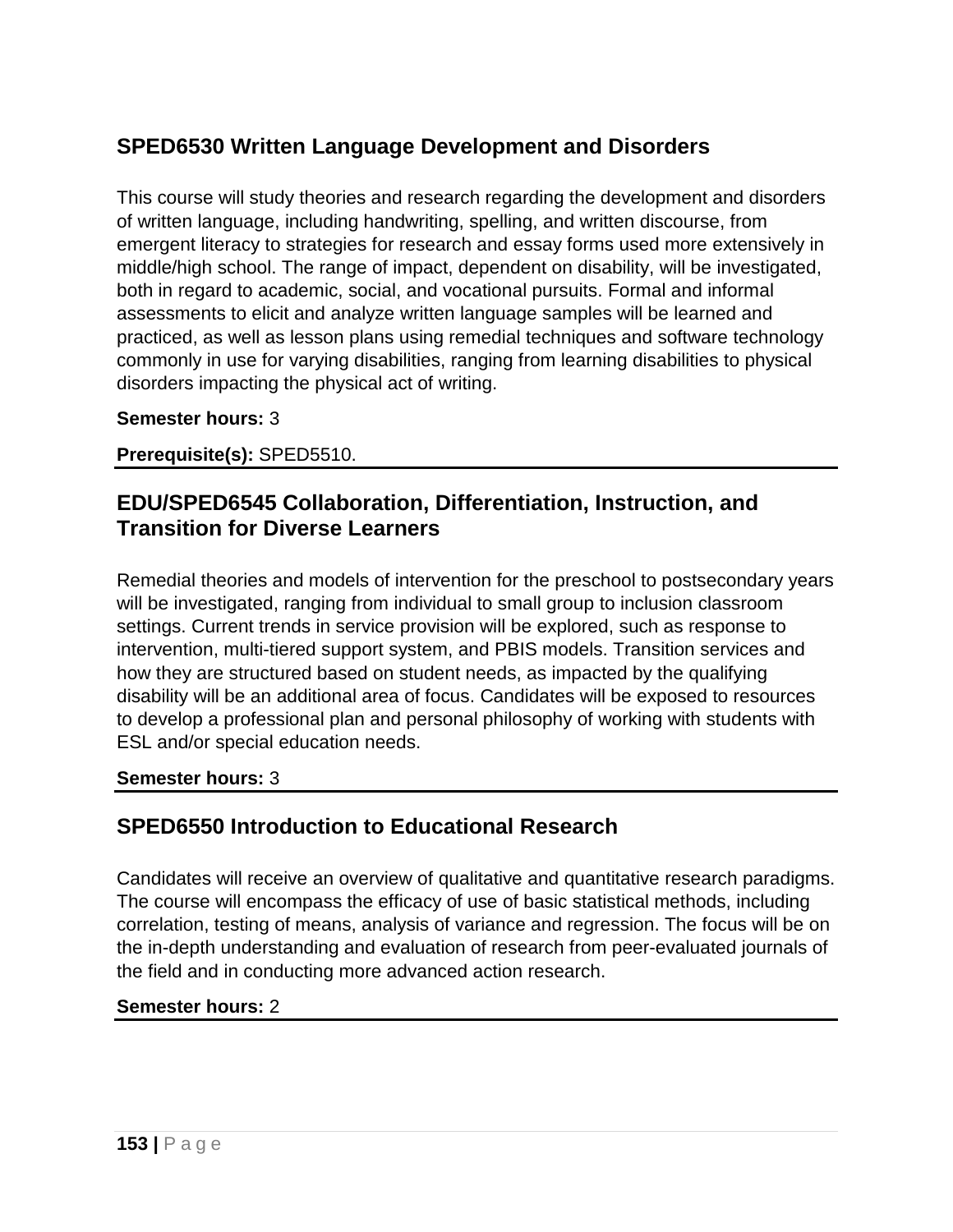## SPED6530 Written Language Development and Disorders

This course will study theories and research regarding the development and disorders of written language, including handwriting, spelling, and written discourse, from emergent literacy to strategies for research and essay forms used more extensively in middle/high school. The range of impact, dependent on disability, will be investigated, both in regard to academic, social, and vocational pursuits. Formal and informal assessments to elicit and analyze written language samples will be learned and practiced, as well as lesson plans using remedial techniques and software technology commonly in use for varying disabilities, ranging from learning disabilities to physical disorders impacting the physical act of writing.

**Semester hours:** 3

**Prerequisite(s):** SPED5510.

---

## EDU/SPED6545 Collaboration, Differentiation, Instruction, and Transition for Diverse Learners

Remedial theories and models of intervention for the preschool to postsecondary years will be investigated, ranging from individual to small group to inclusion classroom settings. Current trends in service provision will be explored, such as response to intervention, multi-tiered support system, and PBIS models. Transition services and how they are structured based on student needs, as impacted by the qualifying disability will be an additional area of focus. Candidates will be exposed to resources to develop a professional plan and personal philosophy of working with students with ESL and/or special education needs.

**Semester hours:** 3

---

## SPED6550 Introduction to Educational Research

Candidates will receive an overview of qualitative and quantitative research paradigms. The course will encompass the efficacy of use of basic statistical methods, including correlation, testing of means, analysis of variance and regression. The focus will be on the in-depth understanding and evaluation of research from peer-evaluated journals of the field and in conducting more advanced action research.

**Semester hours:** 2

---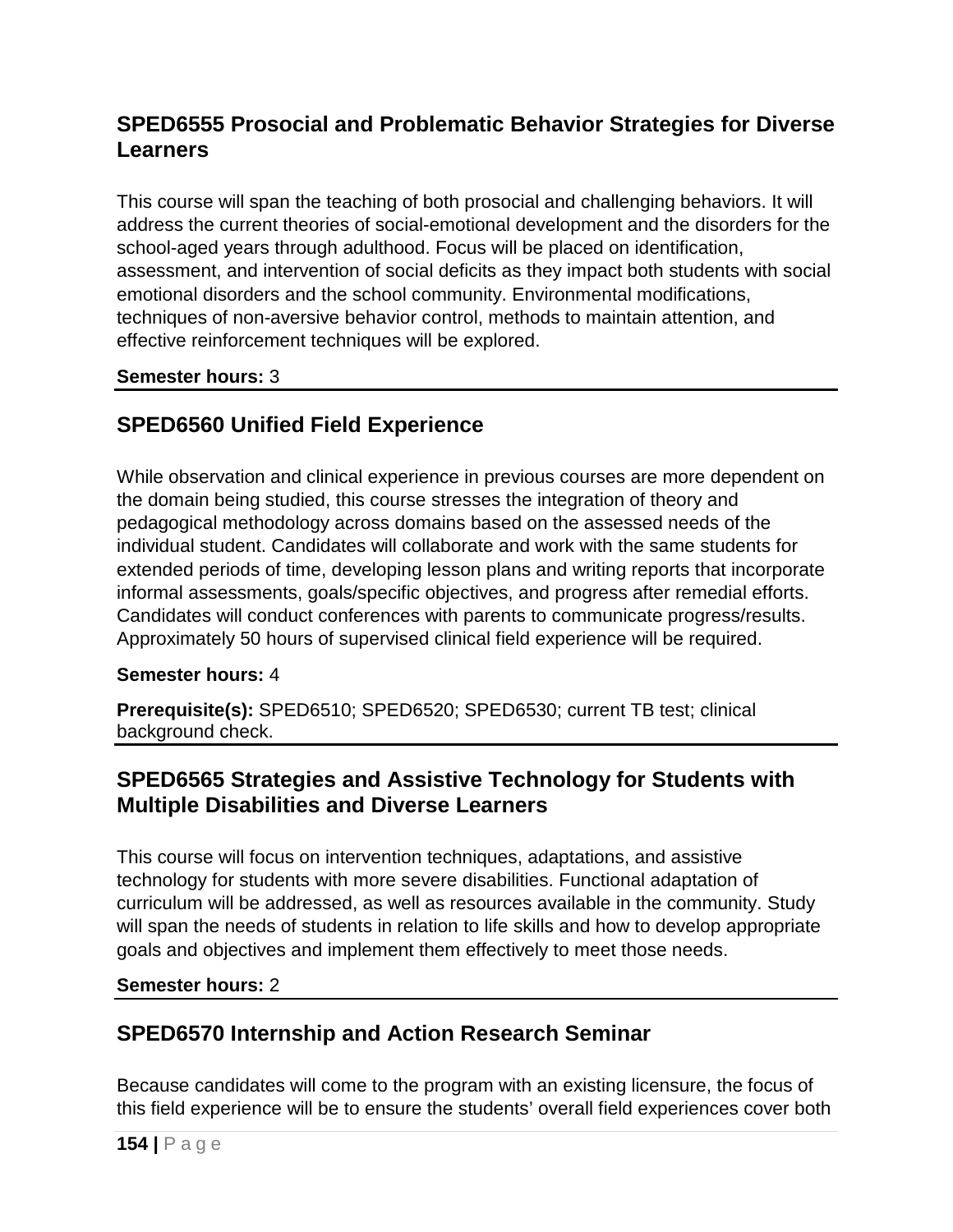## SPED6555 Prosocial and Problematic Behavior Strategies for Diverse Learners

This course will span the teaching of both prosocial and challenging behaviors. It will address the current theories of social-emotional development and the disorders for the school-aged years through adulthood. Focus will be placed on identification, assessment, and intervention of social deficits as they impact both students with social emotional disorders and the school community. Environmental modifications, techniques of non-aversive behavior control, methods to maintain attention, and effective reinforcement techniques will be explored.

**Semester hours:** 3

## SPED6560 Unified Field Experience

While observation and clinical experience in previous courses are more dependent on the domain being studied, this course stresses the integration of theory and pedagogical methodology across domains based on the assessed needs of the individual student. Candidates will collaborate and work with the same students for extended periods of time, developing lesson plans and writing reports that incorporate informal assessments, goals/specific objectives, and progress after remedial efforts. Candidates will conduct conferences with parents to communicate progress/results. Approximately 50 hours of supervised clinical field experience will be required.

**Semester hours:** 4

**Prerequisite(s):** SPED6510; SPED6520; SPED6530; current TB test; clinical background check.

## SPED6565 Strategies and Assistive Technology for Students with Multiple Disabilities and Diverse Learners

This course will focus on intervention techniques, adaptations, and assistive technology for students with more severe disabilities. Functional adaptation of curriculum will be addressed, as well as resources available in the community. Study will span the needs of students in relation to life skills and how to develop appropriate goals and objectives and implement them effectively to meet those needs.

**Semester hours:** 2

## SPED6570 Internship and Action Research Seminar

Because candidates will come to the program with an existing licensure, the focus of this field experience will be to ensure the students' overall field experiences cover both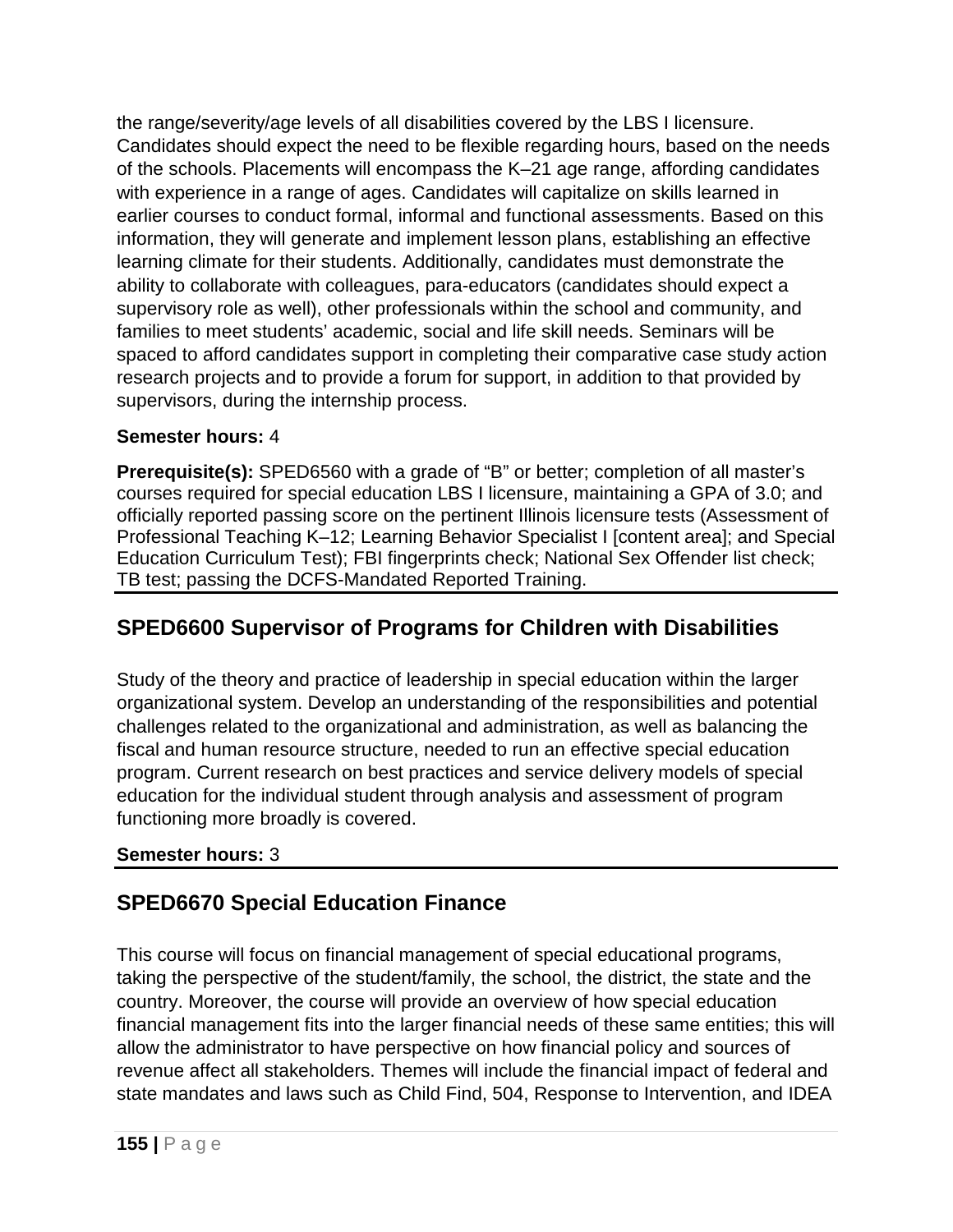the range/severity/age levels of all disabilities covered by the LBS I licensure. Candidates should expect the need to be flexible regarding hours, based on the needs of the schools. Placements will encompass the K–21 age range, affording candidates with experience in a range of ages. Candidates will capitalize on skills learned in earlier courses to conduct formal, informal and functional assessments. Based on this information, they will generate and implement lesson plans, establishing an effective learning climate for their students. Additionally, candidates must demonstrate the ability to collaborate with colleagues, para-educators (candidates should expect a supervisory role as well), other professionals within the school and community, and families to meet students' academic, social and life skill needs. Seminars will be spaced to afford candidates support in completing their comparative case study action research projects and to provide a forum for support, in addition to that provided by supervisors, during the internship process.

**Semester hours:** 4

**Prerequisite(s):** SPED6560 with a grade of "B" or better; completion of all master's courses required for special education LBS I licensure, maintaining a GPA of 3.0; and officially reported passing score on the pertinent Illinois licensure tests (Assessment of Professional Teaching K–12; Learning Behavior Specialist I [content area]; and Special Education Curriculum Test); FBI fingerprints check; National Sex Offender list check; TB test; passing the DCFS-Mandated Reported Training.

## SPED6600 Supervisor of Programs for Children with Disabilities

Study of the theory and practice of leadership in special education within the larger organizational system. Develop an understanding of the responsibilities and potential challenges related to the organizational and administration, as well as balancing the fiscal and human resource structure, needed to run an effective special education program. Current research on best practices and service delivery models of special education for the individual student through analysis and assessment of program functioning more broadly is covered.

**Semester hours:** 3

## SPED6670 Special Education Finance

This course will focus on financial management of special educational programs, taking the perspective of the student/family, the school, the district, the state and the country. Moreover, the course will provide an overview of how special education financial management fits into the larger financial needs of these same entities; this will allow the administrator to have perspective on how financial policy and sources of revenue affect all stakeholders. Themes will include the financial impact of federal and state mandates and laws such as Child Find, 504, Response to Intervention, and IDEA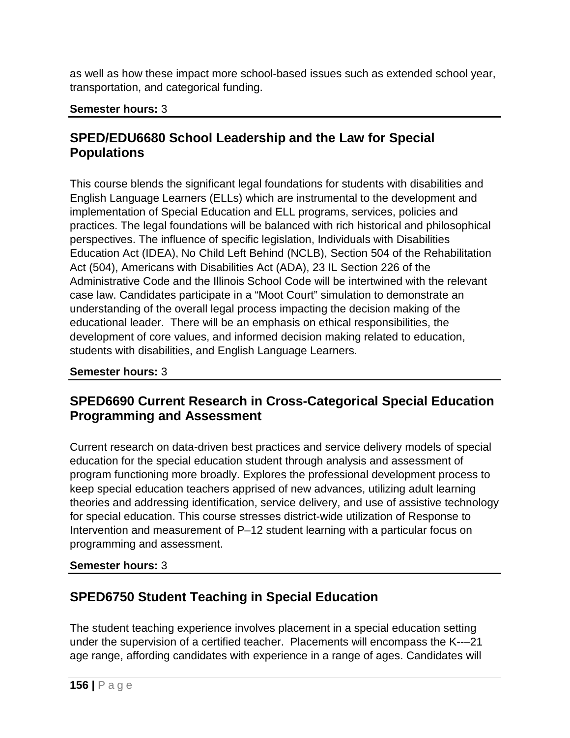as well as how these impact more school-based issues such as extended school year, transportation, and categorical funding.

**Semester hours:** 3

## SPED/EDU6680 School Leadership and the Law for Special Populations

This course blends the significant legal foundations for students with disabilities and English Language Learners (ELLs) which are instrumental to the development and implementation of Special Education and ELL programs, services, policies and practices. The legal foundations will be balanced with rich historical and philosophical perspectives. The influence of specific legislation, Individuals with Disabilities Education Act (IDEA), No Child Left Behind (NCLB), Section 504 of the Rehabilitation Act (504), Americans with Disabilities Act (ADA), 23 IL Section 226 of the Administrative Code and the Illinois School Code will be intertwined with the relevant case law. Candidates participate in a "Moot Court" simulation to demonstrate an understanding of the overall legal process impacting the decision making of the educational leader. There will be an emphasis on ethical responsibilities, the development of core values, and informed decision making related to education, students with disabilities, and English Language Learners.

**Semester hours:** 3

## SPED6690 Current Research in Cross-Categorical Special Education Programming and Assessment

Current research on data-driven best practices and service delivery models of special education for the special education student through analysis and assessment of program functioning more broadly. Explores the professional development process to keep special education teachers apprised of new advances, utilizing adult learning theories and addressing identification, service delivery, and use of assistive technology for special education. This course stresses district-wide utilization of Response to Intervention and measurement of P–12 student learning with a particular focus on programming and assessment.

**Semester hours:** 3

## SPED6750 Student Teaching in Special Education

The student teaching experience involves placement in a special education setting under the supervision of a certified teacher. Placements will encompass the K-­‐21 age range, affording candidates with experience in a range of ages. Candidates will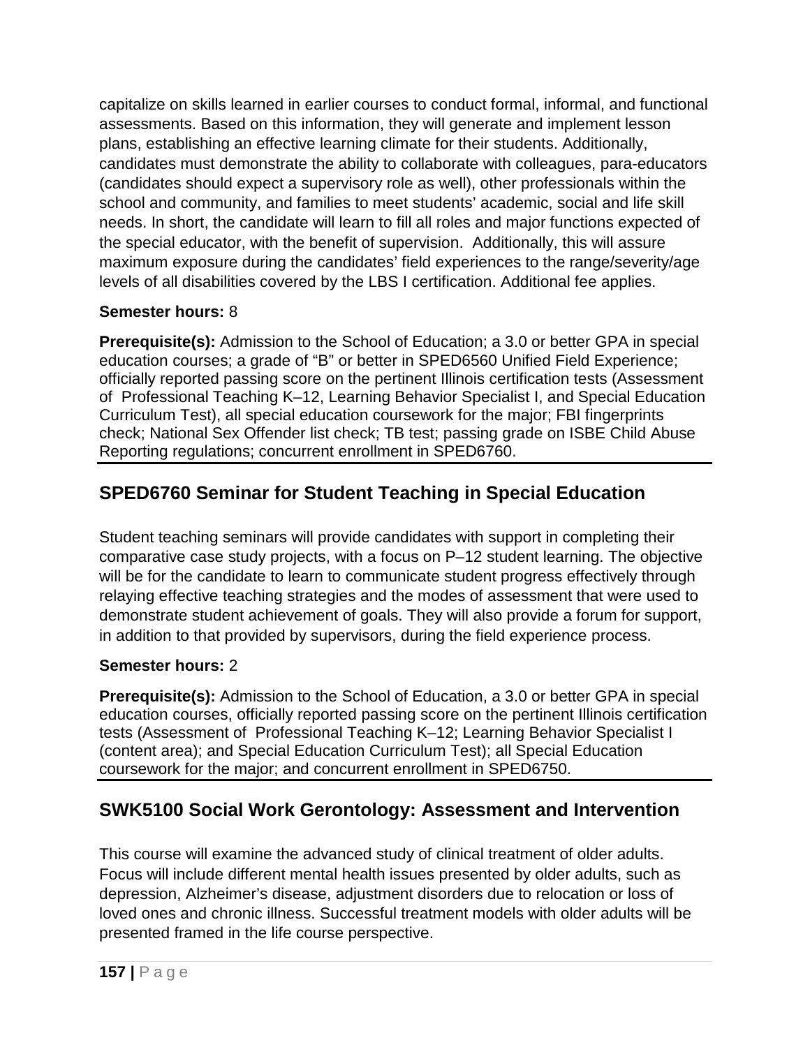capitalize on skills learned in earlier courses to conduct formal, informal, and functional assessments. Based on this information, they will generate and implement lesson plans, establishing an effective learning climate for their students. Additionally, candidates must demonstrate the ability to collaborate with colleagues, para-educators (candidates should expect a supervisory role as well), other professionals within the school and community, and families to meet students' academic, social and life skill needs. In short, the candidate will learn to fill all roles and major functions expected of the special educator, with the benefit of supervision. Additionally, this will assure maximum exposure during the candidates' field experiences to the range/severity/age levels of all disabilities covered by the LBS I certification. Additional fee applies.

**Semester hours:** 8

**Prerequisite(s):** Admission to the School of Education; a 3.0 or better GPA in special education courses; a grade of "B" or better in SPED6560 Unified Field Experience; officially reported passing score on the pertinent Illinois certification tests (Assessment of Professional Teaching K–12, Learning Behavior Specialist I, and Special Education Curriculum Test), all special education coursework for the major; FBI fingerprints check; National Sex Offender list check; TB test; passing grade on ISBE Child Abuse Reporting regulations; concurrent enrollment in SPED6760.

## SPED6760 Seminar for Student Teaching in Special Education

Student teaching seminars will provide candidates with support in completing their comparative case study projects, with a focus on P–12 student learning. The objective will be for the candidate to learn to communicate student progress effectively through relaying effective teaching strategies and the modes of assessment that were used to demonstrate student achievement of goals. They will also provide a forum for support, in addition to that provided by supervisors, during the field experience process.

**Semester hours:** 2

**Prerequisite(s):** Admission to the School of Education, a 3.0 or better GPA in special education courses, officially reported passing score on the pertinent Illinois certification tests (Assessment of Professional Teaching K–12; Learning Behavior Specialist I (content area); and Special Education Curriculum Test); all Special Education coursework for the major; and concurrent enrollment in SPED6750.

## SWK5100 Social Work Gerontology: Assessment and Intervention

This course will examine the advanced study of clinical treatment of older adults. Focus will include different mental health issues presented by older adults, such as depression, Alzheimer's disease, adjustment disorders due to relocation or loss of loved ones and chronic illness. Successful treatment models with older adults will be presented framed in the life course perspective.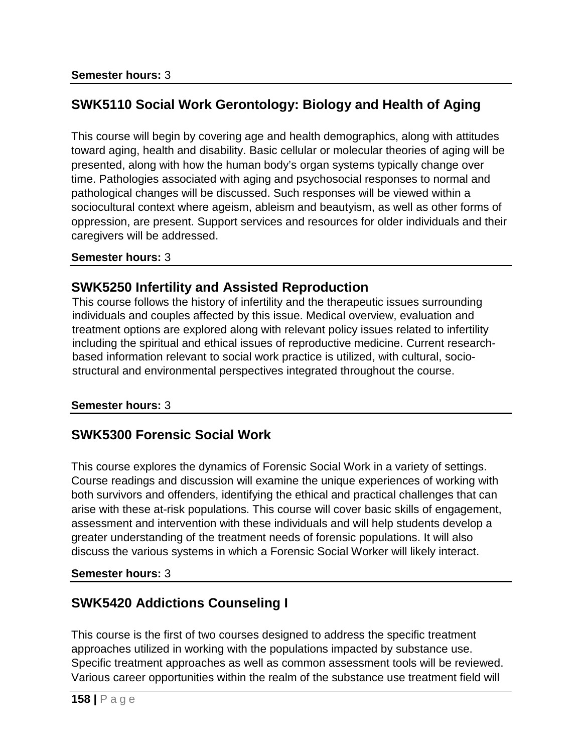**Semester hours:** 3

## SWK5110 Social Work Gerontology: Biology and Health of Aging

This course will begin by covering age and health demographics, along with attitudes toward aging, health and disability. Basic cellular or molecular theories of aging will be presented, along with how the human body's organ systems typically change over time. Pathologies associated with aging and psychosocial responses to normal and pathological changes will be discussed. Such responses will be viewed within a sociocultural context where ageism, ableism and beautyism, as well as other forms of oppression, are present. Support services and resources for older individuals and their caregivers will be addressed.

**Semester hours:** 3

## SWK5250 Infertility and Assisted Reproduction

This course follows the history of infertility and the therapeutic issues surrounding individuals and couples affected by this issue. Medical overview, evaluation and treatment options are explored along with relevant policy issues related to infertility including the spiritual and ethical issues of reproductive medicine. Current research-based information relevant to social work practice is utilized, with cultural, socio-structural and environmental perspectives integrated throughout the course.

**Semester hours:** 3

## SWK5300 Forensic Social Work

This course explores the dynamics of Forensic Social Work in a variety of settings. Course readings and discussion will examine the unique experiences of working with both survivors and offenders, identifying the ethical and practical challenges that can arise with these at-risk populations. This course will cover basic skills of engagement, assessment and intervention with these individuals and will help students develop a greater understanding of the treatment needs of forensic populations. It will also discuss the various systems in which a Forensic Social Worker will likely interact.

**Semester hours:** 3

## SWK5420 Addictions Counseling I

This course is the first of two courses designed to address the specific treatment approaches utilized in working with the populations impacted by substance use. Specific treatment approaches as well as common assessment tools will be reviewed. Various career opportunities within the realm of the substance use treatment field will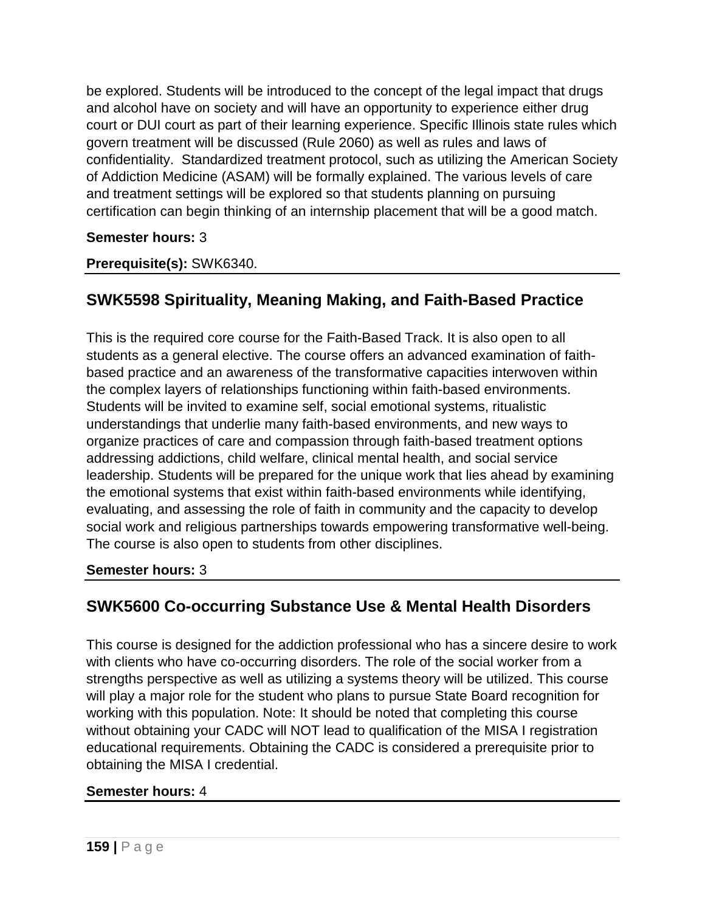be explored. Students will be introduced to the concept of the legal impact that drugs and alcohol have on society and will have an opportunity to experience either drug court or DUI court as part of their learning experience. Specific Illinois state rules which govern treatment will be discussed (Rule 2060) as well as rules and laws of confidentiality. Standardized treatment protocol, such as utilizing the American Society of Addiction Medicine (ASAM) will be formally explained. The various levels of care and treatment settings will be explored so that students planning on pursuing certification can begin thinking of an internship placement that will be a good match.

**Semester hours:** 3

**Prerequisite(s):** SWK6340.

## SWK5598 Spirituality, Meaning Making, and Faith-Based Practice

This is the required core course for the Faith-Based Track. It is also open to all students as a general elective. The course offers an advanced examination of faith-based practice and an awareness of the transformative capacities interwoven within the complex layers of relationships functioning within faith-based environments. Students will be invited to examine self, social emotional systems, ritualistic understandings that underlie many faith-based environments, and new ways to organize practices of care and compassion through faith-based treatment options addressing addictions, child welfare, clinical mental health, and social service leadership. Students will be prepared for the unique work that lies ahead by examining the emotional systems that exist within faith-based environments while identifying, evaluating, and assessing the role of faith in community and the capacity to develop social work and religious partnerships towards empowering transformative well-being. The course is also open to students from other disciplines.

**Semester hours:** 3

## SWK5600 Co-occurring Substance Use & Mental Health Disorders

This course is designed for the addiction professional who has a sincere desire to work with clients who have co-occurring disorders. The role of the social worker from a strengths perspective as well as utilizing a systems theory will be utilized. This course will play a major role for the student who plans to pursue State Board recognition for working with this population. Note: It should be noted that completing this course without obtaining your CADC will NOT lead to qualification of the MISA I registration educational requirements. Obtaining the CADC is considered a prerequisite prior to obtaining the MISA I credential.

**Semester hours:** 4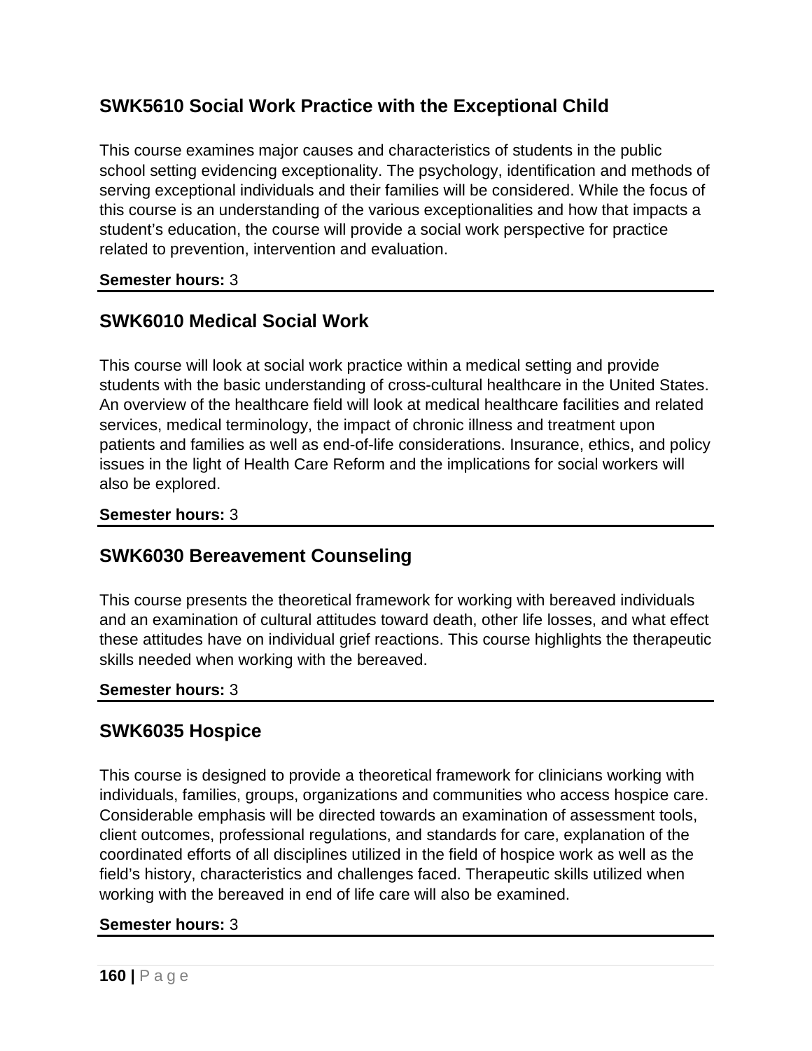## SWK5610 Social Work Practice with the Exceptional Child

This course examines major causes and characteristics of students in the public school setting evidencing exceptionality. The psychology, identification and methods of serving exceptional individuals and their families will be considered. While the focus of this course is an understanding of the various exceptionalities and how that impacts a student's education, the course will provide a social work perspective for practice related to prevention, intervention and evaluation.

**Semester hours:** 3

## SWK6010 Medical Social Work

This course will look at social work practice within a medical setting and provide students with the basic understanding of cross-cultural healthcare in the United States. An overview of the healthcare field will look at medical healthcare facilities and related services, medical terminology, the impact of chronic illness and treatment upon patients and families as well as end-of-life considerations. Insurance, ethics, and policy issues in the light of Health Care Reform and the implications for social workers will also be explored.

**Semester hours:** 3

## SWK6030 Bereavement Counseling

This course presents the theoretical framework for working with bereaved individuals and an examination of cultural attitudes toward death, other life losses, and what effect these attitudes have on individual grief reactions. This course highlights the therapeutic skills needed when working with the bereaved.

**Semester hours:** 3

## SWK6035 Hospice

This course is designed to provide a theoretical framework for clinicians working with individuals, families, groups, organizations and communities who access hospice care. Considerable emphasis will be directed towards an examination of assessment tools, client outcomes, professional regulations, and standards for care, explanation of the coordinated efforts of all disciplines utilized in the field of hospice work as well as the field's history, characteristics and challenges faced. Therapeutic skills utilized when working with the bereaved in end of life care will also be examined.

**Semester hours:** 3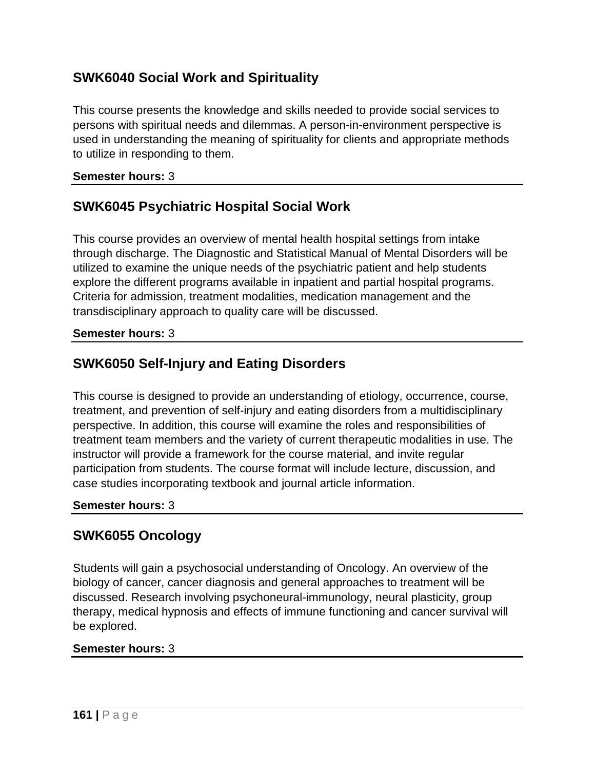## SWK6040 Social Work and Spirituality

This course presents the knowledge and skills needed to provide social services to persons with spiritual needs and dilemmas. A person-in-environment perspective is used in understanding the meaning of spirituality for clients and appropriate methods to utilize in responding to them.

**Semester hours:** 3

---

## SWK6045 Psychiatric Hospital Social Work

This course provides an overview of mental health hospital settings from intake through discharge. The Diagnostic and Statistical Manual of Mental Disorders will be utilized to examine the unique needs of the psychiatric patient and help students explore the different programs available in inpatient and partial hospital programs. Criteria for admission, treatment modalities, medication management and the transdisciplinary approach to quality care will be discussed.

**Semester hours:** 3

---

## SWK6050 Self-Injury and Eating Disorders

This course is designed to provide an understanding of etiology, occurrence, course, treatment, and prevention of self-injury and eating disorders from a multidisciplinary perspective. In addition, this course will examine the roles and responsibilities of treatment team members and the variety of current therapeutic modalities in use. The instructor will provide a framework for the course material, and invite regular participation from students. The course format will include lecture, discussion, and case studies incorporating textbook and journal article information.

**Semester hours:** 3

---

## SWK6055 Oncology

Students will gain a psychosocial understanding of Oncology. An overview of the biology of cancer, cancer diagnosis and general approaches to treatment will be discussed. Research involving psychoneural-immunology, neural plasticity, group therapy, medical hypnosis and effects of immune functioning and cancer survival will be explored.

**Semester hours:** 3

---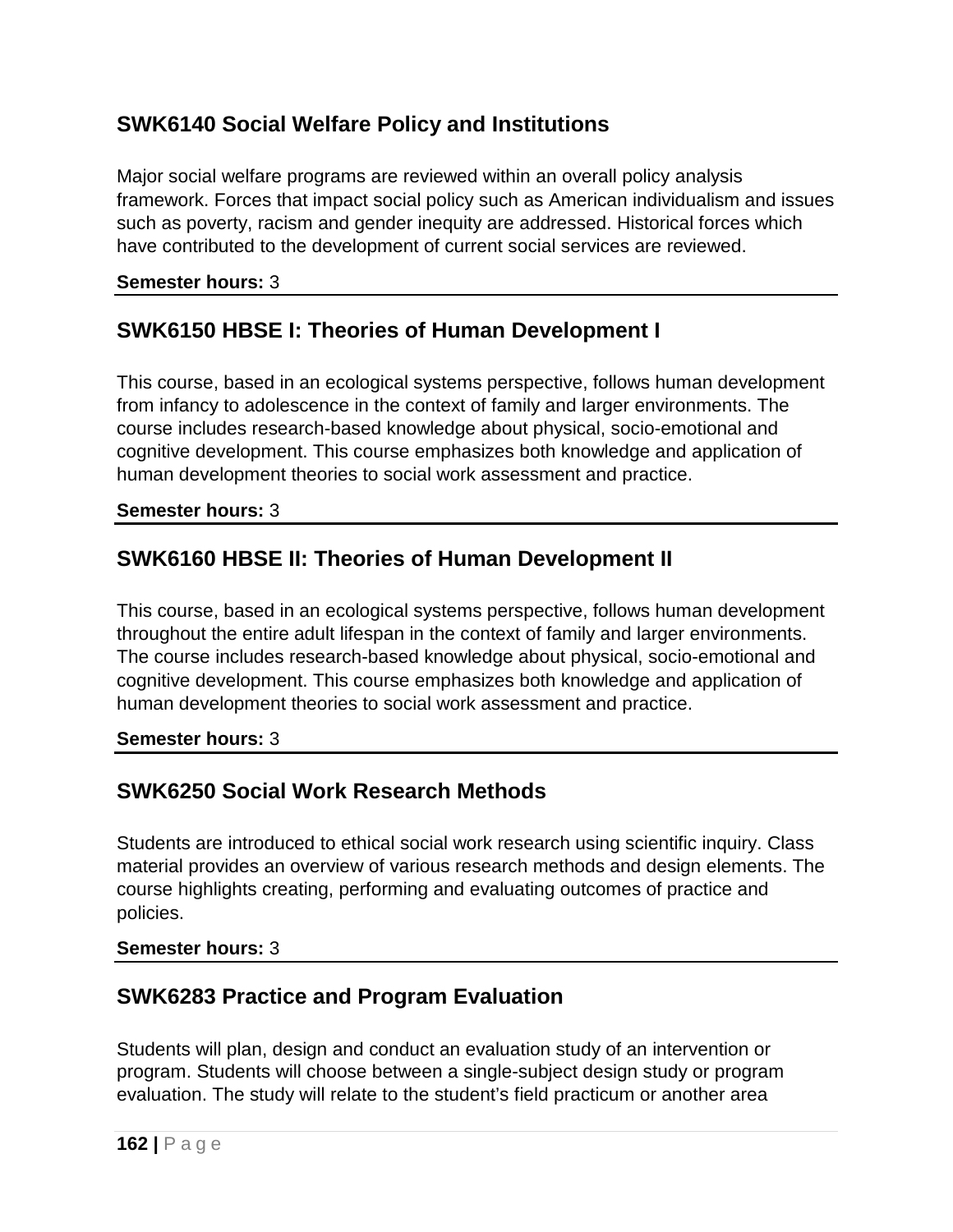## SWK6140 Social Welfare Policy and Institutions

Major social welfare programs are reviewed within an overall policy analysis framework. Forces that impact social policy such as American individualism and issues such as poverty, racism and gender inequity are addressed. Historical forces which have contributed to the development of current social services are reviewed.

**Semester hours:** 3

---

## SWK6150 HBSE I: Theories of Human Development I

This course, based in an ecological systems perspective, follows human development from infancy to adolescence in the context of family and larger environments. The course includes research-based knowledge about physical, socio-emotional and cognitive development. This course emphasizes both knowledge and application of human development theories to social work assessment and practice.

**Semester hours:** 3

---

## SWK6160 HBSE II: Theories of Human Development II

This course, based in an ecological systems perspective, follows human development throughout the entire adult lifespan in the context of family and larger environments. The course includes research-based knowledge about physical, socio-emotional and cognitive development. This course emphasizes both knowledge and application of human development theories to social work assessment and practice.

**Semester hours:** 3

---

## SWK6250 Social Work Research Methods

Students are introduced to ethical social work research using scientific inquiry. Class material provides an overview of various research methods and design elements. The course highlights creating, performing and evaluating outcomes of practice and policies.

**Semester hours:** 3

---

## SWK6283 Practice and Program Evaluation

Students will plan, design and conduct an evaluation study of an intervention or program. Students will choose between a single-subject design study or program evaluation. The study will relate to the student's field practicum or another area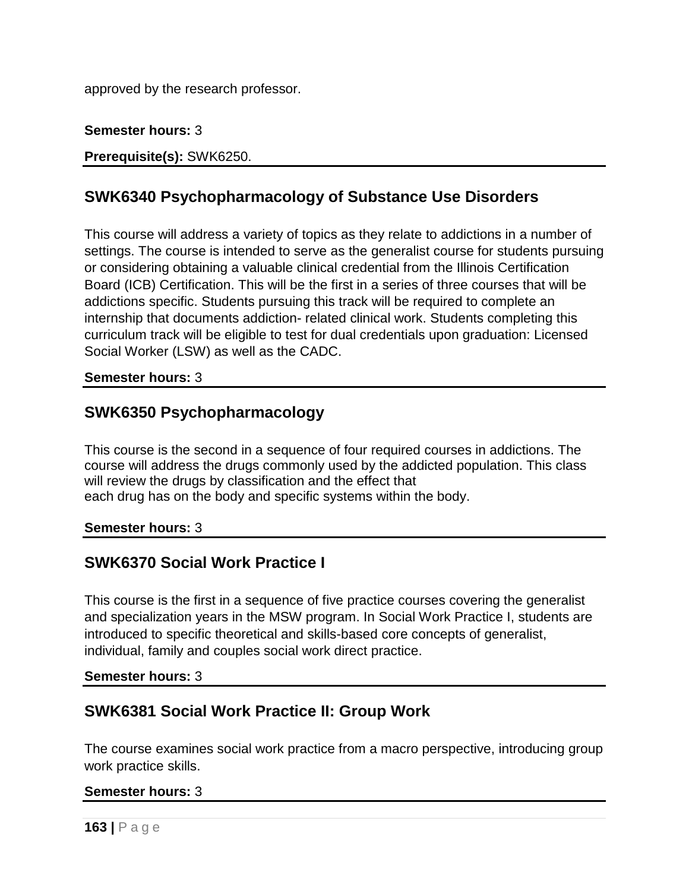approved by the research professor.

**Semester hours:** 3

**Prerequisite(s):** SWK6250.

## SWK6340 Psychopharmacology of Substance Use Disorders

This course will address a variety of topics as they relate to addictions in a number of settings. The course is intended to serve as the generalist course for students pursuing or considering obtaining a valuable clinical credential from the Illinois Certification Board (ICB) Certification. This will be the first in a series of three courses that will be addictions specific. Students pursuing this track will be required to complete an internship that documents addiction- related clinical work. Students completing this curriculum track will be eligible to test for dual credentials upon graduation: Licensed Social Worker (LSW) as well as the CADC.

**Semester hours:** 3

## SWK6350 Psychopharmacology

This course is the second in a sequence of four required courses in addictions. The course will address the drugs commonly used by the addicted population. This class will review the drugs by classification and the effect that each drug has on the body and specific systems within the body.

**Semester hours:** 3

## SWK6370 Social Work Practice I

This course is the first in a sequence of five practice courses covering the generalist and specialization years in the MSW program. In Social Work Practice I, students are introduced to specific theoretical and skills-based core concepts of generalist, individual, family and couples social work direct practice.

**Semester hours:** 3

## SWK6381 Social Work Practice II: Group Work

The course examines social work practice from a macro perspective, introducing group work practice skills.

**Semester hours:** 3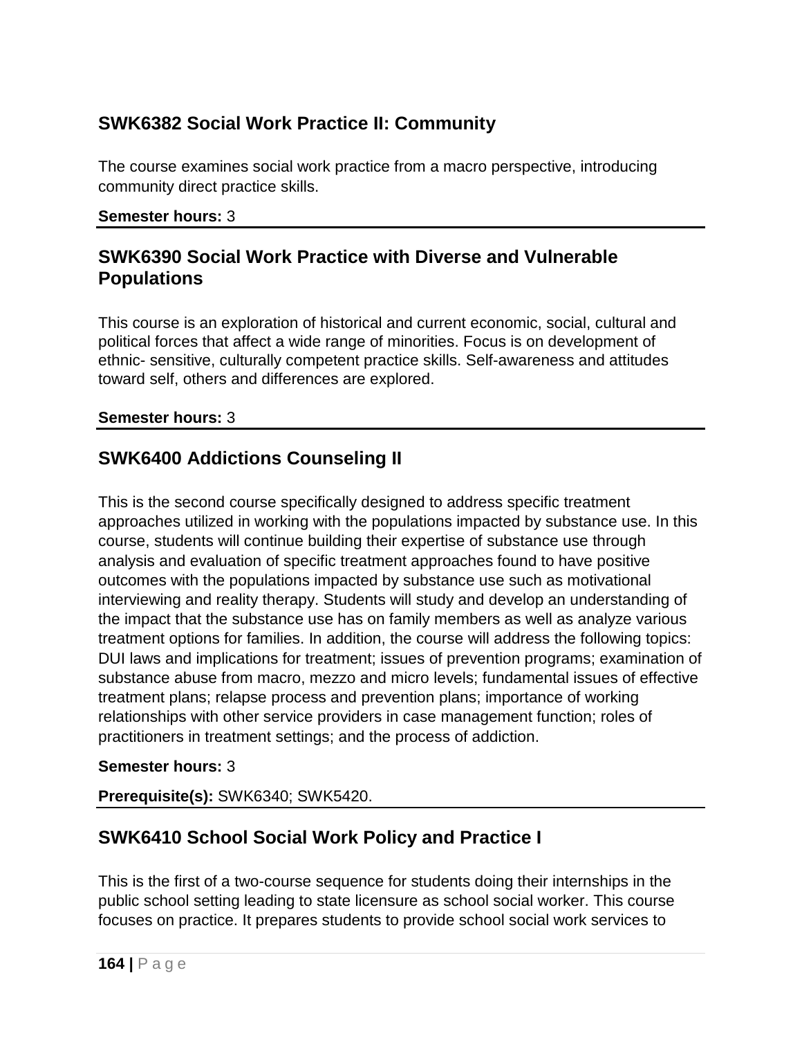## SWK6382 Social Work Practice II: Community

The course examines social work practice from a macro perspective, introducing community direct practice skills.

**Semester hours:** 3

## SWK6390 Social Work Practice with Diverse and Vulnerable Populations

This course is an exploration of historical and current economic, social, cultural and political forces that affect a wide range of minorities. Focus is on development of ethnic- sensitive, culturally competent practice skills. Self-awareness and attitudes toward self, others and differences are explored.

**Semester hours:** 3

## SWK6400 Addictions Counseling II

This is the second course specifically designed to address specific treatment approaches utilized in working with the populations impacted by substance use. In this course, students will continue building their expertise of substance use through analysis and evaluation of specific treatment approaches found to have positive outcomes with the populations impacted by substance use such as motivational interviewing and reality therapy. Students will study and develop an understanding of the impact that the substance use has on family members as well as analyze various treatment options for families. In addition, the course will address the following topics: DUI laws and implications for treatment; issues of prevention programs; examination of substance abuse from macro, mezzo and micro levels; fundamental issues of effective treatment plans; relapse process and prevention plans; importance of working relationships with other service providers in case management function; roles of practitioners in treatment settings; and the process of addiction.

**Semester hours:** 3

**Prerequisite(s):** SWK6340; SWK5420.

## SWK6410 School Social Work Policy and Practice I

This is the first of a two-course sequence for students doing their internships in the public school setting leading to state licensure as school social worker. This course focuses on practice. It prepares students to provide school social work services to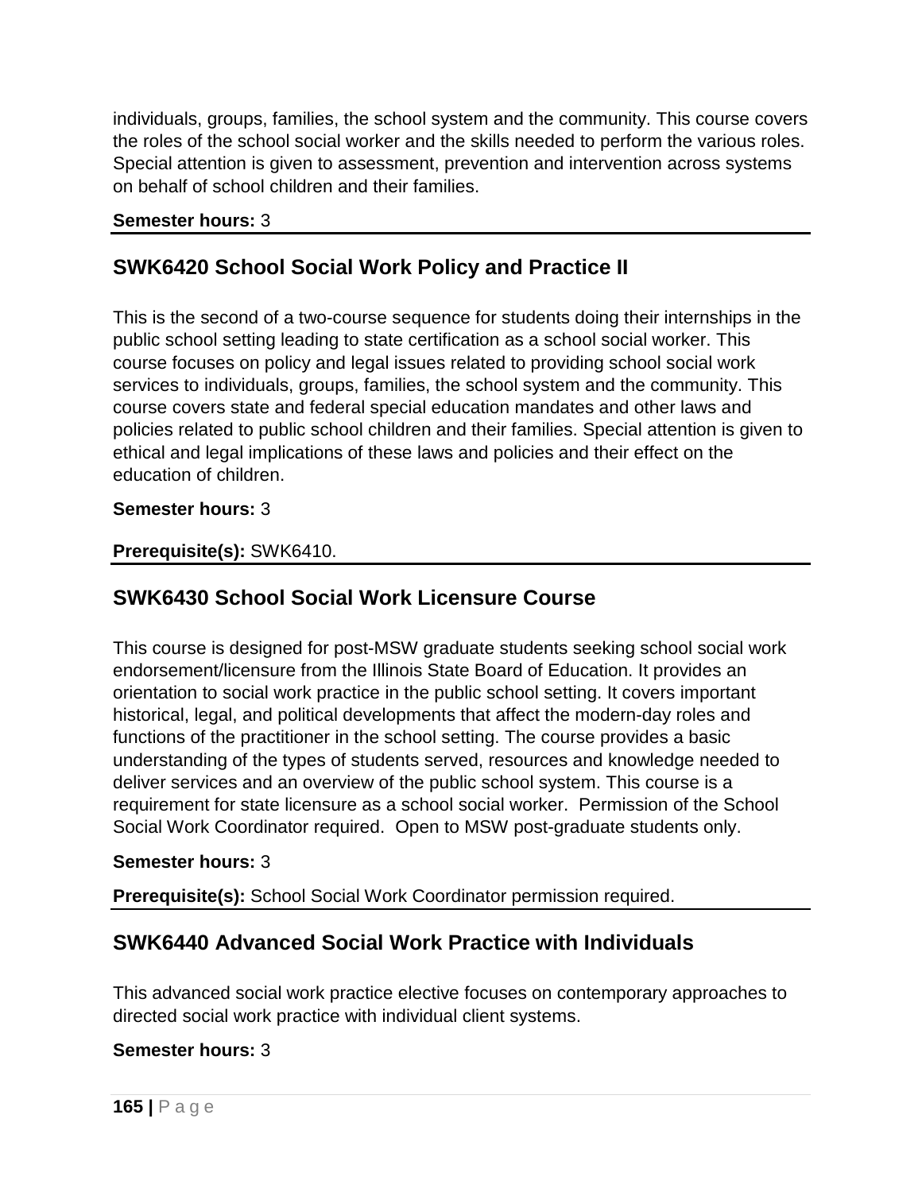individuals, groups, families, the school system and the community. This course covers the roles of the school social worker and the skills needed to perform the various roles. Special attention is given to assessment, prevention and intervention across systems on behalf of school children and their families.

**Semester hours:** 3

## SWK6420 School Social Work Policy and Practice II

This is the second of a two-course sequence for students doing their internships in the public school setting leading to state certification as a school social worker. This course focuses on policy and legal issues related to providing school social work services to individuals, groups, families, the school system and the community. This course covers state and federal special education mandates and other laws and policies related to public school children and their families. Special attention is given to ethical and legal implications of these laws and policies and their effect on the education of children.

**Semester hours:** 3

**Prerequisite(s):** SWK6410.

## SWK6430 School Social Work Licensure Course

This course is designed for post-MSW graduate students seeking school social work endorsement/licensure from the Illinois State Board of Education. It provides an orientation to social work practice in the public school setting. It covers important historical, legal, and political developments that affect the modern-day roles and functions of the practitioner in the school setting. The course provides a basic understanding of the types of students served, resources and knowledge needed to deliver services and an overview of the public school system. This course is a requirement for state licensure as a school social worker. Permission of the School Social Work Coordinator required. Open to MSW post-graduate students only.

**Semester hours:** 3

**Prerequisite(s):** School Social Work Coordinator permission required.

## SWK6440 Advanced Social Work Practice with Individuals

This advanced social work practice elective focuses on contemporary approaches to directed social work practice with individual client systems.

**Semester hours:** 3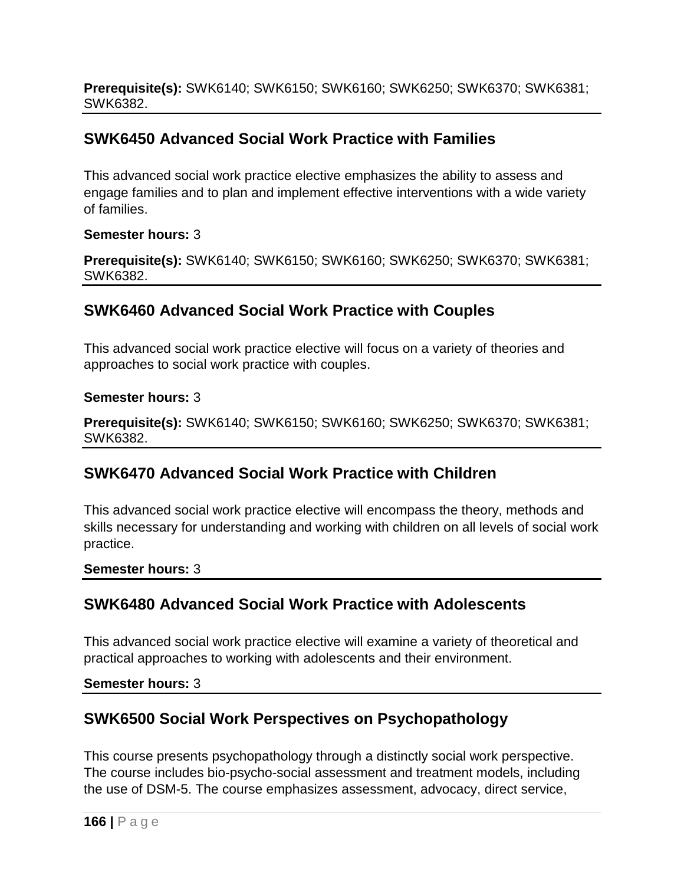**Prerequisite(s):** SWK6140; SWK6150; SWK6160; SWK6250; SWK6370; SWK6381; SWK6382.

## SWK6450 Advanced Social Work Practice with Families

This advanced social work practice elective emphasizes the ability to assess and engage families and to plan and implement effective interventions with a wide variety of families.

**Semester hours:** 3

**Prerequisite(s):** SWK6140; SWK6150; SWK6160; SWK6250; SWK6370; SWK6381; SWK6382.

## SWK6460 Advanced Social Work Practice with Couples

This advanced social work practice elective will focus on a variety of theories and approaches to social work practice with couples.

**Semester hours:** 3

**Prerequisite(s):** SWK6140; SWK6150; SWK6160; SWK6250; SWK6370; SWK6381; SWK6382.

## SWK6470 Advanced Social Work Practice with Children

This advanced social work practice elective will encompass the theory, methods and skills necessary for understanding and working with children on all levels of social work practice.

**Semester hours:** 3

## SWK6480 Advanced Social Work Practice with Adolescents

This advanced social work practice elective will examine a variety of theoretical and practical approaches to working with adolescents and their environment.

**Semester hours:** 3

## SWK6500 Social Work Perspectives on Psychopathology

This course presents psychopathology through a distinctly social work perspective. The course includes bio-psycho-social assessment and treatment models, including the use of DSM-5. The course emphasizes assessment, advocacy, direct service,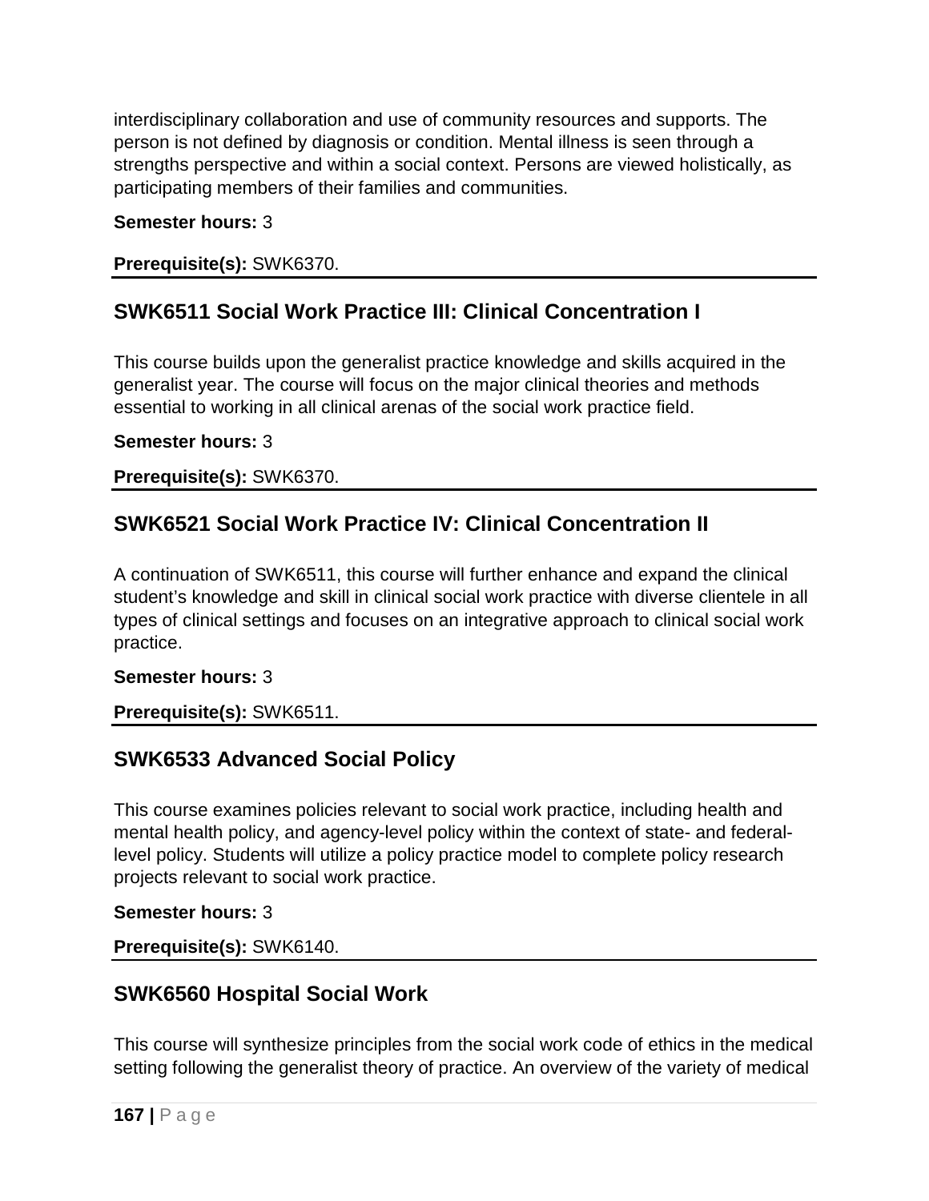interdisciplinary collaboration and use of community resources and supports. The person is not defined by diagnosis or condition. Mental illness is seen through a strengths perspective and within a social context. Persons are viewed holistically, as participating members of their families and communities.

**Semester hours:** 3

**Prerequisite(s):** SWK6370.

## SWK6511 Social Work Practice III: Clinical Concentration I

This course builds upon the generalist practice knowledge and skills acquired in the generalist year. The course will focus on the major clinical theories and methods essential to working in all clinical arenas of the social work practice field.

**Semester hours:** 3

**Prerequisite(s):** SWK6370.

## SWK6521 Social Work Practice IV: Clinical Concentration II

A continuation of SWK6511, this course will further enhance and expand the clinical student's knowledge and skill in clinical social work practice with diverse clientele in all types of clinical settings and focuses on an integrative approach to clinical social work practice.

**Semester hours:** 3

**Prerequisite(s):** SWK6511.

## SWK6533 Advanced Social Policy

This course examines policies relevant to social work practice, including health and mental health policy, and agency-level policy within the context of state- and federal-level policy. Students will utilize a policy practice model to complete policy research projects relevant to social work practice.

**Semester hours:** 3

**Prerequisite(s):** SWK6140.

## SWK6560 Hospital Social Work

This course will synthesize principles from the social work code of ethics in the medical setting following the generalist theory of practice. An overview of the variety of medical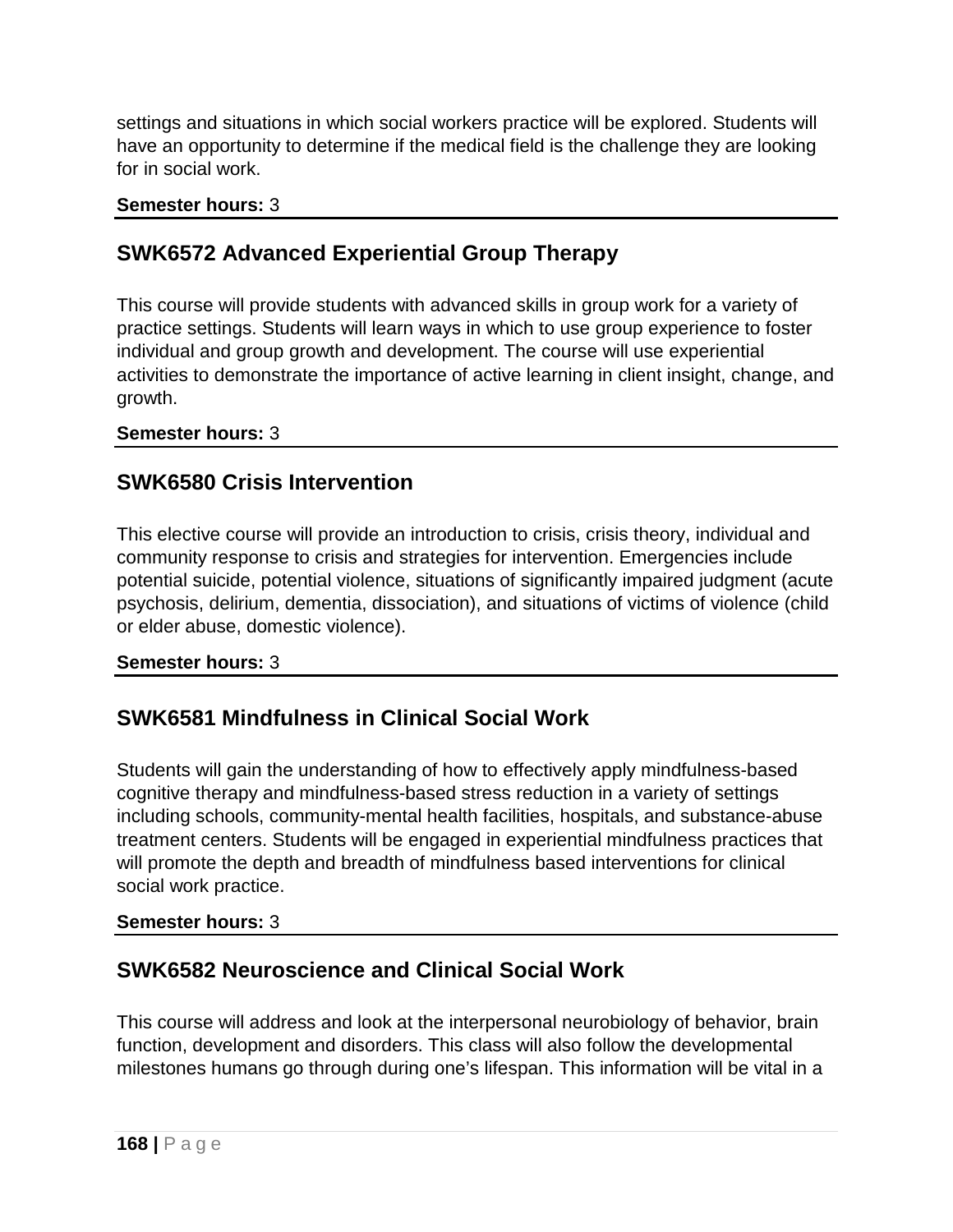settings and situations in which social workers practice will be explored. Students will have an opportunity to determine if the medical field is the challenge they are looking for in social work.

**Semester hours:** 3

## SWK6572 Advanced Experiential Group Therapy

This course will provide students with advanced skills in group work for a variety of practice settings. Students will learn ways in which to use group experience to foster individual and group growth and development. The course will use experiential activities to demonstrate the importance of active learning in client insight, change, and growth.

**Semester hours:** 3

## SWK6580 Crisis Intervention

This elective course will provide an introduction to crisis, crisis theory, individual and community response to crisis and strategies for intervention. Emergencies include potential suicide, potential violence, situations of significantly impaired judgment (acute psychosis, delirium, dementia, dissociation), and situations of victims of violence (child or elder abuse, domestic violence).

**Semester hours:** 3

## SWK6581 Mindfulness in Clinical Social Work

Students will gain the understanding of how to effectively apply mindfulness-based cognitive therapy and mindfulness-based stress reduction in a variety of settings including schools, community-mental health facilities, hospitals, and substance-abuse treatment centers. Students will be engaged in experiential mindfulness practices that will promote the depth and breadth of mindfulness based interventions for clinical social work practice.

**Semester hours:** 3

## SWK6582 Neuroscience and Clinical Social Work

This course will address and look at the interpersonal neurobiology of behavior, brain function, development and disorders. This class will also follow the developmental milestones humans go through during one's lifespan. This information will be vital in a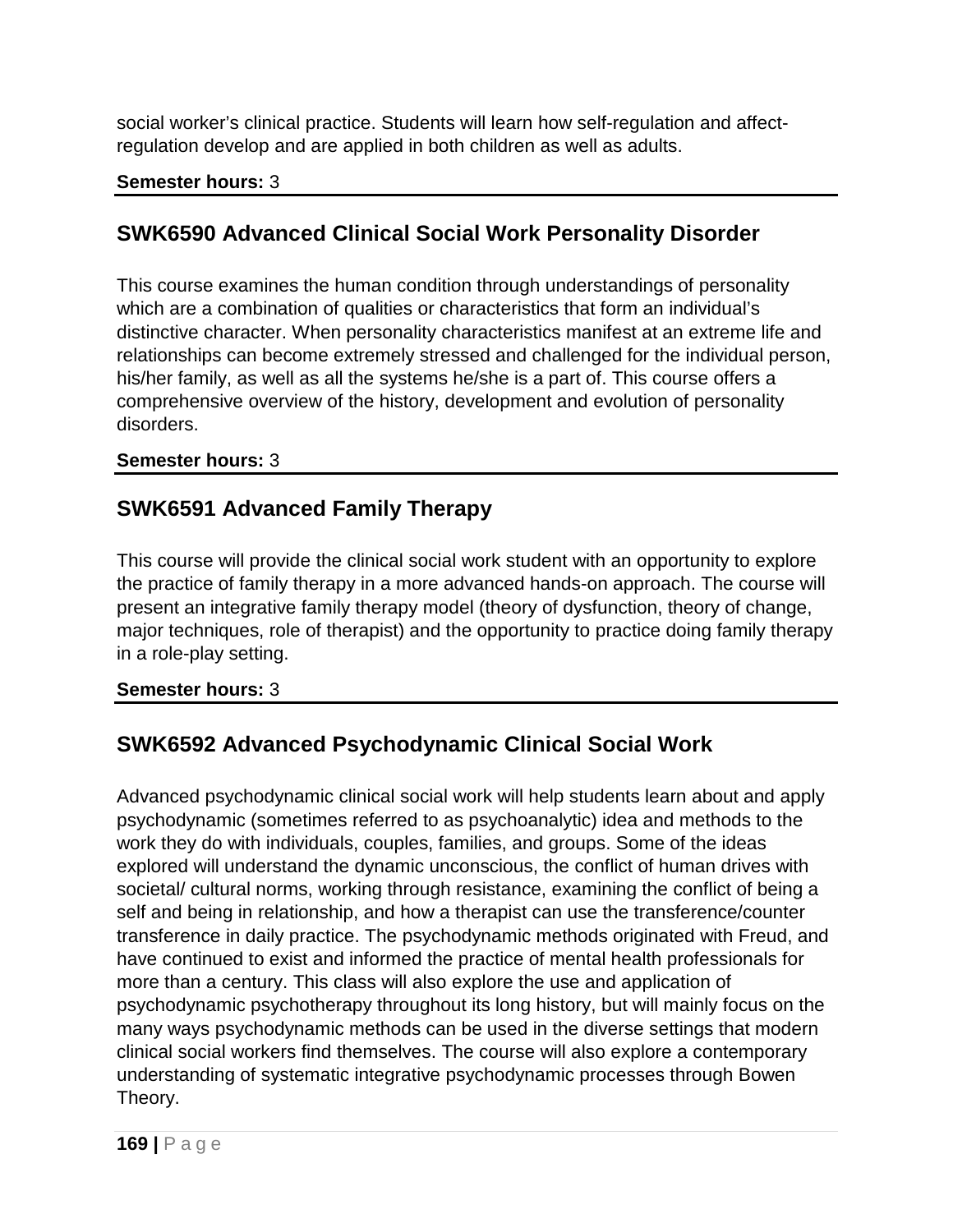social worker's clinical practice. Students will learn how self-regulation and affect-regulation develop and are applied in both children as well as adults.

**Semester hours:** 3

## SWK6590 Advanced Clinical Social Work Personality Disorder

This course examines the human condition through understandings of personality which are a combination of qualities or characteristics that form an individual's distinctive character. When personality characteristics manifest at an extreme life and relationships can become extremely stressed and challenged for the individual person, his/her family, as well as all the systems he/she is a part of. This course offers a comprehensive overview of the history, development and evolution of personality disorders.

**Semester hours:** 3

## SWK6591 Advanced Family Therapy

This course will provide the clinical social work student with an opportunity to explore the practice of family therapy in a more advanced hands-on approach. The course will present an integrative family therapy model (theory of dysfunction, theory of change, major techniques, role of therapist) and the opportunity to practice doing family therapy in a role-play setting.

**Semester hours:** 3

## SWK6592 Advanced Psychodynamic Clinical Social Work

Advanced psychodynamic clinical social work will help students learn about and apply psychodynamic (sometimes referred to as psychoanalytic) idea and methods to the work they do with individuals, couples, families, and groups. Some of the ideas explored will understand the dynamic unconscious, the conflict of human drives with societal/ cultural norms, working through resistance, examining the conflict of being a self and being in relationship, and how a therapist can use the transference/counter transference in daily practice. The psychodynamic methods originated with Freud, and have continued to exist and informed the practice of mental health professionals for more than a century. This class will also explore the use and application of psychodynamic psychotherapy throughout its long history, but will mainly focus on the many ways psychodynamic methods can be used in the diverse settings that modern clinical social workers find themselves. The course will also explore a contemporary understanding of systematic integrative psychodynamic processes through Bowen Theory.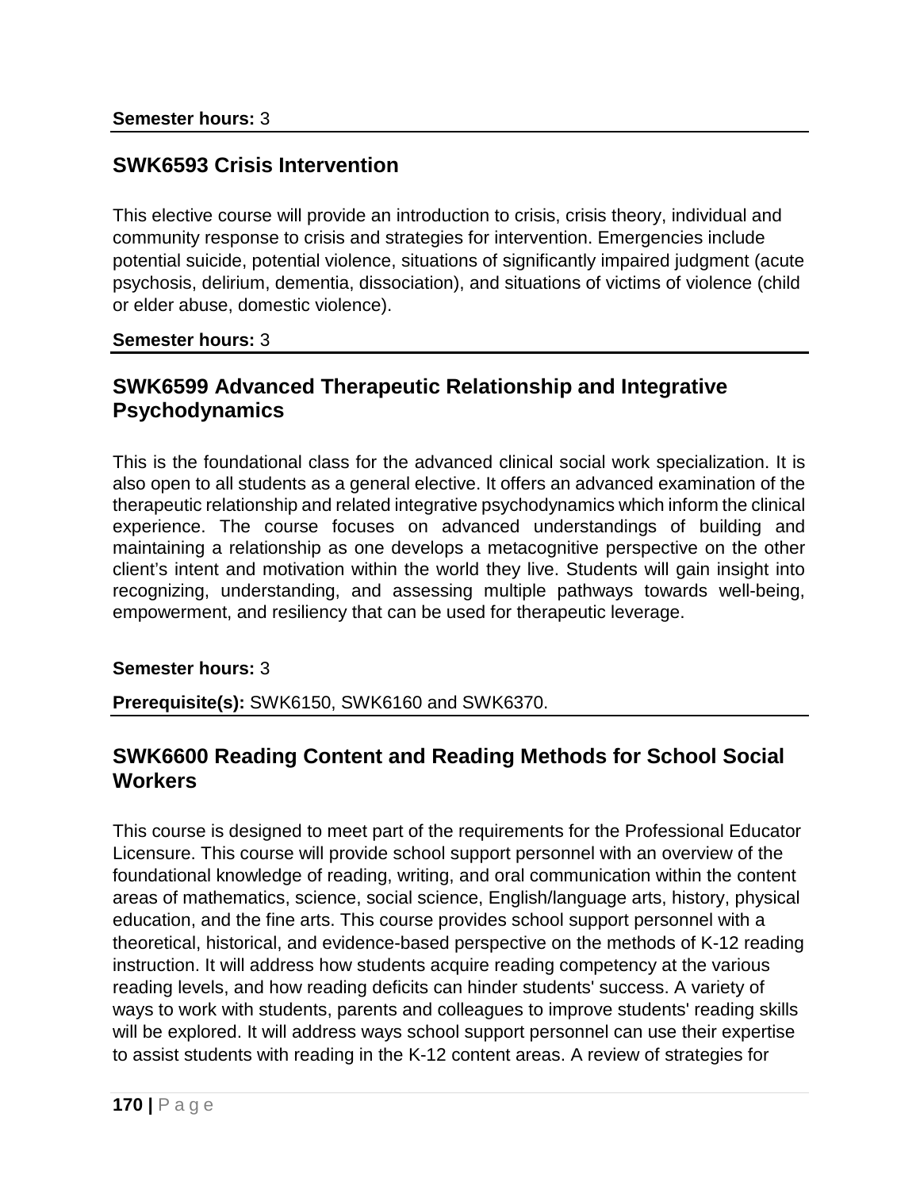**Semester hours:** 3

## SWK6593 Crisis Intervention

This elective course will provide an introduction to crisis, crisis theory, individual and community response to crisis and strategies for intervention. Emergencies include potential suicide, potential violence, situations of significantly impaired judgment (acute psychosis, delirium, dementia, dissociation), and situations of victims of violence (child or elder abuse, domestic violence).

**Semester hours:** 3

## SWK6599 Advanced Therapeutic Relationship and Integrative Psychodynamics

This is the foundational class for the advanced clinical social work specialization. It is also open to all students as a general elective. It offers an advanced examination of the therapeutic relationship and related integrative psychodynamics which inform the clinical experience. The course focuses on advanced understandings of building and maintaining a relationship as one develops a metacognitive perspective on the other client's intent and motivation within the world they live. Students will gain insight into recognizing, understanding, and assessing multiple pathways towards well-being, empowerment, and resiliency that can be used for therapeutic leverage.

**Semester hours:** 3

**Prerequisite(s):** SWK6150, SWK6160 and SWK6370.

## SWK6600 Reading Content and Reading Methods for School Social Workers

This course is designed to meet part of the requirements for the Professional Educator Licensure. This course will provide school support personnel with an overview of the foundational knowledge of reading, writing, and oral communication within the content areas of mathematics, science, social science, English/language arts, history, physical education, and the fine arts. This course provides school support personnel with a theoretical, historical, and evidence-based perspective on the methods of K-12 reading instruction. It will address how students acquire reading competency at the various reading levels, and how reading deficits can hinder students' success. A variety of ways to work with students, parents and colleagues to improve students' reading skills will be explored. It will address ways school support personnel can use their expertise to assist students with reading in the K-12 content areas. A review of strategies for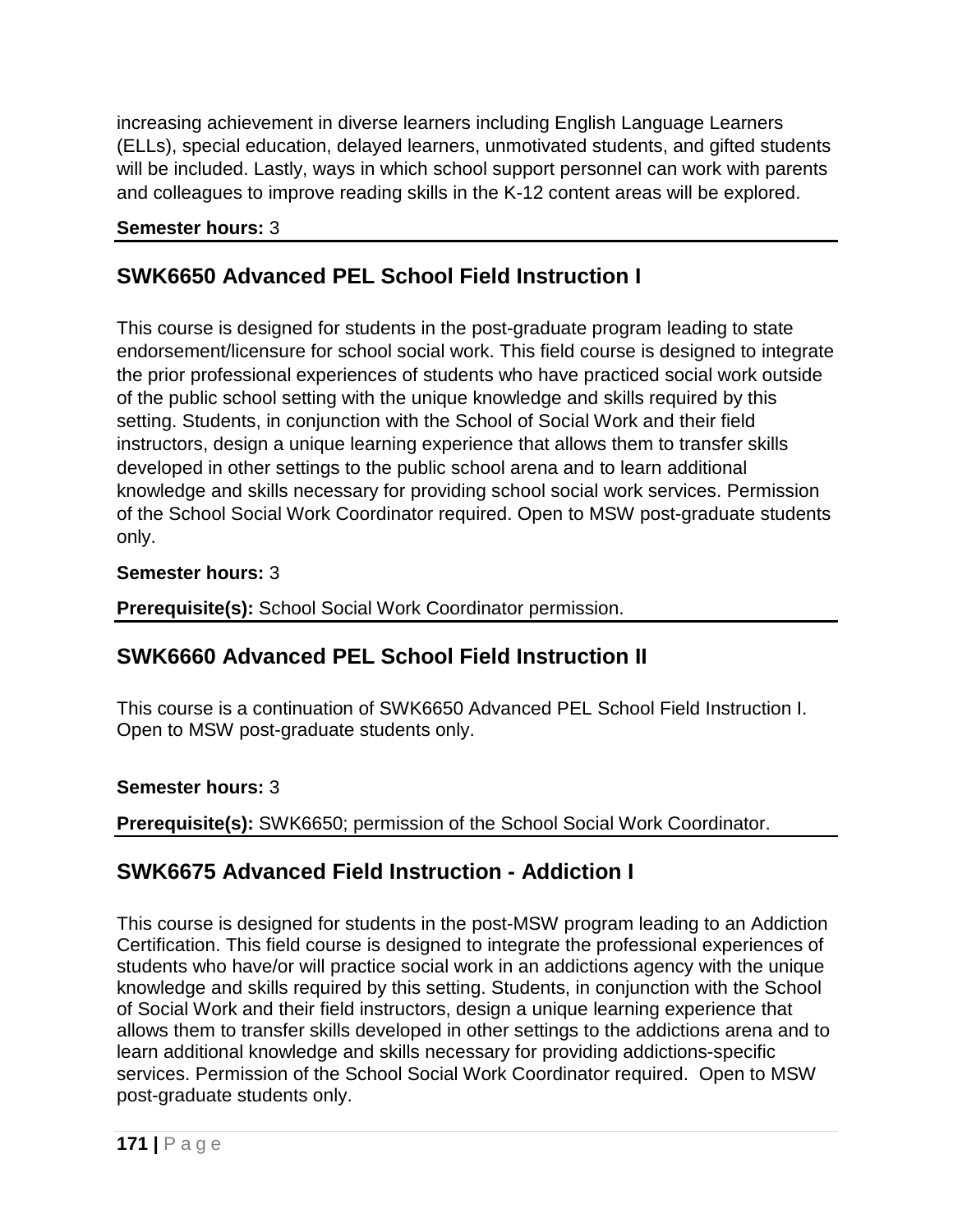increasing achievement in diverse learners including English Language Learners (ELLs), special education, delayed learners, unmotivated students, and gifted students will be included. Lastly, ways in which school support personnel can work with parents and colleagues to improve reading skills in the K-12 content areas will be explored.

**Semester hours:** 3

## SWK6650 Advanced PEL School Field Instruction I

This course is designed for students in the post-graduate program leading to state endorsement/licensure for school social work. This field course is designed to integrate the prior professional experiences of students who have practiced social work outside of the public school setting with the unique knowledge and skills required by this setting. Students, in conjunction with the School of Social Work and their field instructors, design a unique learning experience that allows them to transfer skills developed in other settings to the public school arena and to learn additional knowledge and skills necessary for providing school social work services. Permission of the School Social Work Coordinator required. Open to MSW post-graduate students only.

**Semester hours:** 3

**Prerequisite(s):** School Social Work Coordinator permission.

## SWK6660 Advanced PEL School Field Instruction II

This course is a continuation of SWK6650 Advanced PEL School Field Instruction I. Open to MSW post-graduate students only.

**Semester hours:** 3

**Prerequisite(s):** SWK6650; permission of the School Social Work Coordinator.

## SWK6675 Advanced Field Instruction - Addiction I

This course is designed for students in the post-MSW program leading to an Addiction Certification. This field course is designed to integrate the professional experiences of students who have/or will practice social work in an addictions agency with the unique knowledge and skills required by this setting. Students, in conjunction with the School of Social Work and their field instructors, design a unique learning experience that allows them to transfer skills developed in other settings to the addictions arena and to learn additional knowledge and skills necessary for providing addictions-specific services. Permission of the School Social Work Coordinator required. Open to MSW post-graduate students only.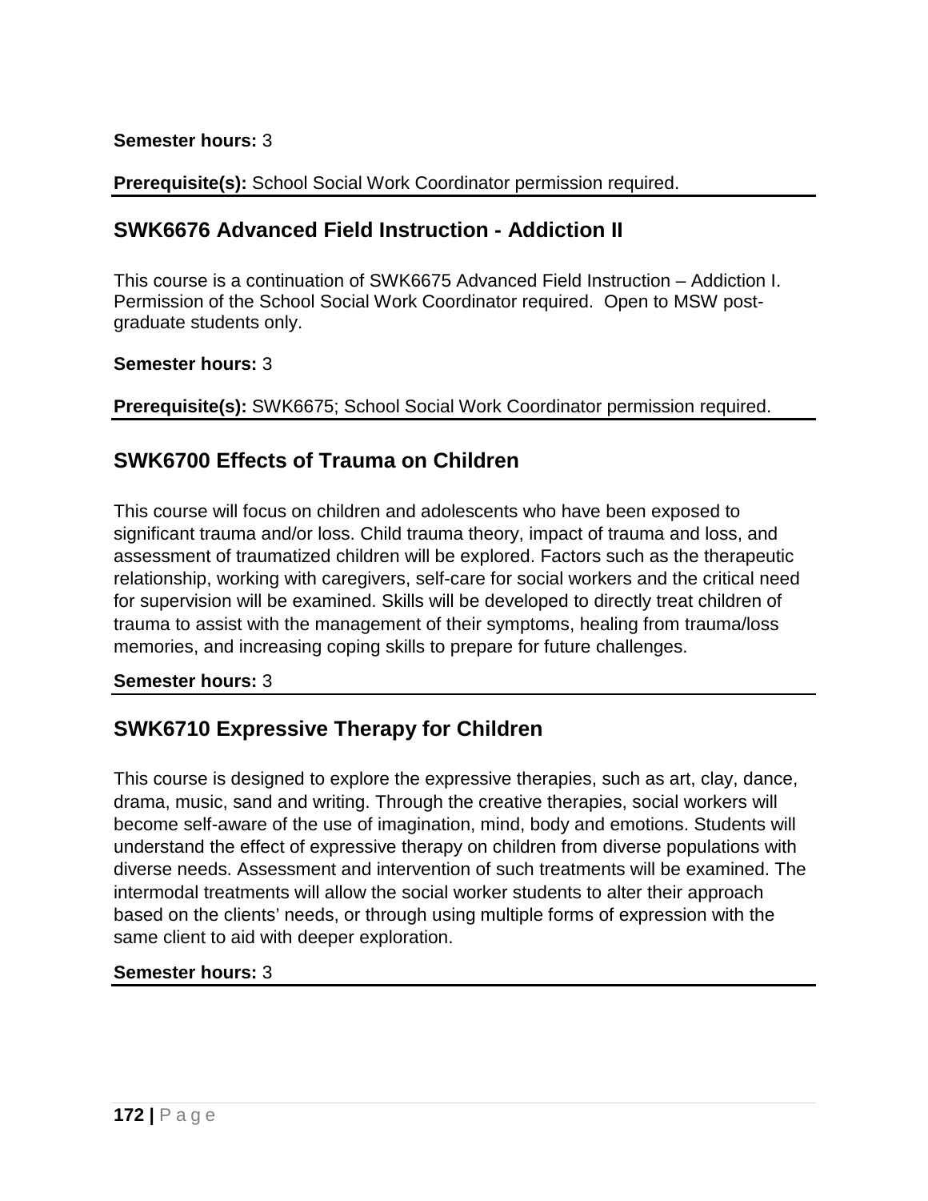**Semester hours:** 3

**Prerequisite(s):** School Social Work Coordinator permission required.

## SWK6676 Advanced Field Instruction - Addiction II

This course is a continuation of SWK6675 Advanced Field Instruction – Addiction I. Permission of the School Social Work Coordinator required. Open to MSW post-graduate students only.

**Semester hours:** 3

**Prerequisite(s):** SWK6675; School Social Work Coordinator permission required.

## SWK6700 Effects of Trauma on Children

This course will focus on children and adolescents who have been exposed to significant trauma and/or loss. Child trauma theory, impact of trauma and loss, and assessment of traumatized children will be explored. Factors such as the therapeutic relationship, working with caregivers, self-care for social workers and the critical need for supervision will be examined. Skills will be developed to directly treat children of trauma to assist with the management of their symptoms, healing from trauma/loss memories, and increasing coping skills to prepare for future challenges.

**Semester hours:** 3

## SWK6710 Expressive Therapy for Children

This course is designed to explore the expressive therapies, such as art, clay, dance, drama, music, sand and writing. Through the creative therapies, social workers will become self-aware of the use of imagination, mind, body and emotions. Students will understand the effect of expressive therapy on children from diverse populations with diverse needs. Assessment and intervention of such treatments will be examined. The intermodal treatments will allow the social worker students to alter their approach based on the clients' needs, or through using multiple forms of expression with the same client to aid with deeper exploration.

**Semester hours:** 3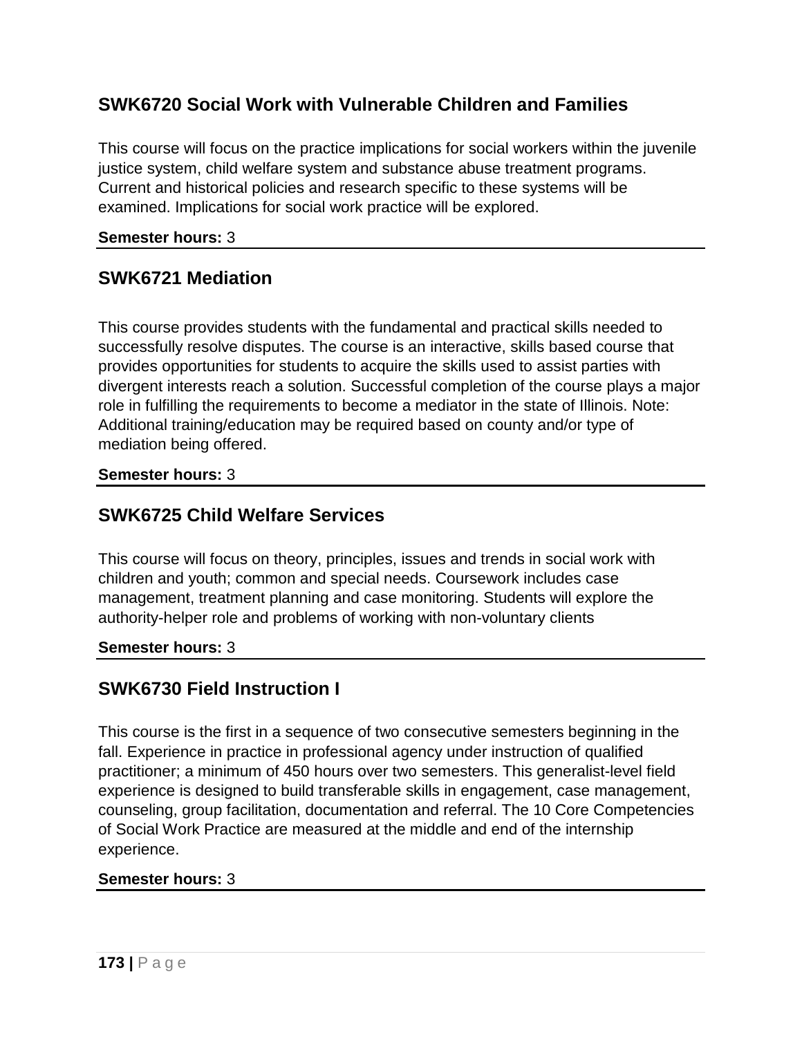## SWK6720 Social Work with Vulnerable Children and Families

This course will focus on the practice implications for social workers within the juvenile justice system, child welfare system and substance abuse treatment programs. Current and historical policies and research specific to these systems will be examined. Implications for social work practice will be explored.

**Semester hours:** 3

---

## SWK6721 Mediation

This course provides students with the fundamental and practical skills needed to successfully resolve disputes. The course is an interactive, skills based course that provides opportunities for students to acquire the skills used to assist parties with divergent interests reach a solution. Successful completion of the course plays a major role in fulfilling the requirements to become a mediator in the state of Illinois. Note: Additional training/education may be required based on county and/or type of mediation being offered.

**Semester hours:** 3

---

## SWK6725 Child Welfare Services

This course will focus on theory, principles, issues and trends in social work with children and youth; common and special needs. Coursework includes case management, treatment planning and case monitoring. Students will explore the authority-helper role and problems of working with non-voluntary clients

**Semester hours:** 3

---

## SWK6730 Field Instruction I

This course is the first in a sequence of two consecutive semesters beginning in the fall. Experience in practice in professional agency under instruction of qualified practitioner; a minimum of 450 hours over two semesters. This generalist-level field experience is designed to build transferable skills in engagement, case management, counseling, group facilitation, documentation and referral. The 10 Core Competencies of Social Work Practice are measured at the middle and end of the internship experience.

**Semester hours:** 3

---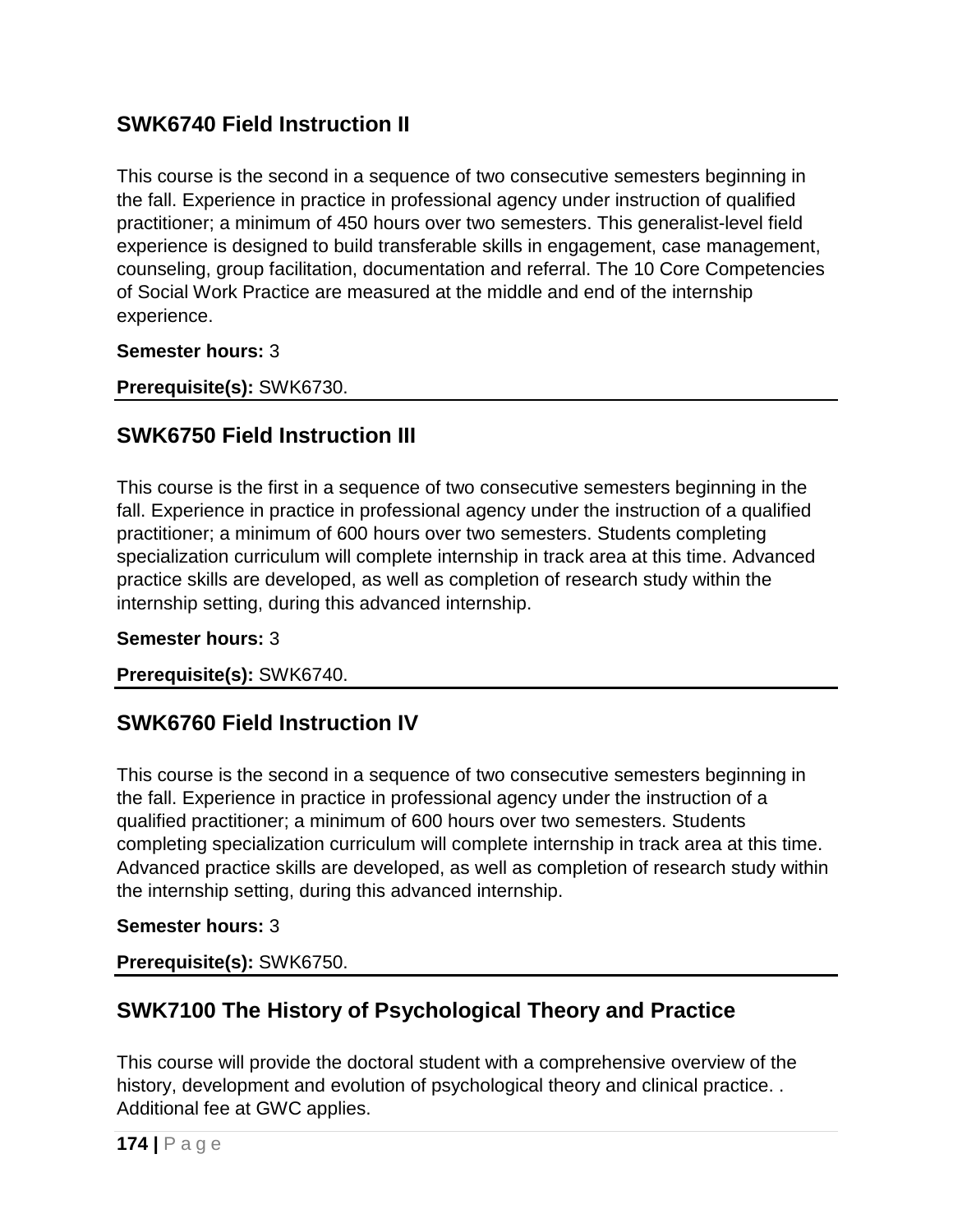## SWK6740 Field Instruction II

This course is the second in a sequence of two consecutive semesters beginning in the fall. Experience in practice in professional agency under instruction of qualified practitioner; a minimum of 450 hours over two semesters. This generalist-level field experience is designed to build transferable skills in engagement, case management, counseling, group facilitation, documentation and referral. The 10 Core Competencies of Social Work Practice are measured at the middle and end of the internship experience.

**Semester hours:** 3

**Prerequisite(s):** SWK6730.

---

## SWK6750 Field Instruction III

This course is the first in a sequence of two consecutive semesters beginning in the fall. Experience in practice in professional agency under the instruction of a qualified practitioner; a minimum of 600 hours over two semesters. Students completing specialization curriculum will complete internship in track area at this time. Advanced practice skills are developed, as well as completion of research study within the internship setting, during this advanced internship.

**Semester hours:** 3

**Prerequisite(s):** SWK6740.

---

## SWK6760 Field Instruction IV

This course is the second in a sequence of two consecutive semesters beginning in the fall. Experience in practice in professional agency under the instruction of a qualified practitioner; a minimum of 600 hours over two semesters. Students completing specialization curriculum will complete internship in track area at this time. Advanced practice skills are developed, as well as completion of research study within the internship setting, during this advanced internship.

**Semester hours:** 3

**Prerequisite(s):** SWK6750.

---

## SWK7100 The History of Psychological Theory and Practice

This course will provide the doctoral student with a comprehensive overview of the history, development and evolution of psychological theory and clinical practice. . Additional fee at GWC applies.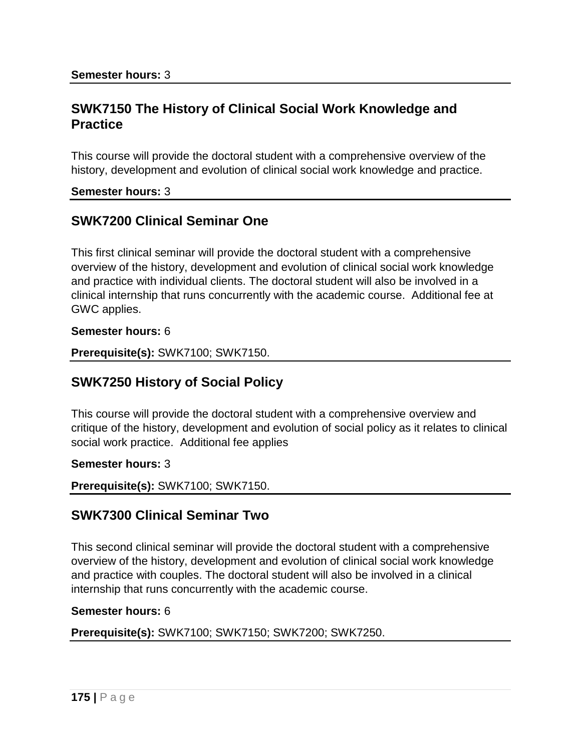**Semester hours:** 3

## SWK7150 The History of Clinical Social Work Knowledge and Practice

This course will provide the doctoral student with a comprehensive overview of the history, development and evolution of clinical social work knowledge and practice.

**Semester hours:** 3

## SWK7200 Clinical Seminar One

This first clinical seminar will provide the doctoral student with a comprehensive overview of the history, development and evolution of clinical social work knowledge and practice with individual clients. The doctoral student will also be involved in a clinical internship that runs concurrently with the academic course. Additional fee at GWC applies.

**Semester hours:** 6

**Prerequisite(s):** SWK7100; SWK7150.

## SWK7250 History of Social Policy

This course will provide the doctoral student with a comprehensive overview and critique of the history, development and evolution of social policy as it relates to clinical social work practice. Additional fee applies

**Semester hours:** 3

**Prerequisite(s):** SWK7100; SWK7150.

## SWK7300 Clinical Seminar Two

This second clinical seminar will provide the doctoral student with a comprehensive overview of the history, development and evolution of clinical social work knowledge and practice with couples. The doctoral student will also be involved in a clinical internship that runs concurrently with the academic course.

**Semester hours:** 6

**Prerequisite(s):** SWK7100; SWK7150; SWK7200; SWK7250.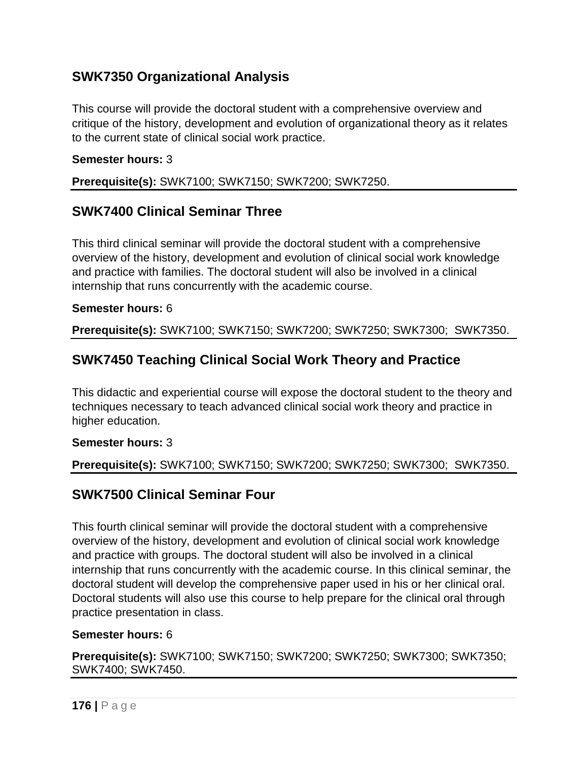## SWK7350 Organizational Analysis

This course will provide the doctoral student with a comprehensive overview and critique of the history, development and evolution of organizational theory as it relates to the current state of clinical social work practice.

**Semester hours:** 3

**Prerequisite(s):** SWK7100; SWK7150; SWK7200; SWK7250.

## SWK7400 Clinical Seminar Three

This third clinical seminar will provide the doctoral student with a comprehensive overview of the history, development and evolution of clinical social work knowledge and practice with families. The doctoral student will also be involved in a clinical internship that runs concurrently with the academic course.

**Semester hours:** 6

**Prerequisite(s):** SWK7100; SWK7150; SWK7200; SWK7250; SWK7300; SWK7350.

## SWK7450 Teaching Clinical Social Work Theory and Practice

This didactic and experiential course will expose the doctoral student to the theory and techniques necessary to teach advanced clinical social work theory and practice in higher education.

**Semester hours:** 3

**Prerequisite(s):** SWK7100; SWK7150; SWK7200; SWK7250; SWK7300; SWK7350.

## SWK7500 Clinical Seminar Four

This fourth clinical seminar will provide the doctoral student with a comprehensive overview of the history, development and evolution of clinical social work knowledge and practice with groups. The doctoral student will also be involved in a clinical internship that runs concurrently with the academic course. In this clinical seminar, the doctoral student will develop the comprehensive paper used in his or her clinical oral. Doctoral students will also use this course to help prepare for the clinical oral through practice presentation in class.

**Semester hours:** 6

**Prerequisite(s):** SWK7100; SWK7150; SWK7200; SWK7250; SWK7300; SWK7350; SWK7400; SWK7450.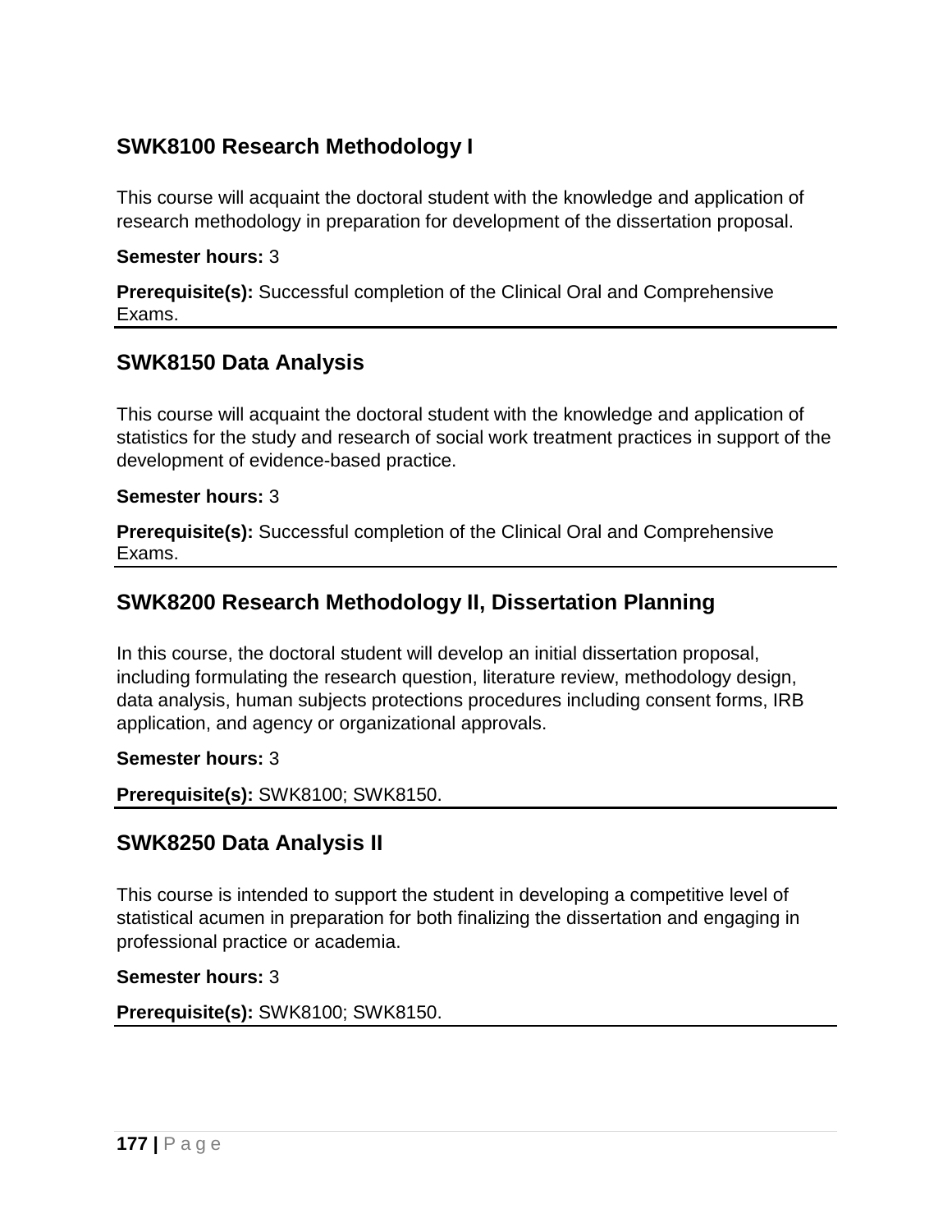## SWK8100 Research Methodology I

This course will acquaint the doctoral student with the knowledge and application of research methodology in preparation for development of the dissertation proposal.

**Semester hours:** 3

**Prerequisite(s):** Successful completion of the Clinical Oral and Comprehensive Exams.

## SWK8150 Data Analysis

This course will acquaint the doctoral student with the knowledge and application of statistics for the study and research of social work treatment practices in support of the development of evidence-based practice.

**Semester hours:** 3

**Prerequisite(s):** Successful completion of the Clinical Oral and Comprehensive Exams.

## SWK8200 Research Methodology II, Dissertation Planning

In this course, the doctoral student will develop an initial dissertation proposal, including formulating the research question, literature review, methodology design, data analysis, human subjects protections procedures including consent forms, IRB application, and agency or organizational approvals.

**Semester hours:** 3

**Prerequisite(s):** SWK8100; SWK8150.

## SWK8250 Data Analysis II

This course is intended to support the student in developing a competitive level of statistical acumen in preparation for both finalizing the dissertation and engaging in professional practice or academia.

**Semester hours:** 3

**Prerequisite(s):** SWK8100; SWK8150.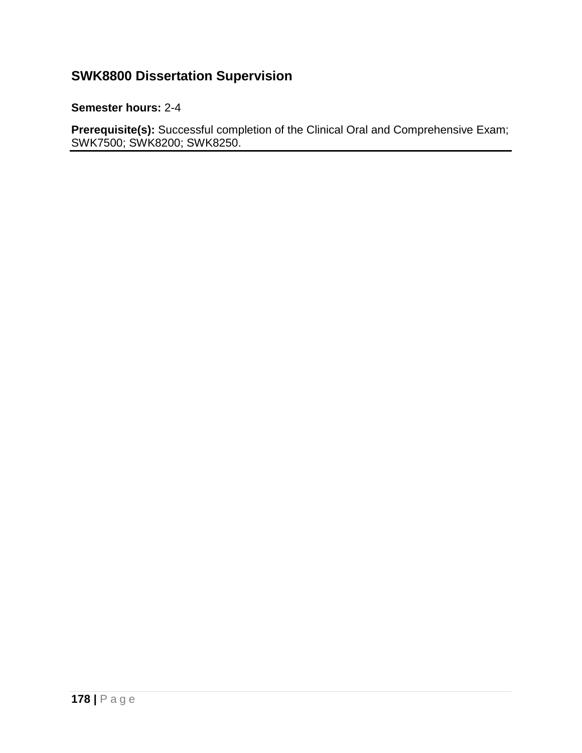### SWK8800 Dissertation Supervision

**Semester hours:** 2-4

**Prerequisite(s):** Successful completion of the Clinical Oral and Comprehensive Exam; SWK7500; SWK8200; SWK8250.